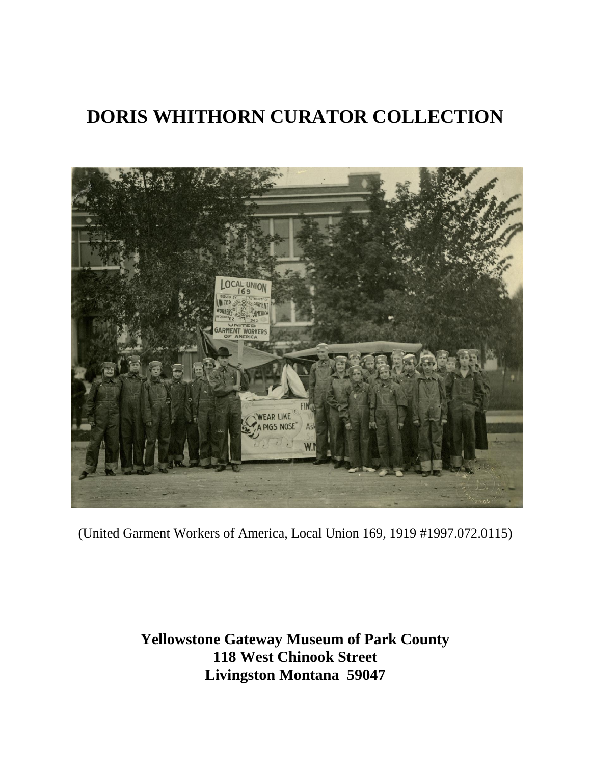# DORIS WHITHORN CURATOR COLLECTION

(United Garment Workers of America, Local Union 169, 1919 #1997.072.0115)

**Yellowstone Gateway Museum of Park County**
**118 West Chinook Street**
**Livingston Montana 59047**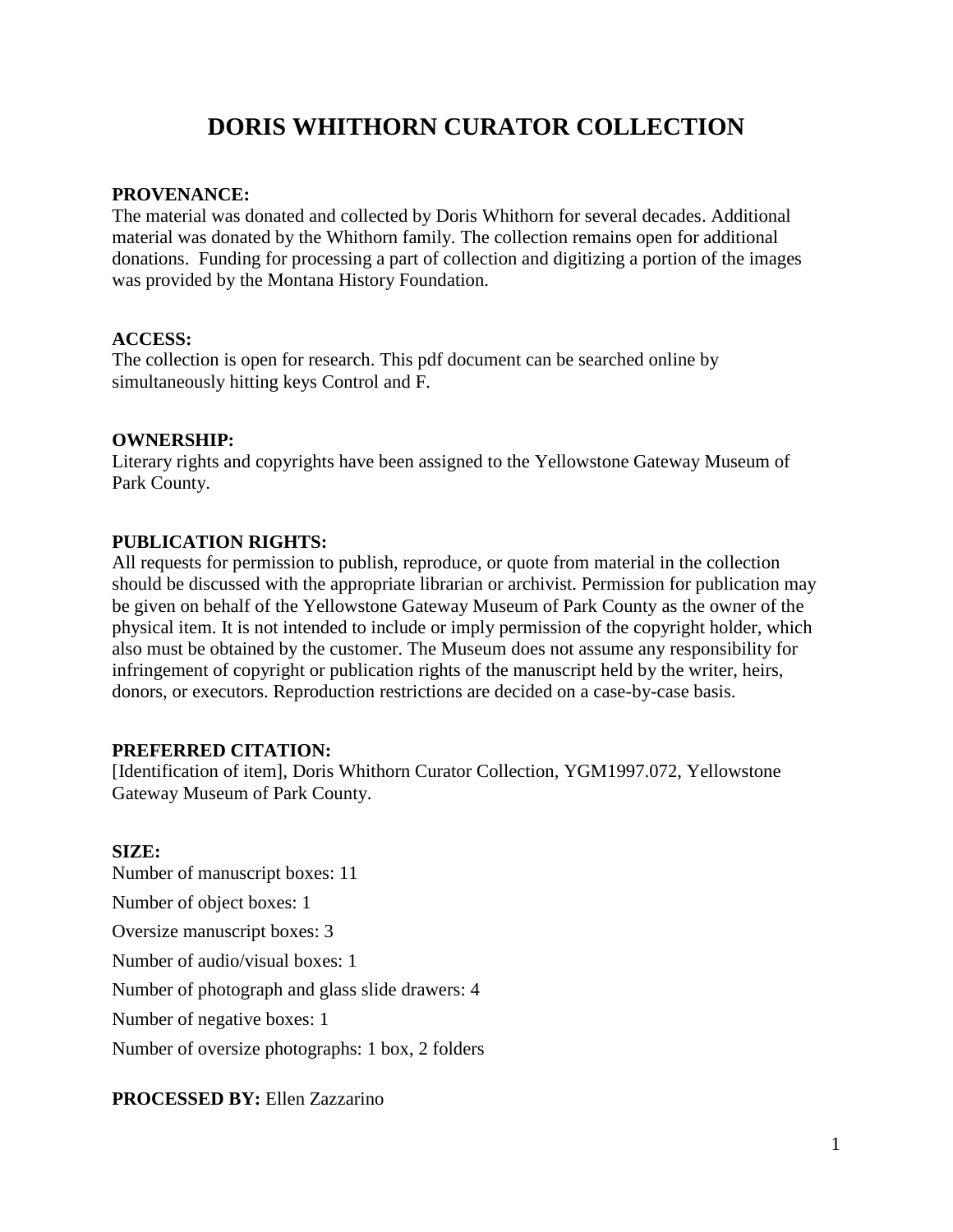# DORIS WHITHORN CURATOR COLLECTION

**PROVENANCE:**
The material was donated and collected by Doris Whithorn for several decades. Additional material was donated by the Whithorn family. The collection remains open for additional donations. Funding for processing a part of collection and digitizing a portion of the images was provided by the Montana History Foundation.

**ACCESS:**
The collection is open for research. This pdf document can be searched online by simultaneously hitting keys Control and F.

**OWNERSHIP:**
Literary rights and copyrights have been assigned to the Yellowstone Gateway Museum of Park County.

**PUBLICATION RIGHTS:**
All requests for permission to publish, reproduce, or quote from material in the collection should be discussed with the appropriate librarian or archivist. Permission for publication may be given on behalf of the Yellowstone Gateway Museum of Park County as the owner of the physical item. It is not intended to include or imply permission of the copyright holder, which also must be obtained by the customer. The Museum does not assume any responsibility for infringement of copyright or publication rights of the manuscript held by the writer, heirs, donors, or executors. Reproduction restrictions are decided on a case-by-case basis.

**PREFERRED CITATION:**
[Identification of item], Doris Whithorn Curator Collection, YGM1997.072, Yellowstone Gateway Museum of Park County.

**SIZE:**
Number of manuscript boxes: 11

Number of object boxes: 1

Oversize manuscript boxes: 3

Number of audio/visual boxes: 1

Number of photograph and glass slide drawers: 4

Number of negative boxes: 1

Number of oversize photographs: 1 box, 2 folders

**PROCESSED BY:** Ellen Zazzarino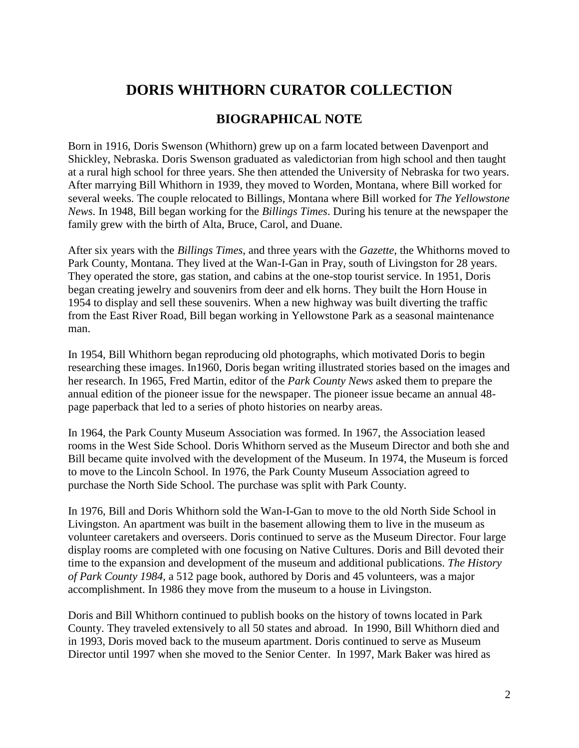# DORIS WHITHORN CURATOR COLLECTION

## BIOGRAPHICAL NOTE

Born in 1916, Doris Swenson (Whithorn) grew up on a farm located between Davenport and Shickley, Nebraska. Doris Swenson graduated as valedictorian from high school and then taught at a rural high school for three years. She then attended the University of Nebraska for two years. After marrying Bill Whithorn in 1939, they moved to Worden, Montana, where Bill worked for several weeks. The couple relocated to Billings, Montana where Bill worked for *The Yellowstone News*. In 1948, Bill began working for the *Billings Times*. During his tenure at the newspaper the family grew with the birth of Alta, Bruce, Carol, and Duane.

After six years with the *Billings Times*, and three years with the *Gazette*, the Whithorns moved to Park County, Montana. They lived at the Wan-I-Gan in Pray, south of Livingston for 28 years. They operated the store, gas station, and cabins at the one-stop tourist service. In 1951, Doris began creating jewelry and souvenirs from deer and elk horns. They built the Horn House in 1954 to display and sell these souvenirs. When a new highway was built diverting the traffic from the East River Road, Bill began working in Yellowstone Park as a seasonal maintenance man.

In 1954, Bill Whithorn began reproducing old photographs, which motivated Doris to begin researching these images. In1960, Doris began writing illustrated stories based on the images and her research. In 1965, Fred Martin, editor of the *Park County News* asked them to prepare the annual edition of the pioneer issue for the newspaper. The pioneer issue became an annual 48-page paperback that led to a series of photo histories on nearby areas.

In 1964, the Park County Museum Association was formed. In 1967, the Association leased rooms in the West Side School. Doris Whithorn served as the Museum Director and both she and Bill became quite involved with the development of the Museum. In 1974, the Museum is forced to move to the Lincoln School. In 1976, the Park County Museum Association agreed to purchase the North Side School. The purchase was split with Park County.

In 1976, Bill and Doris Whithorn sold the Wan-I-Gan to move to the old North Side School in Livingston. An apartment was built in the basement allowing them to live in the museum as volunteer caretakers and overseers. Doris continued to serve as the Museum Director. Four large display rooms are completed with one focusing on Native Cultures. Doris and Bill devoted their time to the expansion and development of the museum and additional publications. *The History of Park County 1984*, a 512 page book, authored by Doris and 45 volunteers, was a major accomplishment. In 1986 they move from the museum to a house in Livingston.

Doris and Bill Whithorn continued to publish books on the history of towns located in Park County. They traveled extensively to all 50 states and abroad. In 1990, Bill Whithorn died and in 1993, Doris moved back to the museum apartment. Doris continued to serve as Museum Director until 1997 when she moved to the Senior Center. In 1997, Mark Baker was hired as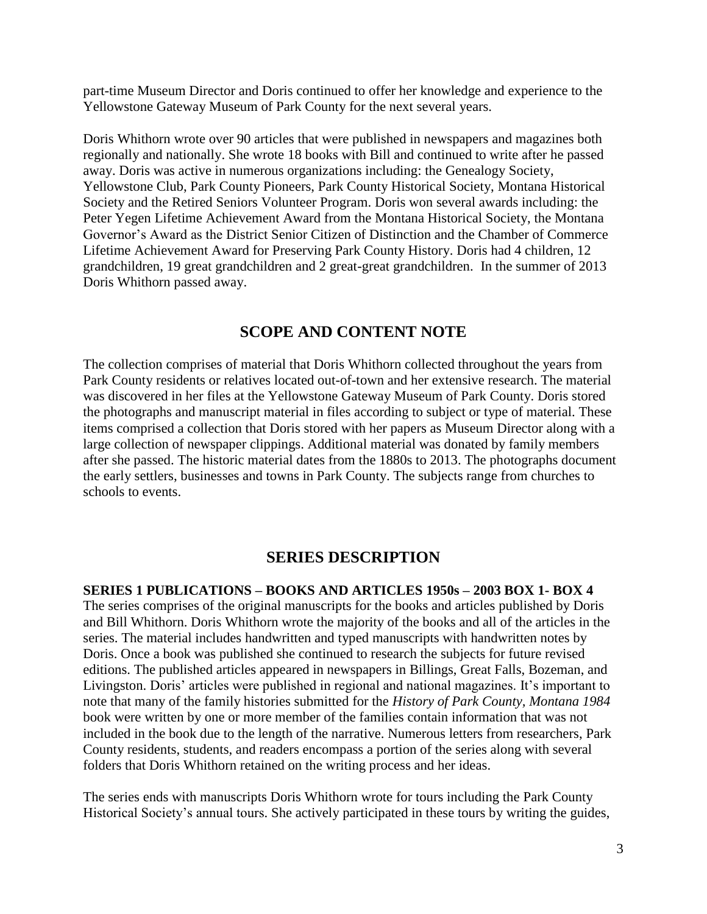part-time Museum Director and Doris continued to offer her knowledge and experience to the Yellowstone Gateway Museum of Park County for the next several years.

Doris Whithorn wrote over 90 articles that were published in newspapers and magazines both regionally and nationally. She wrote 18 books with Bill and continued to write after he passed away. Doris was active in numerous organizations including: the Genealogy Society, Yellowstone Club, Park County Pioneers, Park County Historical Society, Montana Historical Society and the Retired Seniors Volunteer Program. Doris won several awards including: the Peter Yegen Lifetime Achievement Award from the Montana Historical Society, the Montana Governor's Award as the District Senior Citizen of Distinction and the Chamber of Commerce Lifetime Achievement Award for Preserving Park County History. Doris had 4 children, 12 grandchildren, 19 great grandchildren and 2 great-great grandchildren. In the summer of 2013 Doris Whithorn passed away.

## SCOPE AND CONTENT NOTE

The collection comprises of material that Doris Whithorn collected throughout the years from Park County residents or relatives located out-of-town and her extensive research. The material was discovered in her files at the Yellowstone Gateway Museum of Park County. Doris stored the photographs and manuscript material in files according to subject or type of material. These items comprised a collection that Doris stored with her papers as Museum Director along with a large collection of newspaper clippings. Additional material was donated by family members after she passed. The historic material dates from the 1880s to 2013. The photographs document the early settlers, businesses and towns in Park County. The subjects range from churches to schools to events.

## SERIES DESCRIPTION

**SERIES 1 PUBLICATIONS – BOOKS AND ARTICLES 1950s – 2003 BOX 1- BOX 4**

The series comprises of the original manuscripts for the books and articles published by Doris and Bill Whithorn. Doris Whithorn wrote the majority of the books and all of the articles in the series. The material includes handwritten and typed manuscripts with handwritten notes by Doris. Once a book was published she continued to research the subjects for future revised editions. The published articles appeared in newspapers in Billings, Great Falls, Bozeman, and Livingston. Doris' articles were published in regional and national magazines. It's important to note that many of the family histories submitted for the *History of Park County, Montana 1984* book were written by one or more member of the families contain information that was not included in the book due to the length of the narrative. Numerous letters from researchers, Park County residents, students, and readers encompass a portion of the series along with several folders that Doris Whithorn retained on the writing process and her ideas.

The series ends with manuscripts Doris Whithorn wrote for tours including the Park County Historical Society's annual tours. She actively participated in these tours by writing the guides,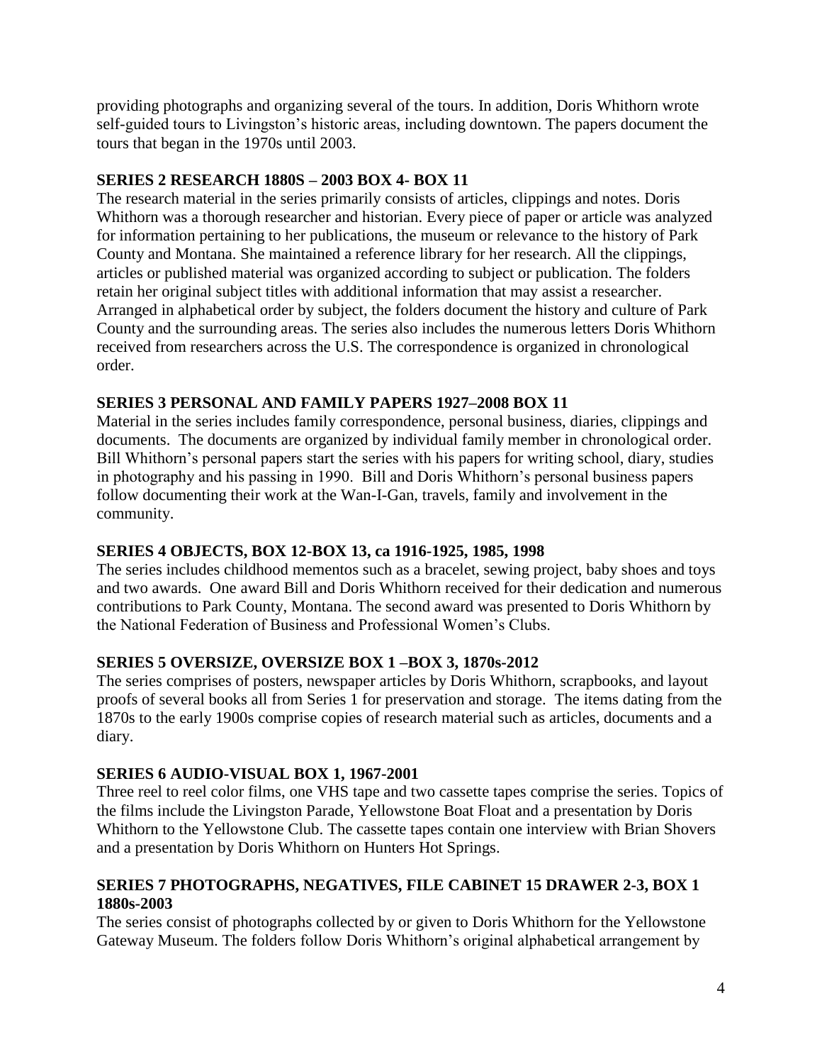providing photographs and organizing several of the tours. In addition, Doris Whithorn wrote self-guided tours to Livingston's historic areas, including downtown. The papers document the tours that began in the 1970s until 2003.

**SERIES 2 RESEARCH 1880S – 2003 BOX 4- BOX 11**

The research material in the series primarily consists of articles, clippings and notes. Doris Whithorn was a thorough researcher and historian. Every piece of paper or article was analyzed for information pertaining to her publications, the museum or relevance to the history of Park County and Montana. She maintained a reference library for her research. All the clippings, articles or published material was organized according to subject or publication. The folders retain her original subject titles with additional information that may assist a researcher. Arranged in alphabetical order by subject, the folders document the history and culture of Park County and the surrounding areas. The series also includes the numerous letters Doris Whithorn received from researchers across the U.S. The correspondence is organized in chronological order.

**SERIES 3 PERSONAL AND FAMILY PAPERS 1927–2008 BOX 11**

Material in the series includes family correspondence, personal business, diaries, clippings and documents. The documents are organized by individual family member in chronological order. Bill Whithorn's personal papers start the series with his papers for writing school, diary, studies in photography and his passing in 1990. Bill and Doris Whithorn's personal business papers follow documenting their work at the Wan-I-Gan, travels, family and involvement in the community.

**SERIES 4 OBJECTS, BOX 12-BOX 13, ca 1916-1925, 1985, 1998**

The series includes childhood mementos such as a bracelet, sewing project, baby shoes and toys and two awards. One award Bill and Doris Whithorn received for their dedication and numerous contributions to Park County, Montana. The second award was presented to Doris Whithorn by the National Federation of Business and Professional Women's Clubs.

**SERIES 5 OVERSIZE, OVERSIZE BOX 1 –BOX 3, 1870s-2012**

The series comprises of posters, newspaper articles by Doris Whithorn, scrapbooks, and layout proofs of several books all from Series 1 for preservation and storage. The items dating from the 1870s to the early 1900s comprise copies of research material such as articles, documents and a diary.

**SERIES 6 AUDIO-VISUAL BOX 1, 1967-2001**

Three reel to reel color films, one VHS tape and two cassette tapes comprise the series. Topics of the films include the Livingston Parade, Yellowstone Boat Float and a presentation by Doris Whithorn to the Yellowstone Club. The cassette tapes contain one interview with Brian Shovers and a presentation by Doris Whithorn on Hunters Hot Springs.

**SERIES 7 PHOTOGRAPHS, NEGATIVES, FILE CABINET 15 DRAWER 2-3, BOX 1 1880s-2003**

The series consist of photographs collected by or given to Doris Whithorn for the Yellowstone Gateway Museum. The folders follow Doris Whithorn's original alphabetical arrangement by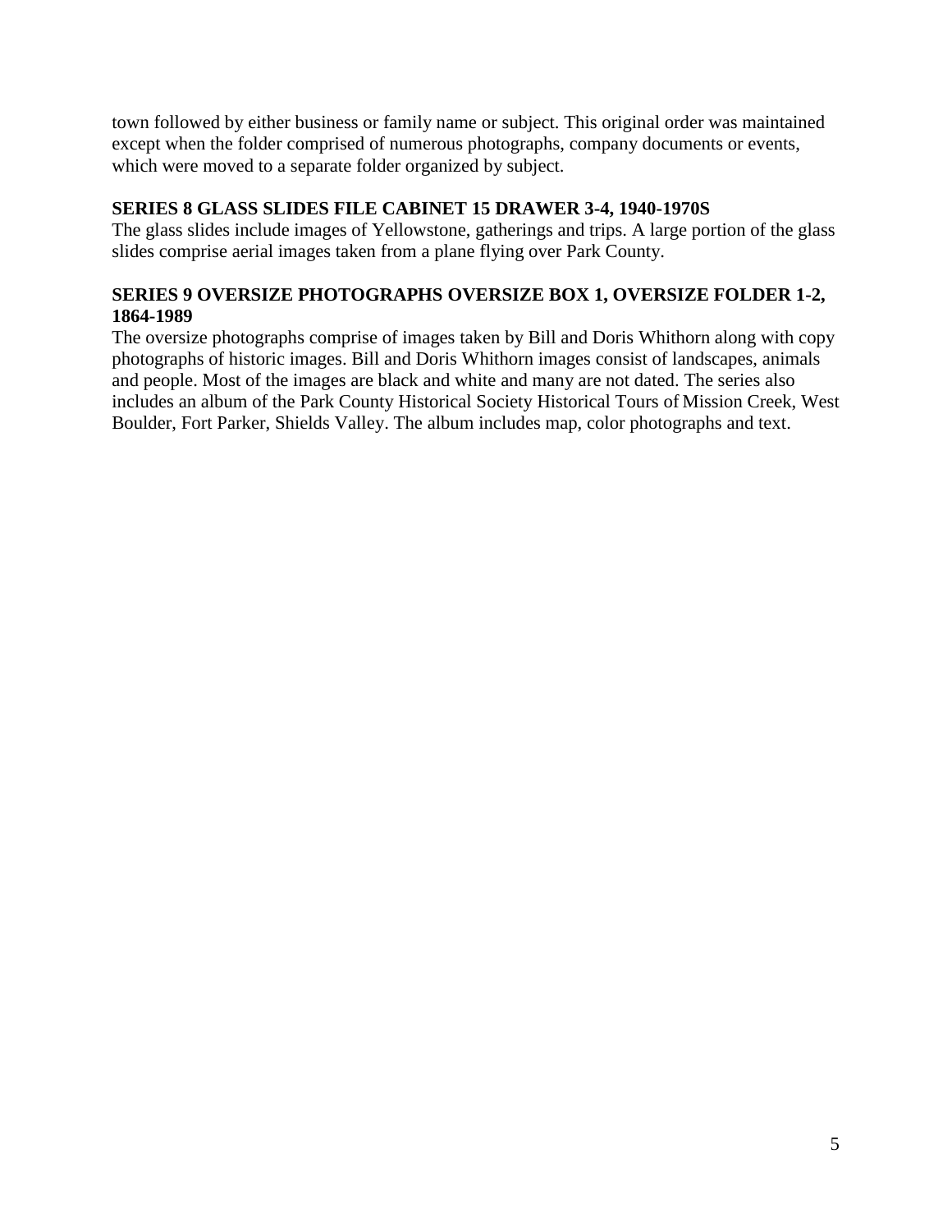town followed by either business or family name or subject. This original order was maintained except when the folder comprised of numerous photographs, company documents or events, which were moved to a separate folder organized by subject.

**SERIES 8 GLASS SLIDES FILE CABINET 15 DRAWER 3-4, 1940-1970S**

The glass slides include images of Yellowstone, gatherings and trips. A large portion of the glass slides comprise aerial images taken from a plane flying over Park County.

**SERIES 9 OVERSIZE PHOTOGRAPHS OVERSIZE BOX 1, OVERSIZE FOLDER 1-2, 1864-1989**

The oversize photographs comprise of images taken by Bill and Doris Whithorn along with copy photographs of historic images. Bill and Doris Whithorn images consist of landscapes, animals and people. Most of the images are black and white and many are not dated. The series also includes an album of the Park County Historical Society Historical Tours of Mission Creek, West Boulder, Fort Parker, Shields Valley. The album includes map, color photographs and text.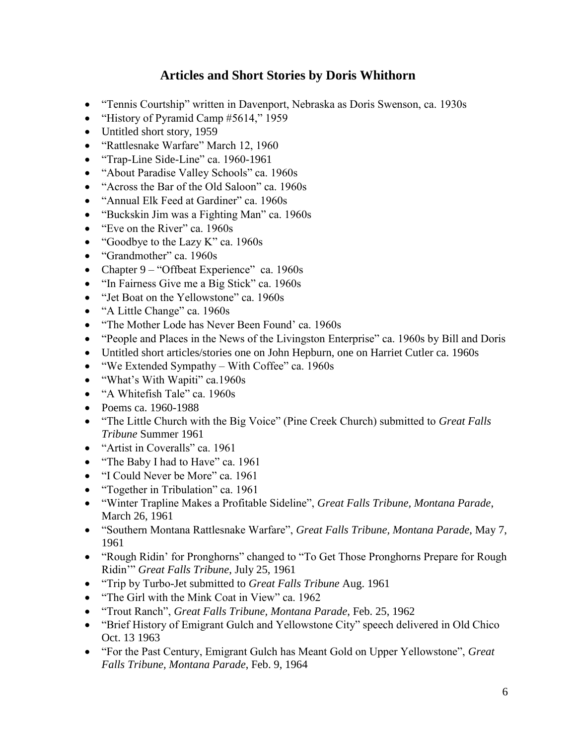## Articles and Short Stories by Doris Whithorn

- "Tennis Courtship" written in Davenport, Nebraska as Doris Swenson, ca. 1930s
- "History of Pyramid Camp #5614," 1959
- Untitled short story, 1959
- "Rattlesnake Warfare" March 12, 1960
- "Trap-Line Side-Line" ca. 1960-1961
- "About Paradise Valley Schools" ca. 1960s
- "Across the Bar of the Old Saloon" ca. 1960s
- "Annual Elk Feed at Gardiner" ca. 1960s
- "Buckskin Jim was a Fighting Man" ca. 1960s
- "Eve on the River" ca. 1960s
- "Goodbye to the Lazy K" ca. 1960s
- "Grandmother" ca. 1960s
- Chapter 9 – "Offbeat Experience" ca. 1960s
- "In Fairness Give me a Big Stick" ca. 1960s
- "Jet Boat on the Yellowstone" ca. 1960s
- "A Little Change" ca. 1960s
- "The Mother Lode has Never Been Found' ca. 1960s
- "People and Places in the News of the Livingston Enterprise" ca. 1960s by Bill and Doris
- Untitled short articles/stories one on John Hepburn, one on Harriet Cutler ca. 1960s
- "We Extended Sympathy – With Coffee" ca. 1960s
- "What's With Wapiti" ca.1960s
- "A Whitefish Tale" ca. 1960s
- Poems ca. 1960-1988
- "The Little Church with the Big Voice" (Pine Creek Church) submitted to *Great Falls Tribune* Summer 1961
- "Artist in Coveralls" ca. 1961
- "The Baby I had to Have" ca. 1961
- "I Could Never be More" ca. 1961
- "Together in Tribulation" ca. 1961
- "Winter Trapline Makes a Profitable Sideline", *Great Falls Tribune, Montana Parade,* March 26, 1961
- "Southern Montana Rattlesnake Warfare", *Great Falls Tribune, Montana Parade,* May 7, 1961
- "Rough Ridin' for Pronghorns" changed to "To Get Those Pronghorns Prepare for Rough Ridin'" *Great Falls Tribune,* July 25, 1961
- "Trip by Turbo-Jet submitted to *Great Falls Tribune* Aug. 1961
- "The Girl with the Mink Coat in View" ca. 1962
- "Trout Ranch", *Great Falls Tribune, Montana Parade,* Feb. 25, 1962
- "Brief History of Emigrant Gulch and Yellowstone City" speech delivered in Old Chico Oct. 13 1963
- "For the Past Century, Emigrant Gulch has Meant Gold on Upper Yellowstone", *Great Falls Tribune, Montana Parade,* Feb. 9, 1964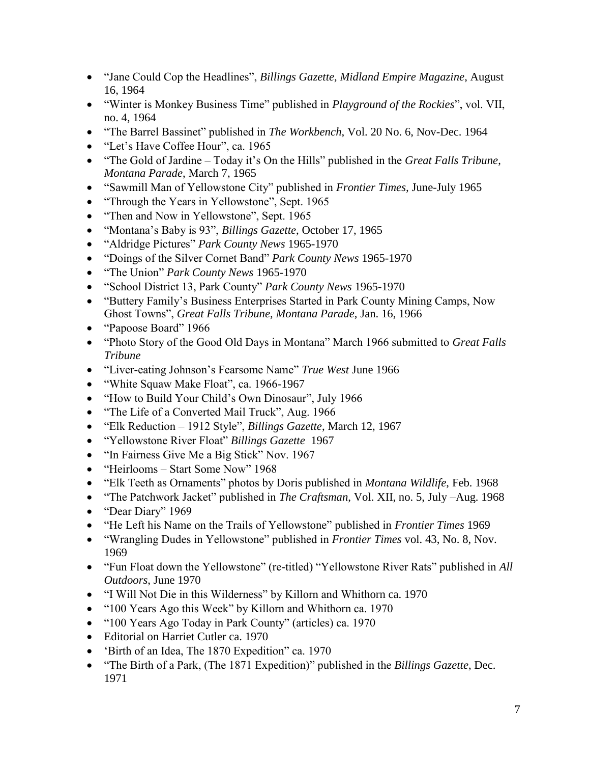- "Jane Could Cop the Headlines", *Billings Gazette, Midland Empire Magazine*, August 16, 1964
- "Winter is Monkey Business Time" published in *Playground of the Rockies*", vol. VII, no. 4, 1964
- "The Barrel Bassinet" published in *The Workbench*, Vol. 20 No. 6, Nov-Dec. 1964
- "Let's Have Coffee Hour", ca. 1965
- "The Gold of Jardine – Today it's On the Hills" published in the *Great Falls Tribune*, *Montana Parade*, March 7, 1965
- "Sawmill Man of Yellowstone City" published in *Frontier Times*, June-July 1965
- "Through the Years in Yellowstone", Sept. 1965
- "Then and Now in Yellowstone", Sept. 1965
- "Montana's Baby is 93", *Billings Gazette*, October 17, 1965
- "Aldridge Pictures" *Park County News* 1965-1970
- "Doings of the Silver Cornet Band" *Park County News* 1965-1970
- "The Union" *Park County News* 1965-1970
- "School District 13, Park County" *Park County News* 1965-1970
- "Buttery Family's Business Enterprises Started in Park County Mining Camps, Now Ghost Towns", *Great Falls Tribune, Montana Parade*, Jan. 16, 1966
- "Papoose Board" 1966
- "Photo Story of the Good Old Days in Montana" March 1966 submitted to *Great Falls Tribune*
- "Liver-eating Johnson's Fearsome Name" *True West* June 1966
- "White Squaw Make Float", ca. 1966-1967
- "How to Build Your Child's Own Dinosaur", July 1966
- "The Life of a Converted Mail Truck", Aug. 1966
- "Elk Reduction – 1912 Style", *Billings Gazette*, March 12, 1967
- "Yellowstone River Float" *Billings Gazette* 1967
- "In Fairness Give Me a Big Stick" Nov. 1967
- "Heirlooms – Start Some Now" 1968
- "Elk Teeth as Ornaments" photos by Doris published in *Montana Wildlife*, Feb. 1968
- "The Patchwork Jacket" published in *The Craftsman*, Vol. XII, no. 5, July –Aug. 1968
- "Dear Diary" 1969
- "He Left his Name on the Trails of Yellowstone" published in *Frontier Times* 1969
- "Wrangling Dudes in Yellowstone" published in *Frontier Times* vol. 43, No. 8, Nov. 1969
- "Fun Float down the Yellowstone" (re-titled) "Yellowstone River Rats" published in *All Outdoors*, June 1970
- "I Will Not Die in this Wilderness" by Killorn and Whithorn ca. 1970
- "100 Years Ago this Week" by Killorn and Whithorn ca. 1970
- "100 Years Ago Today in Park County" (articles) ca. 1970
- Editorial on Harriet Cutler ca. 1970
- 'Birth of an Idea, The 1870 Expedition" ca. 1970
- "The Birth of a Park, (The 1871 Expedition)" published in the *Billings Gazette*, Dec. 1971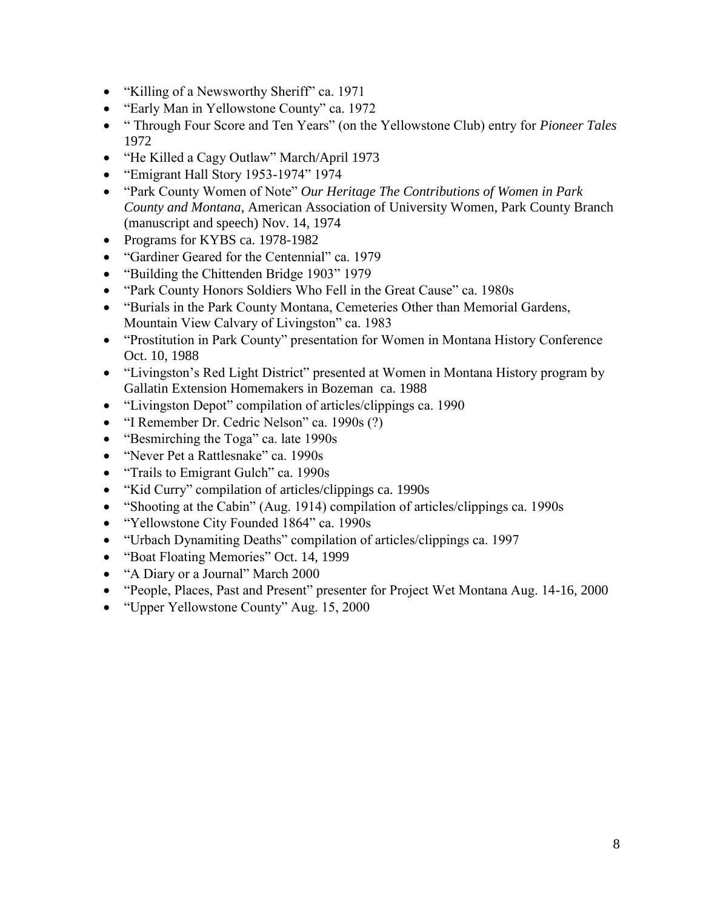- "Killing of a Newsworthy Sheriff" ca. 1971
- "Early Man in Yellowstone County" ca. 1972
- " Through Four Score and Ten Years" (on the Yellowstone Club) entry for *Pioneer Tales* 1972
- "He Killed a Cagy Outlaw" March/April 1973
- "Emigrant Hall Story 1953-1974" 1974
- "Park County Women of Note" *Our Heritage The Contributions of Women in Park County and Montana*, American Association of University Women, Park County Branch (manuscript and speech) Nov. 14, 1974
- Programs for KYBS ca. 1978-1982
- "Gardiner Geared for the Centennial" ca. 1979
- "Building the Chittenden Bridge 1903" 1979
- "Park County Honors Soldiers Who Fell in the Great Cause" ca. 1980s
- "Burials in the Park County Montana, Cemeteries Other than Memorial Gardens, Mountain View Calvary of Livingston" ca. 1983
- "Prostitution in Park County" presentation for Women in Montana History Conference Oct. 10, 1988
- "Livingston's Red Light District" presented at Women in Montana History program by Gallatin Extension Homemakers in Bozeman ca. 1988
- "Livingston Depot" compilation of articles/clippings ca. 1990
- "I Remember Dr. Cedric Nelson" ca. 1990s (?)
- "Besmirching the Toga" ca. late 1990s
- "Never Pet a Rattlesnake" ca. 1990s
- "Trails to Emigrant Gulch" ca. 1990s
- "Kid Curry" compilation of articles/clippings ca. 1990s
- "Shooting at the Cabin" (Aug. 1914) compilation of articles/clippings ca. 1990s
- "Yellowstone City Founded 1864" ca. 1990s
- "Urbach Dynamiting Deaths" compilation of articles/clippings ca. 1997
- "Boat Floating Memories" Oct. 14, 1999
- "A Diary or a Journal" March 2000
- "People, Places, Past and Present" presenter for Project Wet Montana Aug. 14-16, 2000
- "Upper Yellowstone County" Aug. 15, 2000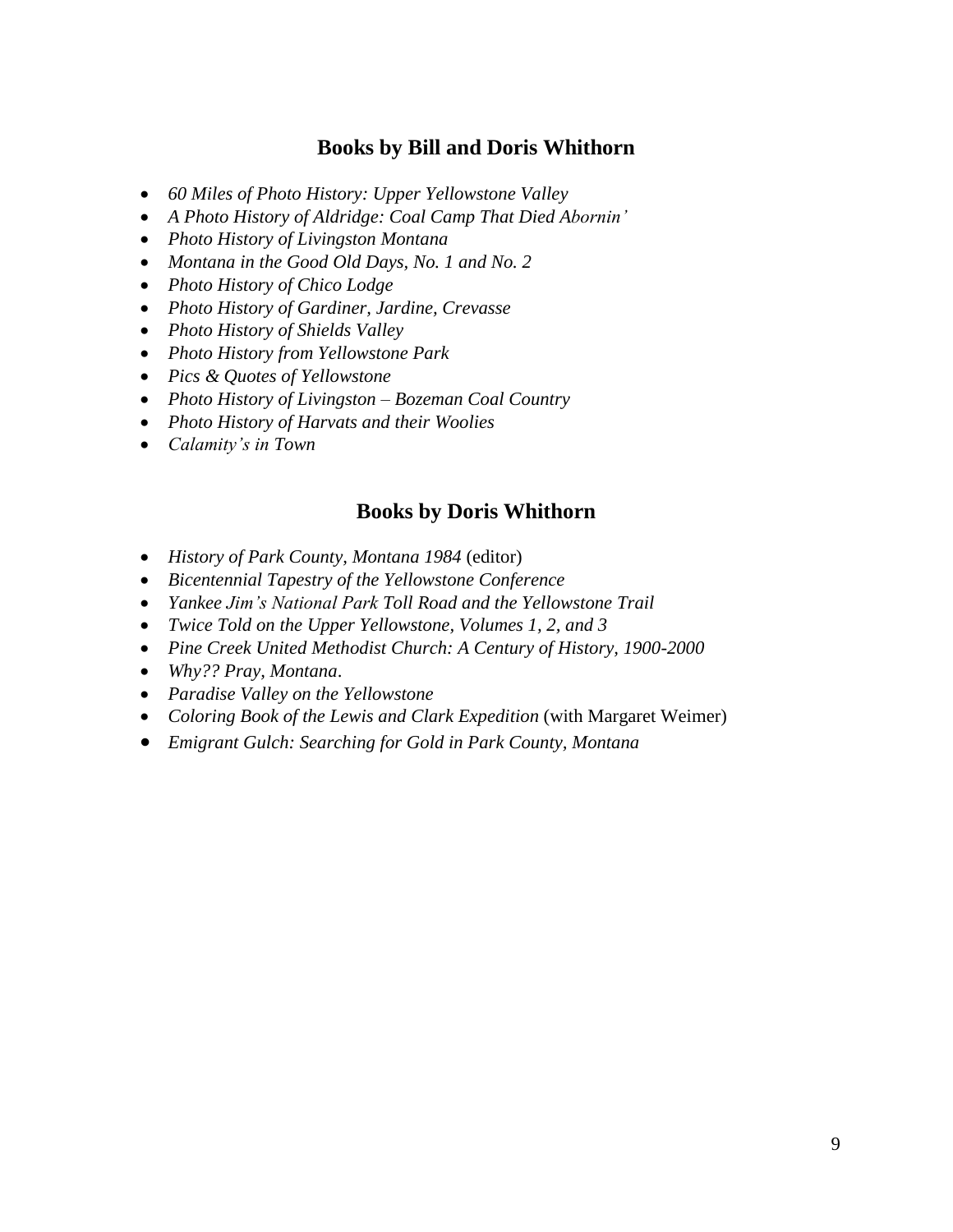## Books by Bill and Doris Whithorn

- *60 Miles of Photo History: Upper Yellowstone Valley*
- *A Photo History of Aldridge: Coal Camp That Died Abornin'*
- *Photo History of Livingston Montana*
- *Montana in the Good Old Days, No. 1 and No. 2*
- *Photo History of Chico Lodge*
- *Photo History of Gardiner, Jardine, Crevasse*
- *Photo History of Shields Valley*
- *Photo History from Yellowstone Park*
- *Pics & Quotes of Yellowstone*
- *Photo History of Livingston – Bozeman Coal Country*
- *Photo History of Harvats and their Woolies*
- *Calamity's in Town*

## Books by Doris Whithorn

- *History of Park County, Montana 1984* (editor)
- *Bicentennial Tapestry of the Yellowstone Conference*
- *Yankee Jim's National Park Toll Road and the Yellowstone Trail*
- *Twice Told on the Upper Yellowstone, Volumes 1, 2, and 3*
- *Pine Creek United Methodist Church: A Century of History, 1900-2000*
- *Why?? Pray, Montana*.
- *Paradise Valley on the Yellowstone*
- *Coloring Book of the Lewis and Clark Expedition* (with Margaret Weimer)
- *Emigrant Gulch: Searching for Gold in Park County, Montana*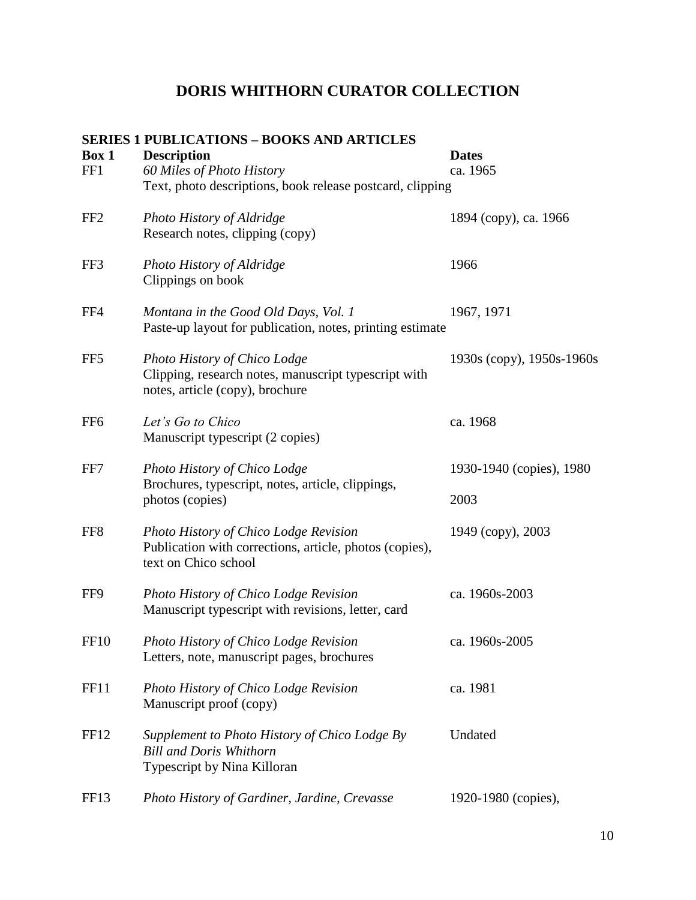# DORIS WHITHORN CURATOR COLLECTION

### SERIES 1 PUBLICATIONS – BOOKS AND ARTICLES

| Box 1 | Description | Dates |
|---|---|---|
| FF1 | *60 Miles of Photo History*<br>Text, photo descriptions, book release postcard, clipping | ca. 1965 |
| FF2 | *Photo History of Aldridge*<br>Research notes, clipping (copy) | 1894 (copy), ca. 1966 |
| FF3 | *Photo History of Aldridge*<br>Clippings on book | 1966 |
| FF4 | *Montana in the Good Old Days, Vol. 1*<br>Paste-up layout for publication, notes, printing estimate | 1967, 1971 |
| FF5 | *Photo History of Chico Lodge*<br>Clipping, research notes, manuscript typescript with notes, article (copy), brochure | 1930s (copy), 1950s-1960s |
| FF6 | *Let's Go to Chico*<br>Manuscript typescript (2 copies) | ca. 1968 |
| FF7 | *Photo History of Chico Lodge*<br>Brochures, typescript, notes, article, clippings, photos (copies) | 1930-1940 (copies), 1980<br>2003 |
| FF8 | *Photo History of Chico Lodge Revision*<br>Publication with corrections, article, photos (copies), text on Chico school | 1949 (copy), 2003 |
| FF9 | *Photo History of Chico Lodge Revision*<br>Manuscript typescript with revisions, letter, card | ca. 1960s-2003 |
| FF10 | *Photo History of Chico Lodge Revision*<br>Letters, note, manuscript pages, brochures | ca. 1960s-2005 |
| FF11 | *Photo History of Chico Lodge Revision*<br>Manuscript proof (copy) | ca. 1981 |
| FF12 | *Supplement to Photo History of Chico Lodge By Bill and Doris Whithorn*<br>Typescript by Nina Killoran | Undated |
| FF13 | *Photo History of Gardiner, Jardine, Crevasse* | 1920-1980 (copies), |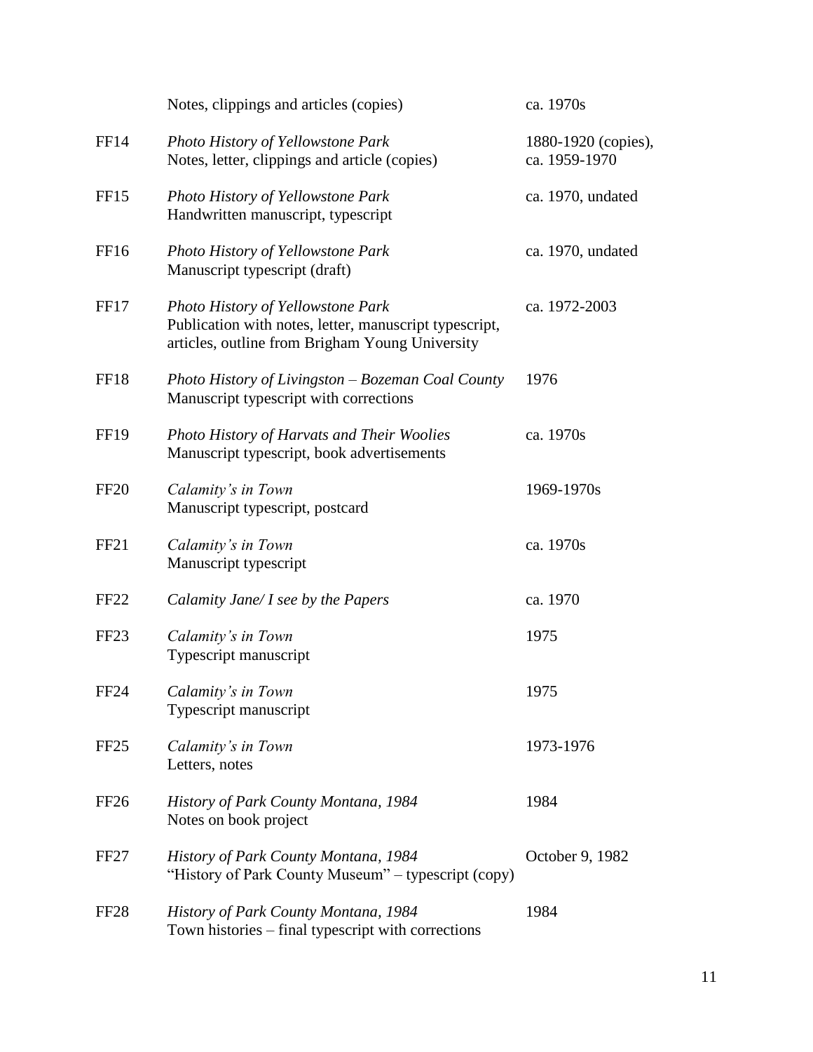| | | |
|---|---|---|
| | Notes, clippings and articles (copies) | ca. 1970s |
| FF14 | *Photo History of Yellowstone Park*<br>Notes, letter, clippings and article (copies) | 1880-1920 (copies), ca. 1959-1970 |
| FF15 | *Photo History of Yellowstone Park*<br>Handwritten manuscript, typescript | ca. 1970, undated |
| FF16 | *Photo History of Yellowstone Park*<br>Manuscript typescript (draft) | ca. 1970, undated |
| FF17 | *Photo History of Yellowstone Park*<br>Publication with notes, letter, manuscript typescript, articles, outline from Brigham Young University | ca. 1972-2003 |
| FF18 | *Photo History of Livingston – Bozeman Coal County*<br>Manuscript typescript with corrections | 1976 |
| FF19 | *Photo History of Harvats and Their Woolies*<br>Manuscript typescript, book advertisements | ca. 1970s |
| FF20 | *Calamity's in Town*<br>Manuscript typescript, postcard | 1969-1970s |
| FF21 | *Calamity's in Town*<br>Manuscript typescript | ca. 1970s |
| FF22 | *Calamity Jane/ I see by the Papers* | ca. 1970 |
| FF23 | *Calamity's in Town*<br>Typescript manuscript | 1975 |
| FF24 | *Calamity's in Town*<br>Typescript manuscript | 1975 |
| FF25 | *Calamity's in Town*<br>Letters, notes | 1973-1976 |
| FF26 | *History of Park County Montana, 1984*<br>Notes on book project | 1984 |
| FF27 | *History of Park County Montana, 1984*<br>"History of Park County Museum" – typescript (copy) | October 9, 1982 |
| FF28 | *History of Park County Montana, 1984*<br>Town histories – final typescript with corrections | 1984 |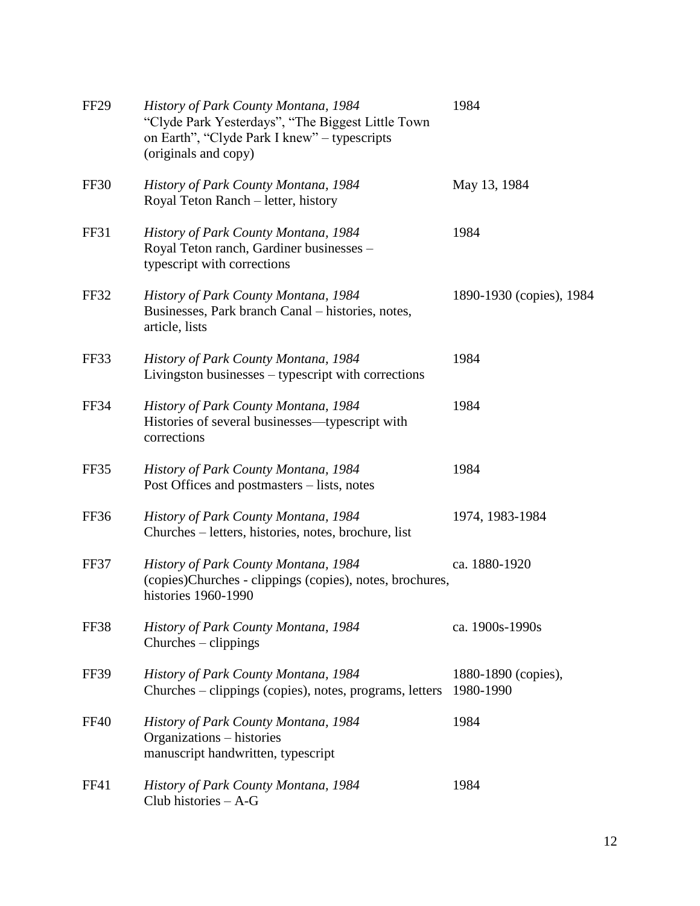| | | |
|---|---|---|
| FF29 | *History of Park County Montana, 1984*<br>"Clyde Park Yesterdays", "The Biggest Little Town on Earth", "Clyde Park I knew" – typescripts (originals and copy) | 1984 |
| FF30 | *History of Park County Montana, 1984*<br>Royal Teton Ranch – letter, history | May 13, 1984 |
| FF31 | *History of Park County Montana, 1984*<br>Royal Teton ranch, Gardiner businesses – typescript with corrections | 1984 |
| FF32 | *History of Park County Montana, 1984*<br>Businesses, Park branch Canal – histories, notes, article, lists | 1890-1930 (copies), 1984 |
| FF33 | *History of Park County Montana, 1984*<br>Livingston businesses – typescript with corrections | 1984 |
| FF34 | *History of Park County Montana, 1984*<br>Histories of several businesses—typescript with corrections | 1984 |
| FF35 | *History of Park County Montana, 1984*<br>Post Offices and postmasters – lists, notes | 1984 |
| FF36 | *History of Park County Montana, 1984*<br>Churches – letters, histories, notes, brochure, list | 1974, 1983-1984 |
| FF37 | *History of Park County Montana, 1984*<br>(copies)Churches - clippings (copies), notes, brochures, histories 1960-1990 | ca. 1880-1920 |
| FF38 | *History of Park County Montana, 1984*<br>Churches – clippings | ca. 1900s-1990s |
| FF39 | *History of Park County Montana, 1984*<br>Churches – clippings (copies), notes, programs, letters | 1880-1890 (copies), 1980-1990 |
| FF40 | *History of Park County Montana, 1984*<br>Organizations – histories<br>manuscript handwritten, typescript | 1984 |
| FF41 | *History of Park County Montana, 1984*<br>Club histories – A-G | 1984 |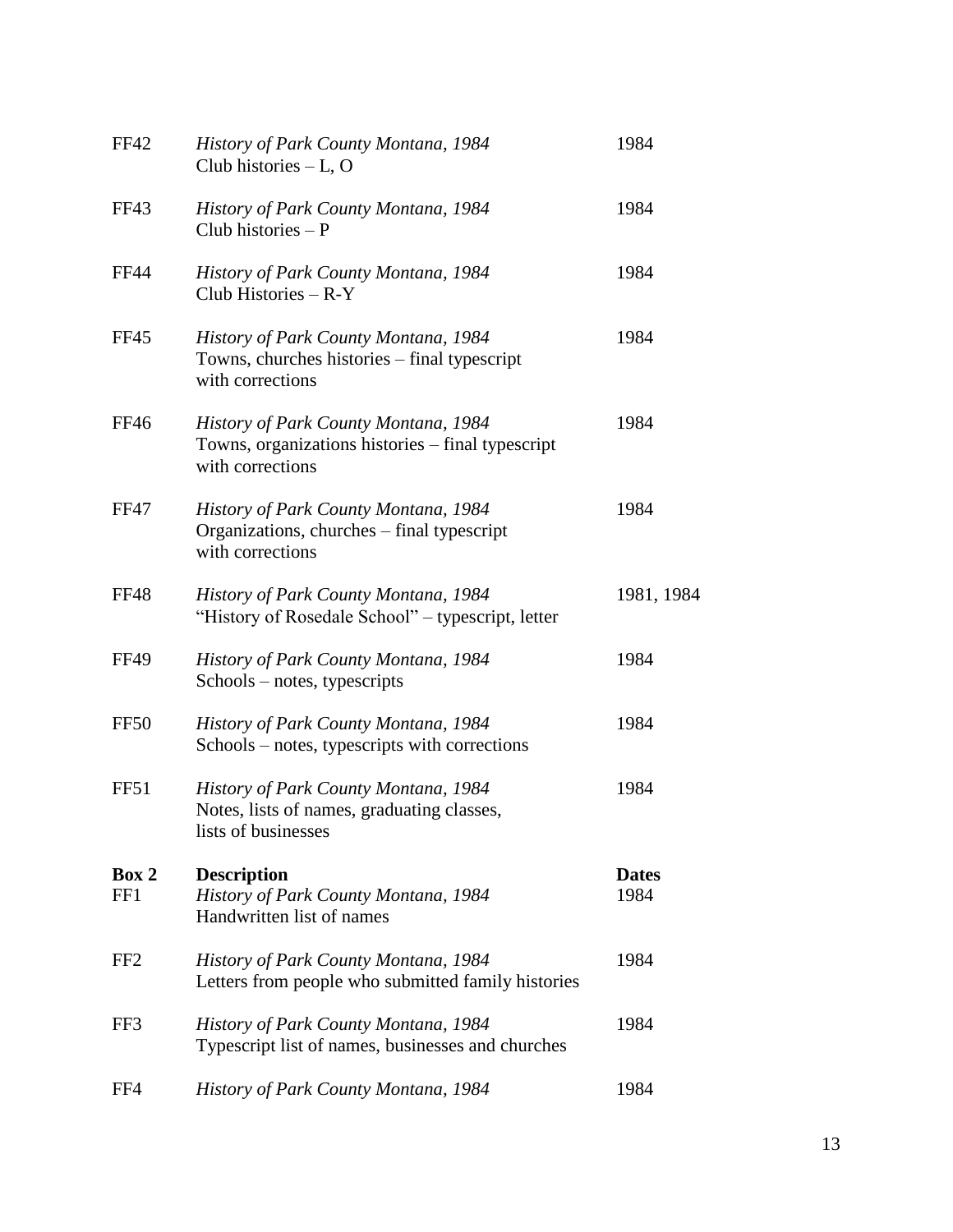| | | |
|---|---|---|
| FF42 | *History of Park County Montana, 1984*<br>Club histories – L, O | 1984 |
| FF43 | *History of Park County Montana, 1984*<br>Club histories – P | 1984 |
| FF44 | *History of Park County Montana, 1984*<br>Club Histories – R-Y | 1984 |
| FF45 | *History of Park County Montana, 1984*<br>Towns, churches histories – final typescript with corrections | 1984 |
| FF46 | *History of Park County Montana, 1984*<br>Towns, organizations histories – final typescript with corrections | 1984 |
| FF47 | *History of Park County Montana, 1984*<br>Organizations, churches – final typescript with corrections | 1984 |
| FF48 | *History of Park County Montana, 1984*<br>"History of Rosedale School" – typescript, letter | 1981, 1984 |
| FF49 | *History of Park County Montana, 1984*<br>Schools – notes, typescripts | 1984 |
| FF50 | *History of Park County Montana, 1984*<br>Schools – notes, typescripts with corrections | 1984 |
| FF51 | *History of Park County Montana, 1984*<br>Notes, lists of names, graduating classes, lists of businesses | 1984 |

| **Box 2** | **Description** | **Dates** |
|---|---|---|
| FF1 | *History of Park County Montana, 1984*<br>Handwritten list of names | 1984 |
| FF2 | *History of Park County Montana, 1984*<br>Letters from people who submitted family histories | 1984 |
| FF3 | *History of Park County Montana, 1984*<br>Typescript list of names, businesses and churches | 1984 |
| FF4 | *History of Park County Montana, 1984* | 1984 |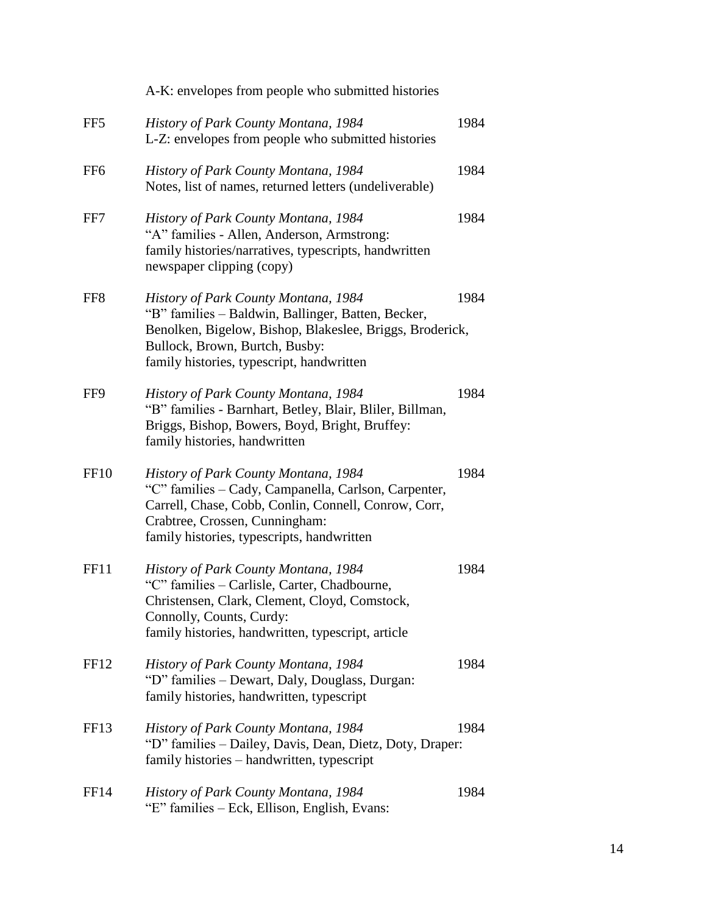A-K: envelopes from people who submitted histories

| | | |
|---|---|---|
| FF5 | *History of Park County Montana, 1984*<br>L-Z: envelopes from people who submitted histories | 1984 |
| FF6 | *History of Park County Montana, 1984*<br>Notes, list of names, returned letters (undeliverable) | 1984 |
| FF7 | *History of Park County Montana, 1984*<br>"A" families - Allen, Anderson, Armstrong:<br>family histories/narratives, typescripts, handwritten<br>newspaper clipping (copy) | 1984 |
| FF8 | *History of Park County Montana, 1984*<br>"B" families – Baldwin, Ballinger, Batten, Becker,<br>Benolken, Bigelow, Bishop, Blakeslee, Briggs, Broderick,<br>Bullock, Brown, Burtch, Busby:<br>family histories, typescript, handwritten | 1984 |
| FF9 | *History of Park County Montana, 1984*<br>"B" families - Barnhart, Betley, Blair, Bliler, Billman,<br>Briggs, Bishop, Bowers, Boyd, Bright, Bruffey:<br>family histories, handwritten | 1984 |
| FF10 | *History of Park County Montana, 1984*<br>"C" families – Cady, Campanella, Carlson, Carpenter,<br>Carrell, Chase, Cobb, Conlin, Connell, Conrow, Corr,<br>Crabtree, Crossen, Cunningham:<br>family histories, typescripts, handwritten | 1984 |
| FF11 | *History of Park County Montana, 1984*<br>"C" families – Carlisle, Carter, Chadbourne,<br>Christensen, Clark, Clement, Cloyd, Comstock,<br>Connolly, Counts, Curdy:<br>family histories, handwritten, typescript, article | 1984 |
| FF12 | *History of Park County Montana, 1984*<br>"D" families – Dewart, Daly, Douglass, Durgan:<br>family histories, handwritten, typescript | 1984 |
| FF13 | *History of Park County Montana, 1984*<br>"D" families – Dailey, Davis, Dean, Dietz, Doty, Draper:<br>family histories – handwritten, typescript | 1984 |
| FF14 | *History of Park County Montana, 1984*<br>"E" families – Eck, Ellison, English, Evans: | 1984 |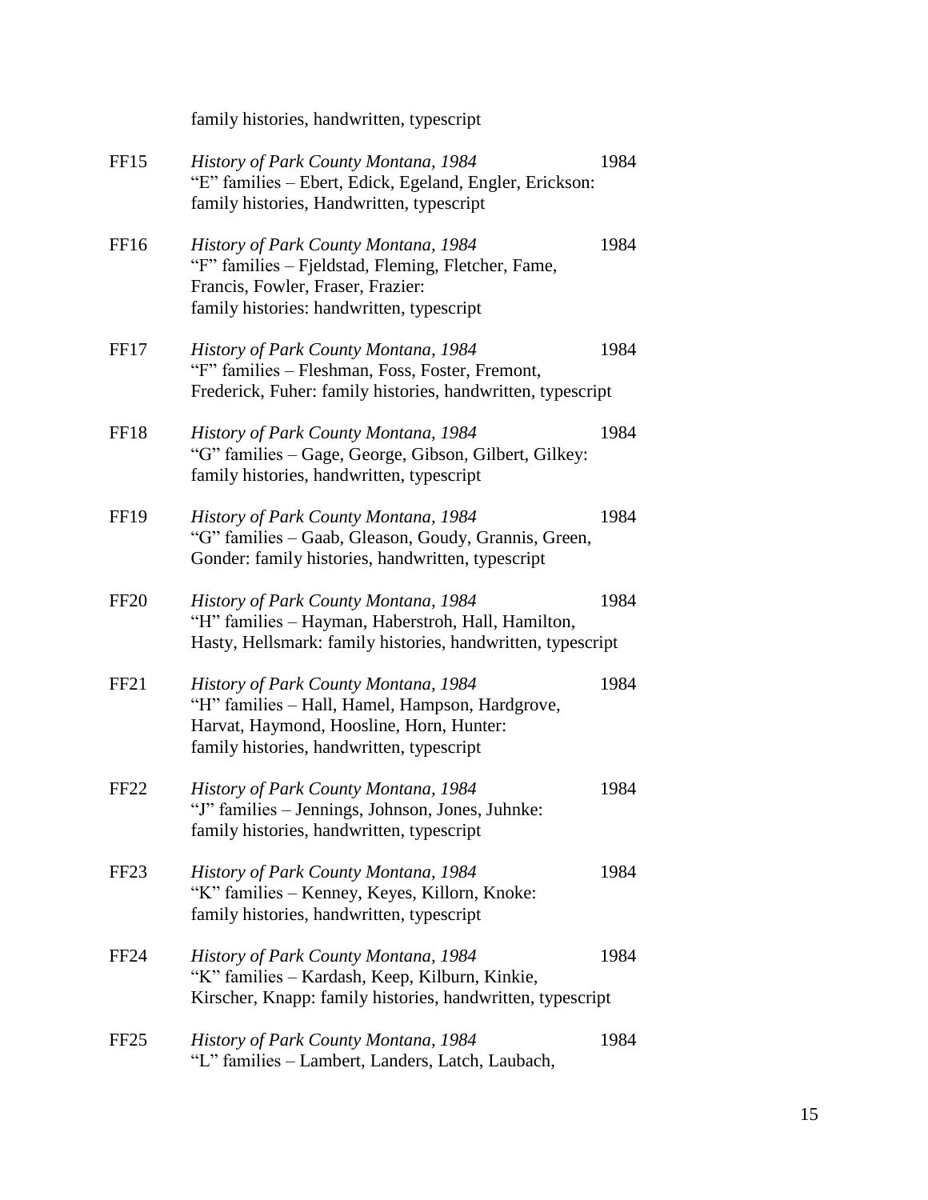family histories, handwritten, typescript

FF15 *History of Park County Montana, 1984* 1984
"E" families – Ebert, Edick, Egeland, Engler, Erickson: family histories, Handwritten, typescript

FF16 *History of Park County Montana, 1984* 1984
"F" families – Fjeldstad, Fleming, Fletcher, Fame, Francis, Fowler, Fraser, Frazier: family histories: handwritten, typescript

FF17 *History of Park County Montana, 1984* 1984
"F" families – Fleshman, Foss, Foster, Fremont, Frederick, Fuher: family histories, handwritten, typescript

FF18 *History of Park County Montana, 1984* 1984
"G" families – Gage, George, Gibson, Gilbert, Gilkey: family histories, handwritten, typescript

FF19 *History of Park County Montana, 1984* 1984
"G" families – Gaab, Gleason, Goudy, Grannis, Green, Gonder: family histories, handwritten, typescript

FF20 *History of Park County Montana, 1984* 1984
"H" families – Hayman, Haberstroh, Hall, Hamilton, Hasty, Hellsmark: family histories, handwritten, typescript

FF21 *History of Park County Montana, 1984* 1984
"H" families – Hall, Hamel, Hampson, Hardgrove, Harvat, Haymond, Hoosline, Horn, Hunter: family histories, handwritten, typescript

FF22 *History of Park County Montana, 1984* 1984
"J" families – Jennings, Johnson, Jones, Juhnke: family histories, handwritten, typescript

FF23 *History of Park County Montana, 1984* 1984
"K" families – Kenney, Keyes, Killorn, Knoke: family histories, handwritten, typescript

FF24 *History of Park County Montana, 1984* 1984
"K" families – Kardash, Keep, Kilburn, Kinkie, Kirscher, Knapp: family histories, handwritten, typescript

FF25 *History of Park County Montana, 1984* 1984
"L" families – Lambert, Landers, Latch, Laubach,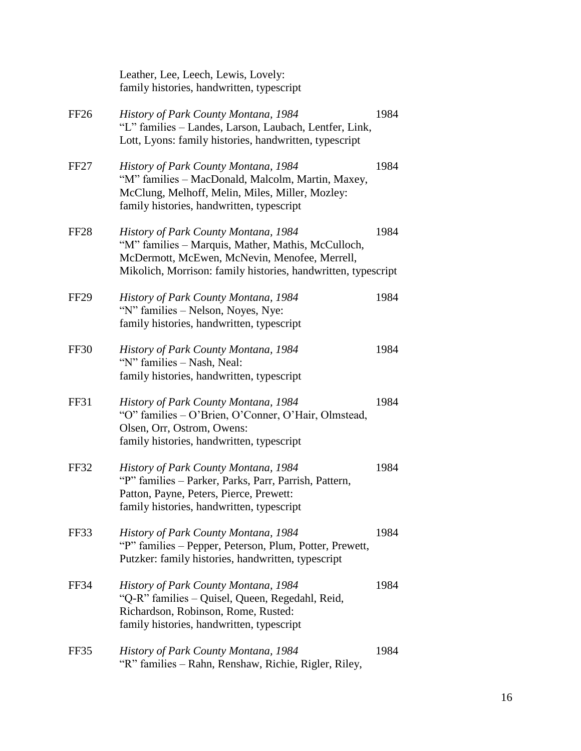Leather, Lee, Leech, Lewis, Lovely:
family histories, handwritten, typescript

FF26 *History of Park County Montana, 1984* 1984
"L" families – Landes, Larson, Laubach, Lentfer, Link, Lott, Lyons: family histories, handwritten, typescript

FF27 *History of Park County Montana, 1984* 1984
"M" families – MacDonald, Malcolm, Martin, Maxey, McClung, Melhoff, Melin, Miles, Miller, Mozley: family histories, handwritten, typescript

FF28 *History of Park County Montana, 1984* 1984
"M" families – Marquis, Mather, Mathis, McCulloch, McDermott, McEwen, McNevin, Menofee, Merrell, Mikolich, Morrison: family histories, handwritten, typescript

FF29 *History of Park County Montana, 1984* 1984
"N" families – Nelson, Noyes, Nye:
family histories, handwritten, typescript

FF30 *History of Park County Montana, 1984* 1984
"N" families – Nash, Neal:
family histories, handwritten, typescript

FF31 *History of Park County Montana, 1984* 1984
"O" families – O'Brien, O'Conner, O'Hair, Olmstead, Olsen, Orr, Ostrom, Owens:
family histories, handwritten, typescript

FF32 *History of Park County Montana, 1984* 1984
"P" families – Parker, Parks, Parr, Parrish, Pattern, Patton, Payne, Peters, Pierce, Prewett:
family histories, handwritten, typescript

FF33 *History of Park County Montana, 1984* 1984
"P" families – Pepper, Peterson, Plum, Potter, Prewett, Putzker: family histories, handwritten, typescript

FF34 *History of Park County Montana, 1984* 1984
"Q-R" families – Quisel, Queen, Regedahl, Reid, Richardson, Robinson, Rome, Rusted:
family histories, handwritten, typescript

FF35 *History of Park County Montana, 1984* 1984
"R" families – Rahn, Renshaw, Richie, Rigler, Riley,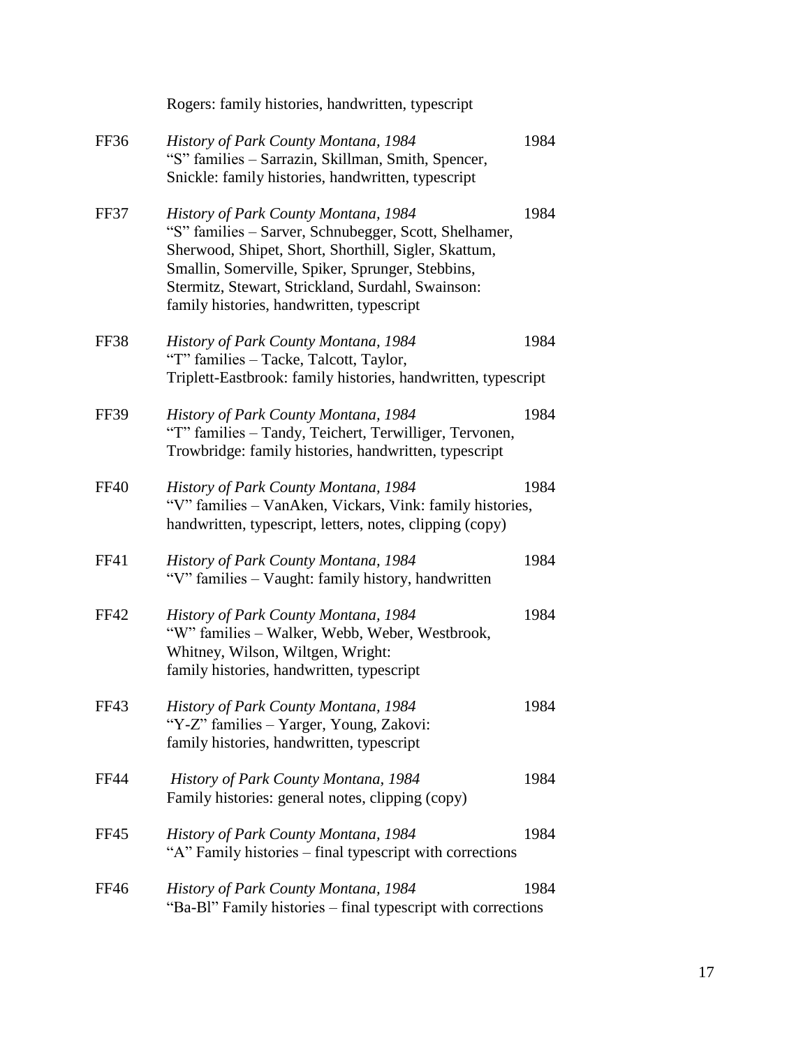Rogers: family histories, handwritten, typescript

FF36 *History of Park County Montana, 1984* 1984
"S" families – Sarrazin, Skillman, Smith, Spencer, Snickle: family histories, handwritten, typescript

FF37 *History of Park County Montana, 1984* 1984
"S" families – Sarver, Schnubegger, Scott, Shelhamer, Sherwood, Shipet, Short, Shorthill, Sigler, Skattum, Smallin, Somerville, Spiker, Sprunger, Stebbins, Stermitz, Stewart, Strickland, Surdahl, Swainson: family histories, handwritten, typescript

FF38 *History of Park County Montana, 1984* 1984
"T" families – Tacke, Talcott, Taylor, Triplett-Eastbrook: family histories, handwritten, typescript

FF39 *History of Park County Montana, 1984* 1984
"T" families – Tandy, Teichert, Terwilliger, Tervonen, Trowbridge: family histories, handwritten, typescript

FF40 *History of Park County Montana, 1984* 1984
"V" families – VanAken, Vickars, Vink: family histories, handwritten, typescript, letters, notes, clipping (copy)

FF41 *History of Park County Montana, 1984* 1984
"V" families – Vaught: family history, handwritten

FF42 *History of Park County Montana, 1984* 1984
"W" families – Walker, Webb, Weber, Westbrook, Whitney, Wilson, Wiltgen, Wright: family histories, handwritten, typescript

FF43 *History of Park County Montana, 1984* 1984
"Y-Z" families – Yarger, Young, Zakovi: family histories, handwritten, typescript

FF44 *History of Park County Montana, 1984* 1984
Family histories: general notes, clipping (copy)

FF45 *History of Park County Montana, 1984* 1984
"A" Family histories – final typescript with corrections

FF46 *History of Park County Montana, 1984* 1984
"Ba-Bl" Family histories – final typescript with corrections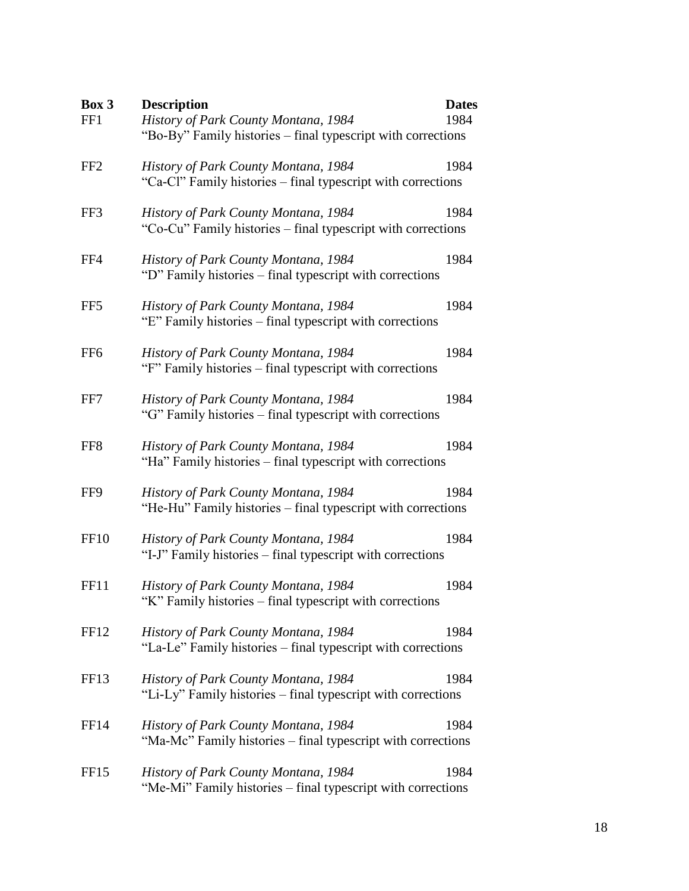| Box 3 | Description | Dates |
|---|---|---|
| FF1 | *History of Park County Montana, 1984*<br>"Bo-By" Family histories – final typescript with corrections | 1984 |
| FF2 | *History of Park County Montana, 1984*<br>"Ca-Cl" Family histories – final typescript with corrections | 1984 |
| FF3 | *History of Park County Montana, 1984*<br>"Co-Cu" Family histories – final typescript with corrections | 1984 |
| FF4 | *History of Park County Montana, 1984*<br>"D" Family histories – final typescript with corrections | 1984 |
| FF5 | *History of Park County Montana, 1984*<br>"E" Family histories – final typescript with corrections | 1984 |
| FF6 | *History of Park County Montana, 1984*<br>"F" Family histories – final typescript with corrections | 1984 |
| FF7 | *History of Park County Montana, 1984*<br>"G" Family histories – final typescript with corrections | 1984 |
| FF8 | *History of Park County Montana, 1984*<br>"Ha" Family histories – final typescript with corrections | 1984 |
| FF9 | *History of Park County Montana, 1984*<br>"He-Hu" Family histories – final typescript with corrections | 1984 |
| FF10 | *History of Park County Montana, 1984*<br>"I-J" Family histories – final typescript with corrections | 1984 |
| FF11 | *History of Park County Montana, 1984*<br>"K" Family histories – final typescript with corrections | 1984 |
| FF12 | *History of Park County Montana, 1984*<br>"La-Le" Family histories – final typescript with corrections | 1984 |
| FF13 | *History of Park County Montana, 1984*<br>"Li-Ly" Family histories – final typescript with corrections | 1984 |
| FF14 | *History of Park County Montana, 1984*<br>"Ma-Mc" Family histories – final typescript with corrections | 1984 |
| FF15 | *History of Park County Montana, 1984*<br>"Me-Mi" Family histories – final typescript with corrections | 1984 |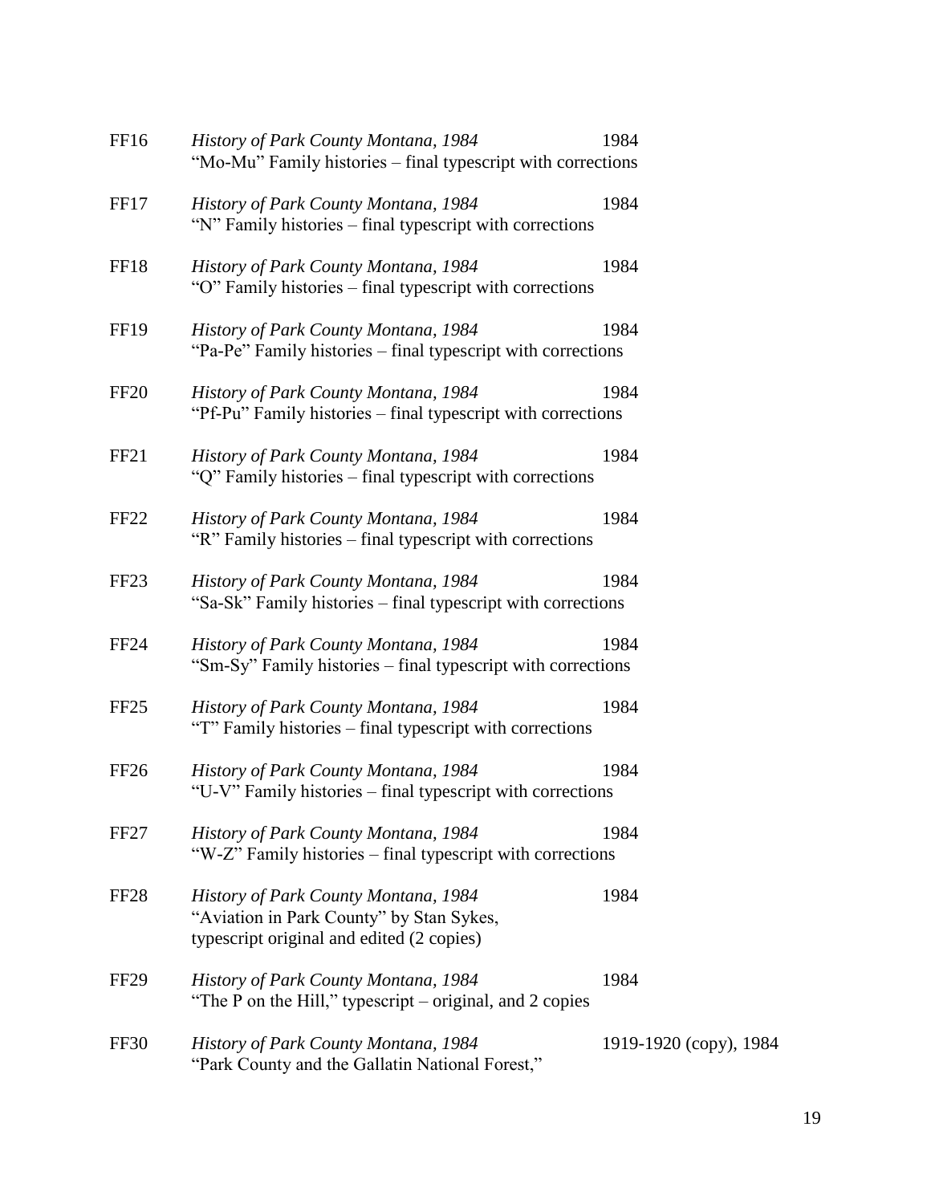| | | |
|---|---|---|
| FF16 | *History of Park County Montana, 1984*<br>"Mo-Mu" Family histories – final typescript with corrections | 1984 |
| FF17 | *History of Park County Montana, 1984*<br>"N" Family histories – final typescript with corrections | 1984 |
| FF18 | *History of Park County Montana, 1984*<br>"O" Family histories – final typescript with corrections | 1984 |
| FF19 | *History of Park County Montana, 1984*<br>"Pa-Pe" Family histories – final typescript with corrections | 1984 |
| FF20 | *History of Park County Montana, 1984*<br>"Pf-Pu" Family histories – final typescript with corrections | 1984 |
| FF21 | *History of Park County Montana, 1984*<br>"Q" Family histories – final typescript with corrections | 1984 |
| FF22 | *History of Park County Montana, 1984*<br>"R" Family histories – final typescript with corrections | 1984 |
| FF23 | *History of Park County Montana, 1984*<br>"Sa-Sk" Family histories – final typescript with corrections | 1984 |
| FF24 | *History of Park County Montana, 1984*<br>"Sm-Sy" Family histories – final typescript with corrections | 1984 |
| FF25 | *History of Park County Montana, 1984*<br>"T" Family histories – final typescript with corrections | 1984 |
| FF26 | *History of Park County Montana, 1984*<br>"U-V" Family histories – final typescript with corrections | 1984 |
| FF27 | *History of Park County Montana, 1984*<br>"W-Z" Family histories – final typescript with corrections | 1984 |
| FF28 | *History of Park County Montana, 1984*<br>"Aviation in Park County" by Stan Sykes,<br>typescript original and edited (2 copies) | 1984 |
| FF29 | *History of Park County Montana, 1984*<br>"The P on the Hill," typescript – original, and 2 copies | 1984 |
| FF30 | *History of Park County Montana, 1984*<br>"Park County and the Gallatin National Forest," | 1919-1920 (copy), 1984 |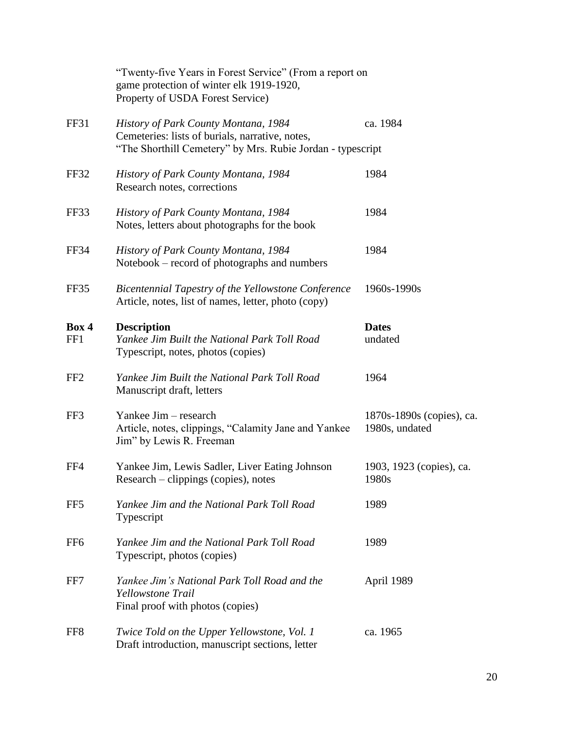| | | |
|---|---|---|
| | "Twenty-five Years in Forest Service" (From a report on game protection of winter elk 1919-1920, Property of USDA Forest Service) | |
| FF31 | *History of Park County Montana, 1984*<br>Cemeteries: lists of burials, narrative, notes, "The Shorthill Cemetery" by Mrs. Rubie Jordan - typescript | ca. 1984 |
| FF32 | *History of Park County Montana, 1984*<br>Research notes, corrections | 1984 |
| FF33 | *History of Park County Montana, 1984*<br>Notes, letters about photographs for the book | 1984 |
| FF34 | *History of Park County Montana, 1984*<br>Notebook – record of photographs and numbers | 1984 |
| FF35 | *Bicentennial Tapestry of the Yellowstone Conference*<br>Article, notes, list of names, letter, photo (copy) | 1960s-1990s |

| **Box 4** | **Description** | **Dates** |
|---|---|---|
| FF1 | *Yankee Jim Built the National Park Toll Road*<br>Typescript, notes, photos (copies) | undated |
| FF2 | *Yankee Jim Built the National Park Toll Road*<br>Manuscript draft, letters | 1964 |
| FF3 | Yankee Jim – research<br>Article, notes, clippings, "Calamity Jane and Yankee Jim" by Lewis R. Freeman | 1870s-1890s (copies), ca. 1980s, undated |
| FF4 | Yankee Jim, Lewis Sadler, Liver Eating Johnson<br>Research – clippings (copies), notes | 1903, 1923 (copies), ca. 1980s |
| FF5 | *Yankee Jim and the National Park Toll Road*<br>Typescript | 1989 |
| FF6 | *Yankee Jim and the National Park Toll Road*<br>Typescript, photos (copies) | 1989 |
| FF7 | *Yankee Jim's National Park Toll Road and the Yellowstone Trail*<br>Final proof with photos (copies) | April 1989 |
| FF8 | *Twice Told on the Upper Yellowstone, Vol. 1*<br>Draft introduction, manuscript sections, letter | ca. 1965 |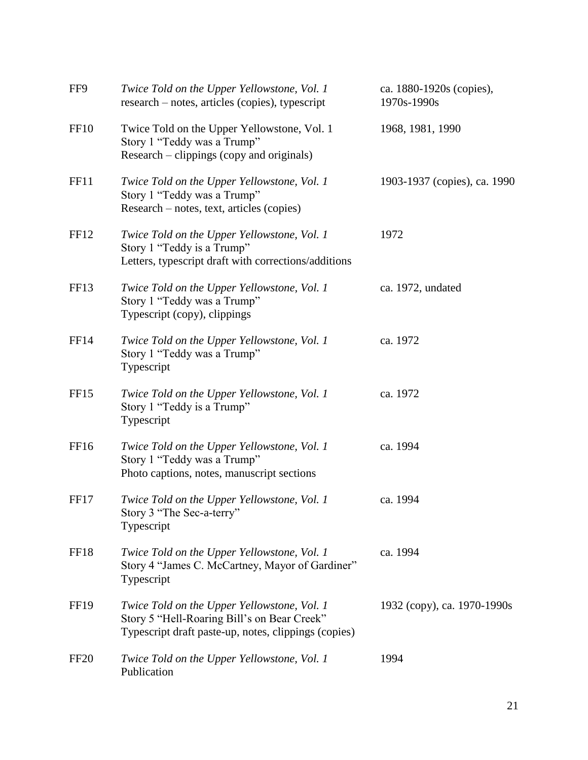| | | |
|---|---|---|
| FF9 | *Twice Told on the Upper Yellowstone, Vol. 1*<br>research – notes, articles (copies), typescript | ca. 1880-1920s (copies), 1970s-1990s |
| FF10 | Twice Told on the Upper Yellowstone, Vol. 1<br>Story 1 "Teddy was a Trump"<br>Research – clippings (copy and originals) | 1968, 1981, 1990 |
| FF11 | *Twice Told on the Upper Yellowstone, Vol. 1*<br>Story 1 "Teddy was a Trump"<br>Research – notes, text, articles (copies) | 1903-1937 (copies), ca. 1990 |
| FF12 | *Twice Told on the Upper Yellowstone, Vol. 1*<br>Story 1 "Teddy is a Trump"<br>Letters, typescript draft with corrections/additions | 1972 |
| FF13 | *Twice Told on the Upper Yellowstone, Vol. 1*<br>Story 1 "Teddy was a Trump"<br>Typescript (copy), clippings | ca. 1972, undated |
| FF14 | *Twice Told on the Upper Yellowstone, Vol. 1*<br>Story 1 "Teddy was a Trump"<br>Typescript | ca. 1972 |
| FF15 | *Twice Told on the Upper Yellowstone, Vol. 1*<br>Story 1 "Teddy is a Trump"<br>Typescript | ca. 1972 |
| FF16 | *Twice Told on the Upper Yellowstone, Vol. 1*<br>Story 1 "Teddy was a Trump"<br>Photo captions, notes, manuscript sections | ca. 1994 |
| FF17 | *Twice Told on the Upper Yellowstone, Vol. 1*<br>Story 3 "The Sec-a-terry"<br>Typescript | ca. 1994 |
| FF18 | *Twice Told on the Upper Yellowstone, Vol. 1*<br>Story 4 "James C. McCartney, Mayor of Gardiner"<br>Typescript | ca. 1994 |
| FF19 | *Twice Told on the Upper Yellowstone, Vol. 1*<br>Story 5 "Hell-Roaring Bill's on Bear Creek"<br>Typescript draft paste-up, notes, clippings (copies) | 1932 (copy), ca. 1970-1990s |
| FF20 | *Twice Told on the Upper Yellowstone, Vol. 1*<br>Publication | 1994 |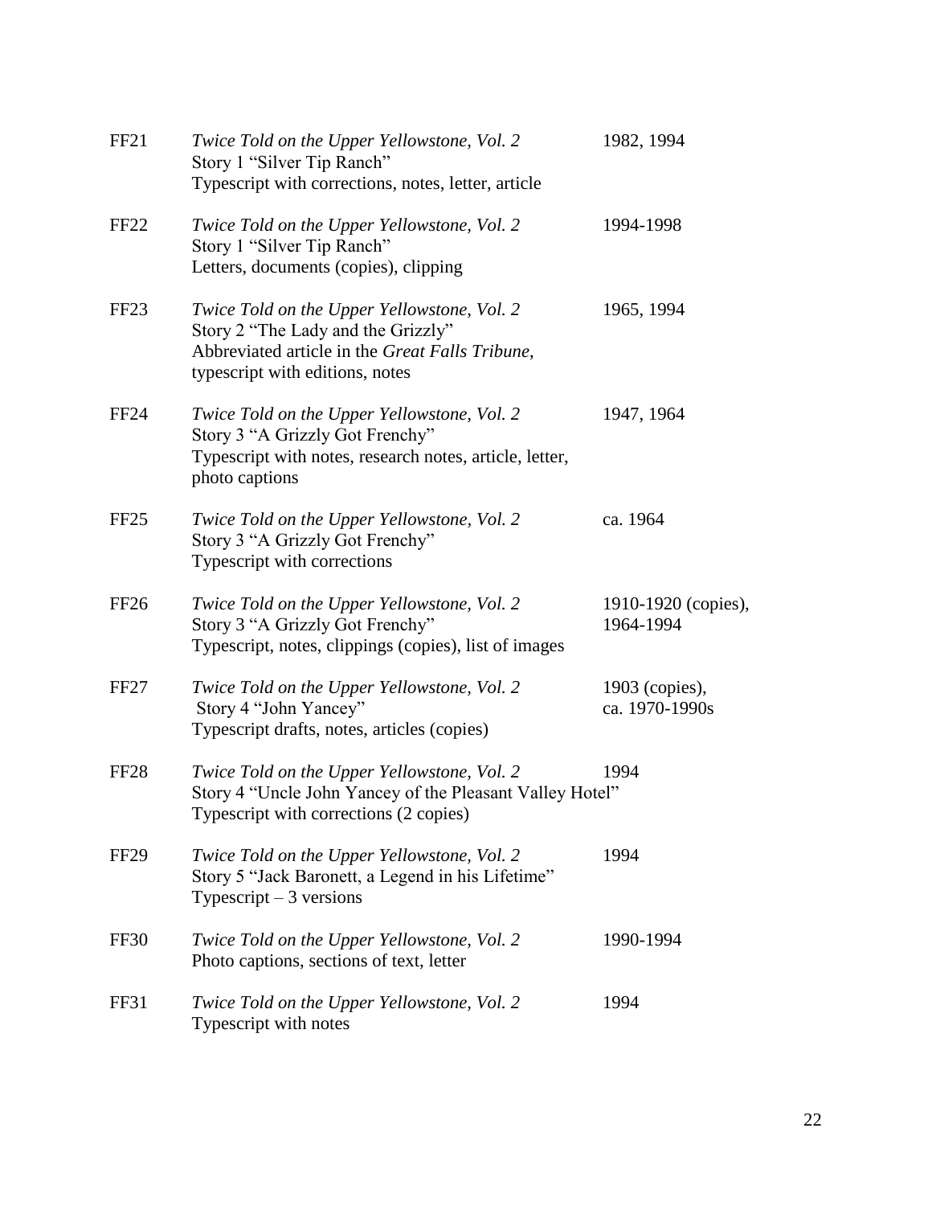| | | |
|---|---|---|
| FF21 | *Twice Told on the Upper Yellowstone, Vol. 2*<br>Story 1 "Silver Tip Ranch"<br>Typescript with corrections, notes, letter, article | 1982, 1994 |
| FF22 | *Twice Told on the Upper Yellowstone, Vol. 2*<br>Story 1 "Silver Tip Ranch"<br>Letters, documents (copies), clipping | 1994-1998 |
| FF23 | *Twice Told on the Upper Yellowstone, Vol. 2*<br>Story 2 "The Lady and the Grizzly"<br>Abbreviated article in the *Great Falls Tribune*, typescript with editions, notes | 1965, 1994 |
| FF24 | *Twice Told on the Upper Yellowstone, Vol. 2*<br>Story 3 "A Grizzly Got Frenchy"<br>Typescript with notes, research notes, article, letter, photo captions | 1947, 1964 |
| FF25 | *Twice Told on the Upper Yellowstone, Vol. 2*<br>Story 3 "A Grizzly Got Frenchy"<br>Typescript with corrections | ca. 1964 |
| FF26 | *Twice Told on the Upper Yellowstone, Vol. 2*<br>Story 3 "A Grizzly Got Frenchy"<br>Typescript, notes, clippings (copies), list of images | 1910-1920 (copies), 1964-1994 |
| FF27 | *Twice Told on the Upper Yellowstone, Vol. 2*<br>Story 4 "John Yancey"<br>Typescript drafts, notes, articles (copies) | 1903 (copies), ca. 1970-1990s |
| FF28 | *Twice Told on the Upper Yellowstone, Vol. 2*<br>Story 4 "Uncle John Yancey of the Pleasant Valley Hotel"<br>Typescript with corrections (2 copies) | 1994 |
| FF29 | *Twice Told on the Upper Yellowstone, Vol. 2*<br>Story 5 "Jack Baronett, a Legend in his Lifetime"<br>Typescript – 3 versions | 1994 |
| FF30 | *Twice Told on the Upper Yellowstone, Vol. 2*<br>Photo captions, sections of text, letter | 1990-1994 |
| FF31 | *Twice Told on the Upper Yellowstone, Vol. 2*<br>Typescript with notes | 1994 |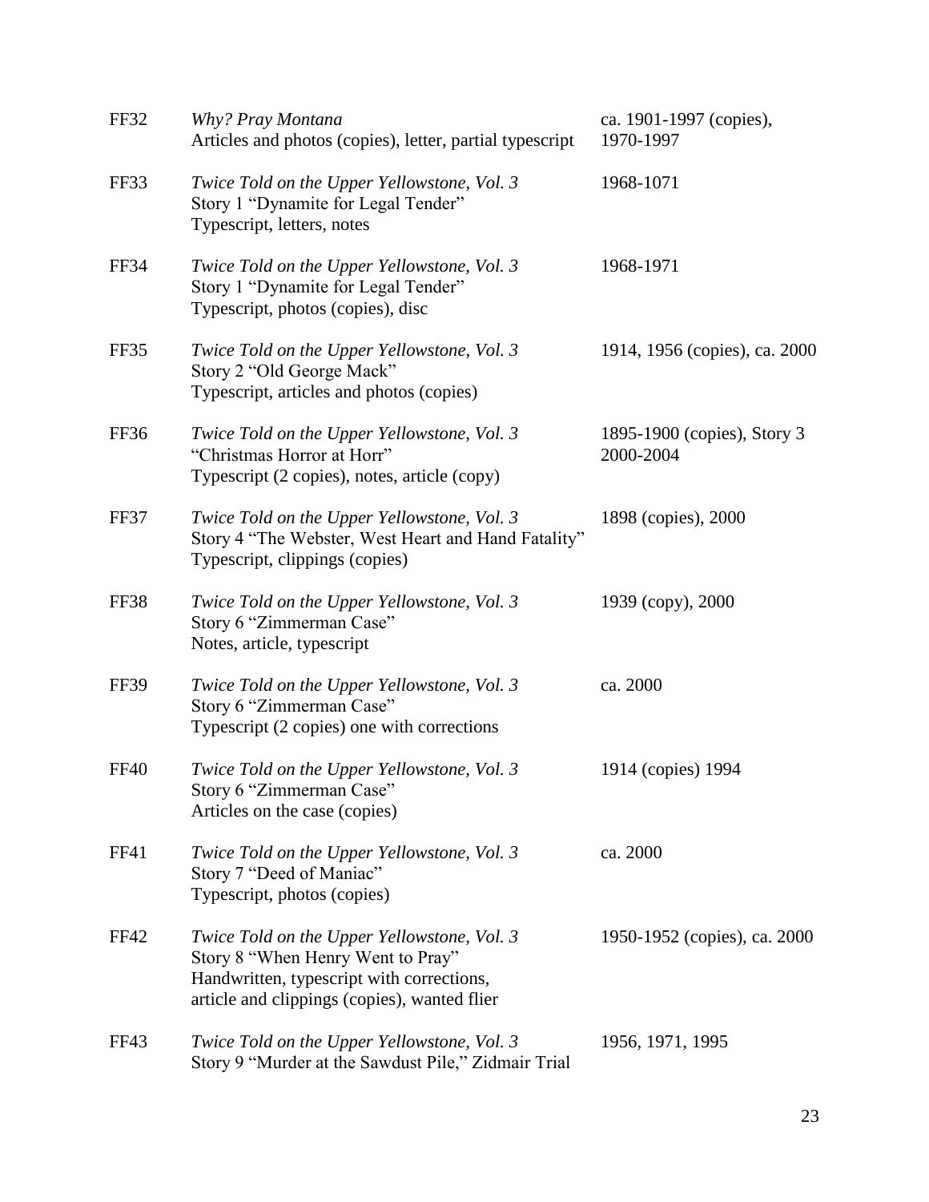| | | |
|---|---|---|
| FF32 | *Why? Pray Montana*<br>Articles and photos (copies), letter, partial typescript | ca. 1901-1997 (copies), 1970-1997 |
| FF33 | *Twice Told on the Upper Yellowstone, Vol. 3*<br>Story 1 "Dynamite for Legal Tender"<br>Typescript, letters, notes | 1968-1071 |
| FF34 | *Twice Told on the Upper Yellowstone, Vol. 3*<br>Story 1 "Dynamite for Legal Tender"<br>Typescript, photos (copies), disc | 1968-1971 |
| FF35 | *Twice Told on the Upper Yellowstone, Vol. 3*<br>Story 2 "Old George Mack"<br>Typescript, articles and photos (copies) | 1914, 1956 (copies), ca. 2000 |
| FF36 | *Twice Told on the Upper Yellowstone, Vol. 3*<br>"Christmas Horror at Horr"<br>Typescript (2 copies), notes, article (copy) | 1895-1900 (copies), Story 3 2000-2004 |
| FF37 | *Twice Told on the Upper Yellowstone, Vol. 3*<br>Story 4 "The Webster, West Heart and Hand Fatality"<br>Typescript, clippings (copies) | 1898 (copies), 2000 |
| FF38 | *Twice Told on the Upper Yellowstone, Vol. 3*<br>Story 6 "Zimmerman Case"<br>Notes, article, typescript | 1939 (copy), 2000 |
| FF39 | *Twice Told on the Upper Yellowstone, Vol. 3*<br>Story 6 "Zimmerman Case"<br>Typescript (2 copies) one with corrections | ca. 2000 |
| FF40 | *Twice Told on the Upper Yellowstone, Vol. 3*<br>Story 6 "Zimmerman Case"<br>Articles on the case (copies) | 1914 (copies) 1994 |
| FF41 | *Twice Told on the Upper Yellowstone, Vol. 3*<br>Story 7 "Deed of Maniac"<br>Typescript, photos (copies) | ca. 2000 |
| FF42 | *Twice Told on the Upper Yellowstone, Vol. 3*<br>Story 8 "When Henry Went to Pray"<br>Handwritten, typescript with corrections, article and clippings (copies), wanted flier | 1950-1952 (copies), ca. 2000 |
| FF43 | *Twice Told on the Upper Yellowstone, Vol. 3*<br>Story 9 "Murder at the Sawdust Pile," Zidmair Trial | 1956, 1971, 1995 |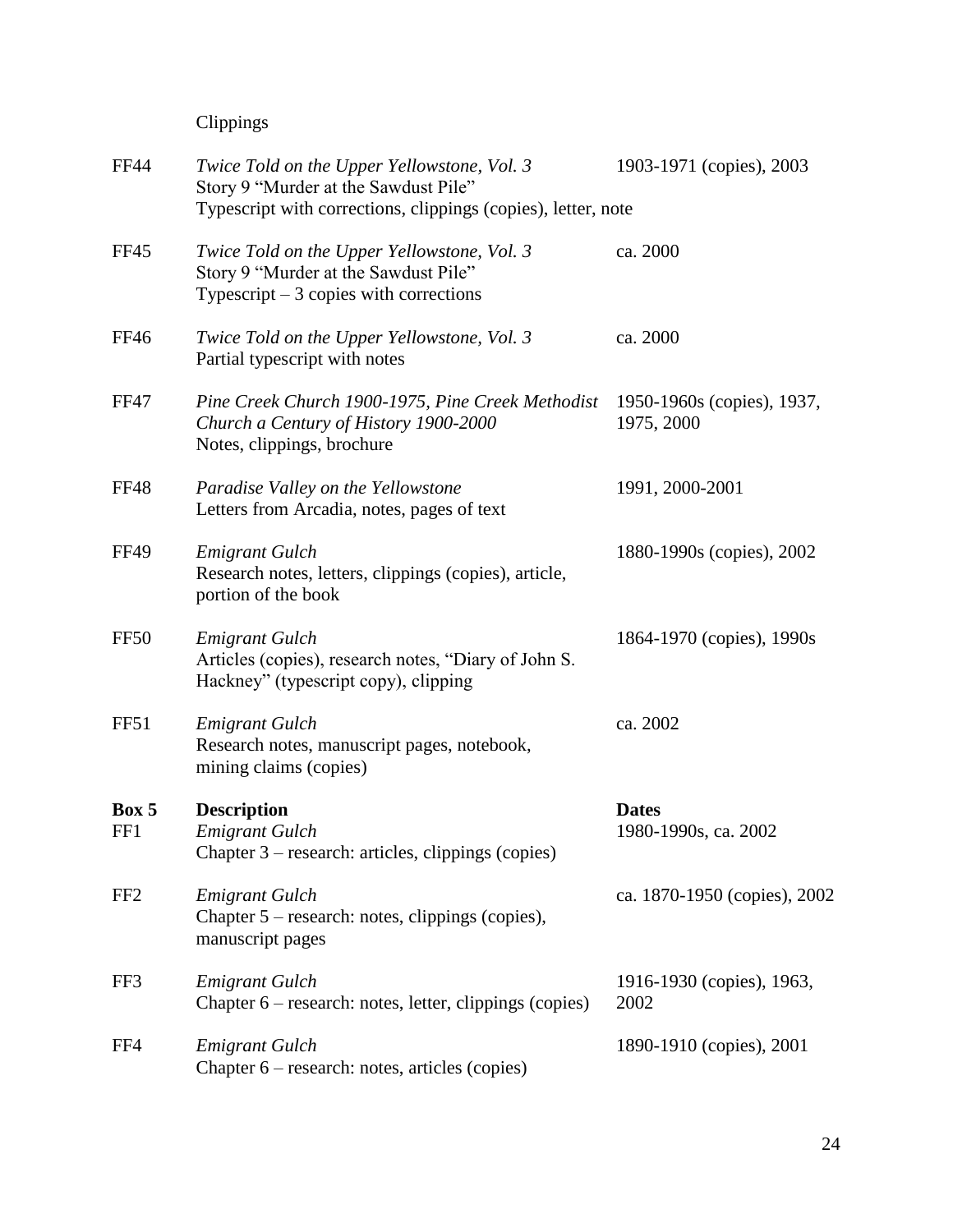Clippings

| | | |
|---|---|---|
| FF44 | *Twice Told on the Upper Yellowstone, Vol. 3*<br>Story 9 "Murder at the Sawdust Pile"<br>Typescript with corrections, clippings (copies), letter, note | 1903-1971 (copies), 2003 |
| FF45 | *Twice Told on the Upper Yellowstone, Vol. 3*<br>Story 9 "Murder at the Sawdust Pile"<br>Typescript – 3 copies with corrections | ca. 2000 |
| FF46 | *Twice Told on the Upper Yellowstone, Vol. 3*<br>Partial typescript with notes | ca. 2000 |
| FF47 | *Pine Creek Church 1900-1975, Pine Creek Methodist Church a Century of History 1900-2000*<br>Notes, clippings, brochure | 1950-1960s (copies), 1937, 1975, 2000 |
| FF48 | *Paradise Valley on the Yellowstone*<br>Letters from Arcadia, notes, pages of text | 1991, 2000-2001 |
| FF49 | *Emigrant Gulch*<br>Research notes, letters, clippings (copies), article, portion of the book | 1880-1990s (copies), 2002 |
| FF50 | *Emigrant Gulch*<br>Articles (copies), research notes, "Diary of John S. Hackney" (typescript copy), clipping | 1864-1970 (copies), 1990s |
| FF51 | *Emigrant Gulch*<br>Research notes, manuscript pages, notebook, mining claims (copies) | ca. 2002 |

| **Box 5** | **Description** | **Dates** |
|---|---|---|
| FF1 | *Emigrant Gulch*<br>Chapter 3 – research: articles, clippings (copies) | 1980-1990s, ca. 2002 |
| FF2 | *Emigrant Gulch*<br>Chapter 5 – research: notes, clippings (copies), manuscript pages | ca. 1870-1950 (copies), 2002 |
| FF3 | *Emigrant Gulch*<br>Chapter 6 – research: notes, letter, clippings (copies) | 1916-1930 (copies), 1963, 2002 |
| FF4 | *Emigrant Gulch*<br>Chapter 6 – research: notes, articles (copies) | 1890-1910 (copies), 2001 |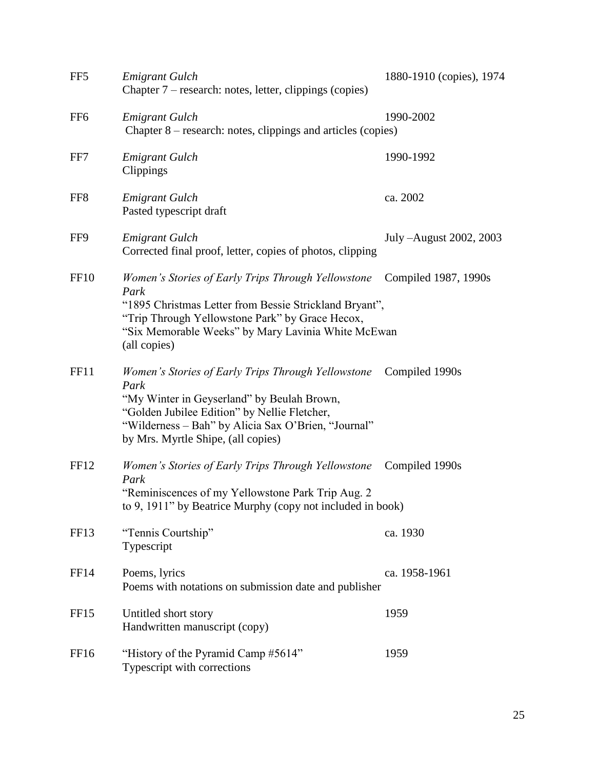| | | |
|---|---|---|
| FF5 | *Emigrant Gulch*<br>Chapter 7 – research: notes, letter, clippings (copies) | 1880-1910 (copies), 1974 |
| FF6 | *Emigrant Gulch*<br>Chapter 8 – research: notes, clippings and articles (copies) | 1990-2002 |
| FF7 | *Emigrant Gulch*<br>Clippings | 1990-1992 |
| FF8 | *Emigrant Gulch*<br>Pasted typescript draft | ca. 2002 |
| FF9 | *Emigrant Gulch*<br>Corrected final proof, letter, copies of photos, clipping | July –August 2002, 2003 |
| FF10 | *Women's Stories of Early Trips Through Yellowstone Park*<br>"1895 Christmas Letter from Bessie Strickland Bryant", "Trip Through Yellowstone Park" by Grace Hecox, "Six Memorable Weeks" by Mary Lavinia White McEwan (all copies) | Compiled 1987, 1990s |
| FF11 | *Women's Stories of Early Trips Through Yellowstone Park*<br>"My Winter in Geyserland" by Beulah Brown, "Golden Jubilee Edition" by Nellie Fletcher, "Wilderness – Bah" by Alicia Sax O'Brien, "Journal" by Mrs. Myrtle Shipe, (all copies) | Compiled 1990s |
| FF12 | *Women's Stories of Early Trips Through Yellowstone Park*<br>"Reminiscences of my Yellowstone Park Trip Aug. 2 to 9, 1911" by Beatrice Murphy (copy not included in book) | Compiled 1990s |
| FF13 | "Tennis Courtship"<br>Typescript | ca. 1930 |
| FF14 | Poems, lyrics<br>Poems with notations on submission date and publisher | ca. 1958-1961 |
| FF15 | Untitled short story<br>Handwritten manuscript (copy) | 1959 |
| FF16 | "History of the Pyramid Camp #5614"<br>Typescript with corrections | 1959 |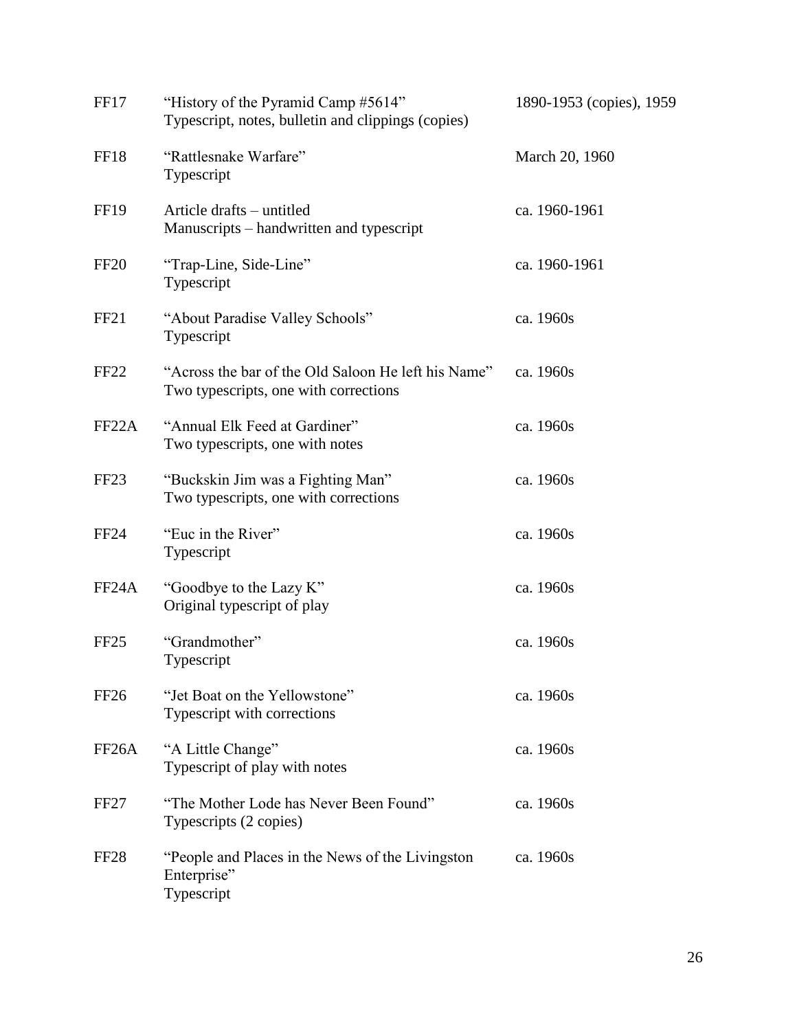| | | |
|---|---|---|
| FF17 | "History of the Pyramid Camp #5614"<br>Typescript, notes, bulletin and clippings (copies) | 1890-1953 (copies), 1959 |
| FF18 | "Rattlesnake Warfare"<br>Typescript | March 20, 1960 |
| FF19 | Article drafts – untitled<br>Manuscripts – handwritten and typescript | ca. 1960-1961 |
| FF20 | "Trap-Line, Side-Line"<br>Typescript | ca. 1960-1961 |
| FF21 | "About Paradise Valley Schools"<br>Typescript | ca. 1960s |
| FF22 | "Across the bar of the Old Saloon He left his Name"<br>Two typescripts, one with corrections | ca. 1960s |
| FF22A | "Annual Elk Feed at Gardiner"<br>Two typescripts, one with notes | ca. 1960s |
| FF23 | "Buckskin Jim was a Fighting Man"<br>Two typescripts, one with corrections | ca. 1960s |
| FF24 | "Euc in the River"<br>Typescript | ca. 1960s |
| FF24A | "Goodbye to the Lazy K"<br>Original typescript of play | ca. 1960s |
| FF25 | "Grandmother"<br>Typescript | ca. 1960s |
| FF26 | "Jet Boat on the Yellowstone"<br>Typescript with corrections | ca. 1960s |
| FF26A | "A Little Change"<br>Typescript of play with notes | ca. 1960s |
| FF27 | "The Mother Lode has Never Been Found"<br>Typescripts (2 copies) | ca. 1960s |
| FF28 | "People and Places in the News of the Livingston Enterprise"<br>Typescript | ca. 1960s |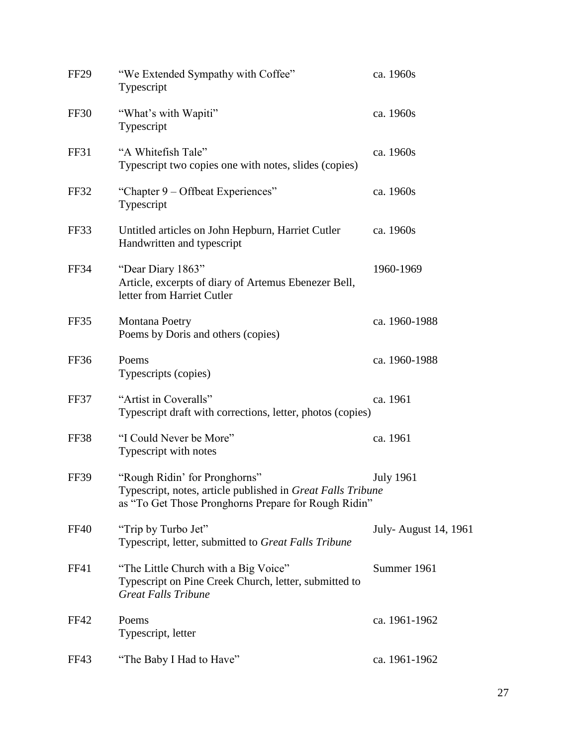| | | |
|---|---|---|
| FF29 | "We Extended Sympathy with Coffee"<br>Typescript | ca. 1960s |
| FF30 | "What's with Wapiti"<br>Typescript | ca. 1960s |
| FF31 | "A Whitefish Tale"<br>Typescript two copies one with notes, slides (copies) | ca. 1960s |
| FF32 | "Chapter 9 – Offbeat Experiences"<br>Typescript | ca. 1960s |
| FF33 | Untitled articles on John Hepburn, Harriet Cutler<br>Handwritten and typescript | ca. 1960s |
| FF34 | "Dear Diary 1863"<br>Article, excerpts of diary of Artemus Ebenezer Bell, letter from Harriet Cutler | 1960-1969 |
| FF35 | Montana Poetry<br>Poems by Doris and others (copies) | ca. 1960-1988 |
| FF36 | Poems<br>Typescripts (copies) | ca. 1960-1988 |
| FF37 | "Artist in Coveralls"<br>Typescript draft with corrections, letter, photos (copies) | ca. 1961 |
| FF38 | "I Could Never be More"<br>Typescript with notes | ca. 1961 |
| FF39 | "Rough Ridin' for Pronghorns"<br>Typescript, notes, article published in *Great Falls Tribune* as "To Get Those Pronghorns Prepare for Rough Ridin" | July 1961 |
| FF40 | "Trip by Turbo Jet"<br>Typescript, letter, submitted to *Great Falls Tribune* | July- August 14, 1961 |
| FF41 | "The Little Church with a Big Voice"<br>Typescript on Pine Creek Church, letter, submitted to *Great Falls Tribune* | Summer 1961 |
| FF42 | Poems<br>Typescript, letter | ca. 1961-1962 |
| FF43 | "The Baby I Had to Have" | ca. 1961-1962 |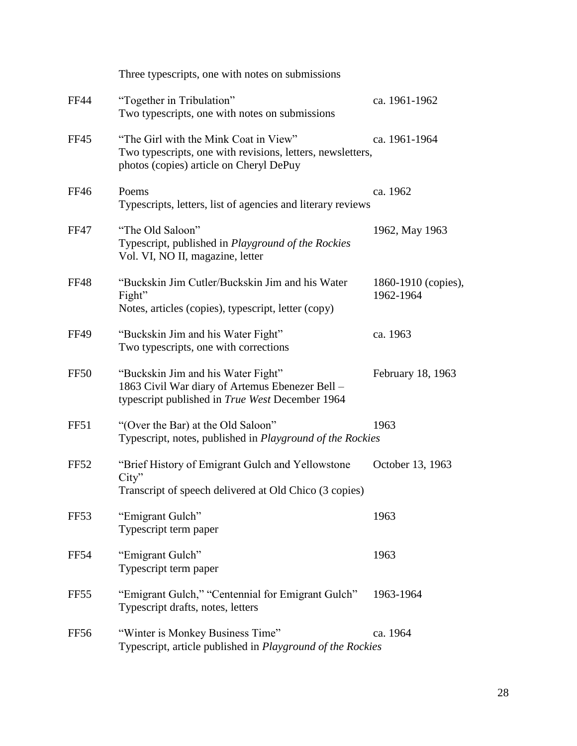Three typescripts, one with notes on submissions

| | | |
|---|---|---|
| FF44 | "Together in Tribulation"<br>Two typescripts, one with notes on submissions | ca. 1961-1962 |
| FF45 | "The Girl with the Mink Coat in View"<br>Two typescripts, one with revisions, letters, newsletters, photos (copies) article on Cheryl DePuy | ca. 1961-1964 |
| FF46 | Poems<br>Typescripts, letters, list of agencies and literary reviews | ca. 1962 |
| FF47 | "The Old Saloon"<br>Typescript, published in *Playground of the Rockies* Vol. VI, NO II, magazine, letter | 1962, May 1963 |
| FF48 | "Buckskin Jim Cutler/Buckskin Jim and his Water Fight"<br>Notes, articles (copies), typescript, letter (copy) | 1860-1910 (copies), 1962-1964 |
| FF49 | "Buckskin Jim and his Water Fight"<br>Two typescripts, one with corrections | ca. 1963 |
| FF50 | "Buckskin Jim and his Water Fight"<br>1863 Civil War diary of Artemus Ebenezer Bell – typescript published in *True West* December 1964 | February 18, 1963 |
| FF51 | "(Over the Bar) at the Old Saloon"<br>Typescript, notes, published in *Playground of the Rockies* | 1963 |
| FF52 | "Brief History of Emigrant Gulch and Yellowstone City"<br>Transcript of speech delivered at Old Chico (3 copies) | October 13, 1963 |
| FF53 | "Emigrant Gulch"<br>Typescript term paper | 1963 |
| FF54 | "Emigrant Gulch"<br>Typescript term paper | 1963 |
| FF55 | "Emigrant Gulch," "Centennial for Emigrant Gulch"<br>Typescript drafts, notes, letters | 1963-1964 |
| FF56 | "Winter is Monkey Business Time"<br>Typescript, article published in *Playground of the Rockies* | ca. 1964 |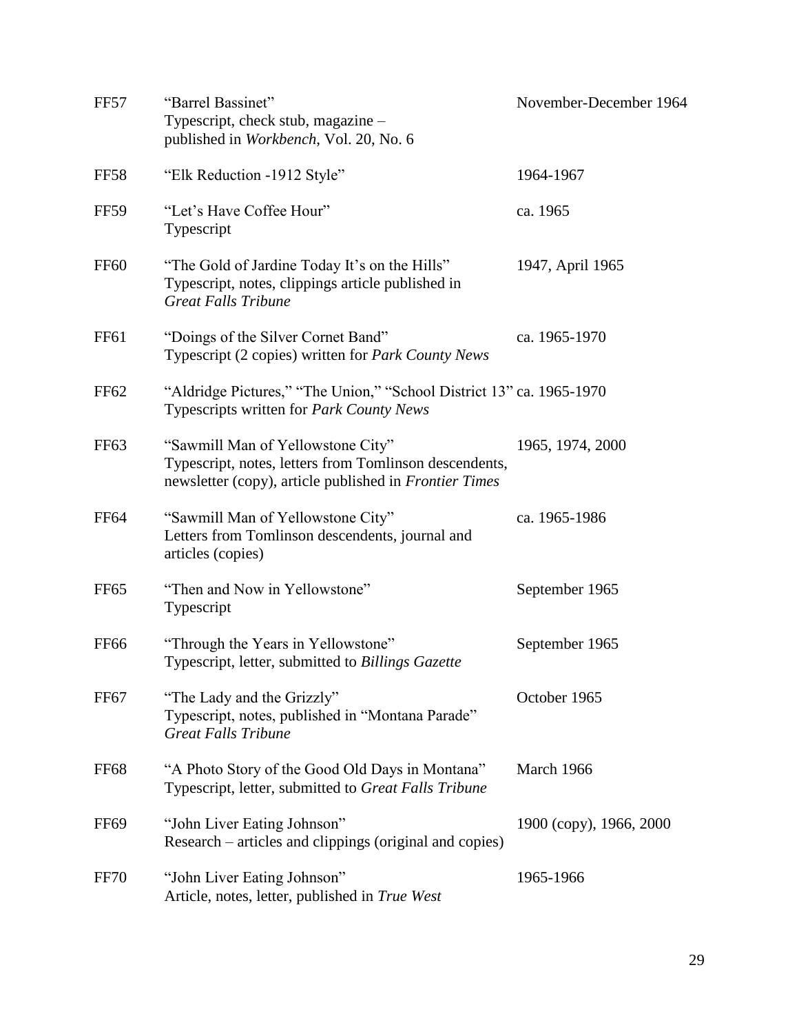| | | |
|---|---|---|
| FF57 | "Barrel Bassinet"<br>Typescript, check stub, magazine –<br>published in *Workbench*, Vol. 20, No. 6 | November-December 1964 |
| FF58 | "Elk Reduction -1912 Style" | 1964-1967 |
| FF59 | "Let's Have Coffee Hour"<br>Typescript | ca. 1965 |
| FF60 | "The Gold of Jardine Today It's on the Hills"<br>Typescript, notes, clippings article published in<br>*Great Falls Tribune* | 1947, April 1965 |
| FF61 | "Doings of the Silver Cornet Band"<br>Typescript (2 copies) written for *Park County News* | ca. 1965-1970 |
| FF62 | "Aldridge Pictures," "The Union," "School District 13"<br>Typescripts written for *Park County News* | ca. 1965-1970 |
| FF63 | "Sawmill Man of Yellowstone City"<br>Typescript, notes, letters from Tomlinson descendents,<br>newsletter (copy), article published in *Frontier Times* | 1965, 1974, 2000 |
| FF64 | "Sawmill Man of Yellowstone City"<br>Letters from Tomlinson descendents, journal and<br>articles (copies) | ca. 1965-1986 |
| FF65 | "Then and Now in Yellowstone"<br>Typescript | September 1965 |
| FF66 | "Through the Years in Yellowstone"<br>Typescript, letter, submitted to *Billings Gazette* | September 1965 |
| FF67 | "The Lady and the Grizzly"<br>Typescript, notes, published in "Montana Parade"<br>*Great Falls Tribune* | October 1965 |
| FF68 | "A Photo Story of the Good Old Days in Montana"<br>Typescript, letter, submitted to *Great Falls Tribune* | March 1966 |
| FF69 | "John Liver Eating Johnson"<br>Research – articles and clippings (original and copies) | 1900 (copy), 1966, 2000 |
| FF70 | "John Liver Eating Johnson"<br>Article, notes, letter, published in *True West* | 1965-1966 |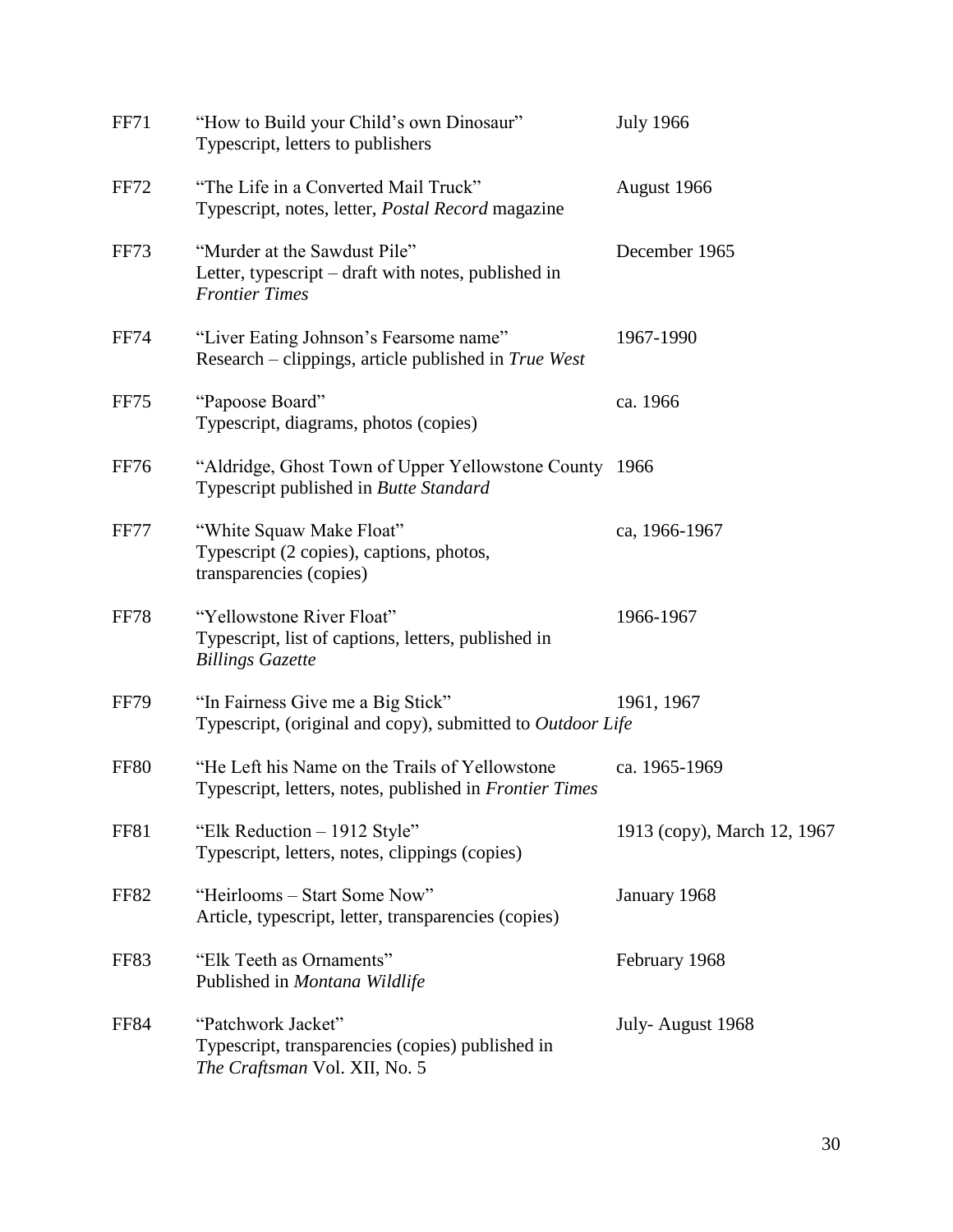| | | |
|---|---|---|
| FF71 | "How to Build your Child's own Dinosaur"<br>Typescript, letters to publishers | July 1966 |
| FF72 | "The Life in a Converted Mail Truck"<br>Typescript, notes, letter, *Postal Record* magazine | August 1966 |
| FF73 | "Murder at the Sawdust Pile"<br>Letter, typescript – draft with notes, published in *Frontier Times* | December 1965 |
| FF74 | "Liver Eating Johnson's Fearsome name"<br>Research – clippings, article published in *True West* | 1967-1990 |
| FF75 | "Papoose Board"<br>Typescript, diagrams, photos (copies) | ca. 1966 |
| FF76 | "Aldridge, Ghost Town of Upper Yellowstone County<br>Typescript published in *Butte Standard* | 1966 |
| FF77 | "White Squaw Make Float"<br>Typescript (2 copies), captions, photos, transparencies (copies) | ca, 1966-1967 |
| FF78 | "Yellowstone River Float"<br>Typescript, list of captions, letters, published in *Billings Gazette* | 1966-1967 |
| FF79 | "In Fairness Give me a Big Stick"<br>Typescript, (original and copy), submitted to *Outdoor Life* | 1961, 1967 |
| FF80 | "He Left his Name on the Trails of Yellowstone<br>Typescript, letters, notes, published in *Frontier Times* | ca. 1965-1969 |
| FF81 | "Elk Reduction – 1912 Style"<br>Typescript, letters, notes, clippings (copies) | 1913 (copy), March 12, 1967 |
| FF82 | "Heirlooms – Start Some Now"<br>Article, typescript, letter, transparencies (copies) | January 1968 |
| FF83 | "Elk Teeth as Ornaments"<br>Published in *Montana Wildlife* | February 1968 |
| FF84 | "Patchwork Jacket"<br>Typescript, transparencies (copies) published in *The Craftsman* Vol. XII, No. 5 | July- August 1968 |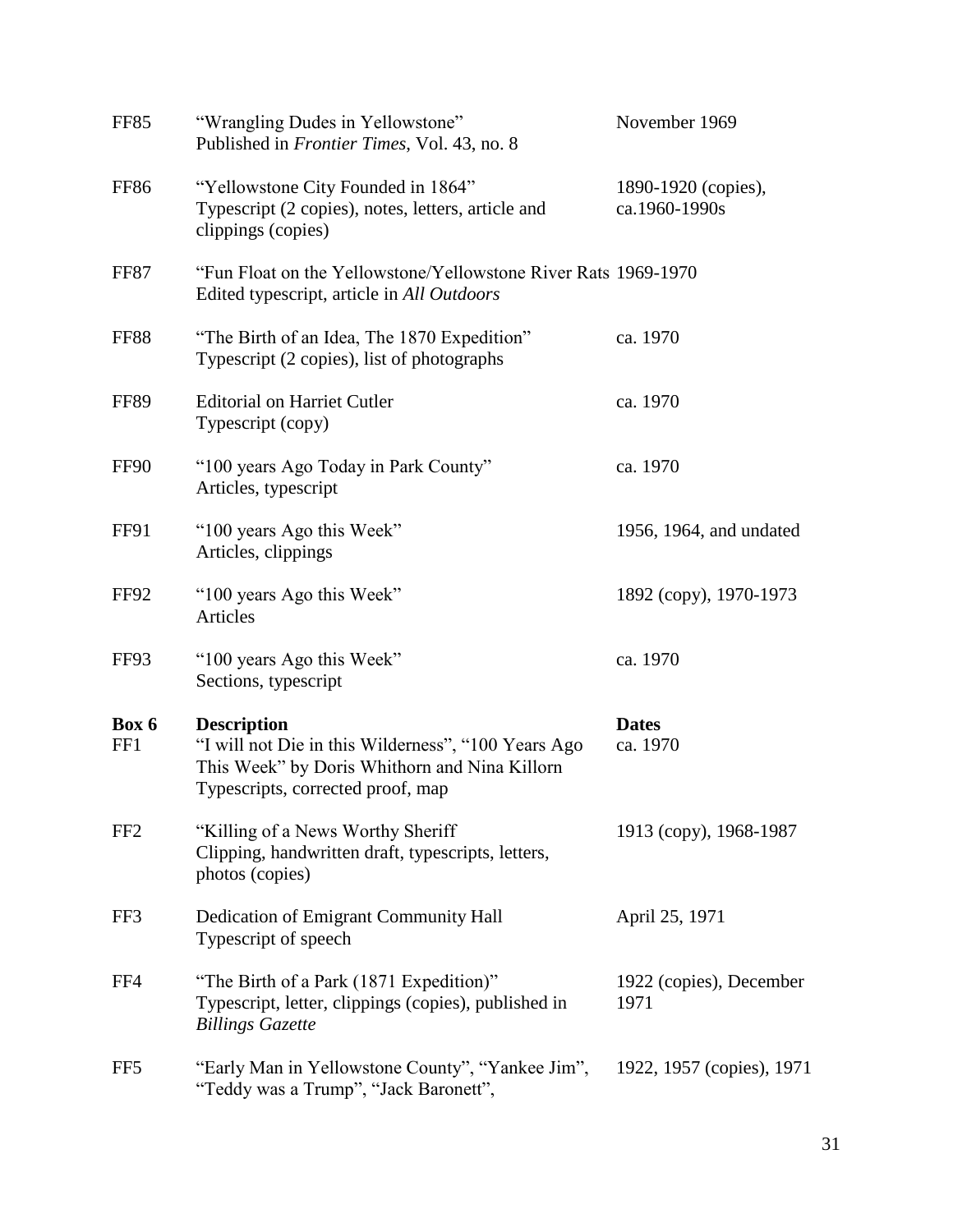| | | |
|---|---|---|
| FF85 | "Wrangling Dudes in Yellowstone"<br>Published in *Frontier Times*, Vol. 43, no. 8 | November 1969 |
| FF86 | "Yellowstone City Founded in 1864"<br>Typescript (2 copies), notes, letters, article and clippings (copies) | 1890-1920 (copies), ca.1960-1990s |
| FF87 | "Fun Float on the Yellowstone/Yellowstone River Rats<br>Edited typescript, article in *All Outdoors* | 1969-1970 |
| FF88 | "The Birth of an Idea, The 1870 Expedition"<br>Typescript (2 copies), list of photographs | ca. 1970 |
| FF89 | Editorial on Harriet Cutler<br>Typescript (copy) | ca. 1970 |
| FF90 | "100 years Ago Today in Park County"<br>Articles, typescript | ca. 1970 |
| FF91 | "100 years Ago this Week"<br>Articles, clippings | 1956, 1964, and undated |
| FF92 | "100 years Ago this Week"<br>Articles | 1892 (copy), 1970-1973 |
| FF93 | "100 years Ago this Week"<br>Sections, typescript | ca. 1970 |

| **Box 6** | **Description** | **Dates** |
|---|---|---|
| FF1 | "I will not Die in this Wilderness", "100 Years Ago This Week" by Doris Whithorn and Nina Killorn<br>Typescripts, corrected proof, map | ca. 1970 |
| FF2 | "Killing of a News Worthy Sheriff<br>Clipping, handwritten draft, typescripts, letters, photos (copies) | 1913 (copy), 1968-1987 |
| FF3 | Dedication of Emigrant Community Hall<br>Typescript of speech | April 25, 1971 |
| FF4 | "The Birth of a Park (1871 Expedition)"<br>Typescript, letter, clippings (copies), published in *Billings Gazette* | 1922 (copies), December 1971 |
| FF5 | "Early Man in Yellowstone County", "Yankee Jim", "Teddy was a Trump", "Jack Baronett", | 1922, 1957 (copies), 1971 |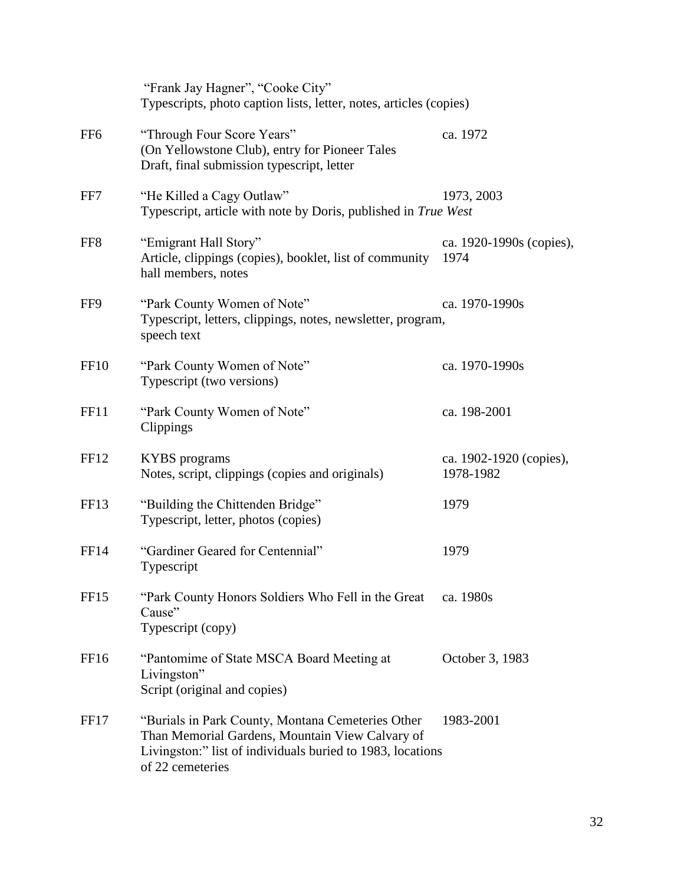| | | |
|---|---|---|
| | "Frank Jay Hagner", "Cooke City"<br>Typescripts, photo caption lists, letter, notes, articles (copies) | |
| FF6 | "Through Four Score Years"<br>(On Yellowstone Club), entry for Pioneer Tales<br>Draft, final submission typescript, letter | ca. 1972 |
| FF7 | "He Killed a Cagy Outlaw"<br>Typescript, article with note by Doris, published in *True West* | 1973, 2003 |
| FF8 | "Emigrant Hall Story"<br>Article, clippings (copies), booklet, list of community hall members, notes | ca. 1920-1990s (copies), 1974 |
| FF9 | "Park County Women of Note"<br>Typescript, letters, clippings, notes, newsletter, program, speech text | ca. 1970-1990s |
| FF10 | "Park County Women of Note"<br>Typescript (two versions) | ca. 1970-1990s |
| FF11 | "Park County Women of Note"<br>Clippings | ca. 198-2001 |
| FF12 | KYBS programs<br>Notes, script, clippings (copies and originals) | ca. 1902-1920 (copies), 1978-1982 |
| FF13 | "Building the Chittenden Bridge"<br>Typescript, letter, photos (copies) | 1979 |
| FF14 | "Gardiner Geared for Centennial"<br>Typescript | 1979 |
| FF15 | "Park County Honors Soldiers Who Fell in the Great Cause"<br>Typescript (copy) | ca. 1980s |
| FF16 | "Pantomime of State MSCA Board Meeting at Livingston"<br>Script (original and copies) | October 3, 1983 |
| FF17 | "Burials in Park County, Montana Cemeteries Other Than Memorial Gardens, Mountain View Calvary of Livingston:" list of individuals buried to 1983, locations of 22 cemeteries | 1983-2001 |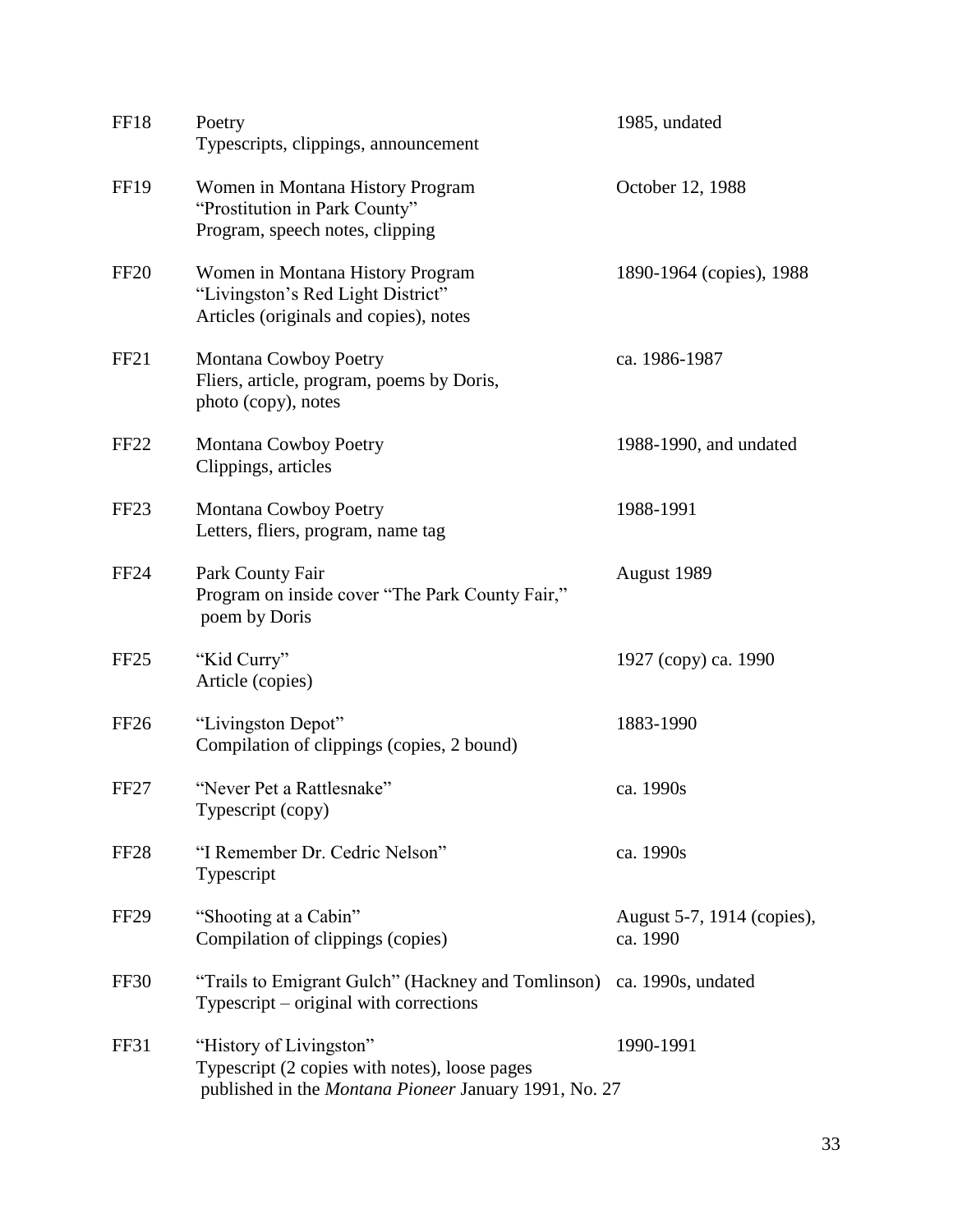| | | |
|---|---|---|
| FF18 | Poetry<br>Typescripts, clippings, announcement | 1985, undated |
| FF19 | Women in Montana History Program<br>"Prostitution in Park County"<br>Program, speech notes, clipping | October 12, 1988 |
| FF20 | Women in Montana History Program<br>"Livingston's Red Light District"<br>Articles (originals and copies), notes | 1890-1964 (copies), 1988 |
| FF21 | Montana Cowboy Poetry<br>Fliers, article, program, poems by Doris, photo (copy), notes | ca. 1986-1987 |
| FF22 | Montana Cowboy Poetry<br>Clippings, articles | 1988-1990, and undated |
| FF23 | Montana Cowboy Poetry<br>Letters, fliers, program, name tag | 1988-1991 |
| FF24 | Park County Fair<br>Program on inside cover "The Park County Fair," poem by Doris | August 1989 |
| FF25 | "Kid Curry"<br>Article (copies) | 1927 (copy) ca. 1990 |
| FF26 | "Livingston Depot"<br>Compilation of clippings (copies, 2 bound) | 1883-1990 |
| FF27 | "Never Pet a Rattlesnake"<br>Typescript (copy) | ca. 1990s |
| FF28 | "I Remember Dr. Cedric Nelson"<br>Typescript | ca. 1990s |
| FF29 | "Shooting at a Cabin"<br>Compilation of clippings (copies) | August 5-7, 1914 (copies), ca. 1990 |
| FF30 | "Trails to Emigrant Gulch" (Hackney and Tomlinson)<br>Typescript – original with corrections | ca. 1990s, undated |
| FF31 | "History of Livingston"<br>Typescript (2 copies with notes), loose pages published in the *Montana Pioneer* January 1991, No. 27 | 1990-1991 |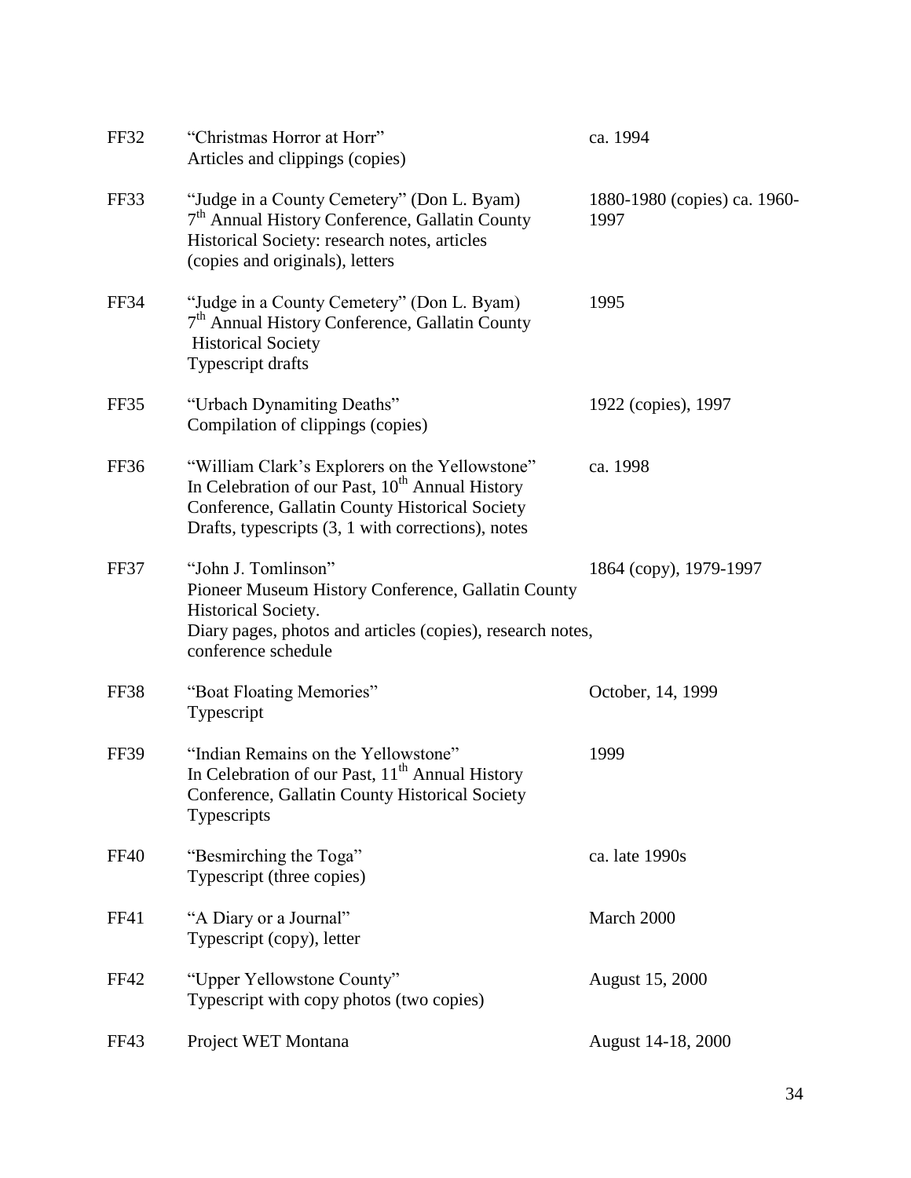| | | |
|---|---|---|
| FF32 | "Christmas Horror at Horr"<br>Articles and clippings (copies) | ca. 1994 |
| FF33 | "Judge in a County Cemetery" (Don L. Byam)<br>7th Annual History Conference, Gallatin County Historical Society: research notes, articles (copies and originals), letters | 1880-1980 (copies) ca. 1960-1997 |
| FF34 | "Judge in a County Cemetery" (Don L. Byam)<br>7th Annual History Conference, Gallatin County Historical Society<br>Typescript drafts | 1995 |
| FF35 | "Urbach Dynamiting Deaths"<br>Compilation of clippings (copies) | 1922 (copies), 1997 |
| FF36 | "William Clark's Explorers on the Yellowstone"<br>In Celebration of our Past, 10th Annual History Conference, Gallatin County Historical Society<br>Drafts, typescripts (3, 1 with corrections), notes | ca. 1998 |
| FF37 | "John J. Tomlinson"<br>Pioneer Museum History Conference, Gallatin County Historical Society.<br>Diary pages, photos and articles (copies), research notes, conference schedule | 1864 (copy), 1979-1997 |
| FF38 | "Boat Floating Memories"<br>Typescript | October, 14, 1999 |
| FF39 | "Indian Remains on the Yellowstone"<br>In Celebration of our Past, 11th Annual History Conference, Gallatin County Historical Society<br>Typescripts | 1999 |
| FF40 | "Besmirching the Toga"<br>Typescript (three copies) | ca. late 1990s |
| FF41 | "A Diary or a Journal"<br>Typescript (copy), letter | March 2000 |
| FF42 | "Upper Yellowstone County"<br>Typescript with copy photos (two copies) | August 15, 2000 |
| FF43 | Project WET Montana | August 14-18, 2000 |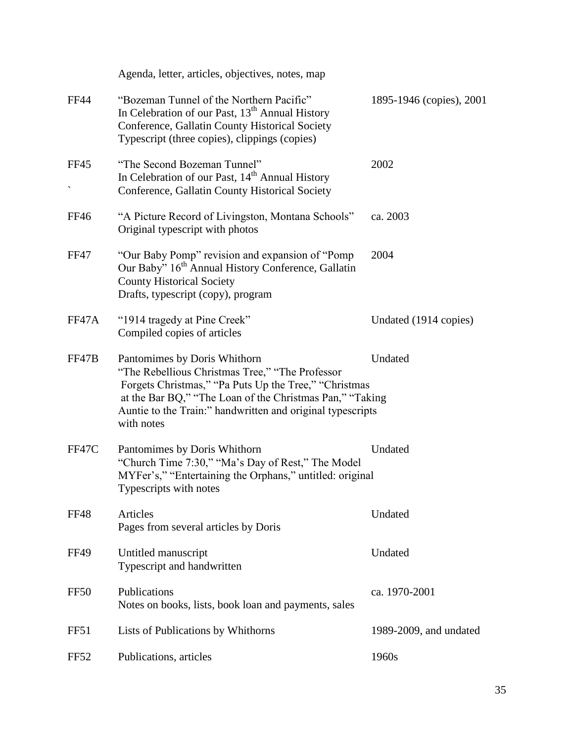Agenda, letter, articles, objectives, notes, map

| | | |
|---|---|---|
| FF44 | "Bozeman Tunnel of the Northern Pacific"<br>In Celebration of our Past, 13th Annual History Conference, Gallatin County Historical Society<br>Typescript (three copies), clippings (copies) | 1895-1946 (copies), 2001 |
| FF45<br>` | "The Second Bozeman Tunnel"<br>In Celebration of our Past, 14th Annual History Conference, Gallatin County Historical Society | 2002 |
| FF46 | "A Picture Record of Livingston, Montana Schools"<br>Original typescript with photos | ca. 2003 |
| FF47 | "Our Baby Pomp" revision and expansion of "Pomp Our Baby" 16th Annual History Conference, Gallatin County Historical Society<br>Drafts, typescript (copy), program | 2004 |
| FF47A | "1914 tragedy at Pine Creek"<br>Compiled copies of articles | Undated (1914 copies) |
| FF47B | Pantomimes by Doris Whithorn<br>"The Rebellious Christmas Tree," "The Professor Forgets Christmas," "Pa Puts Up the Tree," "Christmas at the Bar BQ," "The Loan of the Christmas Pan," "Taking Auntie to the Train:" handwritten and original typescripts with notes | Undated |
| FF47C | Pantomimes by Doris Whithorn<br>"Church Time 7:30," "Ma's Day of Rest," The Model MYFer's," "Entertaining the Orphans," untitled: original Typescripts with notes | Undated |
| FF48 | Articles<br>Pages from several articles by Doris | Undated |
| FF49 | Untitled manuscript<br>Typescript and handwritten | Undated |
| FF50 | Publications<br>Notes on books, lists, book loan and payments, sales | ca. 1970-2001 |
| FF51 | Lists of Publications by Whithorns | 1989-2009, and undated |
| FF52 | Publications, articles | 1960s |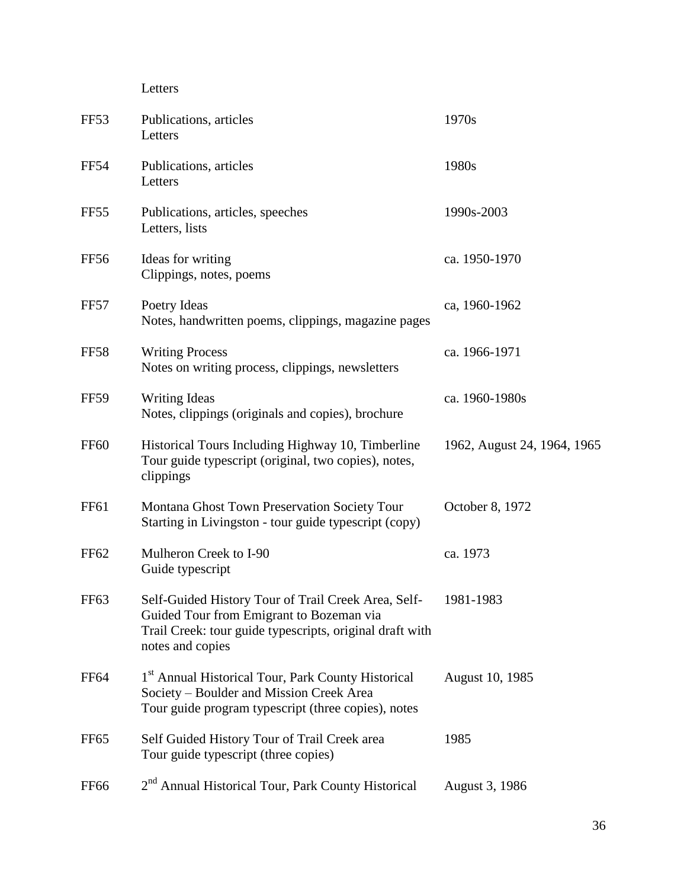| | | |
|---|---|---|
| | Letters | |
| FF53 | Publications, articles<br>Letters | 1970s |
| FF54 | Publications, articles<br>Letters | 1980s |
| FF55 | Publications, articles, speeches<br>Letters, lists | 1990s-2003 |
| FF56 | Ideas for writing<br>Clippings, notes, poems | ca. 1950-1970 |
| FF57 | Poetry Ideas<br>Notes, handwritten poems, clippings, magazine pages | ca, 1960-1962 |
| FF58 | Writing Process<br>Notes on writing process, clippings, newsletters | ca. 1966-1971 |
| FF59 | Writing Ideas<br>Notes, clippings (originals and copies), brochure | ca. 1960-1980s |
| FF60 | Historical Tours Including Highway 10, Timberline<br>Tour guide typescript (original, two copies), notes, clippings | 1962, August 24, 1964, 1965 |
| FF61 | Montana Ghost Town Preservation Society Tour<br>Starting in Livingston - tour guide typescript (copy) | October 8, 1972 |
| FF62 | Mulheron Creek to I-90<br>Guide typescript | ca. 1973 |
| FF63 | Self-Guided History Tour of Trail Creek Area, Self-Guided Tour from Emigrant to Bozeman via Trail Creek: tour guide typescripts, original draft with notes and copies | 1981-1983 |
| FF64 | 1st Annual Historical Tour, Park County Historical Society – Boulder and Mission Creek Area<br>Tour guide program typescript (three copies), notes | August 10, 1985 |
| FF65 | Self Guided History Tour of Trail Creek area<br>Tour guide typescript (three copies) | 1985 |
| FF66 | 2nd Annual Historical Tour, Park County Historical | August 3, 1986 |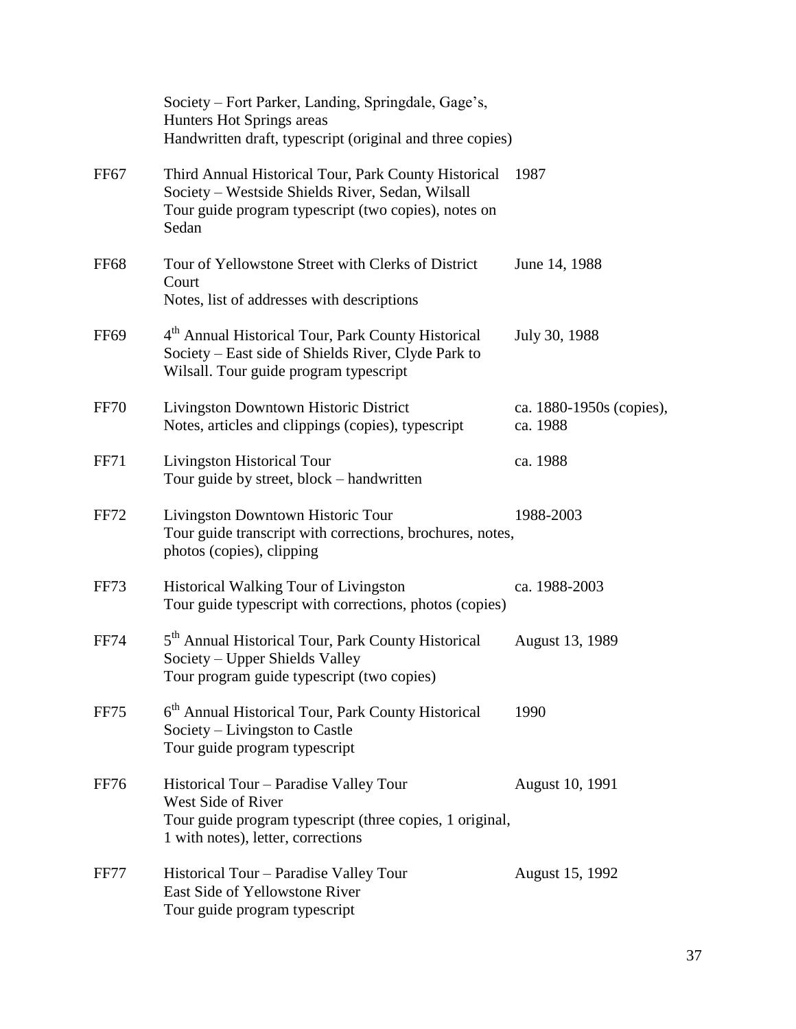| | | |
|---|---|---|
| | Society – Fort Parker, Landing, Springdale, Gage's, Hunters Hot Springs areas<br>Handwritten draft, typescript (original and three copies) | |
| FF67 | Third Annual Historical Tour, Park County Historical Society – Westside Shields River, Sedan, Wilsall<br>Tour guide program typescript (two copies), notes on Sedan | 1987 |
| FF68 | Tour of Yellowstone Street with Clerks of District Court<br>Notes, list of addresses with descriptions | June 14, 1988 |
| FF69 | 4th Annual Historical Tour, Park County Historical Society – East side of Shields River, Clyde Park to Wilsall. Tour guide program typescript | July 30, 1988 |
| FF70 | Livingston Downtown Historic District<br>Notes, articles and clippings (copies), typescript | ca. 1880-1950s (copies), ca. 1988 |
| FF71 | Livingston Historical Tour<br>Tour guide by street, block – handwritten | ca. 1988 |
| FF72 | Livingston Downtown Historic Tour<br>Tour guide transcript with corrections, brochures, notes, photos (copies), clipping | 1988-2003 |
| FF73 | Historical Walking Tour of Livingston<br>Tour guide typescript with corrections, photos (copies) | ca. 1988-2003 |
| FF74 | 5th Annual Historical Tour, Park County Historical Society – Upper Shields Valley<br>Tour program guide typescript (two copies) | August 13, 1989 |
| FF75 | 6th Annual Historical Tour, Park County Historical Society – Livingston to Castle<br>Tour guide program typescript | 1990 |
| FF76 | Historical Tour – Paradise Valley Tour<br>West Side of River<br>Tour guide program typescript (three copies, 1 original, 1 with notes), letter, corrections | August 10, 1991 |
| FF77 | Historical Tour – Paradise Valley Tour<br>East Side of Yellowstone River<br>Tour guide program typescript | August 15, 1992 |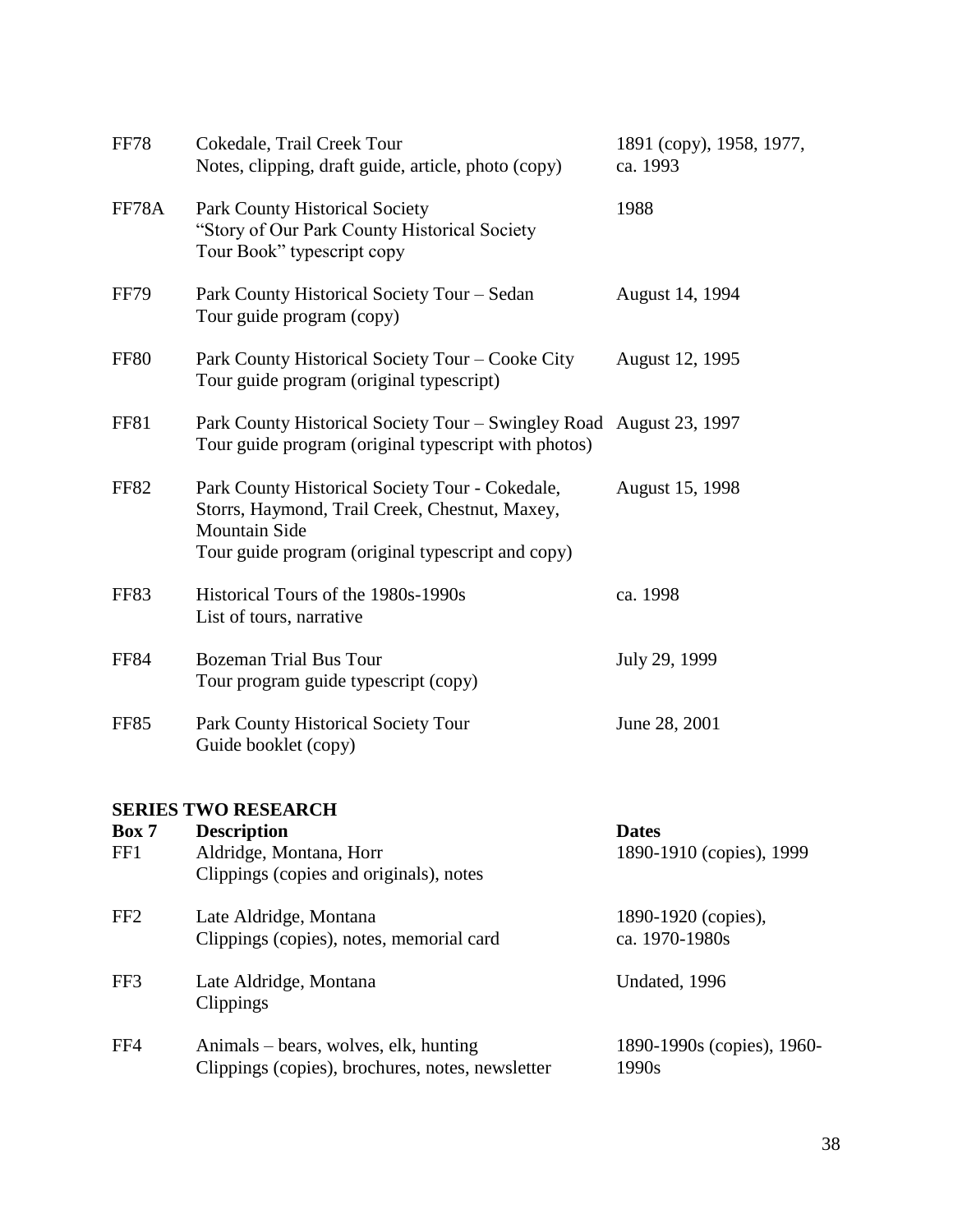| | | |
|---|---|---|
| FF78 | Cokedale, Trail Creek Tour<br>Notes, clipping, draft guide, article, photo (copy) | 1891 (copy), 1958, 1977, ca. 1993 |
| FF78A | Park County Historical Society<br>"Story of Our Park County Historical Society Tour Book" typescript copy | 1988 |
| FF79 | Park County Historical Society Tour – Sedan<br>Tour guide program (copy) | August 14, 1994 |
| FF80 | Park County Historical Society Tour – Cooke City<br>Tour guide program (original typescript) | August 12, 1995 |
| FF81 | Park County Historical Society Tour – Swingley Road<br>Tour guide program (original typescript with photos) | August 23, 1997 |
| FF82 | Park County Historical Society Tour - Cokedale, Storrs, Haymond, Trail Creek, Chestnut, Maxey, Mountain Side<br>Tour guide program (original typescript and copy) | August 15, 1998 |
| FF83 | Historical Tours of the 1980s-1990s<br>List of tours, narrative | ca. 1998 |
| FF84 | Bozeman Trial Bus Tour<br>Tour program guide typescript (copy) | July 29, 1999 |
| FF85 | Park County Historical Society Tour<br>Guide booklet (copy) | June 28, 2001 |

## SERIES TWO RESEARCH

| Box 7 | Description | Dates |
|---|---|---|
| FF1 | Aldridge, Montana, Horr<br>Clippings (copies and originals), notes | 1890-1910 (copies), 1999 |
| FF2 | Late Aldridge, Montana<br>Clippings (copies), notes, memorial card | 1890-1920 (copies), ca. 1970-1980s |
| FF3 | Late Aldridge, Montana<br>Clippings | Undated, 1996 |
| FF4 | Animals – bears, wolves, elk, hunting<br>Clippings (copies), brochures, notes, newsletter | 1890-1990s (copies), 1960-1990s |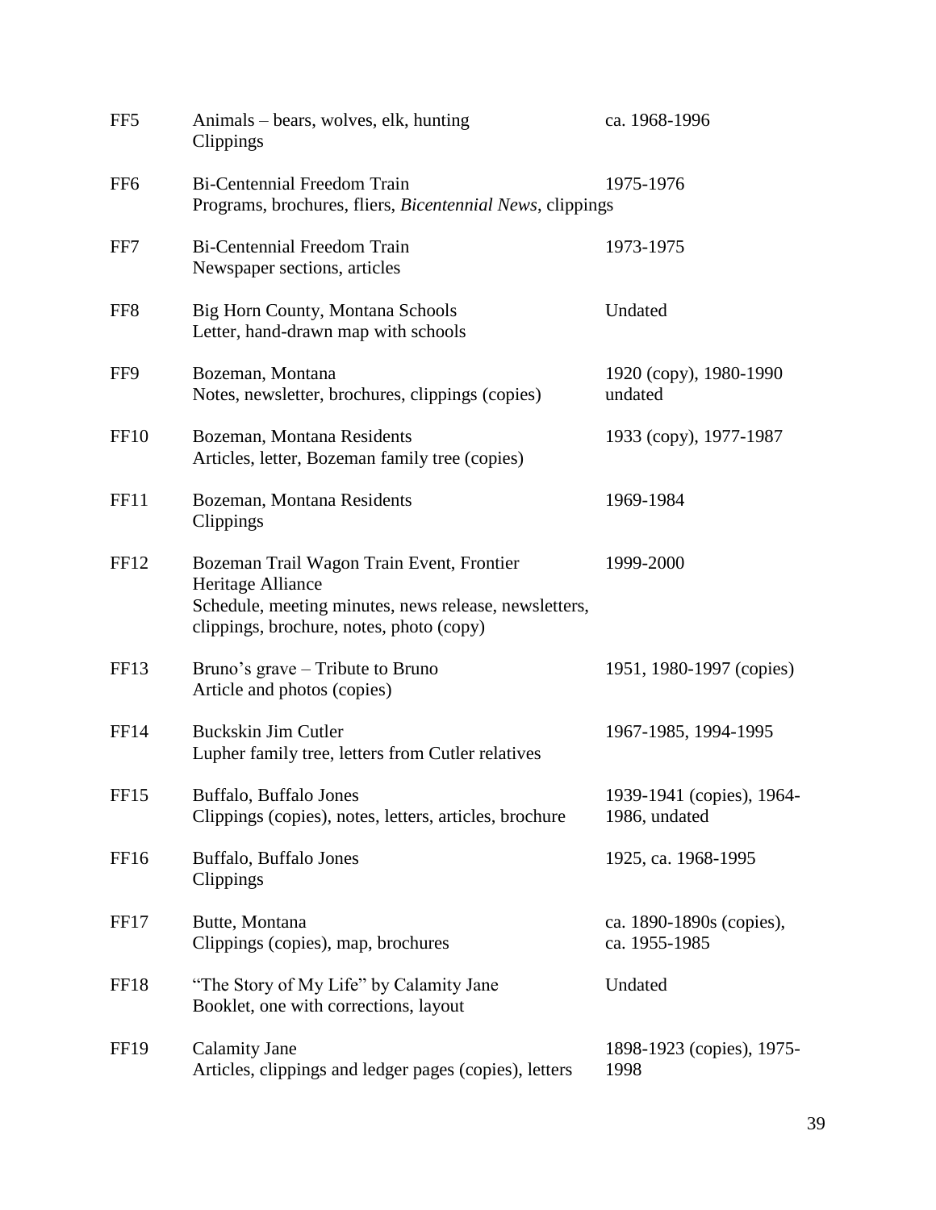| | | |
|---|---|---|
| FF5 | Animals – bears, wolves, elk, hunting<br>Clippings | ca. 1968-1996 |
| FF6 | Bi-Centennial Freedom Train<br>Programs, brochures, fliers, *Bicentennial News*, clippings | 1975-1976 |
| FF7 | Bi-Centennial Freedom Train<br>Newspaper sections, articles | 1973-1975 |
| FF8 | Big Horn County, Montana Schools<br>Letter, hand-drawn map with schools | Undated |
| FF9 | Bozeman, Montana<br>Notes, newsletter, brochures, clippings (copies) | 1920 (copy), 1980-1990 undated |
| FF10 | Bozeman, Montana Residents<br>Articles, letter, Bozeman family tree (copies) | 1933 (copy), 1977-1987 |
| FF11 | Bozeman, Montana Residents<br>Clippings | 1969-1984 |
| FF12 | Bozeman Trail Wagon Train Event, Frontier Heritage Alliance<br>Schedule, meeting minutes, news release, newsletters, clippings, brochure, notes, photo (copy) | 1999-2000 |
| FF13 | Bruno's grave – Tribute to Bruno<br>Article and photos (copies) | 1951, 1980-1997 (copies) |
| FF14 | Buckskin Jim Cutler<br>Lupher family tree, letters from Cutler relatives | 1967-1985, 1994-1995 |
| FF15 | Buffalo, Buffalo Jones<br>Clippings (copies), notes, letters, articles, brochure | 1939-1941 (copies), 1964-1986, undated |
| FF16 | Buffalo, Buffalo Jones<br>Clippings | 1925, ca. 1968-1995 |
| FF17 | Butte, Montana<br>Clippings (copies), map, brochures | ca. 1890-1890s (copies), ca. 1955-1985 |
| FF18 | "The Story of My Life" by Calamity Jane<br>Booklet, one with corrections, layout | Undated |
| FF19 | Calamity Jane<br>Articles, clippings and ledger pages (copies), letters | 1898-1923 (copies), 1975-1998 |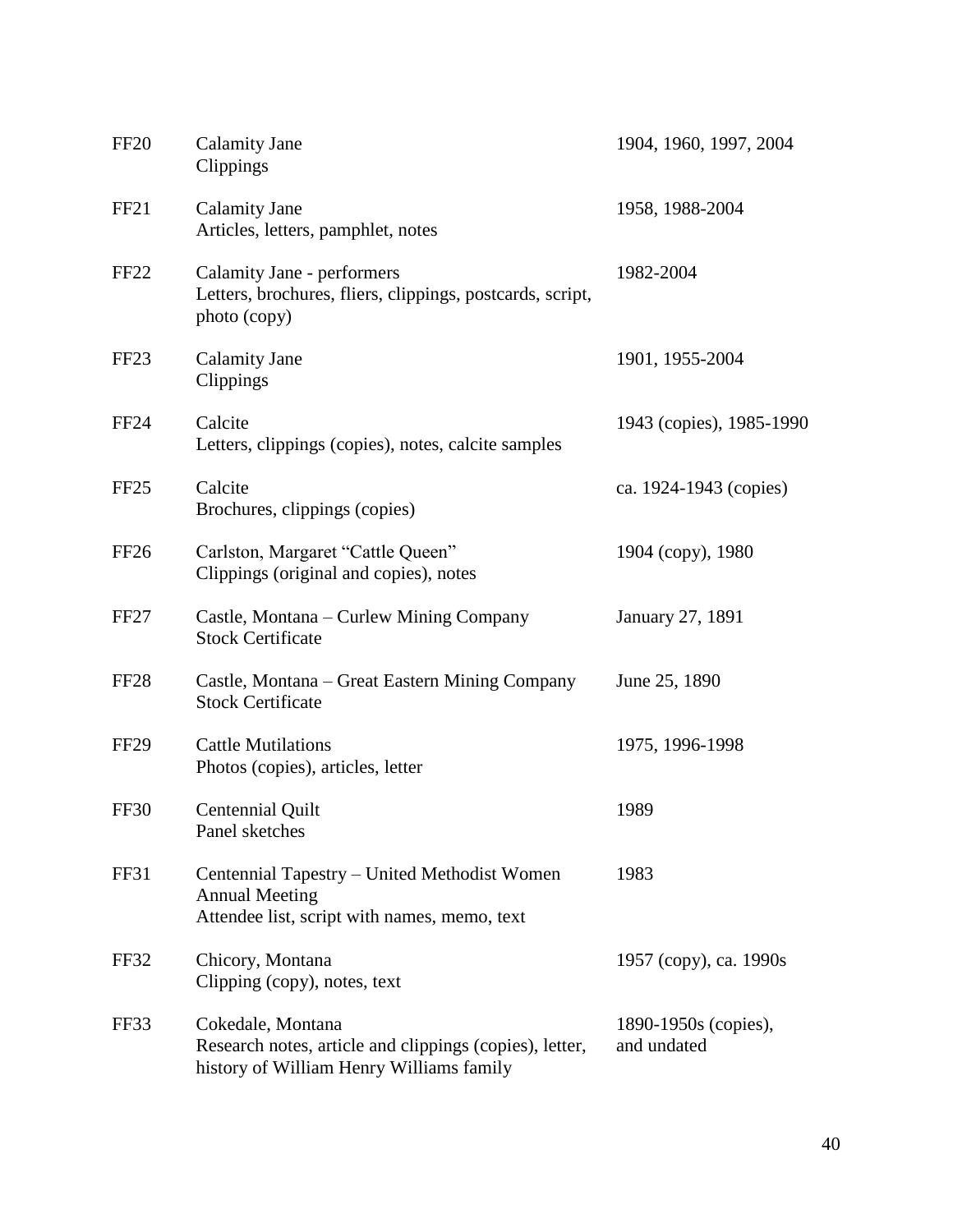| | | |
|---|---|---|
| FF20 | Calamity Jane<br>Clippings | 1904, 1960, 1997, 2004 |
| FF21 | Calamity Jane<br>Articles, letters, pamphlet, notes | 1958, 1988-2004 |
| FF22 | Calamity Jane - performers<br>Letters, brochures, fliers, clippings, postcards, script, photo (copy) | 1982-2004 |
| FF23 | Calamity Jane<br>Clippings | 1901, 1955-2004 |
| FF24 | Calcite<br>Letters, clippings (copies), notes, calcite samples | 1943 (copies), 1985-1990 |
| FF25 | Calcite<br>Brochures, clippings (copies) | ca. 1924-1943 (copies) |
| FF26 | Carlston, Margaret "Cattle Queen"<br>Clippings (original and copies), notes | 1904 (copy), 1980 |
| FF27 | Castle, Montana – Curlew Mining Company<br>Stock Certificate | January 27, 1891 |
| FF28 | Castle, Montana – Great Eastern Mining Company<br>Stock Certificate | June 25, 1890 |
| FF29 | Cattle Mutilations<br>Photos (copies), articles, letter | 1975, 1996-1998 |
| FF30 | Centennial Quilt<br>Panel sketches | 1989 |
| FF31 | Centennial Tapestry – United Methodist Women Annual Meeting<br>Attendee list, script with names, memo, text | 1983 |
| FF32 | Chicory, Montana<br>Clipping (copy), notes, text | 1957 (copy), ca. 1990s |
| FF33 | Cokedale, Montana<br>Research notes, article and clippings (copies), letter, history of William Henry Williams family | 1890-1950s (copies), and undated |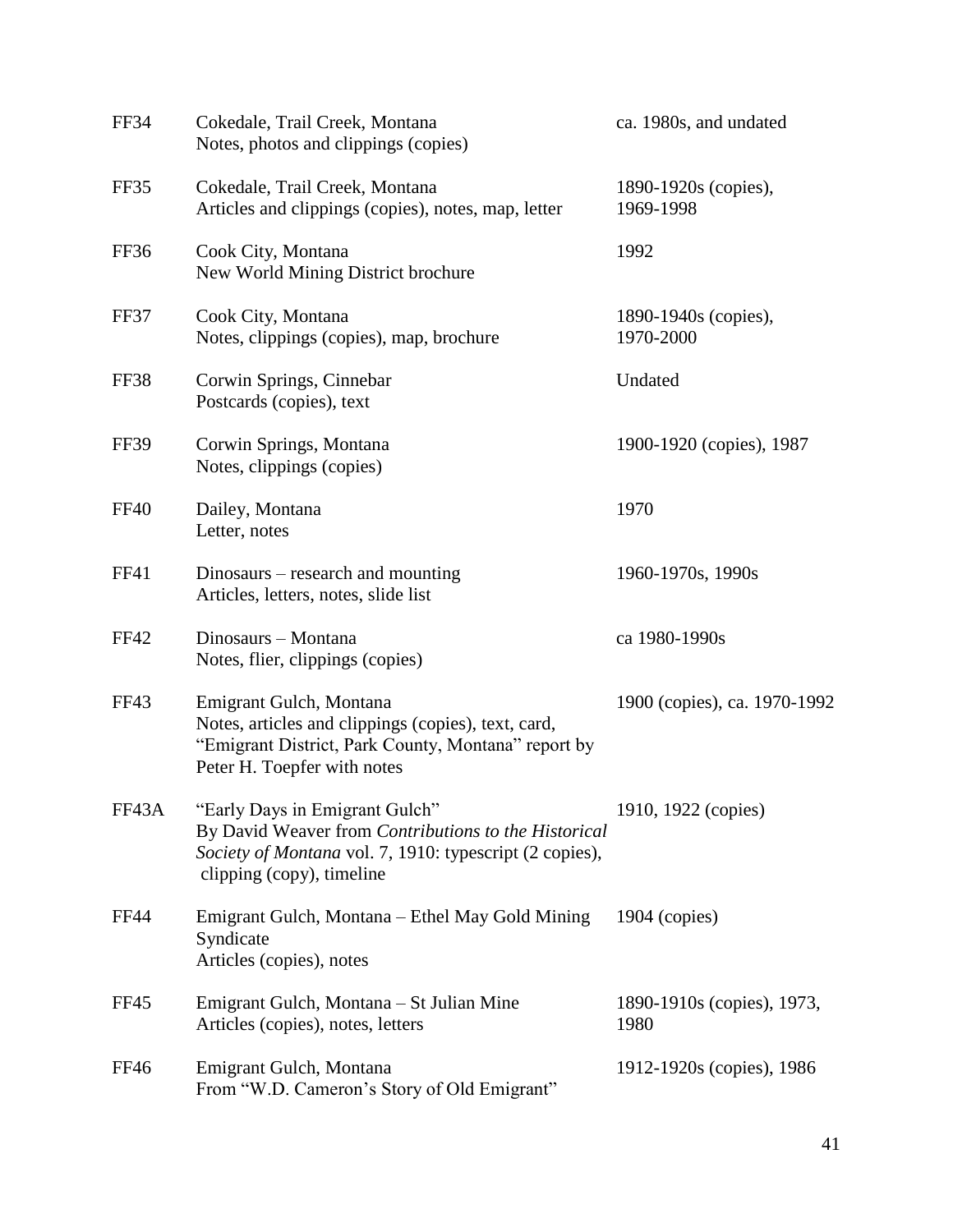| | | |
|---|---|---|
| FF34 | Cokedale, Trail Creek, Montana<br>Notes, photos and clippings (copies) | ca. 1980s, and undated |
| FF35 | Cokedale, Trail Creek, Montana<br>Articles and clippings (copies), notes, map, letter | 1890-1920s (copies),<br>1969-1998 |
| FF36 | Cook City, Montana<br>New World Mining District brochure | 1992 |
| FF37 | Cook City, Montana<br>Notes, clippings (copies), map, brochure | 1890-1940s (copies),<br>1970-2000 |
| FF38 | Corwin Springs, Cinnebar<br>Postcards (copies), text | Undated |
| FF39 | Corwin Springs, Montana<br>Notes, clippings (copies) | 1900-1920 (copies), 1987 |
| FF40 | Dailey, Montana<br>Letter, notes | 1970 |
| FF41 | Dinosaurs – research and mounting<br>Articles, letters, notes, slide list | 1960-1970s, 1990s |
| FF42 | Dinosaurs – Montana<br>Notes, flier, clippings (copies) | ca 1980-1990s |
| FF43 | Emigrant Gulch, Montana<br>Notes, articles and clippings (copies), text, card, "Emigrant District, Park County, Montana" report by Peter H. Toepfer with notes | 1900 (copies), ca. 1970-1992 |
| FF43A | "Early Days in Emigrant Gulch"<br>By David Weaver from *Contributions to the Historical Society of Montana* vol. 7, 1910: typescript (2 copies), clipping (copy), timeline | 1910, 1922 (copies) |
| FF44 | Emigrant Gulch, Montana – Ethel May Gold Mining Syndicate<br>Articles (copies), notes | 1904 (copies) |
| FF45 | Emigrant Gulch, Montana – St Julian Mine<br>Articles (copies), notes, letters | 1890-1910s (copies), 1973,<br>1980 |
| FF46 | Emigrant Gulch, Montana<br>From "W.D. Cameron's Story of Old Emigrant" | 1912-1920s (copies), 1986 |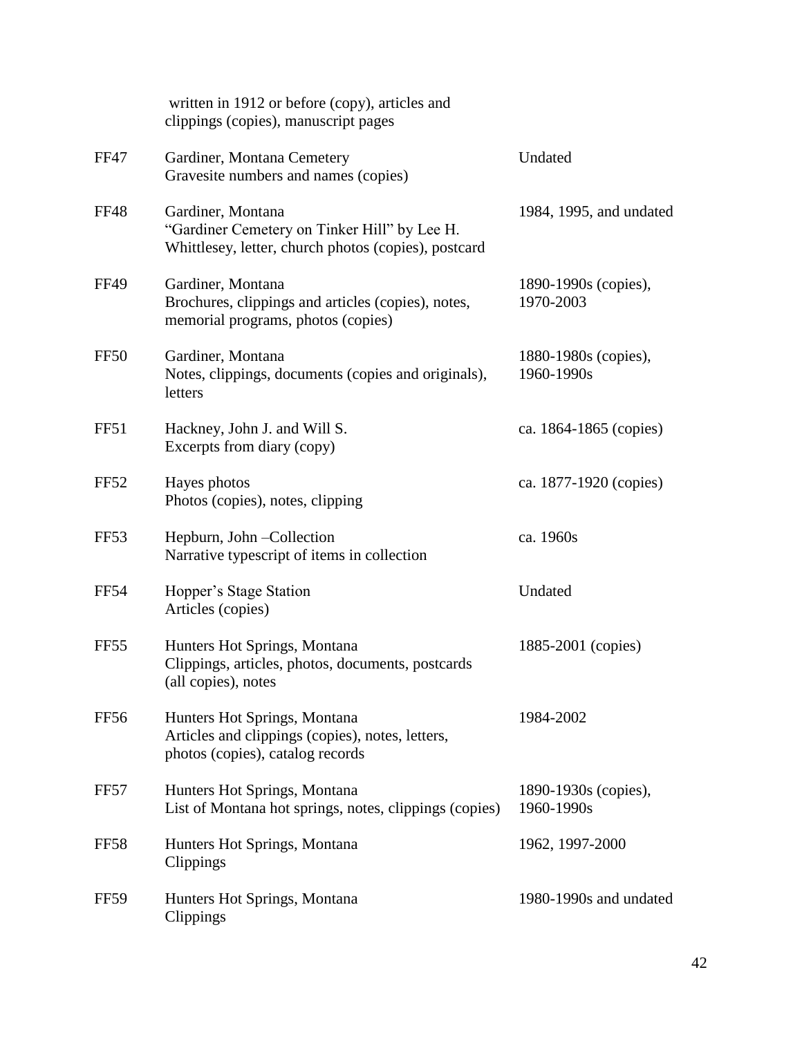| | | |
|---|---|---|
| | written in 1912 or before (copy), articles and clippings (copies), manuscript pages | |
| FF47 | Gardiner, Montana Cemetery<br>Gravesite numbers and names (copies) | Undated |
| FF48 | Gardiner, Montana<br>"Gardiner Cemetery on Tinker Hill" by Lee H. Whittlesey, letter, church photos (copies), postcard | 1984, 1995, and undated |
| FF49 | Gardiner, Montana<br>Brochures, clippings and articles (copies), notes, memorial programs, photos (copies) | 1890-1990s (copies), 1970-2003 |
| FF50 | Gardiner, Montana<br>Notes, clippings, documents (copies and originals), letters | 1880-1980s (copies), 1960-1990s |
| FF51 | Hackney, John J. and Will S.<br>Excerpts from diary (copy) | ca. 1864-1865 (copies) |
| FF52 | Hayes photos<br>Photos (copies), notes, clipping | ca. 1877-1920 (copies) |
| FF53 | Hepburn, John –Collection<br>Narrative typescript of items in collection | ca. 1960s |
| FF54 | Hopper's Stage Station<br>Articles (copies) | Undated |
| FF55 | Hunters Hot Springs, Montana<br>Clippings, articles, photos, documents, postcards (all copies), notes | 1885-2001 (copies) |
| FF56 | Hunters Hot Springs, Montana<br>Articles and clippings (copies), notes, letters, photos (copies), catalog records | 1984-2002 |
| FF57 | Hunters Hot Springs, Montana<br>List of Montana hot springs, notes, clippings (copies) | 1890-1930s (copies), 1960-1990s |
| FF58 | Hunters Hot Springs, Montana<br>Clippings | 1962, 1997-2000 |
| FF59 | Hunters Hot Springs, Montana<br>Clippings | 1980-1990s and undated |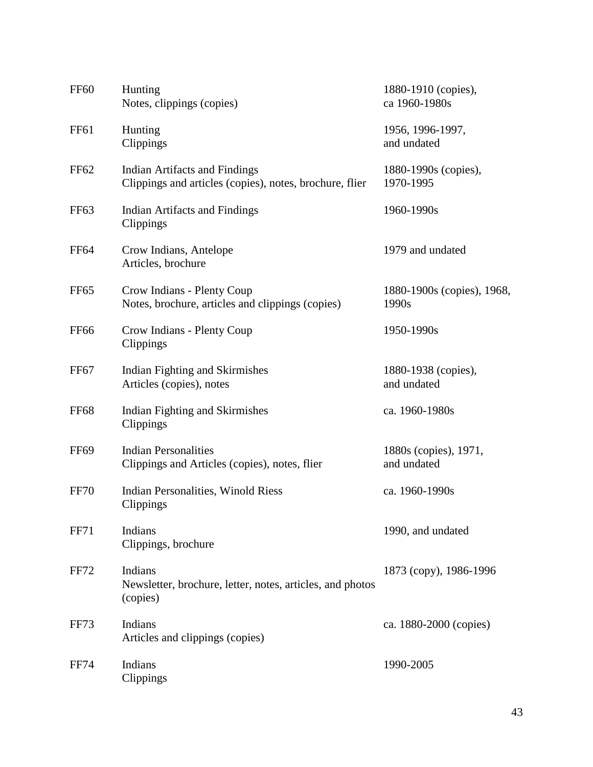| | | |
|---|---|---|
| FF60 | Hunting<br>Notes, clippings (copies) | 1880-1910 (copies),<br>ca 1960-1980s |
| FF61 | Hunting<br>Clippings | 1956, 1996-1997,<br>and undated |
| FF62 | Indian Artifacts and Findings<br>Clippings and articles (copies), notes, brochure, flier | 1880-1990s (copies),<br>1970-1995 |
| FF63 | Indian Artifacts and Findings<br>Clippings | 1960-1990s |
| FF64 | Crow Indians, Antelope<br>Articles, brochure | 1979 and undated |
| FF65 | Crow Indians - Plenty Coup<br>Notes, brochure, articles and clippings (copies) | 1880-1900s (copies), 1968,<br>1990s |
| FF66 | Crow Indians - Plenty Coup<br>Clippings | 1950-1990s |
| FF67 | Indian Fighting and Skirmishes<br>Articles (copies), notes | 1880-1938 (copies),<br>and undated |
| FF68 | Indian Fighting and Skirmishes<br>Clippings | ca. 1960-1980s |
| FF69 | Indian Personalities<br>Clippings and Articles (copies), notes, flier | 1880s (copies), 1971,<br>and undated |
| FF70 | Indian Personalities, Winold Riess<br>Clippings | ca. 1960-1990s |
| FF71 | Indians<br>Clippings, brochure | 1990, and undated |
| FF72 | Indians<br>Newsletter, brochure, letter, notes, articles, and photos (copies) | 1873 (copy), 1986-1996 |
| FF73 | Indians<br>Articles and clippings (copies) | ca. 1880-2000 (copies) |
| FF74 | Indians<br>Clippings | 1990-2005 |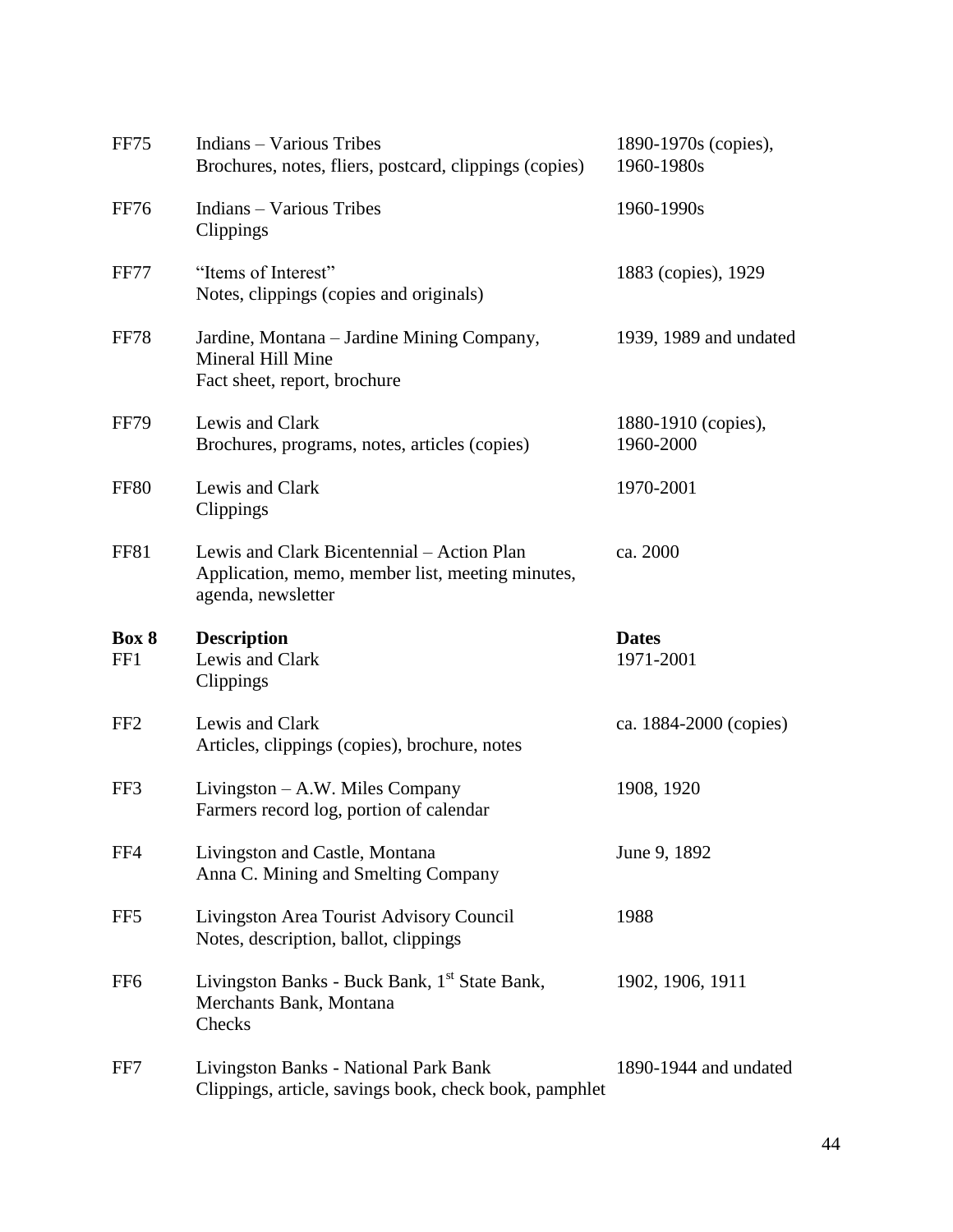| | | |
|---|---|---|
| FF75 | Indians – Various Tribes<br>Brochures, notes, fliers, postcard, clippings (copies) | 1890-1970s (copies), 1960-1980s |
| FF76 | Indians – Various Tribes<br>Clippings | 1960-1990s |
| FF77 | "Items of Interest"<br>Notes, clippings (copies and originals) | 1883 (copies), 1929 |
| FF78 | Jardine, Montana – Jardine Mining Company, Mineral Hill Mine<br>Fact sheet, report, brochure | 1939, 1989 and undated |
| FF79 | Lewis and Clark<br>Brochures, programs, notes, articles (copies) | 1880-1910 (copies), 1960-2000 |
| FF80 | Lewis and Clark<br>Clippings | 1970-2001 |
| FF81 | Lewis and Clark Bicentennial – Action Plan<br>Application, memo, member list, meeting minutes, agenda, newsletter | ca. 2000 |

| **Box 8** | **Description** | **Dates** |
|---|---|---|
| FF1 | Lewis and Clark<br>Clippings | 1971-2001 |
| FF2 | Lewis and Clark<br>Articles, clippings (copies), brochure, notes | ca. 1884-2000 (copies) |
| FF3 | Livingston – A.W. Miles Company<br>Farmers record log, portion of calendar | 1908, 1920 |
| FF4 | Livingston and Castle, Montana<br>Anna C. Mining and Smelting Company | June 9, 1892 |
| FF5 | Livingston Area Tourist Advisory Council<br>Notes, description, ballot, clippings | 1988 |
| FF6 | Livingston Banks - Buck Bank, 1st State Bank, Merchants Bank, Montana<br>Checks | 1902, 1906, 1911 |
| FF7 | Livingston Banks - National Park Bank<br>Clippings, article, savings book, check book, pamphlet | 1890-1944 and undated |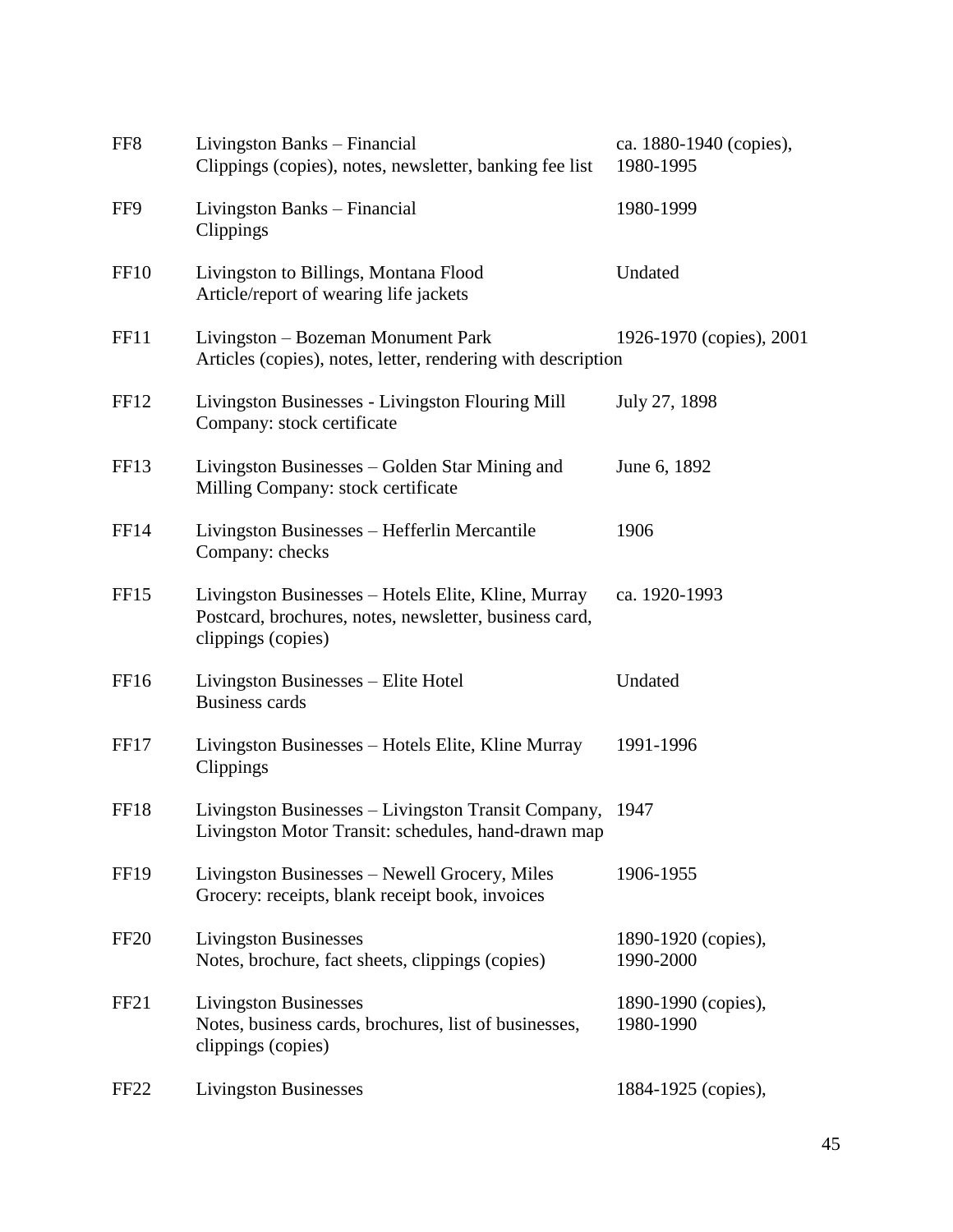| | | |
|---|---|---|
| FF8 | Livingston Banks – Financial<br>Clippings (copies), notes, newsletter, banking fee list | ca. 1880-1940 (copies), 1980-1995 |
| FF9 | Livingston Banks – Financial<br>Clippings | 1980-1999 |
| FF10 | Livingston to Billings, Montana Flood<br>Article/report of wearing life jackets | Undated |
| FF11 | Livingston – Bozeman Monument Park<br>Articles (copies), notes, letter, rendering with description | 1926-1970 (copies), 2001 |
| FF12 | Livingston Businesses - Livingston Flouring Mill Company: stock certificate | July 27, 1898 |
| FF13 | Livingston Businesses – Golden Star Mining and Milling Company: stock certificate | June 6, 1892 |
| FF14 | Livingston Businesses – Hefferlin Mercantile Company: checks | 1906 |
| FF15 | Livingston Businesses – Hotels Elite, Kline, Murray<br>Postcard, brochures, notes, newsletter, business card, clippings (copies) | ca. 1920-1993 |
| FF16 | Livingston Businesses – Elite Hotel<br>Business cards | Undated |
| FF17 | Livingston Businesses – Hotels Elite, Kline Murray<br>Clippings | 1991-1996 |
| FF18 | Livingston Businesses – Livingston Transit Company, Livingston Motor Transit: schedules, hand-drawn map | 1947 |
| FF19 | Livingston Businesses – Newell Grocery, Miles Grocery: receipts, blank receipt book, invoices | 1906-1955 |
| FF20 | Livingston Businesses<br>Notes, brochure, fact sheets, clippings (copies) | 1890-1920 (copies), 1990-2000 |
| FF21 | Livingston Businesses<br>Notes, business cards, brochures, list of businesses, clippings (copies) | 1890-1990 (copies), 1980-1990 |
| FF22 | Livingston Businesses | 1884-1925 (copies), |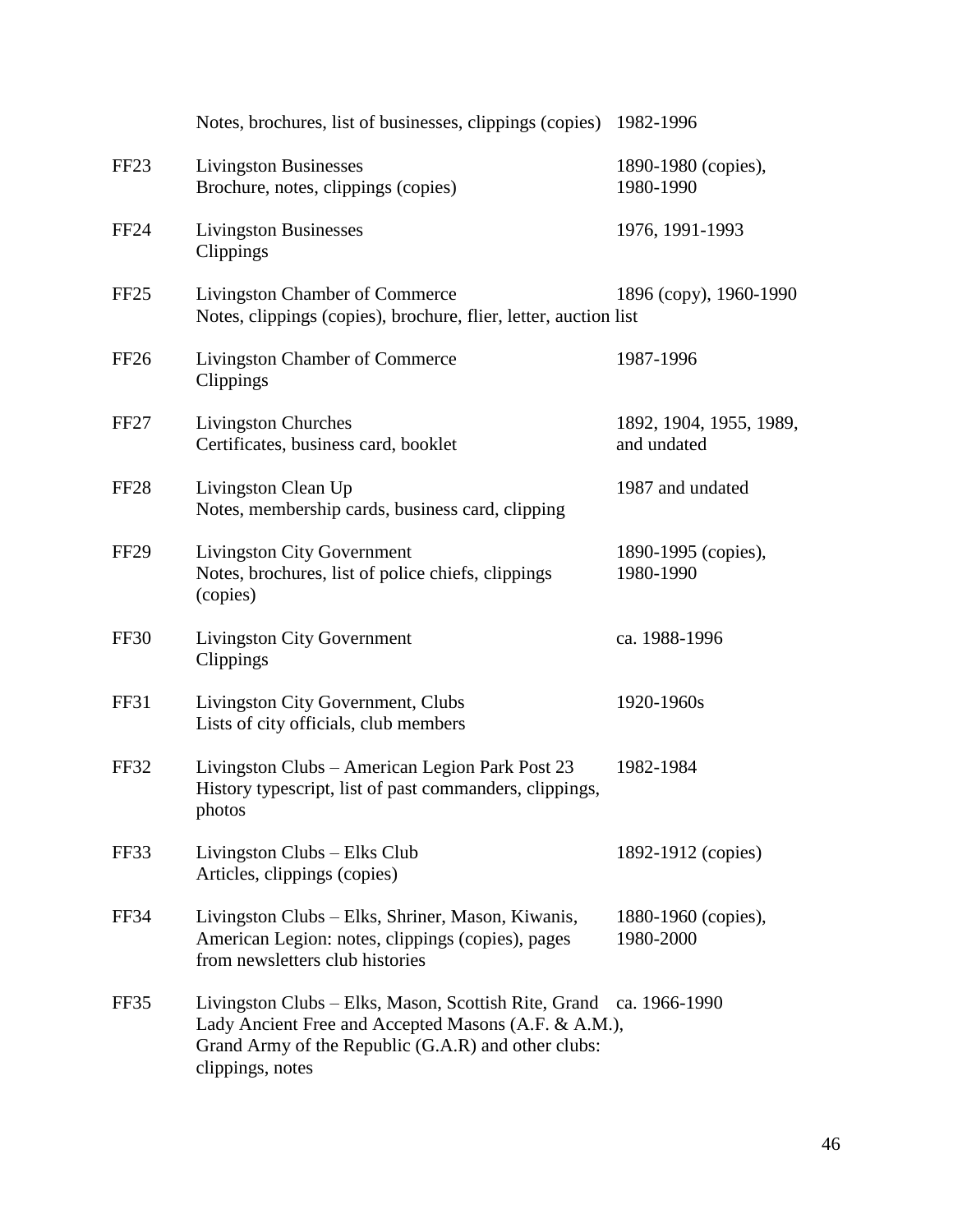| | | |
|---|---|---|
| | Notes, brochures, list of businesses, clippings (copies) | 1982-1996 |
| FF23 | Livingston Businesses<br>Brochure, notes, clippings (copies) | 1890-1980 (copies), 1980-1990 |
| FF24 | Livingston Businesses<br>Clippings | 1976, 1991-1993 |
| FF25 | Livingston Chamber of Commerce<br>Notes, clippings (copies), brochure, flier, letter, auction list | 1896 (copy), 1960-1990 |
| FF26 | Livingston Chamber of Commerce<br>Clippings | 1987-1996 |
| FF27 | Livingston Churches<br>Certificates, business card, booklet | 1892, 1904, 1955, 1989, and undated |
| FF28 | Livingston Clean Up<br>Notes, membership cards, business card, clipping | 1987 and undated |
| FF29 | Livingston City Government<br>Notes, brochures, list of police chiefs, clippings (copies) | 1890-1995 (copies), 1980-1990 |
| FF30 | Livingston City Government<br>Clippings | ca. 1988-1996 |
| FF31 | Livingston City Government, Clubs<br>Lists of city officials, club members | 1920-1960s |
| FF32 | Livingston Clubs – American Legion Park Post 23<br>History typescript, list of past commanders, clippings, photos | 1982-1984 |
| FF33 | Livingston Clubs – Elks Club<br>Articles, clippings (copies) | 1892-1912 (copies) |
| FF34 | Livingston Clubs – Elks, Shriner, Mason, Kiwanis, American Legion: notes, clippings (copies), pages from newsletters club histories | 1880-1960 (copies), 1980-2000 |
| FF35 | Livingston Clubs – Elks, Mason, Scottish Rite, Grand Lady Ancient Free and Accepted Masons (A.F. & A.M.), Grand Army of the Republic (G.A.R) and other clubs: clippings, notes | ca. 1966-1990 |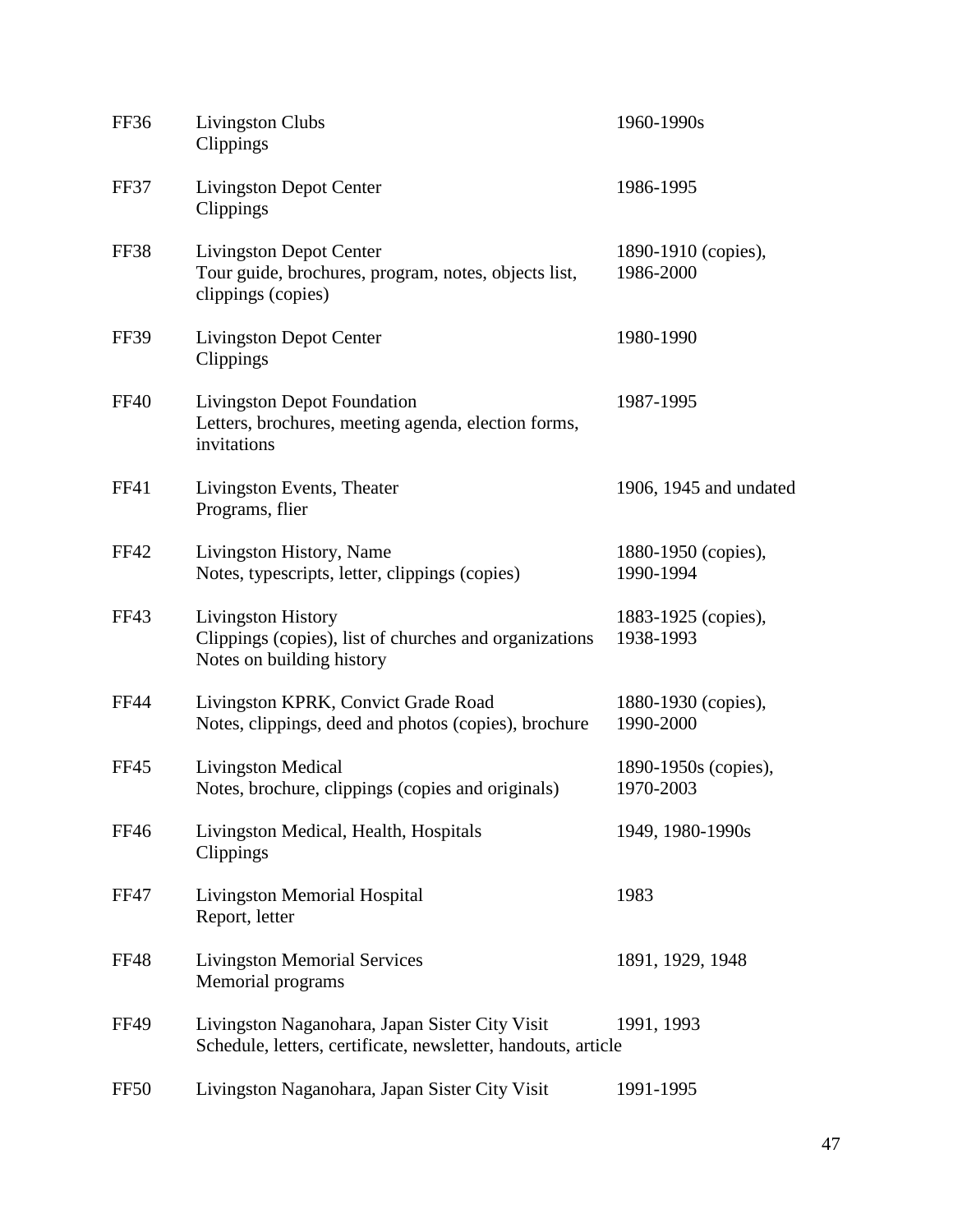| | | |
|---|---|---|
| FF36 | Livingston Clubs<br>Clippings | 1960-1990s |
| FF37 | Livingston Depot Center<br>Clippings | 1986-1995 |
| FF38 | Livingston Depot Center<br>Tour guide, brochures, program, notes, objects list, clippings (copies) | 1890-1910 (copies), 1986-2000 |
| FF39 | Livingston Depot Center<br>Clippings | 1980-1990 |
| FF40 | Livingston Depot Foundation<br>Letters, brochures, meeting agenda, election forms, invitations | 1987-1995 |
| FF41 | Livingston Events, Theater<br>Programs, flier | 1906, 1945 and undated |
| FF42 | Livingston History, Name<br>Notes, typescripts, letter, clippings (copies) | 1880-1950 (copies), 1990-1994 |
| FF43 | Livingston History<br>Clippings (copies), list of churches and organizations<br>Notes on building history | 1883-1925 (copies), 1938-1993 |
| FF44 | Livingston KPRK, Convict Grade Road<br>Notes, clippings, deed and photos (copies), brochure | 1880-1930 (copies), 1990-2000 |
| FF45 | Livingston Medical<br>Notes, brochure, clippings (copies and originals) | 1890-1950s (copies), 1970-2003 |
| FF46 | Livingston Medical, Health, Hospitals<br>Clippings | 1949, 1980-1990s |
| FF47 | Livingston Memorial Hospital<br>Report, letter | 1983 |
| FF48 | Livingston Memorial Services<br>Memorial programs | 1891, 1929, 1948 |
| FF49 | Livingston Naganohara, Japan Sister City Visit<br>Schedule, letters, certificate, newsletter, handouts, article | 1991, 1993 |
| FF50 | Livingston Naganohara, Japan Sister City Visit | 1991-1995 |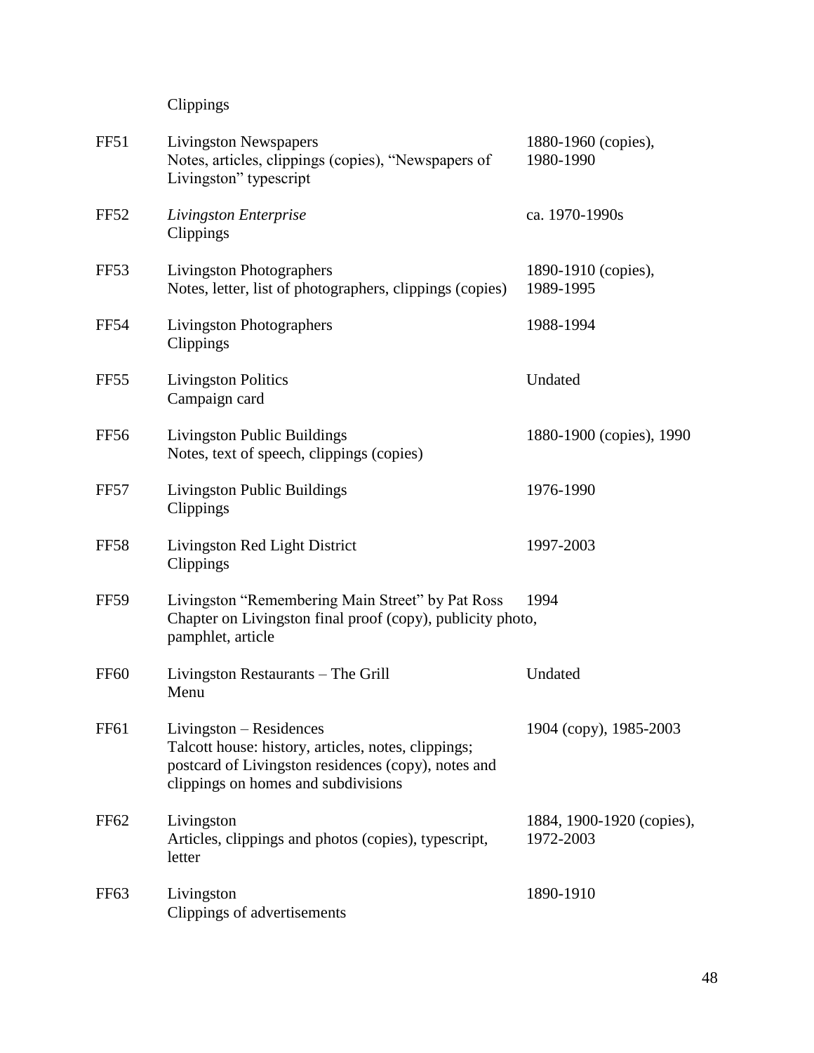Clippings

| | | |
|---|---|---|
| FF51 | Livingston Newspapers<br>Notes, articles, clippings (copies), "Newspapers of Livingston" typescript | 1880-1960 (copies), 1980-1990 |
| FF52 | *Livingston Enterprise*<br>Clippings | ca. 1970-1990s |
| FF53 | Livingston Photographers<br>Notes, letter, list of photographers, clippings (copies) | 1890-1910 (copies), 1989-1995 |
| FF54 | Livingston Photographers<br>Clippings | 1988-1994 |
| FF55 | Livingston Politics<br>Campaign card | Undated |
| FF56 | Livingston Public Buildings<br>Notes, text of speech, clippings (copies) | 1880-1900 (copies), 1990 |
| FF57 | Livingston Public Buildings<br>Clippings | 1976-1990 |
| FF58 | Livingston Red Light District<br>Clippings | 1997-2003 |
| FF59 | Livingston "Remembering Main Street" by Pat Ross<br>Chapter on Livingston final proof (copy), publicity photo, pamphlet, article | 1994 |
| FF60 | Livingston Restaurants – The Grill<br>Menu | Undated |
| FF61 | Livingston – Residences<br>Talcott house: history, articles, notes, clippings; postcard of Livingston residences (copy), notes and clippings on homes and subdivisions | 1904 (copy), 1985-2003 |
| FF62 | Livingston<br>Articles, clippings and photos (copies), typescript, letter | 1884, 1900-1920 (copies), 1972-2003 |
| FF63 | Livingston<br>Clippings of advertisements | 1890-1910 |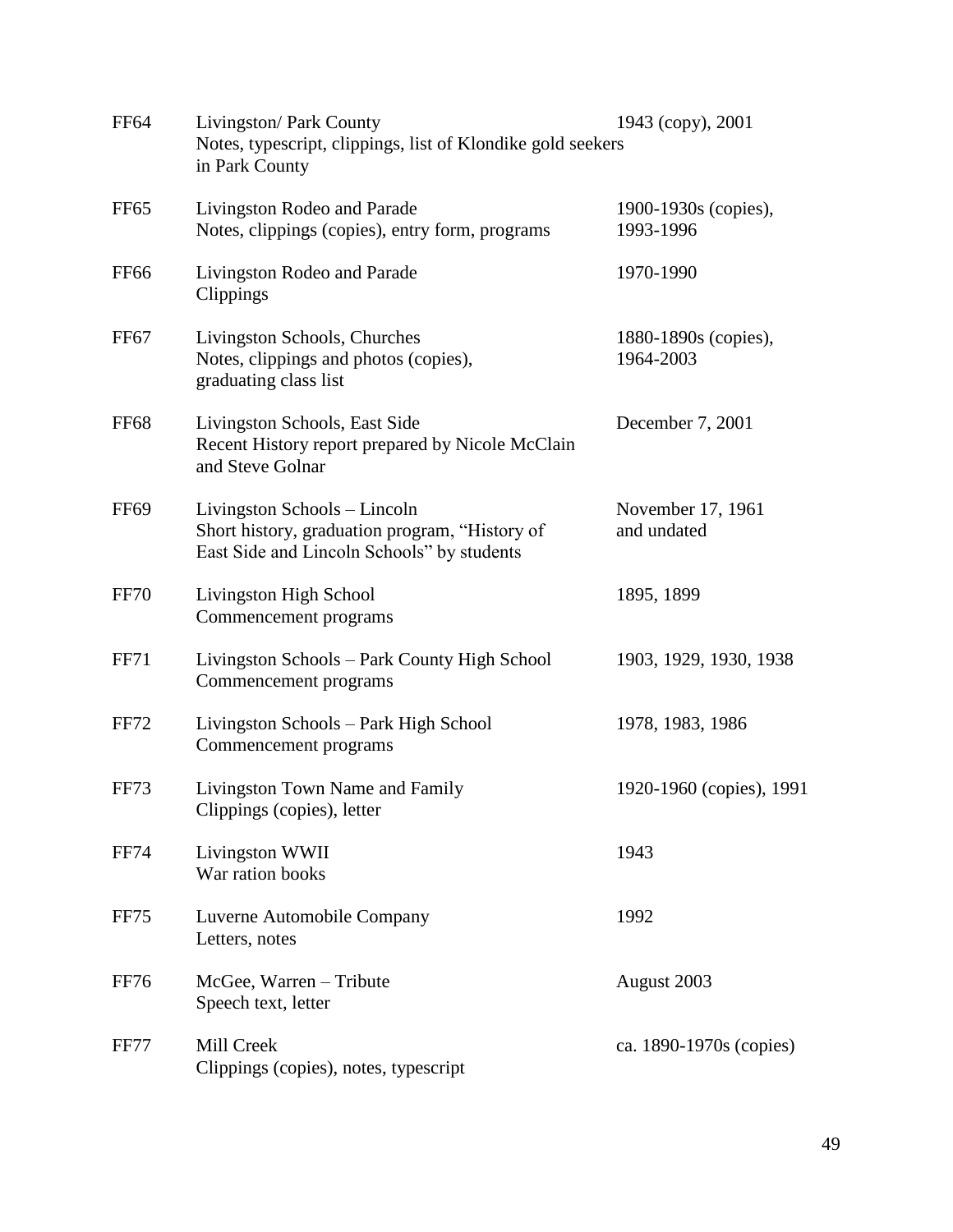| | | |
|---|---|---|
| FF64 | Livingston/ Park County<br>Notes, typescript, clippings, list of Klondike gold seekers in Park County | 1943 (copy), 2001 |
| FF65 | Livingston Rodeo and Parade<br>Notes, clippings (copies), entry form, programs | 1900-1930s (copies), 1993-1996 |
| FF66 | Livingston Rodeo and Parade<br>Clippings | 1970-1990 |
| FF67 | Livingston Schools, Churches<br>Notes, clippings and photos (copies), graduating class list | 1880-1890s (copies), 1964-2003 |
| FF68 | Livingston Schools, East Side<br>Recent History report prepared by Nicole McClain and Steve Golnar | December 7, 2001 |
| FF69 | Livingston Schools – Lincoln<br>Short history, graduation program, "History of East Side and Lincoln Schools" by students | November 17, 1961 and undated |
| FF70 | Livingston High School<br>Commencement programs | 1895, 1899 |
| FF71 | Livingston Schools – Park County High School<br>Commencement programs | 1903, 1929, 1930, 1938 |
| FF72 | Livingston Schools – Park High School<br>Commencement programs | 1978, 1983, 1986 |
| FF73 | Livingston Town Name and Family<br>Clippings (copies), letter | 1920-1960 (copies), 1991 |
| FF74 | Livingston WWII<br>War ration books | 1943 |
| FF75 | Luverne Automobile Company<br>Letters, notes | 1992 |
| FF76 | McGee, Warren – Tribute<br>Speech text, letter | August 2003 |
| FF77 | Mill Creek<br>Clippings (copies), notes, typescript | ca. 1890-1970s (copies) |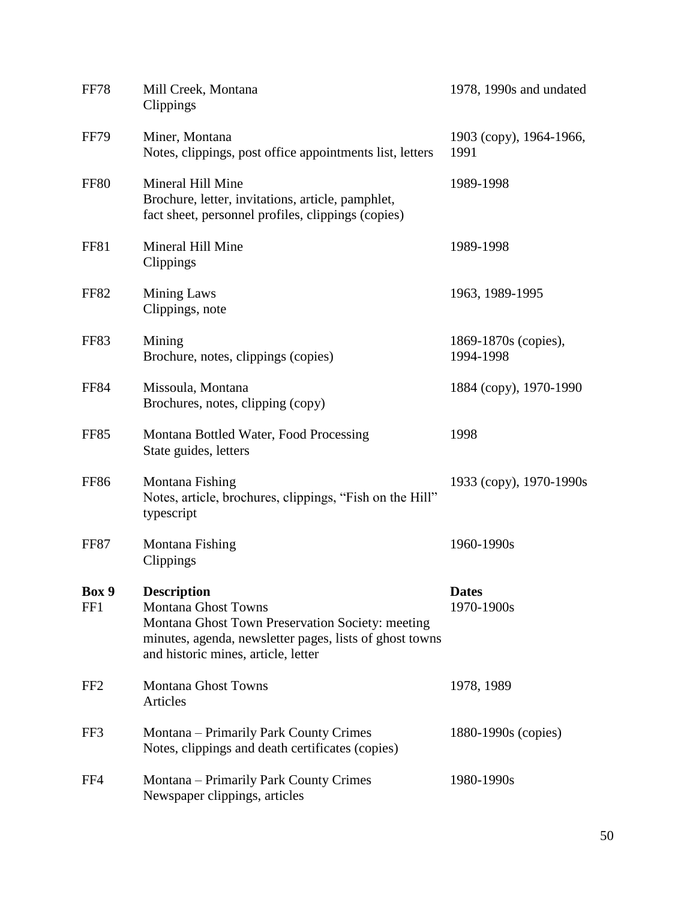| | | |
|---|---|---|
| FF78 | Mill Creek, Montana<br>Clippings | 1978, 1990s and undated |
| FF79 | Miner, Montana<br>Notes, clippings, post office appointments list, letters | 1903 (copy), 1964-1966, 1991 |
| FF80 | Mineral Hill Mine<br>Brochure, letter, invitations, article, pamphlet, fact sheet, personnel profiles, clippings (copies) | 1989-1998 |
| FF81 | Mineral Hill Mine<br>Clippings | 1989-1998 |
| FF82 | Mining Laws<br>Clippings, note | 1963, 1989-1995 |
| FF83 | Mining<br>Brochure, notes, clippings (copies) | 1869-1870s (copies), 1994-1998 |
| FF84 | Missoula, Montana<br>Brochures, notes, clipping (copy) | 1884 (copy), 1970-1990 |
| FF85 | Montana Bottled Water, Food Processing<br>State guides, letters | 1998 |
| FF86 | Montana Fishing<br>Notes, article, brochures, clippings, "Fish on the Hill" typescript | 1933 (copy), 1970-1990s |
| FF87 | Montana Fishing<br>Clippings | 1960-1990s |

| **Box 9** | **Description** | **Dates** |
|---|---|---|
| FF1 | Montana Ghost Towns<br>Montana Ghost Town Preservation Society: meeting minutes, agenda, newsletter pages, lists of ghost towns and historic mines, article, letter | 1970-1900s |
| FF2 | Montana Ghost Towns<br>Articles | 1978, 1989 |
| FF3 | Montana – Primarily Park County Crimes<br>Notes, clippings and death certificates (copies) | 1880-1990s (copies) |
| FF4 | Montana – Primarily Park County Crimes<br>Newspaper clippings, articles | 1980-1990s |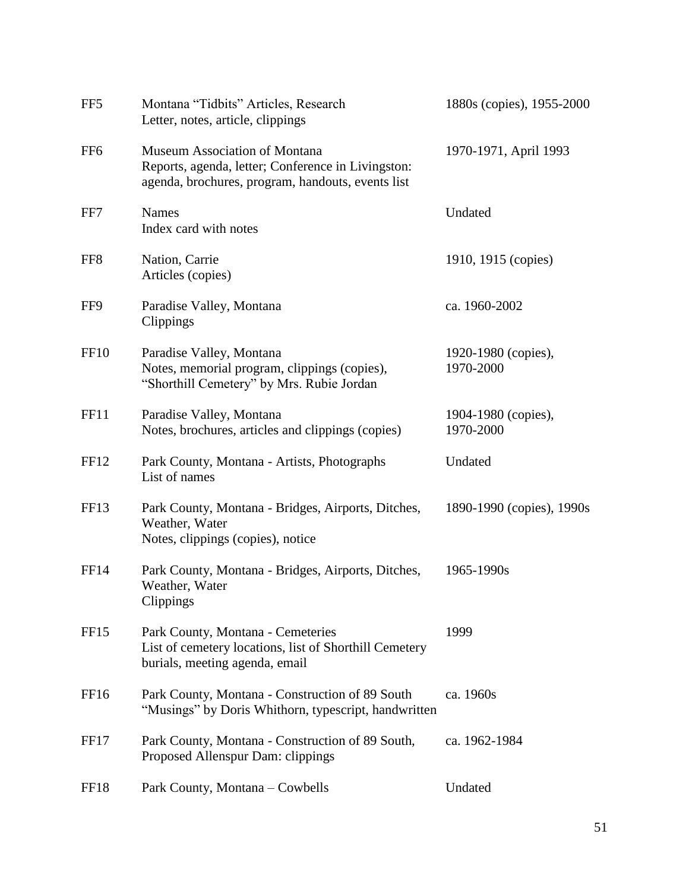| | | |
|---|---|---|
| FF5 | Montana "Tidbits" Articles, Research<br>Letter, notes, article, clippings | 1880s (copies), 1955-2000 |
| FF6 | Museum Association of Montana<br>Reports, agenda, letter; Conference in Livingston: agenda, brochures, program, handouts, events list | 1970-1971, April 1993 |
| FF7 | Names<br>Index card with notes | Undated |
| FF8 | Nation, Carrie<br>Articles (copies) | 1910, 1915 (copies) |
| FF9 | Paradise Valley, Montana<br>Clippings | ca. 1960-2002 |
| FF10 | Paradise Valley, Montana<br>Notes, memorial program, clippings (copies), "Shorthill Cemetery" by Mrs. Rubie Jordan | 1920-1980 (copies), 1970-2000 |
| FF11 | Paradise Valley, Montana<br>Notes, brochures, articles and clippings (copies) | 1904-1980 (copies), 1970-2000 |
| FF12 | Park County, Montana - Artists, Photographs<br>List of names | Undated |
| FF13 | Park County, Montana - Bridges, Airports, Ditches, Weather, Water<br>Notes, clippings (copies), notice | 1890-1990 (copies), 1990s |
| FF14 | Park County, Montana - Bridges, Airports, Ditches, Weather, Water<br>Clippings | 1965-1990s |
| FF15 | Park County, Montana - Cemeteries<br>List of cemetery locations, list of Shorthill Cemetery burials, meeting agenda, email | 1999 |
| FF16 | Park County, Montana - Construction of 89 South<br>"Musings" by Doris Whithorn, typescript, handwritten | ca. 1960s |
| FF17 | Park County, Montana - Construction of 89 South, Proposed Allenspur Dam: clippings | ca. 1962-1984 |
| FF18 | Park County, Montana – Cowbells | Undated |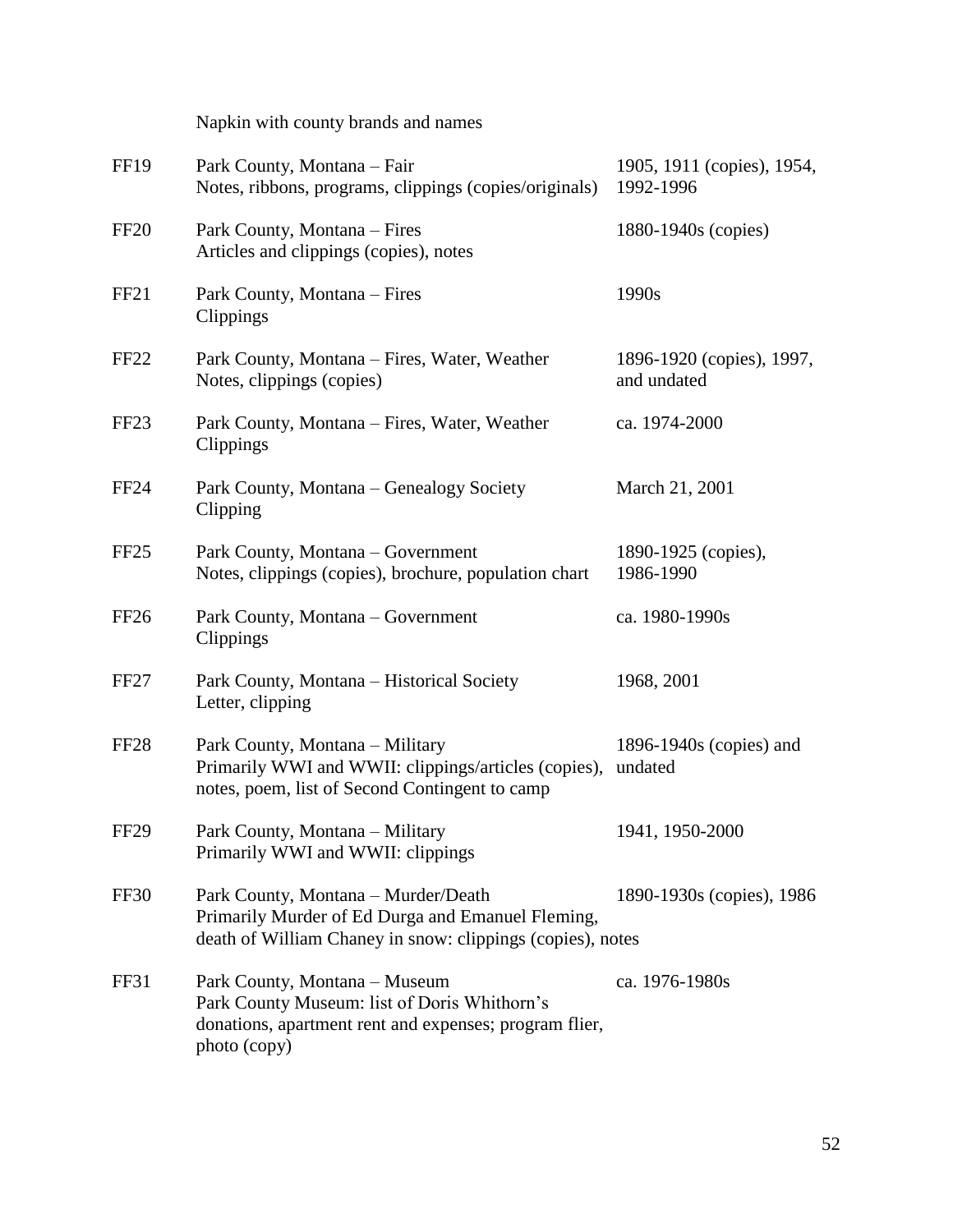Napkin with county brands and names

| | | |
|---|---|---|
| FF19 | Park County, Montana – Fair<br>Notes, ribbons, programs, clippings (copies/originals) | 1905, 1911 (copies), 1954, 1992-1996 |
| FF20 | Park County, Montana – Fires<br>Articles and clippings (copies), notes | 1880-1940s (copies) |
| FF21 | Park County, Montana – Fires<br>Clippings | 1990s |
| FF22 | Park County, Montana – Fires, Water, Weather<br>Notes, clippings (copies) | 1896-1920 (copies), 1997, and undated |
| FF23 | Park County, Montana – Fires, Water, Weather<br>Clippings | ca. 1974-2000 |
| FF24 | Park County, Montana – Genealogy Society<br>Clipping | March 21, 2001 |
| FF25 | Park County, Montana – Government<br>Notes, clippings (copies), brochure, population chart | 1890-1925 (copies), 1986-1990 |
| FF26 | Park County, Montana – Government<br>Clippings | ca. 1980-1990s |
| FF27 | Park County, Montana – Historical Society<br>Letter, clipping | 1968, 2001 |
| FF28 | Park County, Montana – Military<br>Primarily WWI and WWII: clippings/articles (copies), notes, poem, list of Second Contingent to camp | 1896-1940s (copies) and undated |
| FF29 | Park County, Montana – Military<br>Primarily WWI and WWII: clippings | 1941, 1950-2000 |
| FF30 | Park County, Montana – Murder/Death<br>Primarily Murder of Ed Durga and Emanuel Fleming, death of William Chaney in snow: clippings (copies), notes | 1890-1930s (copies), 1986 |
| FF31 | Park County, Montana – Museum<br>Park County Museum: list of Doris Whithorn's donations, apartment rent and expenses; program flier, photo (copy) | ca. 1976-1980s |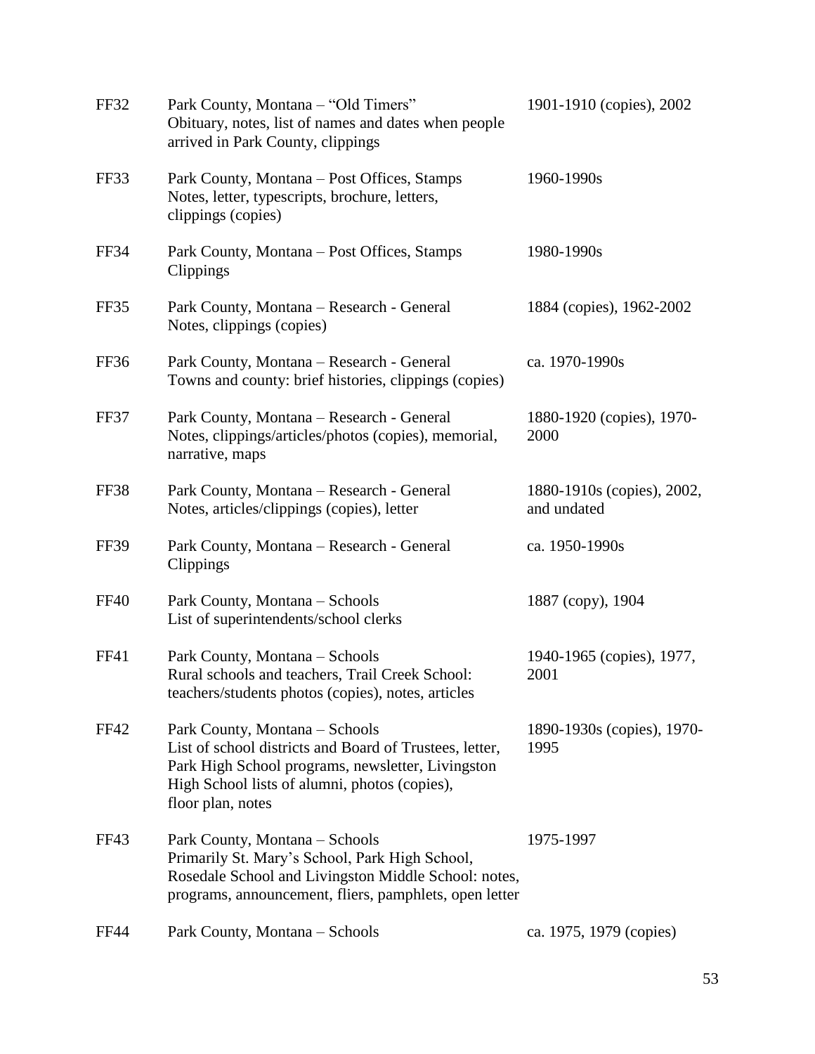| | | |
|---|---|---|
| FF32 | Park County, Montana – "Old Timers"<br>Obituary, notes, list of names and dates when people arrived in Park County, clippings | 1901-1910 (copies), 2002 |
| FF33 | Park County, Montana – Post Offices, Stamps<br>Notes, letter, typescripts, brochure, letters, clippings (copies) | 1960-1990s |
| FF34 | Park County, Montana – Post Offices, Stamps<br>Clippings | 1980-1990s |
| FF35 | Park County, Montana – Research - General<br>Notes, clippings (copies) | 1884 (copies), 1962-2002 |
| FF36 | Park County, Montana – Research - General<br>Towns and county: brief histories, clippings (copies) | ca. 1970-1990s |
| FF37 | Park County, Montana – Research - General<br>Notes, clippings/articles/photos (copies), memorial, narrative, maps | 1880-1920 (copies), 1970-2000 |
| FF38 | Park County, Montana – Research - General<br>Notes, articles/clippings (copies), letter | 1880-1910s (copies), 2002, and undated |
| FF39 | Park County, Montana – Research - General<br>Clippings | ca. 1950-1990s |
| FF40 | Park County, Montana – Schools<br>List of superintendents/school clerks | 1887 (copy), 1904 |
| FF41 | Park County, Montana – Schools<br>Rural schools and teachers, Trail Creek School: teachers/students photos (copies), notes, articles | 1940-1965 (copies), 1977, 2001 |
| FF42 | Park County, Montana – Schools<br>List of school districts and Board of Trustees, letter, Park High School programs, newsletter, Livingston High School lists of alumni, photos (copies), floor plan, notes | 1890-1930s (copies), 1970-1995 |
| FF43 | Park County, Montana – Schools<br>Primarily St. Mary's School, Park High School, Rosedale School and Livingston Middle School: notes, programs, announcement, fliers, pamphlets, open letter | 1975-1997 |
| FF44 | Park County, Montana – Schools | ca. 1975, 1979 (copies) |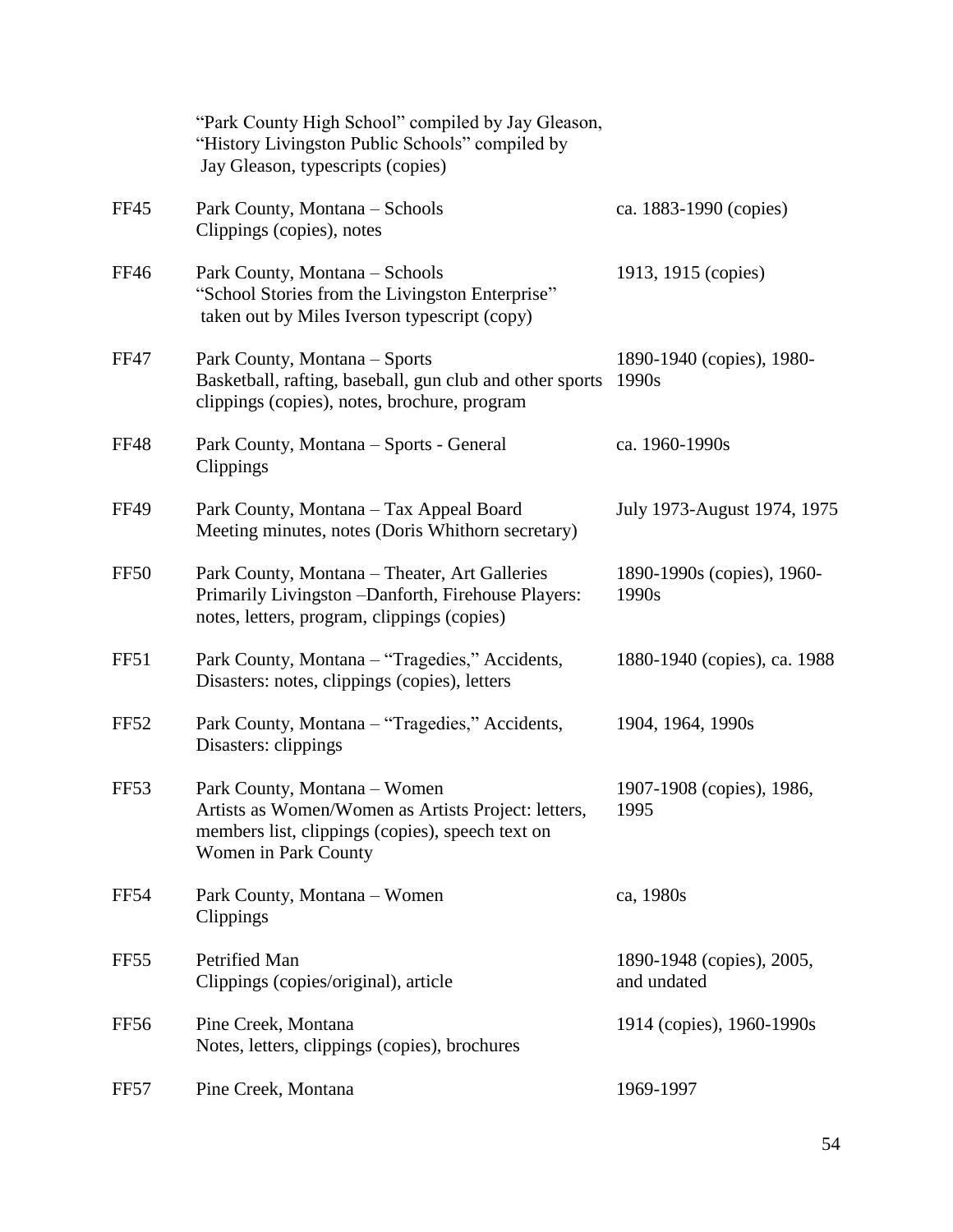| | | |
|---|---|---|
| | "Park County High School" compiled by Jay Gleason, "History Livingston Public Schools" compiled by Jay Gleason, typescripts (copies) | |
| FF45 | Park County, Montana – Schools<br>Clippings (copies), notes | ca. 1883-1990 (copies) |
| FF46 | Park County, Montana – Schools<br>"School Stories from the Livingston Enterprise" taken out by Miles Iverson typescript (copy) | 1913, 1915 (copies) |
| FF47 | Park County, Montana – Sports<br>Basketball, rafting, baseball, gun club and other sports clippings (copies), notes, brochure, program | 1890-1940 (copies), 1980-1990s |
| FF48 | Park County, Montana – Sports - General<br>Clippings | ca. 1960-1990s |
| FF49 | Park County, Montana – Tax Appeal Board<br>Meeting minutes, notes (Doris Whithorn secretary) | July 1973-August 1974, 1975 |
| FF50 | Park County, Montana – Theater, Art Galleries<br>Primarily Livingston –Danforth, Firehouse Players: notes, letters, program, clippings (copies) | 1890-1990s (copies), 1960-1990s |
| FF51 | Park County, Montana – "Tragedies," Accidents, Disasters: notes, clippings (copies), letters | 1880-1940 (copies), ca. 1988 |
| FF52 | Park County, Montana – "Tragedies," Accidents, Disasters: clippings | 1904, 1964, 1990s |
| FF53 | Park County, Montana – Women<br>Artists as Women/Women as Artists Project: letters, members list, clippings (copies), speech text on Women in Park County | 1907-1908 (copies), 1986, 1995 |
| FF54 | Park County, Montana – Women<br>Clippings | ca, 1980s |
| FF55 | Petrified Man<br>Clippings (copies/original), article | 1890-1948 (copies), 2005, and undated |
| FF56 | Pine Creek, Montana<br>Notes, letters, clippings (copies), brochures | 1914 (copies), 1960-1990s |
| FF57 | Pine Creek, Montana | 1969-1997 |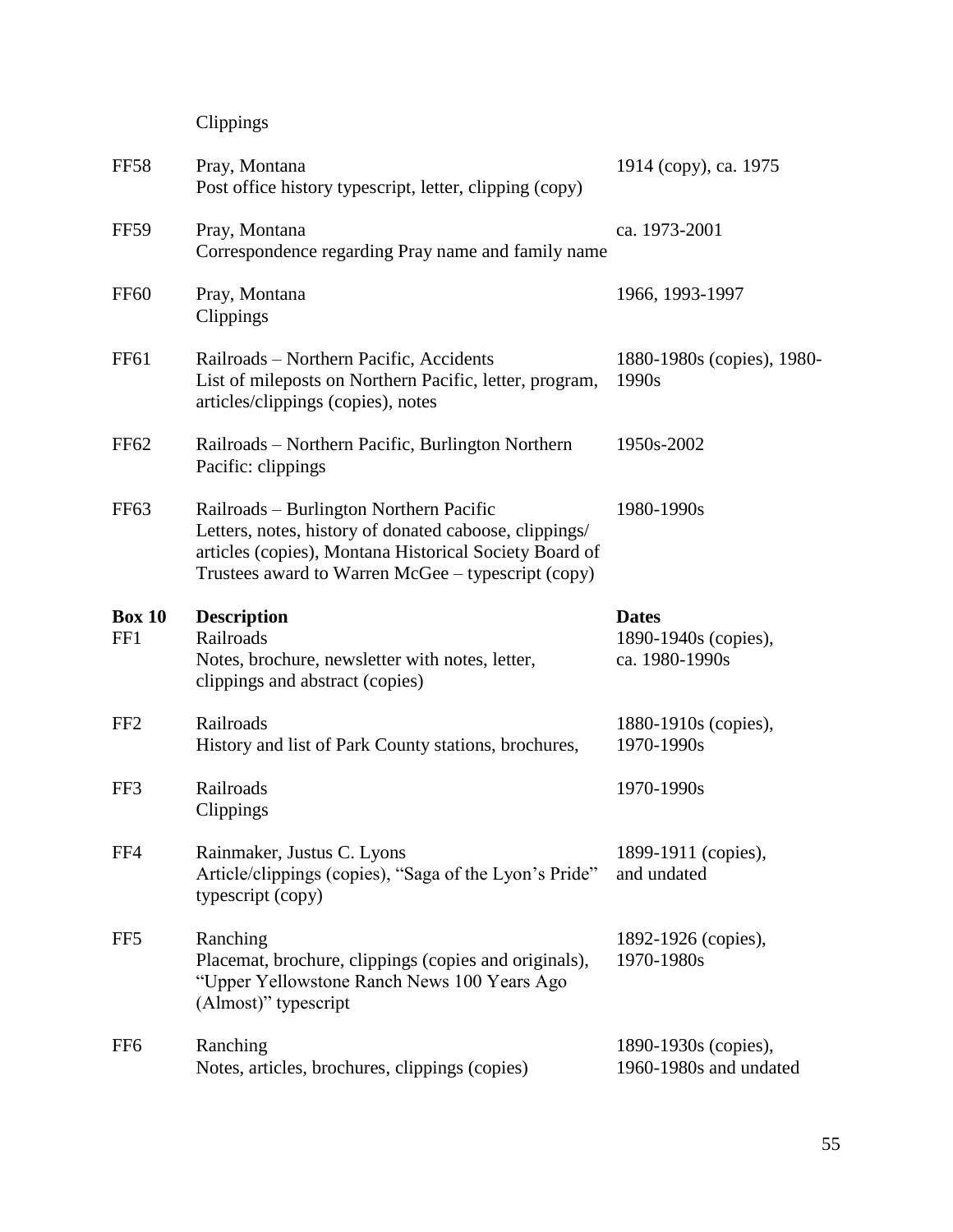Clippings

| | | |
|---|---|---|
| FF58 | Pray, Montana<br>Post office history typescript, letter, clipping (copy) | 1914 (copy), ca. 1975 |
| FF59 | Pray, Montana<br>Correspondence regarding Pray name and family name | ca. 1973-2001 |
| FF60 | Pray, Montana<br>Clippings | 1966, 1993-1997 |
| FF61 | Railroads – Northern Pacific, Accidents<br>List of mileposts on Northern Pacific, letter, program, articles/clippings (copies), notes | 1880-1980s (copies), 1980-1990s |
| FF62 | Railroads – Northern Pacific, Burlington Northern Pacific: clippings | 1950s-2002 |
| FF63 | Railroads – Burlington Northern Pacific<br>Letters, notes, history of donated caboose, clippings/ articles (copies), Montana Historical Society Board of Trustees award to Warren McGee – typescript (copy) | 1980-1990s |

| **Box 10** | **Description** | **Dates** |
|---|---|---|
| FF1 | Railroads<br>Notes, brochure, newsletter with notes, letter, clippings and abstract (copies) | 1890-1940s (copies), ca. 1980-1990s |
| FF2 | Railroads<br>History and list of Park County stations, brochures, | 1880-1910s (copies), 1970-1990s |
| FF3 | Railroads<br>Clippings | 1970-1990s |
| FF4 | Rainmaker, Justus C. Lyons<br>Article/clippings (copies), "Saga of the Lyon's Pride" typescript (copy) | 1899-1911 (copies), and undated |
| FF5 | Ranching<br>Placemat, brochure, clippings (copies and originals), "Upper Yellowstone Ranch News 100 Years Ago (Almost)" typescript | 1892-1926 (copies), 1970-1980s |
| FF6 | Ranching<br>Notes, articles, brochures, clippings (copies) | 1890-1930s (copies), 1960-1980s and undated |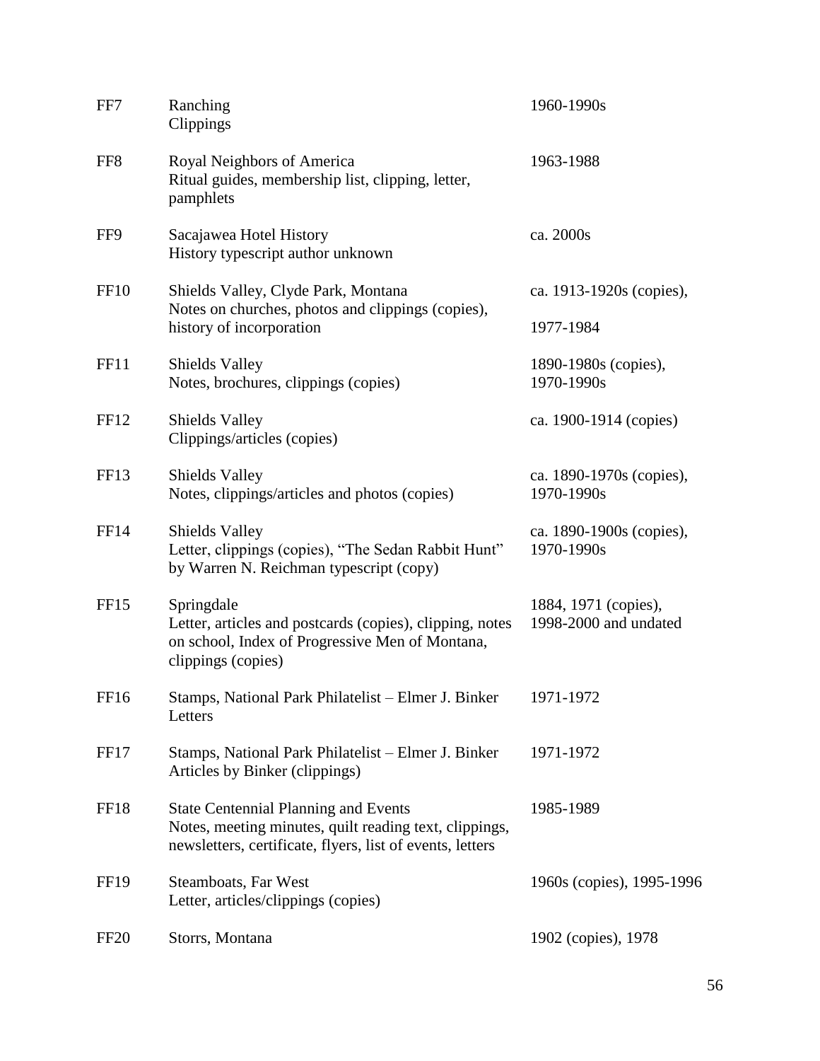| | | |
|---|---|---|
| FF7 | Ranching<br>Clippings | 1960-1990s |
| FF8 | Royal Neighbors of America<br>Ritual guides, membership list, clipping, letter, pamphlets | 1963-1988 |
| FF9 | Sacajawea Hotel History<br>History typescript author unknown | ca. 2000s |
| FF10 | Shields Valley, Clyde Park, Montana<br>Notes on churches, photos and clippings (copies), history of incorporation | ca. 1913-1920s (copies),<br>1977-1984 |
| FF11 | Shields Valley<br>Notes, brochures, clippings (copies) | 1890-1980s (copies),<br>1970-1990s |
| FF12 | Shields Valley<br>Clippings/articles (copies) | ca. 1900-1914 (copies) |
| FF13 | Shields Valley<br>Notes, clippings/articles and photos (copies) | ca. 1890-1970s (copies),<br>1970-1990s |
| FF14 | Shields Valley<br>Letter, clippings (copies), "The Sedan Rabbit Hunt" by Warren N. Reichman typescript (copy) | ca. 1890-1900s (copies),<br>1970-1990s |
| FF15 | Springdale<br>Letter, articles and postcards (copies), clipping, notes on school, Index of Progressive Men of Montana, clippings (copies) | 1884, 1971 (copies),<br>1998-2000 and undated |
| FF16 | Stamps, National Park Philatelist – Elmer J. Binker<br>Letters | 1971-1972 |
| FF17 | Stamps, National Park Philatelist – Elmer J. Binker<br>Articles by Binker (clippings) | 1971-1972 |
| FF18 | State Centennial Planning and Events<br>Notes, meeting minutes, quilt reading text, clippings, newsletters, certificate, flyers, list of events, letters | 1985-1989 |
| FF19 | Steamboats, Far West<br>Letter, articles/clippings (copies) | 1960s (copies), 1995-1996 |
| FF20 | Storrs, Montana | 1902 (copies), 1978 |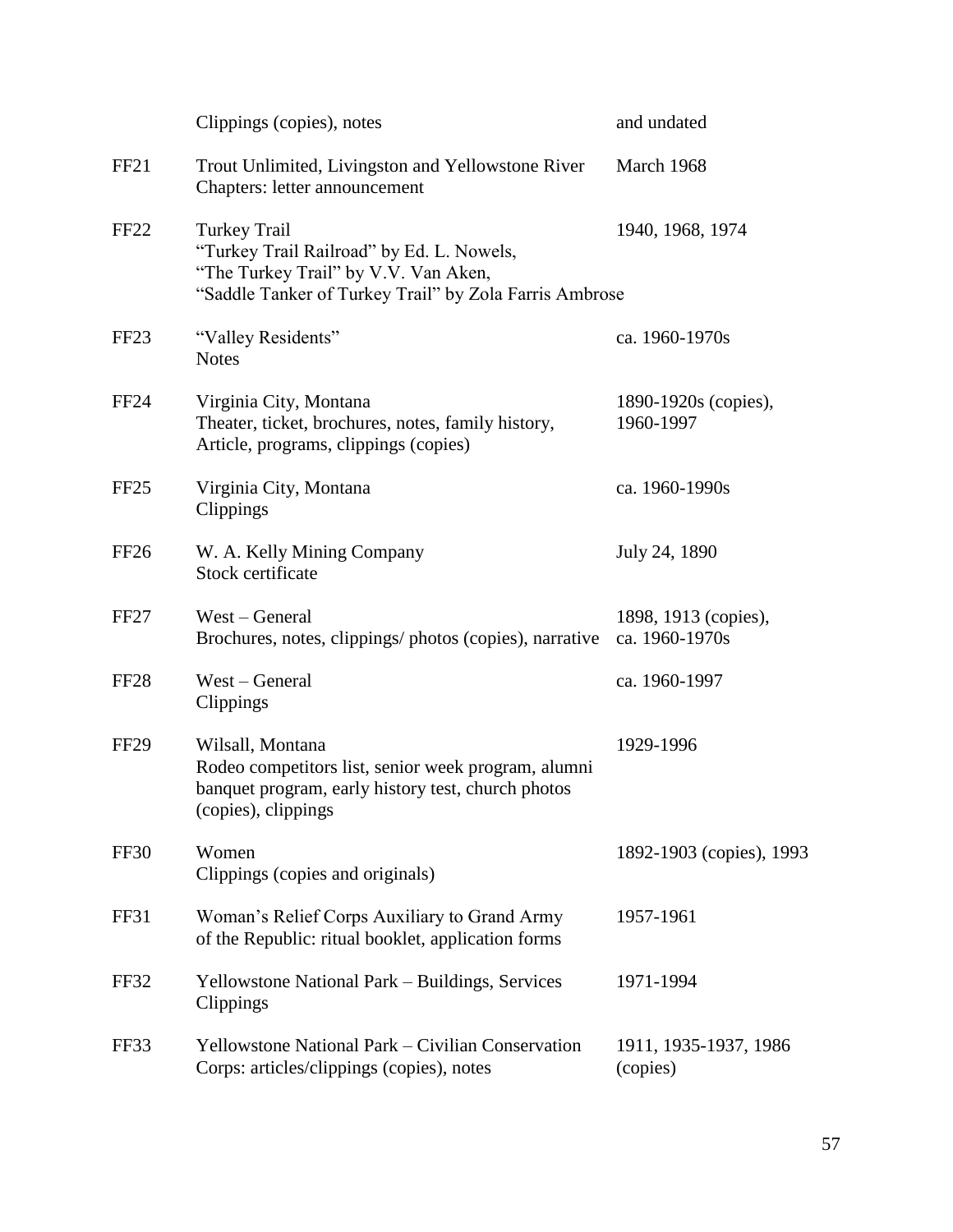| | | |
|---|---|---|
| | Clippings (copies), notes | and undated |
| FF21 | Trout Unlimited, Livingston and Yellowstone River Chapters: letter announcement | March 1968 |
| FF22 | Turkey Trail<br>"Turkey Trail Railroad" by Ed. L. Nowels,<br>"The Turkey Trail" by V.V. Van Aken,<br>"Saddle Tanker of Turkey Trail" by Zola Farris Ambrose | 1940, 1968, 1974 |
| FF23 | "Valley Residents"<br>Notes | ca. 1960-1970s |
| FF24 | Virginia City, Montana<br>Theater, ticket, brochures, notes, family history, Article, programs, clippings (copies) | 1890-1920s (copies), 1960-1997 |
| FF25 | Virginia City, Montana<br>Clippings | ca. 1960-1990s |
| FF26 | W. A. Kelly Mining Company<br>Stock certificate | July 24, 1890 |
| FF27 | West – General<br>Brochures, notes, clippings/ photos (copies), narrative | 1898, 1913 (copies), ca. 1960-1970s |
| FF28 | West – General<br>Clippings | ca. 1960-1997 |
| FF29 | Wilsall, Montana<br>Rodeo competitors list, senior week program, alumni banquet program, early history test, church photos (copies), clippings | 1929-1996 |
| FF30 | Women<br>Clippings (copies and originals) | 1892-1903 (copies), 1993 |
| FF31 | Woman's Relief Corps Auxiliary to Grand Army of the Republic: ritual booklet, application forms | 1957-1961 |
| FF32 | Yellowstone National Park – Buildings, Services<br>Clippings | 1971-1994 |
| FF33 | Yellowstone National Park – Civilian Conservation Corps: articles/clippings (copies), notes | 1911, 1935-1937, 1986 (copies) |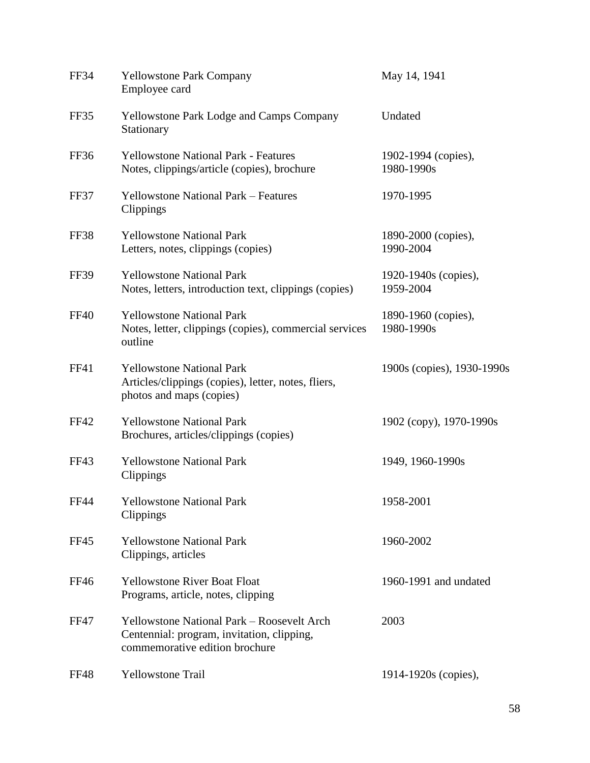| | | |
|---|---|---|
| FF34 | Yellowstone Park Company<br>Employee card | May 14, 1941 |
| FF35 | Yellowstone Park Lodge and Camps Company<br>Stationary | Undated |
| FF36 | Yellowstone National Park - Features<br>Notes, clippings/article (copies), brochure | 1902-1994 (copies),<br>1980-1990s |
| FF37 | Yellowstone National Park – Features<br>Clippings | 1970-1995 |
| FF38 | Yellowstone National Park<br>Letters, notes, clippings (copies) | 1890-2000 (copies),<br>1990-2004 |
| FF39 | Yellowstone National Park<br>Notes, letters, introduction text, clippings (copies) | 1920-1940s (copies),<br>1959-2004 |
| FF40 | Yellowstone National Park<br>Notes, letter, clippings (copies), commercial services outline | 1890-1960 (copies),<br>1980-1990s |
| FF41 | Yellowstone National Park<br>Articles/clippings (copies), letter, notes, fliers, photos and maps (copies) | 1900s (copies), 1930-1990s |
| FF42 | Yellowstone National Park<br>Brochures, articles/clippings (copies) | 1902 (copy), 1970-1990s |
| FF43 | Yellowstone National Park<br>Clippings | 1949, 1960-1990s |
| FF44 | Yellowstone National Park<br>Clippings | 1958-2001 |
| FF45 | Yellowstone National Park<br>Clippings, articles | 1960-2002 |
| FF46 | Yellowstone River Boat Float<br>Programs, article, notes, clipping | 1960-1991 and undated |
| FF47 | Yellowstone National Park – Roosevelt Arch Centennial: program, invitation, clipping, commemorative edition brochure | 2003 |
| FF48 | Yellowstone Trail | 1914-1920s (copies), |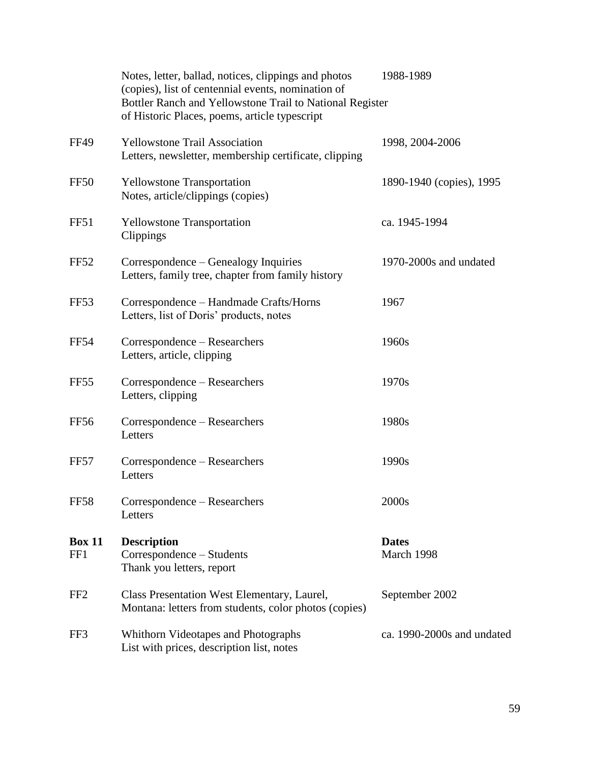| | | |
|---|---|---|
| | Notes, letter, ballad, notices, clippings and photos (copies), list of centennial events, nomination of Bottler Ranch and Yellowstone Trail to National Register of Historic Places, poems, article typescript | 1988-1989 |
| FF49 | Yellowstone Trail Association<br>Letters, newsletter, membership certificate, clipping | 1998, 2004-2006 |
| FF50 | Yellowstone Transportation<br>Notes, article/clippings (copies) | 1890-1940 (copies), 1995 |
| FF51 | Yellowstone Transportation<br>Clippings | ca. 1945-1994 |
| FF52 | Correspondence – Genealogy Inquiries<br>Letters, family tree, chapter from family history | 1970-2000s and undated |
| FF53 | Correspondence – Handmade Crafts/Horns<br>Letters, list of Doris' products, notes | 1967 |
| FF54 | Correspondence – Researchers<br>Letters, article, clipping | 1960s |
| FF55 | Correspondence – Researchers<br>Letters, clipping | 1970s |
| FF56 | Correspondence – Researchers<br>Letters | 1980s |
| FF57 | Correspondence – Researchers<br>Letters | 1990s |
| FF58 | Correspondence – Researchers<br>Letters | 2000s |

| **Box 11** | **Description** | **Dates** |
|---|---|---|
| FF1 | Correspondence – Students<br>Thank you letters, report | March 1998 |
| FF2 | Class Presentation West Elementary, Laurel, Montana: letters from students, color photos (copies) | September 2002 |
| FF3 | Whithorn Videotapes and Photographs<br>List with prices, description list, notes | ca. 1990-2000s and undated |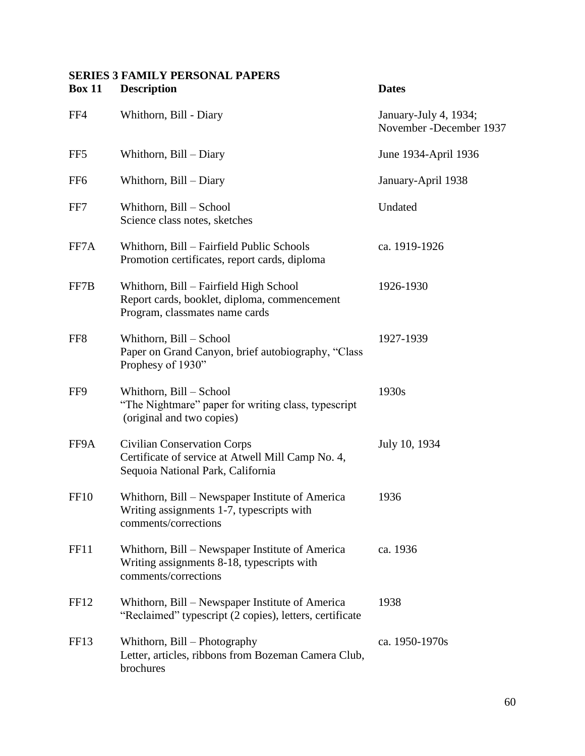**SERIES 3 FAMILY PERSONAL PAPERS**

| Box 11 | Description | Dates |
|---|---|---|
| FF4 | Whithorn, Bill - Diary | January-July 4, 1934; November -December 1937 |
| FF5 | Whithorn, Bill – Diary | June 1934-April 1936 |
| FF6 | Whithorn, Bill – Diary | January-April 1938 |
| FF7 | Whithorn, Bill – School<br>Science class notes, sketches | Undated |
| FF7A | Whithorn, Bill – Fairfield Public Schools<br>Promotion certificates, report cards, diploma | ca. 1919-1926 |
| FF7B | Whithorn, Bill – Fairfield High School<br>Report cards, booklet, diploma, commencement Program, classmates name cards | 1926-1930 |
| FF8 | Whithorn, Bill – School<br>Paper on Grand Canyon, brief autobiography, "Class Prophesy of 1930" | 1927-1939 |
| FF9 | Whithorn, Bill – School<br>"The Nightmare" paper for writing class, typescript (original and two copies) | 1930s |
| FF9A | Civilian Conservation Corps<br>Certificate of service at Atwell Mill Camp No. 4, Sequoia National Park, California | July 10, 1934 |
| FF10 | Whithorn, Bill – Newspaper Institute of America<br>Writing assignments 1-7, typescripts with comments/corrections | 1936 |
| FF11 | Whithorn, Bill – Newspaper Institute of America<br>Writing assignments 8-18, typescripts with comments/corrections | ca. 1936 |
| FF12 | Whithorn, Bill – Newspaper Institute of America<br>"Reclaimed" typescript (2 copies), letters, certificate | 1938 |
| FF13 | Whithorn, Bill – Photography<br>Letter, articles, ribbons from Bozeman Camera Club, brochures | ca. 1950-1970s |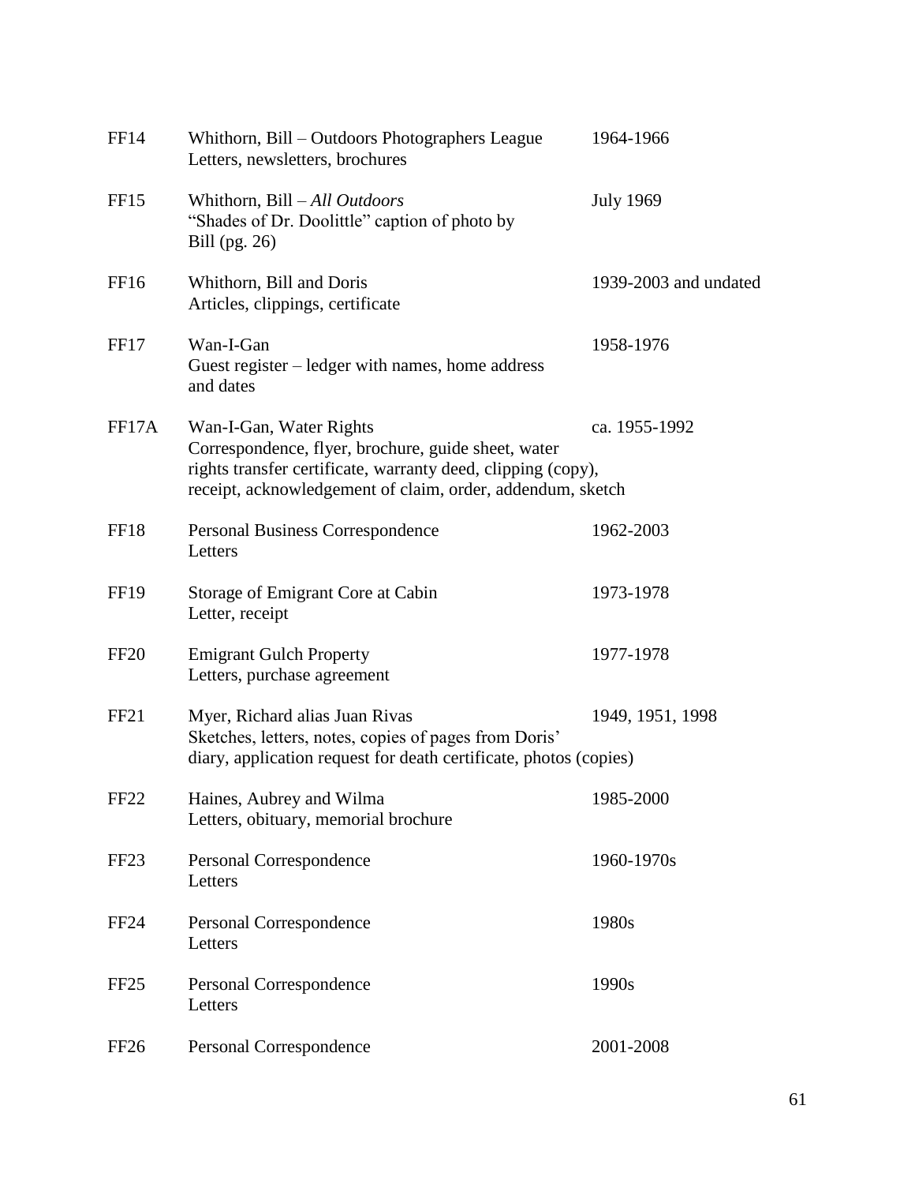| | | |
|---|---|---|
| FF14 | Whithorn, Bill – Outdoors Photographers League<br>Letters, newsletters, brochures | 1964-1966 |
| FF15 | Whithorn, Bill – *All Outdoors*<br>"Shades of Dr. Doolittle" caption of photo by Bill (pg. 26) | July 1969 |
| FF16 | Whithorn, Bill and Doris<br>Articles, clippings, certificate | 1939-2003 and undated |
| FF17 | Wan-I-Gan<br>Guest register – ledger with names, home address and dates | 1958-1976 |
| FF17A | Wan-I-Gan, Water Rights<br>Correspondence, flyer, brochure, guide sheet, water rights transfer certificate, warranty deed, clipping (copy), receipt, acknowledgement of claim, order, addendum, sketch | ca. 1955-1992 |
| FF18 | Personal Business Correspondence<br>Letters | 1962-2003 |
| FF19 | Storage of Emigrant Core at Cabin<br>Letter, receipt | 1973-1978 |
| FF20 | Emigrant Gulch Property<br>Letters, purchase agreement | 1977-1978 |
| FF21 | Myer, Richard alias Juan Rivas<br>Sketches, letters, notes, copies of pages from Doris' diary, application request for death certificate, photos (copies) | 1949, 1951, 1998 |
| FF22 | Haines, Aubrey and Wilma<br>Letters, obituary, memorial brochure | 1985-2000 |
| FF23 | Personal Correspondence<br>Letters | 1960-1970s |
| FF24 | Personal Correspondence<br>Letters | 1980s |
| FF25 | Personal Correspondence<br>Letters | 1990s |
| FF26 | Personal Correspondence | 2001-2008 |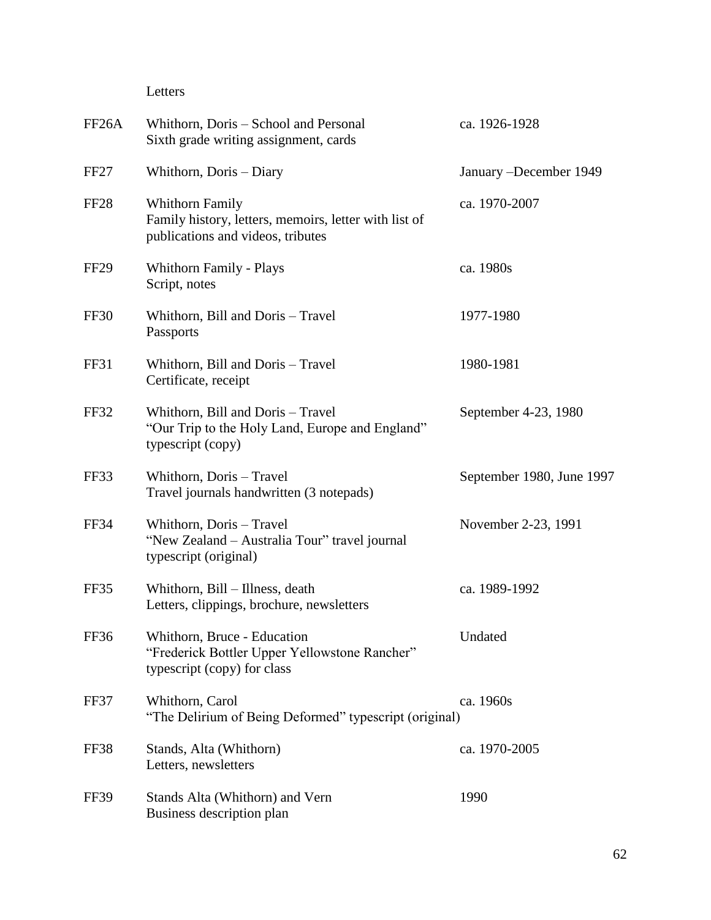Letters

| | | |
|---|---|---|
| FF26A | Whithorn, Doris – School and Personal<br>Sixth grade writing assignment, cards | ca. 1926-1928 |
| FF27 | Whithorn, Doris – Diary | January –December 1949 |
| FF28 | Whithorn Family<br>Family history, letters, memoirs, letter with list of publications and videos, tributes | ca. 1970-2007 |
| FF29 | Whithorn Family - Plays<br>Script, notes | ca. 1980s |
| FF30 | Whithorn, Bill and Doris – Travel<br>Passports | 1977-1980 |
| FF31 | Whithorn, Bill and Doris – Travel<br>Certificate, receipt | 1980-1981 |
| FF32 | Whithorn, Bill and Doris – Travel<br>"Our Trip to the Holy Land, Europe and England" typescript (copy) | September 4-23, 1980 |
| FF33 | Whithorn, Doris – Travel<br>Travel journals handwritten (3 notepads) | September 1980, June 1997 |
| FF34 | Whithorn, Doris – Travel<br>"New Zealand – Australia Tour" travel journal typescript (original) | November 2-23, 1991 |
| FF35 | Whithorn, Bill – Illness, death<br>Letters, clippings, brochure, newsletters | ca. 1989-1992 |
| FF36 | Whithorn, Bruce - Education<br>"Frederick Bottler Upper Yellowstone Rancher" typescript (copy) for class | Undated |
| FF37 | Whithorn, Carol<br>"The Delirium of Being Deformed" typescript (original) | ca. 1960s |
| FF38 | Stands, Alta (Whithorn)<br>Letters, newsletters | ca. 1970-2005 |
| FF39 | Stands Alta (Whithorn) and Vern<br>Business description plan | 1990 |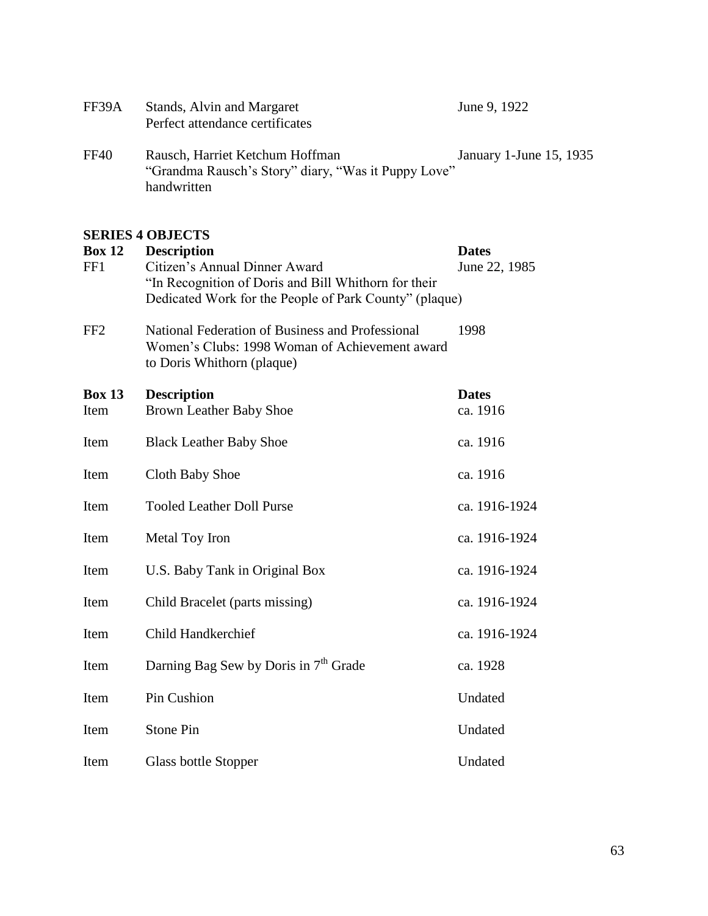| | | |
|---|---|---|
| FF39A | Stands, Alvin and Margaret<br>Perfect attendance certificates | June 9, 1922 |
| FF40 | Rausch, Harriet Ketchum Hoffman<br>"Grandma Rausch's Story" diary, "Was it Puppy Love" handwritten | January 1-June 15, 1935 |

## SERIES 4 OBJECTS

| **Box 12** | **Description** | **Dates** |
|---|---|---|
| FF1 | Citizen's Annual Dinner Award<br>"In Recognition of Doris and Bill Whithorn for their Dedicated Work for the People of Park County" (plaque) | June 22, 1985 |
| FF2 | National Federation of Business and Professional Women's Clubs: 1998 Woman of Achievement award to Doris Whithorn (plaque) | 1998 |

| **Box 13** | **Description** | **Dates** |
|---|---|---|
| Item | Brown Leather Baby Shoe | ca. 1916 |
| Item | Black Leather Baby Shoe | ca. 1916 |
| Item | Cloth Baby Shoe | ca. 1916 |
| Item | Tooled Leather Doll Purse | ca. 1916-1924 |
| Item | Metal Toy Iron | ca. 1916-1924 |
| Item | U.S. Baby Tank in Original Box | ca. 1916-1924 |
| Item | Child Bracelet (parts missing) | ca. 1916-1924 |
| Item | Child Handkerchief | ca. 1916-1924 |
| Item | Darning Bag Sew by Doris in 7th Grade | ca. 1928 |
| Item | Pin Cushion | Undated |
| Item | Stone Pin | Undated |
| Item | Glass bottle Stopper | Undated |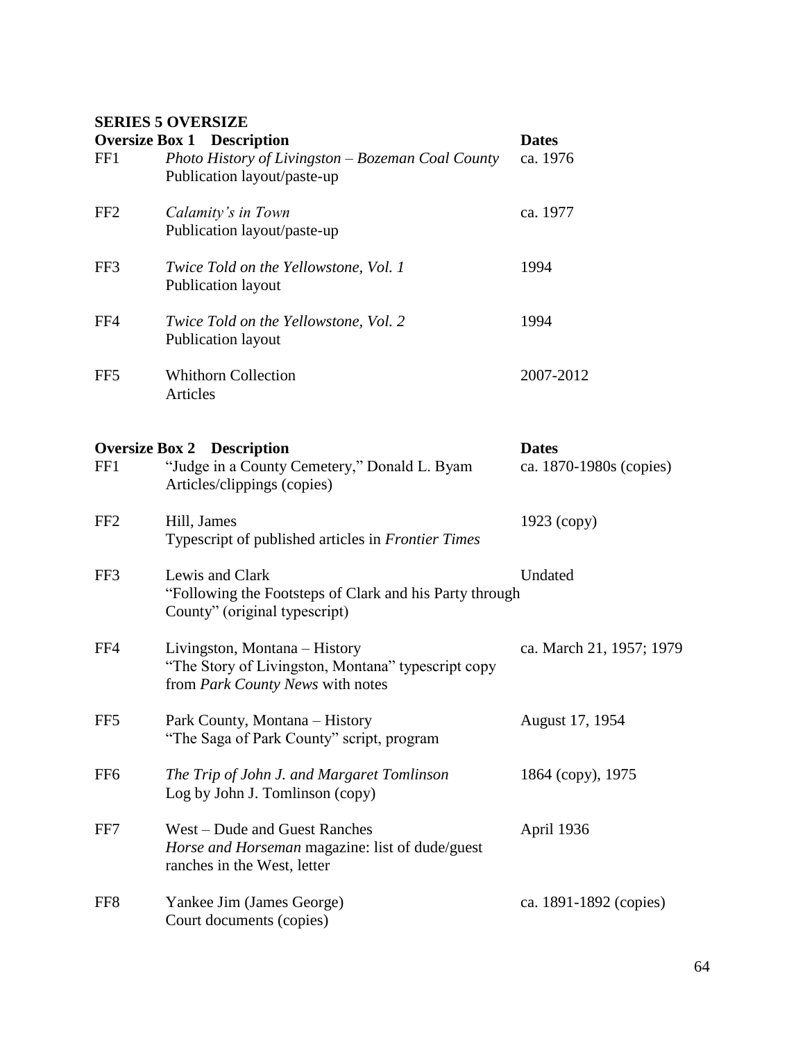**SERIES 5 OVERSIZE**

| **Oversize Box 1** | **Description** | **Dates** |
|---|---|---|
| FF1 | *Photo History of Livingston – Bozeman Coal County*<br>Publication layout/paste-up | ca. 1976 |
| FF2 | *Calamity's in Town*<br>Publication layout/paste-up | ca. 1977 |
| FF3 | *Twice Told on the Yellowstone, Vol. 1*<br>Publication layout | 1994 |
| FF4 | *Twice Told on the Yellowstone, Vol. 2*<br>Publication layout | 1994 |
| FF5 | Whithorn Collection<br>Articles | 2007-2012 |

| **Oversize Box 2** | **Description** | **Dates** |
|---|---|---|
| FF1 | "Judge in a County Cemetery," Donald L. Byam<br>Articles/clippings (copies) | ca. 1870-1980s (copies) |
| FF2 | Hill, James<br>Typescript of published articles in *Frontier Times* | 1923 (copy) |
| FF3 | Lewis and Clark<br>"Following the Footsteps of Clark and his Party through County" (original typescript) | Undated |
| FF4 | Livingston, Montana – History<br>"The Story of Livingston, Montana" typescript copy from *Park County News* with notes | ca. March 21, 1957; 1979 |
| FF5 | Park County, Montana – History<br>"The Saga of Park County" script, program | August 17, 1954 |
| FF6 | *The Trip of John J. and Margaret Tomlinson*<br>Log by John J. Tomlinson (copy) | 1864 (copy), 1975 |
| FF7 | West – Dude and Guest Ranches<br>*Horse and Horseman* magazine: list of dude/guest ranches in the West, letter | April 1936 |
| FF8 | Yankee Jim (James George)<br>Court documents (copies) | ca. 1891-1892 (copies) |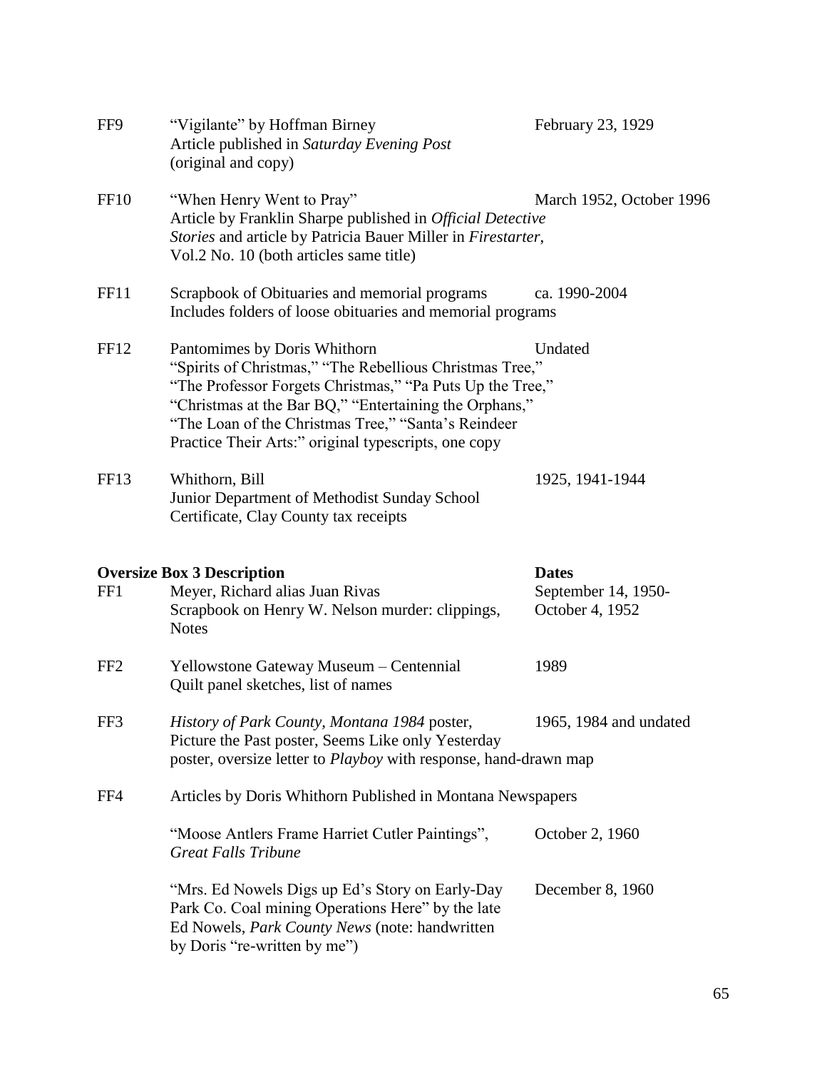| | | |
|---|---|---|
| FF9 | "Vigilante" by Hoffman Birney<br>Article published in *Saturday Evening Post*<br>(original and copy) | February 23, 1929 |
| FF10 | "When Henry Went to Pray"<br>Article by Franklin Sharpe published in *Official Detective Stories* and article by Patricia Bauer Miller in *Firestarter*, Vol.2 No. 10 (both articles same title) | March 1952, October 1996 |
| FF11 | Scrapbook of Obituaries and memorial programs<br>Includes folders of loose obituaries and memorial programs | ca. 1990-2004 |
| FF12 | Pantomimes by Doris Whithorn<br>"Spirits of Christmas," "The Rebellious Christmas Tree," "The Professor Forgets Christmas," "Pa Puts Up the Tree," "Christmas at the Bar BQ," "Entertaining the Orphans," "The Loan of the Christmas Tree," "Santa's Reindeer Practice Their Arts:" original typescripts, one copy | Undated |
| FF13 | Whithorn, Bill<br>Junior Department of Methodist Sunday School Certificate, Clay County tax receipts | 1925, 1941-1944 |

| | **Oversize Box 3 Description** | **Dates** |
|---|---|---|
| FF1 | Meyer, Richard alias Juan Rivas<br>Scrapbook on Henry W. Nelson murder: clippings, Notes | September 14, 1950-October 4, 1952 |
| FF2 | Yellowstone Gateway Museum – Centennial<br>Quilt panel sketches, list of names | 1989 |
| FF3 | *History of Park County, Montana 1984* poster, Picture the Past poster, Seems Like only Yesterday poster, oversize letter to *Playboy* with response, hand-drawn map | 1965, 1984 and undated |
| FF4 | Articles by Doris Whithorn Published in Montana Newspapers | |
| | "Moose Antlers Frame Harriet Cutler Paintings", *Great Falls Tribune* | October 2, 1960 |
| | "Mrs. Ed Nowels Digs up Ed's Story on Early-Day Park Co. Coal mining Operations Here" by the late Ed Nowels, *Park County News* (note: handwritten by Doris "re-written by me") | December 8, 1960 |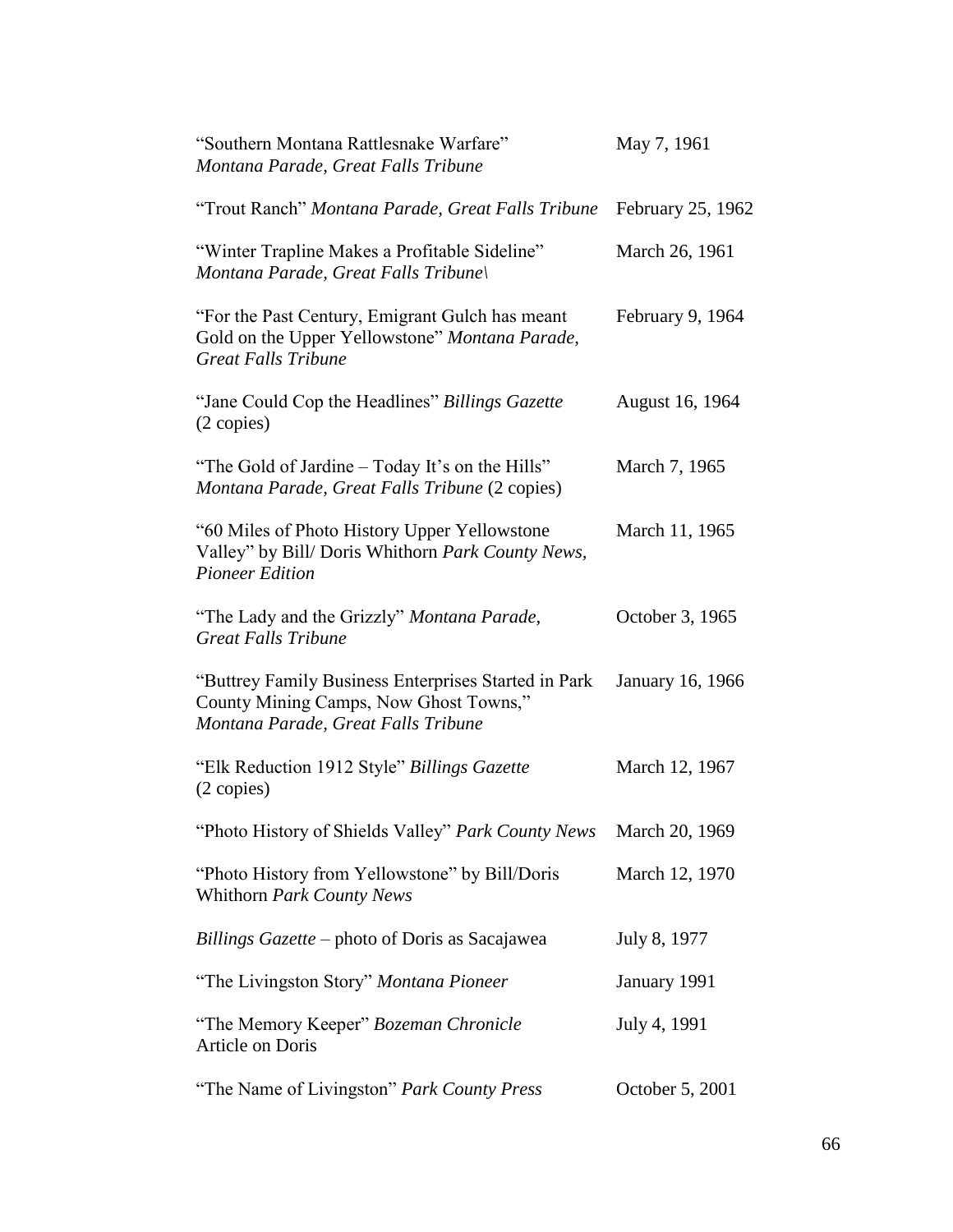| | |
|---|---|
| "Southern Montana Rattlesnake Warfare" *Montana Parade, Great Falls Tribune* | May 7, 1961 |
| "Trout Ranch" *Montana Parade, Great Falls Tribune* | February 25, 1962 |
| "Winter Trapline Makes a Profitable Sideline" *Montana Parade, Great Falls Tribune\* | March 26, 1961 |
| "For the Past Century, Emigrant Gulch has meant Gold on the Upper Yellowstone" *Montana Parade, Great Falls Tribune* | February 9, 1964 |
| "Jane Could Cop the Headlines" *Billings Gazette* (2 copies) | August 16, 1964 |
| "The Gold of Jardine – Today It's on the Hills" *Montana Parade, Great Falls Tribune* (2 copies) | March 7, 1965 |
| "60 Miles of Photo History Upper Yellowstone Valley" by Bill/ Doris Whithorn *Park County News, Pioneer Edition* | March 11, 1965 |
| "The Lady and the Grizzly" *Montana Parade, Great Falls Tribune* | October 3, 1965 |
| "Buttrey Family Business Enterprises Started in Park County Mining Camps, Now Ghost Towns," *Montana Parade, Great Falls Tribune* | January 16, 1966 |
| "Elk Reduction 1912 Style" *Billings Gazette* (2 copies) | March 12, 1967 |
| "Photo History of Shields Valley" *Park County News* | March 20, 1969 |
| "Photo History from Yellowstone" by Bill/Doris Whithorn *Park County News* | March 12, 1970 |
| *Billings Gazette* – photo of Doris as Sacajawea | July 8, 1977 |
| "The Livingston Story" *Montana Pioneer* | January 1991 |
| "The Memory Keeper" *Bozeman Chronicle* Article on Doris | July 4, 1991 |
| "The Name of Livingston" *Park County Press* | October 5, 2001 |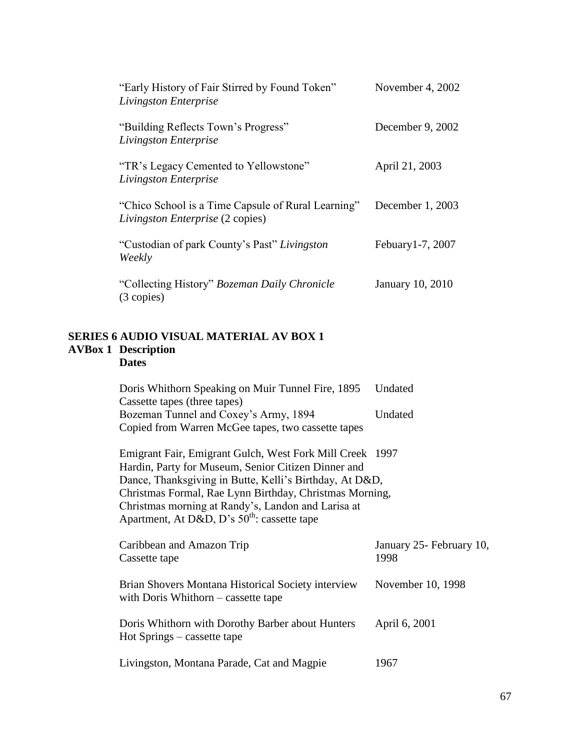| | |
|---|---|
| "Early History of Fair Stirred by Found Token" *Livingston Enterprise* | November 4, 2002 |
| "Building Reflects Town's Progress" *Livingston Enterprise* | December 9, 2002 |
| "TR's Legacy Cemented to Yellowstone" *Livingston Enterprise* | April 21, 2003 |
| "Chico School is a Time Capsule of Rural Learning" *Livingston Enterprise* (2 copies) | December 1, 2003 |
| "Custodian of park County's Past" *Livingston Weekly* | Febuary1-7, 2007 |
| "Collecting History" *Bozeman Daily Chronicle* (3 copies) | January 10, 2010 |

**SERIES 6 AUDIO VISUAL MATERIAL AV BOX 1**

**AVBox 1 Description**
**Dates**

| | |
|---|---|
| Doris Whithorn Speaking on Muir Tunnel Fire, 1895 Cassette tapes (three tapes) | Undated |
| Bozeman Tunnel and Coxey's Army, 1894 Copied from Warren McGee tapes, two cassette tapes | Undated |
| Emigrant Fair, Emigrant Gulch, West Fork Mill Creek Hardin, Party for Museum, Senior Citizen Dinner and Dance, Thanksgiving in Butte, Kelli's Birthday, At D&D, Christmas Formal, Rae Lynn Birthday, Christmas Morning, Christmas morning at Randy's, Landon and Larisa at Apartment, At D&D, D's 50th: cassette tape | 1997 |
| Caribbean and Amazon Trip Cassette tape | January 25- February 10, 1998 |
| Brian Shovers Montana Historical Society interview with Doris Whithorn – cassette tape | November 10, 1998 |
| Doris Whithorn with Dorothy Barber about Hunters Hot Springs – cassette tape | April 6, 2001 |
| Livingston, Montana Parade, Cat and Magpie | 1967 |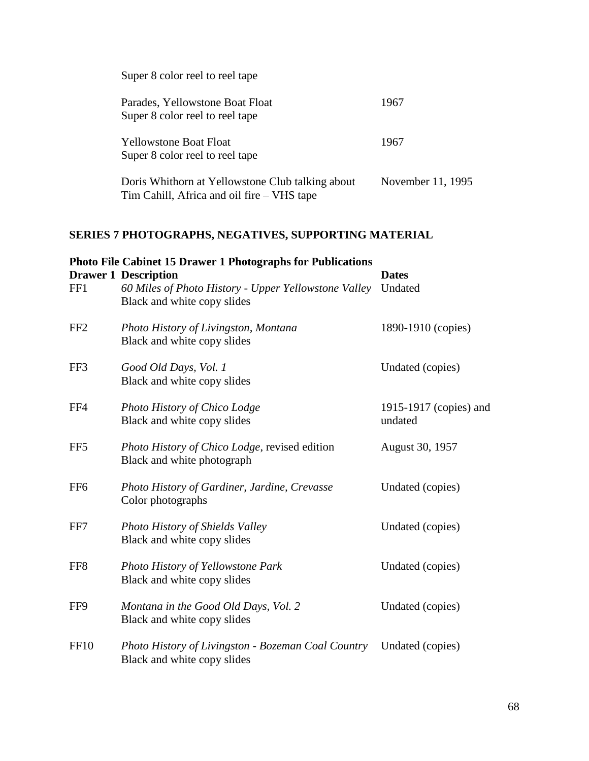Super 8 color reel to reel tape

| | |
|---|---|
| Parades, Yellowstone Boat Float<br>Super 8 color reel to reel tape | 1967 |
| Yellowstone Boat Float<br>Super 8 color reel to reel tape | 1967 |
| Doris Whithorn at Yellowstone Club talking about Tim Cahill, Africa and oil fire – VHS tape | November 11, 1995 |

## SERIES 7 PHOTOGRAPHS, NEGATIVES, SUPPORTING MATERIAL

**Photo File Cabinet 15 Drawer 1 Photographs for Publications**

| Drawer 1 | Description | Dates |
|---|---|---|
| FF1 | *60 Miles of Photo History - Upper Yellowstone Valley*<br>Black and white copy slides | Undated |
| FF2 | *Photo History of Livingston, Montana*<br>Black and white copy slides | 1890-1910 (copies) |
| FF3 | *Good Old Days, Vol. 1*<br>Black and white copy slides | Undated (copies) |
| FF4 | *Photo History of Chico Lodge*<br>Black and white copy slides | 1915-1917 (copies) and undated |
| FF5 | *Photo History of Chico Lodge*, revised edition<br>Black and white photograph | August 30, 1957 |
| FF6 | *Photo History of Gardiner, Jardine, Crevasse*<br>Color photographs | Undated (copies) |
| FF7 | *Photo History of Shields Valley*<br>Black and white copy slides | Undated (copies) |
| FF8 | *Photo History of Yellowstone Park*<br>Black and white copy slides | Undated (copies) |
| FF9 | *Montana in the Good Old Days, Vol. 2*<br>Black and white copy slides | Undated (copies) |
| FF10 | *Photo History of Livingston - Bozeman Coal Country*<br>Black and white copy slides | Undated (copies) |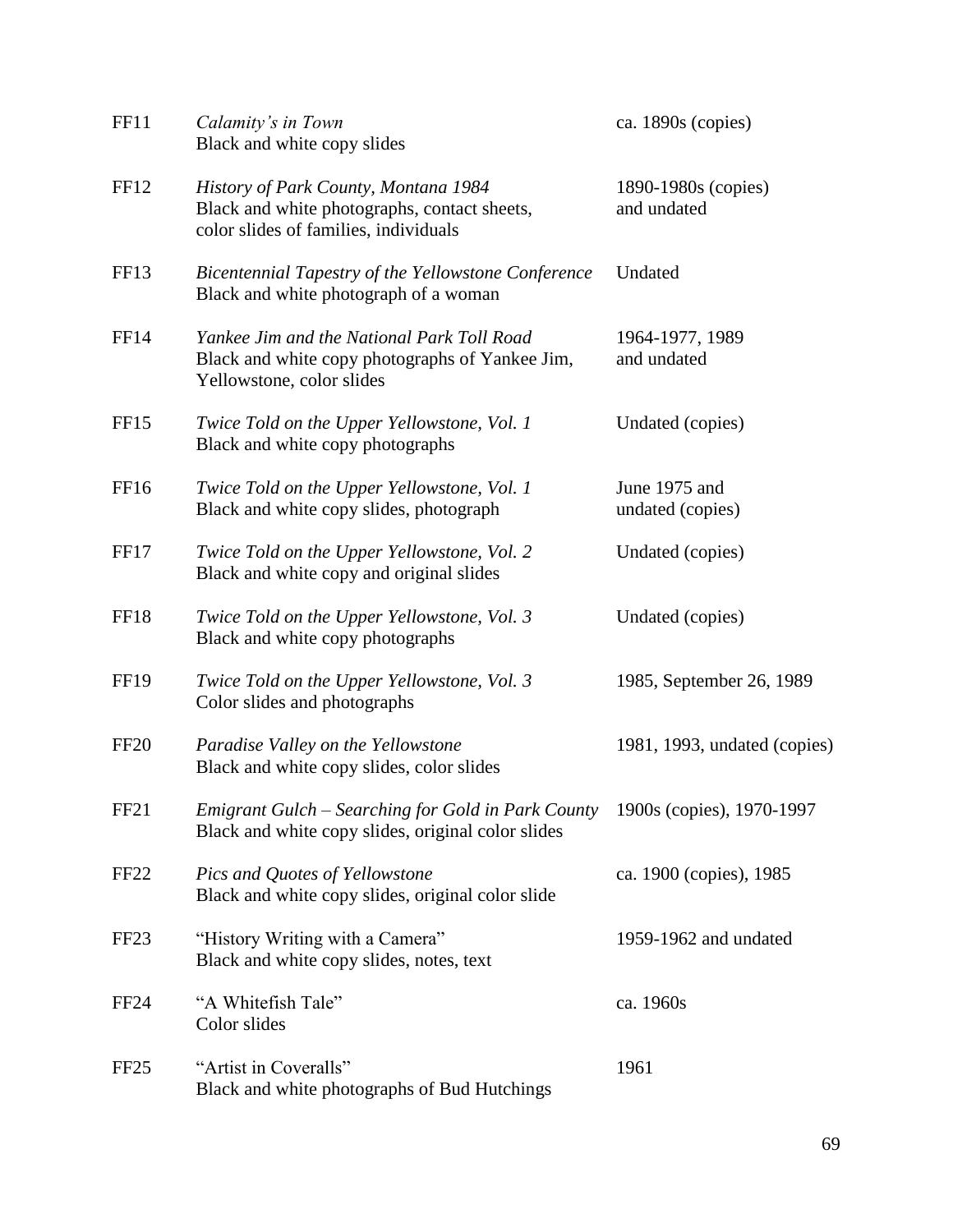| | | |
|---|---|---|
| FF11 | *Calamity's in Town*<br>Black and white copy slides | ca. 1890s (copies) |
| FF12 | *History of Park County, Montana 1984*<br>Black and white photographs, contact sheets, color slides of families, individuals | 1890-1980s (copies) and undated |
| FF13 | *Bicentennial Tapestry of the Yellowstone Conference*<br>Black and white photograph of a woman | Undated |
| FF14 | *Yankee Jim and the National Park Toll Road*<br>Black and white copy photographs of Yankee Jim, Yellowstone, color slides | 1964-1977, 1989 and undated |
| FF15 | *Twice Told on the Upper Yellowstone, Vol. 1*<br>Black and white copy photographs | Undated (copies) |
| FF16 | *Twice Told on the Upper Yellowstone, Vol. 1*<br>Black and white copy slides, photograph | June 1975 and undated (copies) |
| FF17 | *Twice Told on the Upper Yellowstone, Vol. 2*<br>Black and white copy and original slides | Undated (copies) |
| FF18 | *Twice Told on the Upper Yellowstone, Vol. 3*<br>Black and white copy photographs | Undated (copies) |
| FF19 | *Twice Told on the Upper Yellowstone, Vol. 3*<br>Color slides and photographs | 1985, September 26, 1989 |
| FF20 | *Paradise Valley on the Yellowstone*<br>Black and white copy slides, color slides | 1981, 1993, undated (copies) |
| FF21 | *Emigrant Gulch – Searching for Gold in Park County*<br>Black and white copy slides, original color slides | 1900s (copies), 1970-1997 |
| FF22 | *Pics and Quotes of Yellowstone*<br>Black and white copy slides, original color slide | ca. 1900 (copies), 1985 |
| FF23 | "History Writing with a Camera"<br>Black and white copy slides, notes, text | 1959-1962 and undated |
| FF24 | "A Whitefish Tale"<br>Color slides | ca. 1960s |
| FF25 | "Artist in Coveralls"<br>Black and white photographs of Bud Hutchings | 1961 |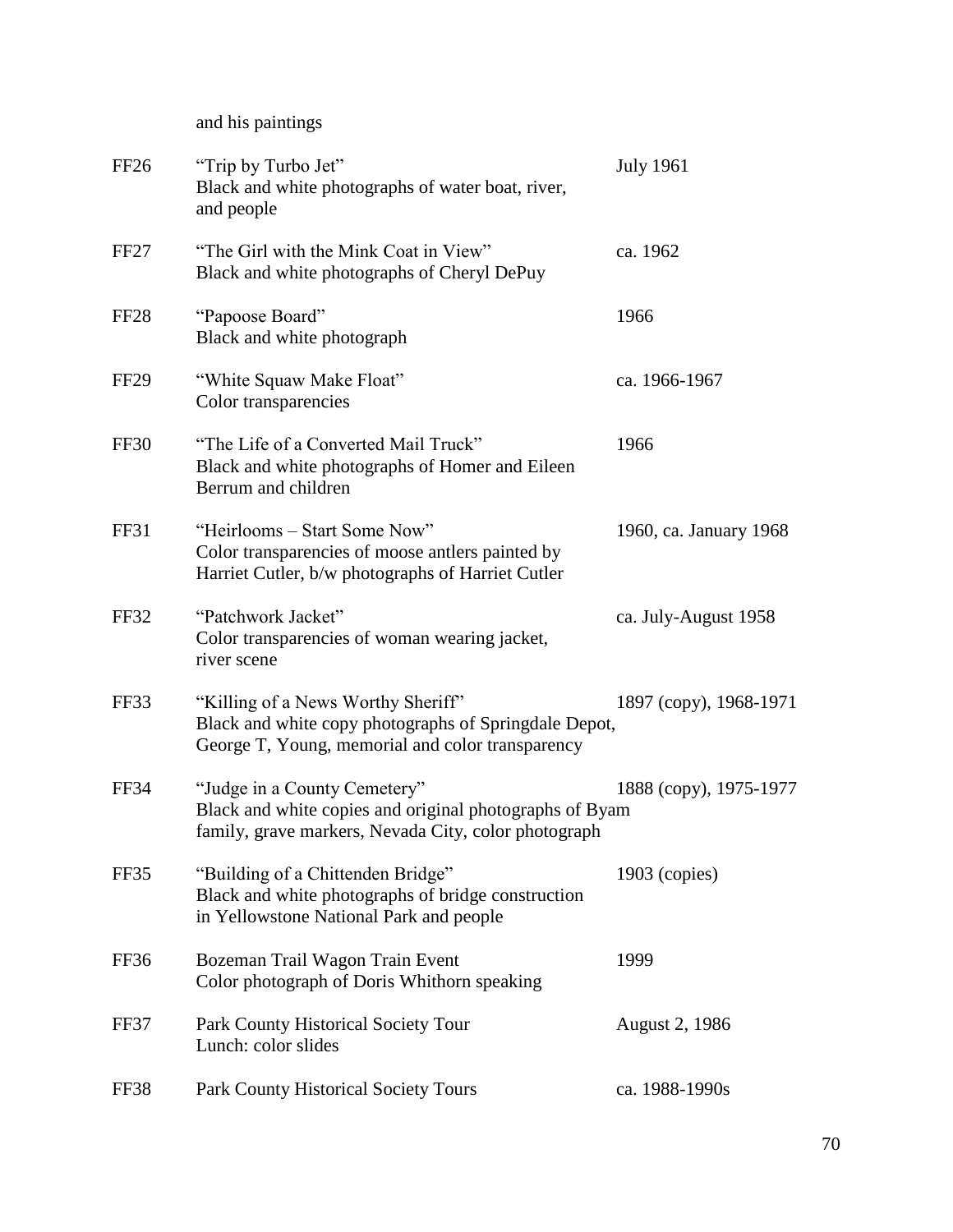and his paintings

| | | |
|---|---|---|
| FF26 | "Trip by Turbo Jet"<br>Black and white photographs of water boat, river, and people | July 1961 |
| FF27 | "The Girl with the Mink Coat in View"<br>Black and white photographs of Cheryl DePuy | ca. 1962 |
| FF28 | "Papoose Board"<br>Black and white photograph | 1966 |
| FF29 | "White Squaw Make Float"<br>Color transparencies | ca. 1966-1967 |
| FF30 | "The Life of a Converted Mail Truck"<br>Black and white photographs of Homer and Eileen Berrum and children | 1966 |
| FF31 | "Heirlooms – Start Some Now"<br>Color transparencies of moose antlers painted by Harriet Cutler, b/w photographs of Harriet Cutler | 1960, ca. January 1968 |
| FF32 | "Patchwork Jacket"<br>Color transparencies of woman wearing jacket, river scene | ca. July-August 1958 |
| FF33 | "Killing of a News Worthy Sheriff"<br>Black and white copy photographs of Springdale Depot, George T, Young, memorial and color transparency | 1897 (copy), 1968-1971 |
| FF34 | "Judge in a County Cemetery"<br>Black and white copies and original photographs of Byam family, grave markers, Nevada City, color photograph | 1888 (copy), 1975-1977 |
| FF35 | "Building of a Chittenden Bridge"<br>Black and white photographs of bridge construction in Yellowstone National Park and people | 1903 (copies) |
| FF36 | Bozeman Trail Wagon Train Event<br>Color photograph of Doris Whithorn speaking | 1999 |
| FF37 | Park County Historical Society Tour<br>Lunch: color slides | August 2, 1986 |
| FF38 | Park County Historical Society Tours | ca. 1988-1990s |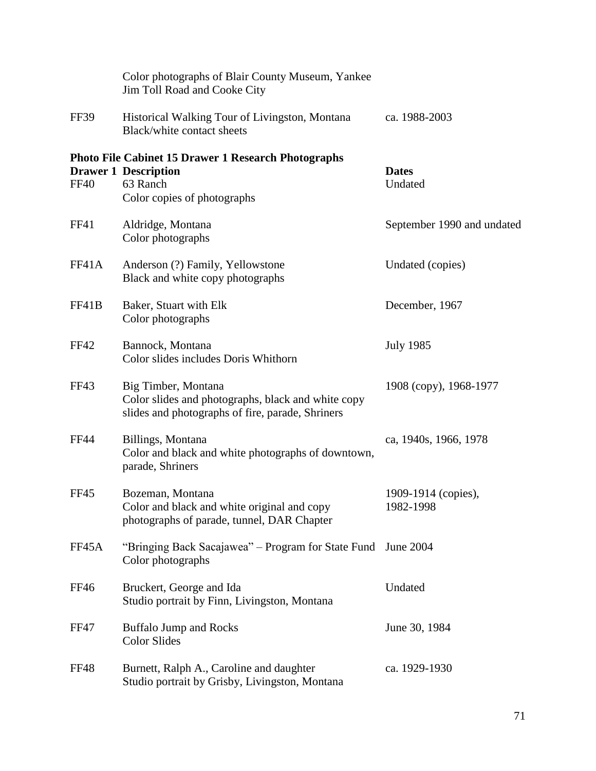| | | |
|---|---|---|
| | Color photographs of Blair County Museum, Yankee Jim Toll Road and Cooke City | |
| FF39 | Historical Walking Tour of Livingston, Montana<br>Black/white contact sheets | ca. 1988-2003 |

**Photo File Cabinet 15 Drawer 1 Research Photographs**

| **Drawer 1** | **Description** | **Dates** |
|---|---|---|
| FF40 | 63 Ranch<br>Color copies of photographs | Undated |
| FF41 | Aldridge, Montana<br>Color photographs | September 1990 and undated |
| FF41A | Anderson (?) Family, Yellowstone<br>Black and white copy photographs | Undated (copies) |
| FF41B | Baker, Stuart with Elk<br>Color photographs | December, 1967 |
| FF42 | Bannock, Montana<br>Color slides includes Doris Whithorn | July 1985 |
| FF43 | Big Timber, Montana<br>Color slides and photographs, black and white copy slides and photographs of fire, parade, Shriners | 1908 (copy), 1968-1977 |
| FF44 | Billings, Montana<br>Color and black and white photographs of downtown, parade, Shriners | ca, 1940s, 1966, 1978 |
| FF45 | Bozeman, Montana<br>Color and black and white original and copy photographs of parade, tunnel, DAR Chapter | 1909-1914 (copies), 1982-1998 |
| FF45A | "Bringing Back Sacajawea" – Program for State Fund<br>Color photographs | June 2004 |
| FF46 | Bruckert, George and Ida<br>Studio portrait by Finn, Livingston, Montana | Undated |
| FF47 | Buffalo Jump and Rocks<br>Color Slides | June 30, 1984 |
| FF48 | Burnett, Ralph A., Caroline and daughter<br>Studio portrait by Grisby, Livingston, Montana | ca. 1929-1930 |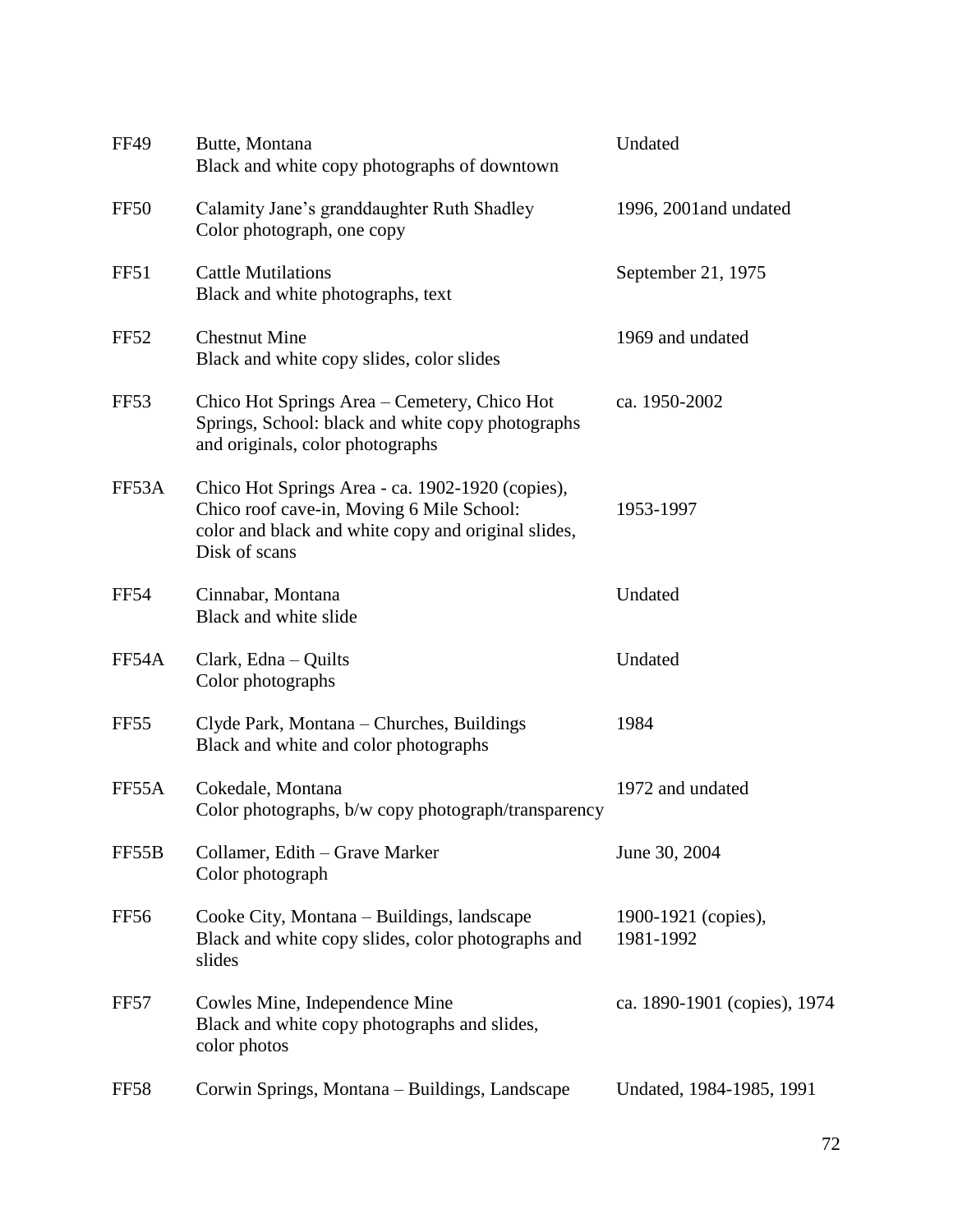| | | |
|---|---|---|
| FF49 | Butte, Montana<br>Black and white copy photographs of downtown | Undated |
| FF50 | Calamity Jane's granddaughter Ruth Shadley<br>Color photograph, one copy | 1996, 2001and undated |
| FF51 | Cattle Mutilations<br>Black and white photographs, text | September 21, 1975 |
| FF52 | Chestnut Mine<br>Black and white copy slides, color slides | 1969 and undated |
| FF53 | Chico Hot Springs Area – Cemetery, Chico Hot Springs, School: black and white copy photographs and originals, color photographs | ca. 1950-2002 |
| FF53A | Chico Hot Springs Area - ca. 1902-1920 (copies), Chico roof cave-in, Moving 6 Mile School: color and black and white copy and original slides, Disk of scans | 1953-1997 |
| FF54 | Cinnabar, Montana<br>Black and white slide | Undated |
| FF54A | Clark, Edna – Quilts<br>Color photographs | Undated |
| FF55 | Clyde Park, Montana – Churches, Buildings<br>Black and white and color photographs | 1984 |
| FF55A | Cokedale, Montana<br>Color photographs, b/w copy photograph/transparency | 1972 and undated |
| FF55B | Collamer, Edith – Grave Marker<br>Color photograph | June 30, 2004 |
| FF56 | Cooke City, Montana – Buildings, landscape<br>Black and white copy slides, color photographs and slides | 1900-1921 (copies), 1981-1992 |
| FF57 | Cowles Mine, Independence Mine<br>Black and white copy photographs and slides, color photos | ca. 1890-1901 (copies), 1974 |
| FF58 | Corwin Springs, Montana – Buildings, Landscape | Undated, 1984-1985, 1991 |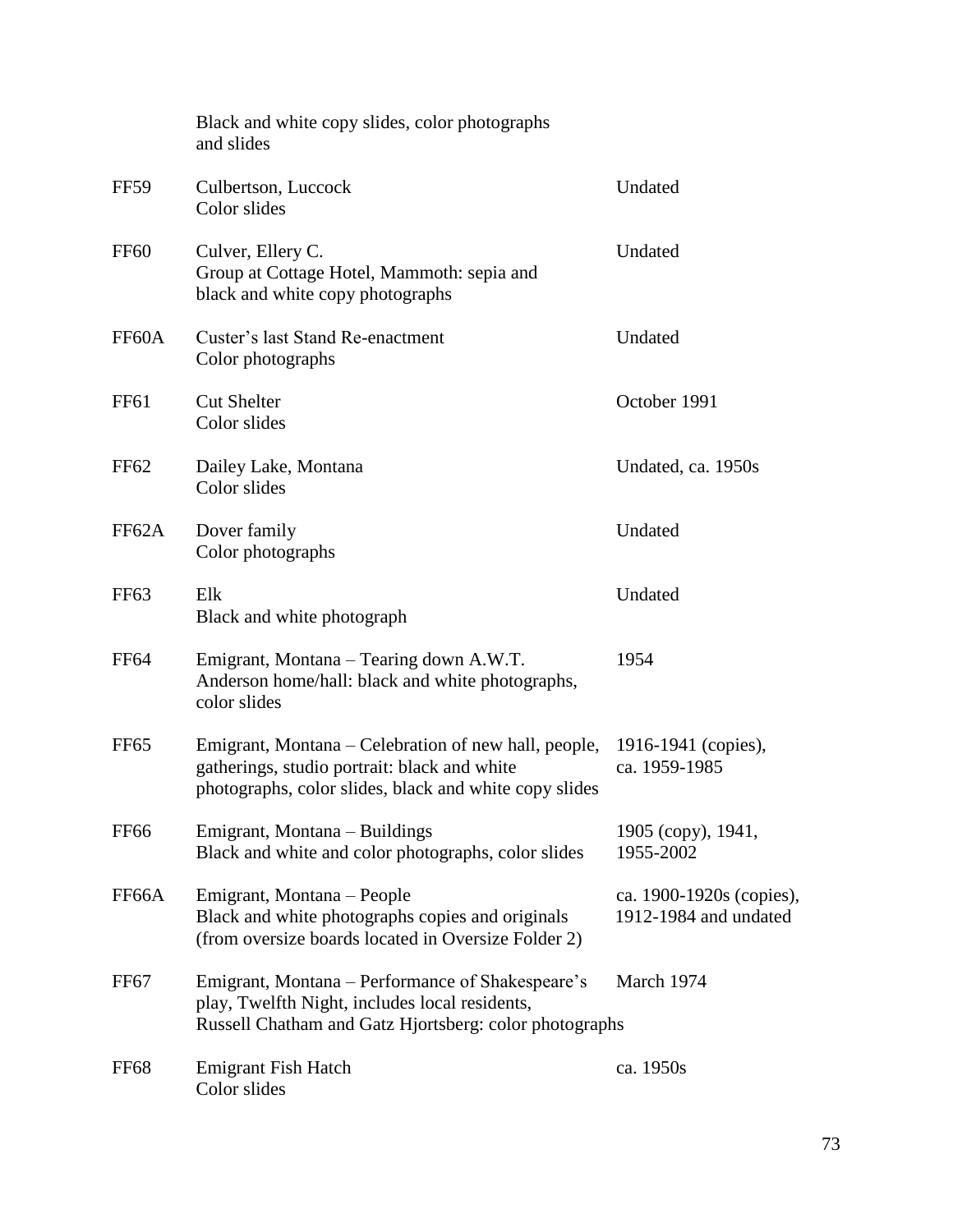| | | |
|---|---|---|
| | Black and white copy slides, color photographs and slides | |
| FF59 | Culbertson, Luccock<br>Color slides | Undated |
| FF60 | Culver, Ellery C.<br>Group at Cottage Hotel, Mammoth: sepia and black and white copy photographs | Undated |
| FF60A | Custer's last Stand Re-enactment<br>Color photographs | Undated |
| FF61 | Cut Shelter<br>Color slides | October 1991 |
| FF62 | Dailey Lake, Montana<br>Color slides | Undated, ca. 1950s |
| FF62A | Dover family<br>Color photographs | Undated |
| FF63 | Elk<br>Black and white photograph | Undated |
| FF64 | Emigrant, Montana – Tearing down A.W.T. Anderson home/hall: black and white photographs, color slides | 1954 |
| FF65 | Emigrant, Montana – Celebration of new hall, people, gatherings, studio portrait: black and white photographs, color slides, black and white copy slides | 1916-1941 (copies), ca. 1959-1985 |
| FF66 | Emigrant, Montana – Buildings<br>Black and white and color photographs, color slides | 1905 (copy), 1941, 1955-2002 |
| FF66A | Emigrant, Montana – People<br>Black and white photographs copies and originals (from oversize boards located in Oversize Folder 2) | ca. 1900-1920s (copies), 1912-1984 and undated |
| FF67 | Emigrant, Montana – Performance of Shakespeare's play, Twelfth Night, includes local residents, Russell Chatham and Gatz Hjortsberg: color photographs | March 1974 |
| FF68 | Emigrant Fish Hatch<br>Color slides | ca. 1950s |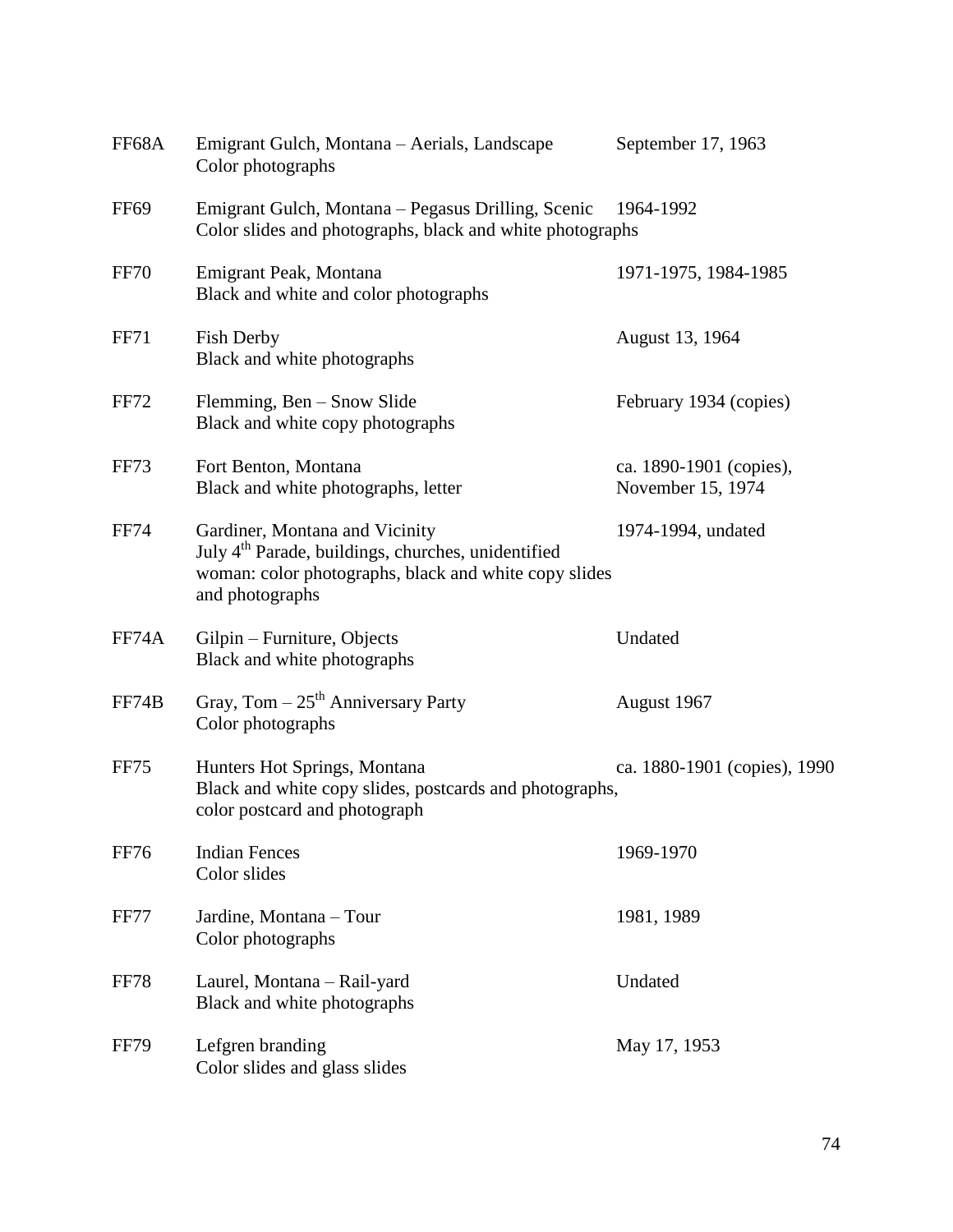| | | |
|---|---|---|
| FF68A | Emigrant Gulch, Montana – Aerials, Landscape<br>Color photographs | September 17, 1963 |
| FF69 | Emigrant Gulch, Montana – Pegasus Drilling, Scenic<br>Color slides and photographs, black and white photographs | 1964-1992 |
| FF70 | Emigrant Peak, Montana<br>Black and white and color photographs | 1971-1975, 1984-1985 |
| FF71 | Fish Derby<br>Black and white photographs | August 13, 1964 |
| FF72 | Flemming, Ben – Snow Slide<br>Black and white copy photographs | February 1934 (copies) |
| FF73 | Fort Benton, Montana<br>Black and white photographs, letter | ca. 1890-1901 (copies),<br>November 15, 1974 |
| FF74 | Gardiner, Montana and Vicinity<br>July 4th Parade, buildings, churches, unidentified woman: color photographs, black and white copy slides and photographs | 1974-1994, undated |
| FF74A | Gilpin – Furniture, Objects<br>Black and white photographs | Undated |
| FF74B | Gray, Tom – 25th Anniversary Party<br>Color photographs | August 1967 |
| FF75 | Hunters Hot Springs, Montana<br>Black and white copy slides, postcards and photographs, color postcard and photograph | ca. 1880-1901 (copies), 1990 |
| FF76 | Indian Fences<br>Color slides | 1969-1970 |
| FF77 | Jardine, Montana – Tour<br>Color photographs | 1981, 1989 |
| FF78 | Laurel, Montana – Rail-yard<br>Black and white photographs | Undated |
| FF79 | Lefgren branding<br>Color slides and glass slides | May 17, 1953 |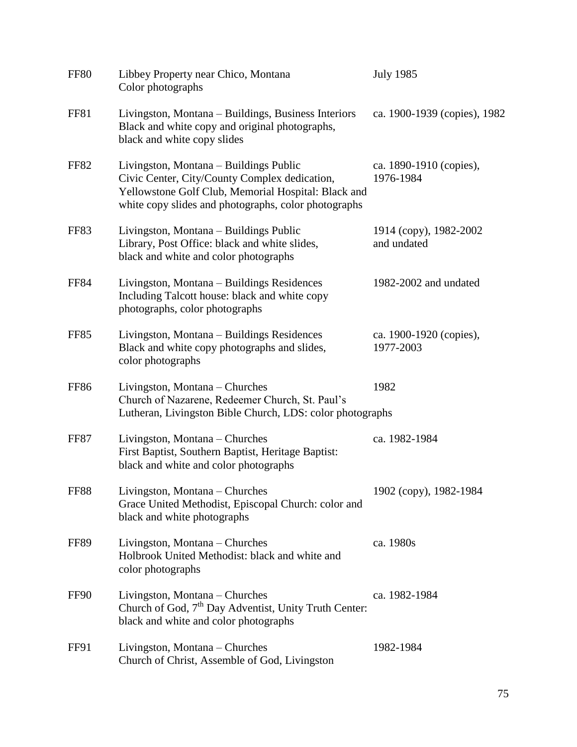| | | |
|---|---|---|
| FF80 | Libbey Property near Chico, Montana<br>Color photographs | July 1985 |
| FF81 | Livingston, Montana – Buildings, Business Interiors<br>Black and white copy and original photographs, black and white copy slides | ca. 1900-1939 (copies), 1982 |
| FF82 | Livingston, Montana – Buildings Public<br>Civic Center, City/County Complex dedication, Yellowstone Golf Club, Memorial Hospital: Black and white copy slides and photographs, color photographs | ca. 1890-1910 (copies), 1976-1984 |
| FF83 | Livingston, Montana – Buildings Public<br>Library, Post Office: black and white slides, black and white and color photographs | 1914 (copy), 1982-2002 and undated |
| FF84 | Livingston, Montana – Buildings Residences<br>Including Talcott house: black and white copy photographs, color photographs | 1982-2002 and undated |
| FF85 | Livingston, Montana – Buildings Residences<br>Black and white copy photographs and slides, color photographs | ca. 1900-1920 (copies), 1977-2003 |
| FF86 | Livingston, Montana – Churches<br>Church of Nazarene, Redeemer Church, St. Paul's Lutheran, Livingston Bible Church, LDS: color photographs | 1982 |
| FF87 | Livingston, Montana – Churches<br>First Baptist, Southern Baptist, Heritage Baptist: black and white and color photographs | ca. 1982-1984 |
| FF88 | Livingston, Montana – Churches<br>Grace United Methodist, Episcopal Church: color and black and white photographs | 1902 (copy), 1982-1984 |
| FF89 | Livingston, Montana – Churches<br>Holbrook United Methodist: black and white and color photographs | ca. 1980s |
| FF90 | Livingston, Montana – Churches<br>Church of God, 7th Day Adventist, Unity Truth Center: black and white and color photographs | ca. 1982-1984 |
| FF91 | Livingston, Montana – Churches<br>Church of Christ, Assemble of God, Livingston | 1982-1984 |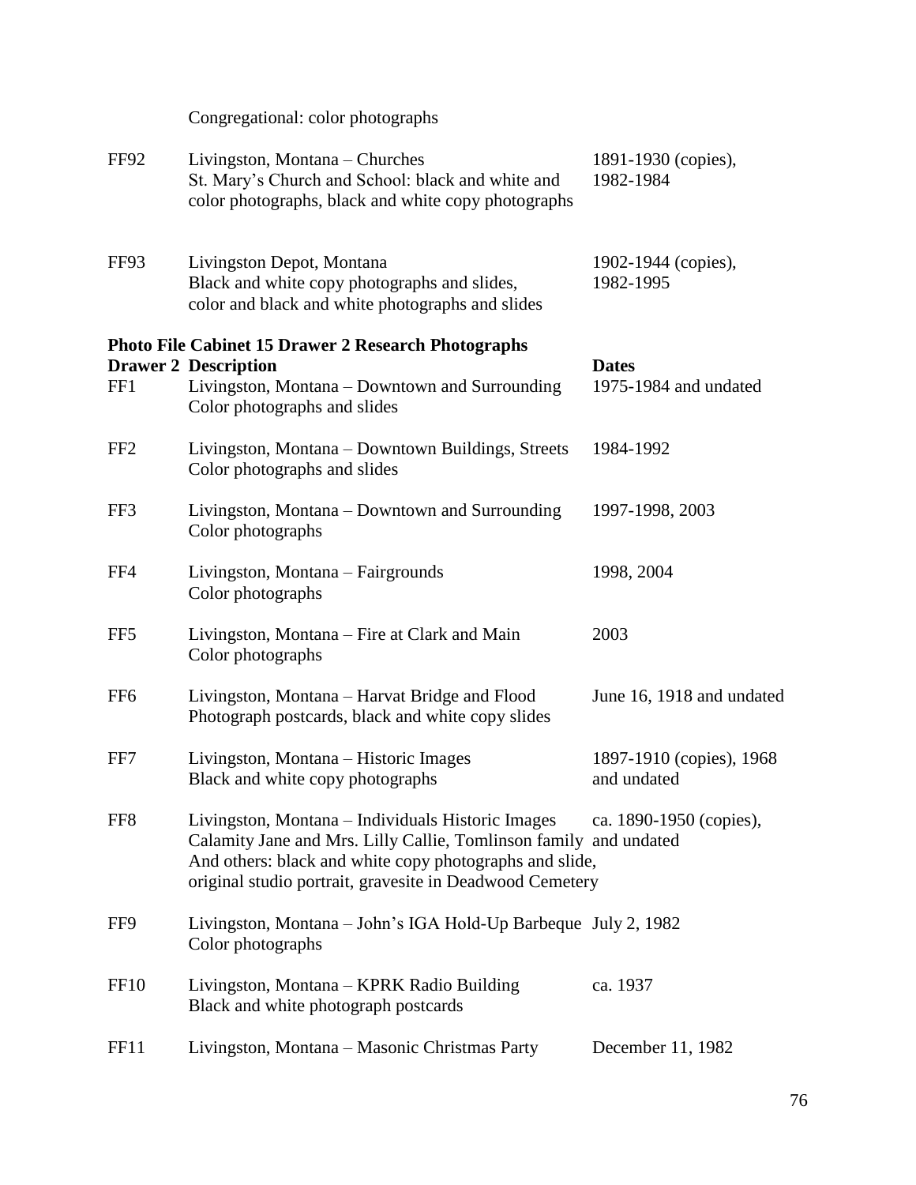| | | |
|---|---|---|
| | Congregational: color photographs | |
| FF92 | Livingston, Montana – Churches<br>St. Mary's Church and School: black and white and color photographs, black and white copy photographs | 1891-1930 (copies), 1982-1984 |
| FF93 | Livingston Depot, Montana<br>Black and white copy photographs and slides, color and black and white photographs and slides | 1902-1944 (copies), 1982-1995 |

**Photo File Cabinet 15 Drawer 2 Research Photographs**

| Drawer 2 | Description | Dates |
|---|---|---|
| FF1 | Livingston, Montana – Downtown and Surrounding<br>Color photographs and slides | 1975-1984 and undated |
| FF2 | Livingston, Montana – Downtown Buildings, Streets<br>Color photographs and slides | 1984-1992 |
| FF3 | Livingston, Montana – Downtown and Surrounding<br>Color photographs | 1997-1998, 2003 |
| FF4 | Livingston, Montana – Fairgrounds<br>Color photographs | 1998, 2004 |
| FF5 | Livingston, Montana – Fire at Clark and Main<br>Color photographs | 2003 |
| FF6 | Livingston, Montana – Harvat Bridge and Flood<br>Photograph postcards, black and white copy slides | June 16, 1918 and undated |
| FF7 | Livingston, Montana – Historic Images<br>Black and white copy photographs | 1897-1910 (copies), 1968 and undated |
| FF8 | Livingston, Montana – Individuals Historic Images<br>Calamity Jane and Mrs. Lilly Callie, Tomlinson family And others: black and white copy photographs and slide, original studio portrait, gravesite in Deadwood Cemetery | ca. 1890-1950 (copies), and undated |
| FF9 | Livingston, Montana – John's IGA Hold-Up Barbeque<br>Color photographs | July 2, 1982 |
| FF10 | Livingston, Montana – KPRK Radio Building<br>Black and white photograph postcards | ca. 1937 |
| FF11 | Livingston, Montana – Masonic Christmas Party | December 11, 1982 |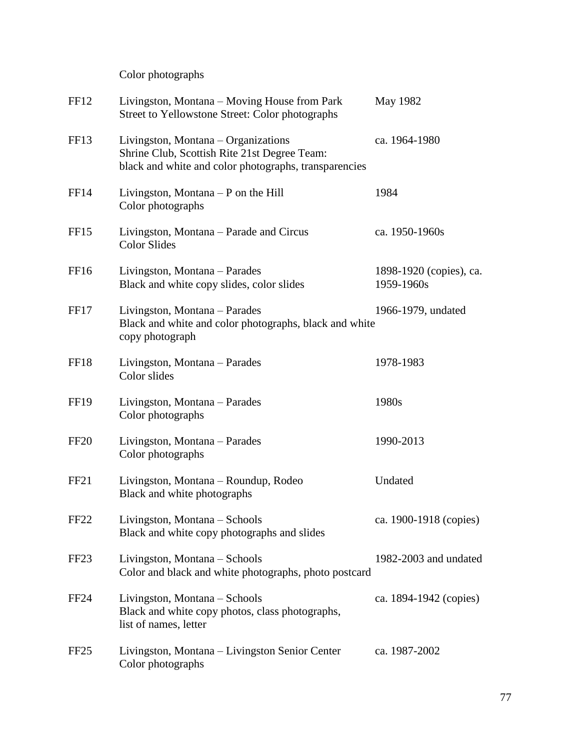Color photographs

| | | |
|---|---|---|
| FF12 | Livingston, Montana – Moving House from Park Street to Yellowstone Street: Color photographs | May 1982 |
| FF13 | Livingston, Montana – Organizations Shrine Club, Scottish Rite 21st Degree Team: black and white and color photographs, transparencies | ca. 1964-1980 |
| FF14 | Livingston, Montana – P on the Hill Color photographs | 1984 |
| FF15 | Livingston, Montana – Parade and Circus Color Slides | ca. 1950-1960s |
| FF16 | Livingston, Montana – Parades Black and white copy slides, color slides | 1898-1920 (copies), ca. 1959-1960s |
| FF17 | Livingston, Montana – Parades Black and white and color photographs, black and white copy photograph | 1966-1979, undated |
| FF18 | Livingston, Montana – Parades Color slides | 1978-1983 |
| FF19 | Livingston, Montana – Parades Color photographs | 1980s |
| FF20 | Livingston, Montana – Parades Color photographs | 1990-2013 |
| FF21 | Livingston, Montana – Roundup, Rodeo Black and white photographs | Undated |
| FF22 | Livingston, Montana – Schools Black and white copy photographs and slides | ca. 1900-1918 (copies) |
| FF23 | Livingston, Montana – Schools Color and black and white photographs, photo postcard | 1982-2003 and undated |
| FF24 | Livingston, Montana – Schools Black and white copy photos, class photographs, list of names, letter | ca. 1894-1942 (copies) |
| FF25 | Livingston, Montana – Livingston Senior Center Color photographs | ca. 1987-2002 |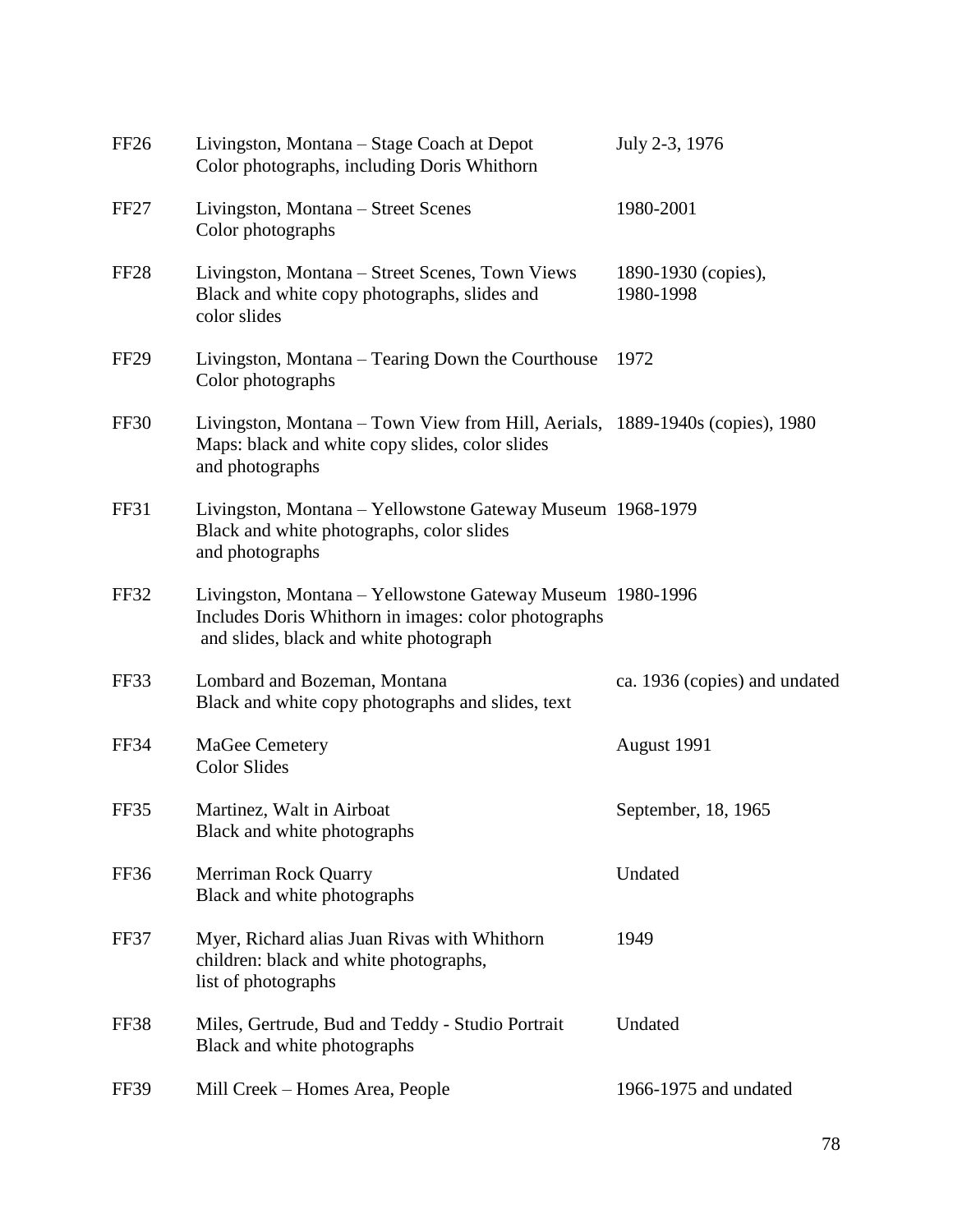| | | |
|---|---|---|
| FF26 | Livingston, Montana – Stage Coach at Depot<br>Color photographs, including Doris Whithorn | July 2-3, 1976 |
| FF27 | Livingston, Montana – Street Scenes<br>Color photographs | 1980-2001 |
| FF28 | Livingston, Montana – Street Scenes, Town Views<br>Black and white copy photographs, slides and color slides | 1890-1930 (copies), 1980-1998 |
| FF29 | Livingston, Montana – Tearing Down the Courthouse<br>Color photographs | 1972 |
| FF30 | Livingston, Montana – Town View from Hill, Aerials, Maps: black and white copy slides, color slides and photographs | 1889-1940s (copies), 1980 |
| FF31 | Livingston, Montana – Yellowstone Gateway Museum<br>Black and white photographs, color slides and photographs | 1968-1979 |
| FF32 | Livingston, Montana – Yellowstone Gateway Museum<br>Includes Doris Whithorn in images: color photographs and slides, black and white photograph | 1980-1996 |
| FF33 | Lombard and Bozeman, Montana<br>Black and white copy photographs and slides, text | ca. 1936 (copies) and undated |
| FF34 | MaGee Cemetery<br>Color Slides | August 1991 |
| FF35 | Martinez, Walt in Airboat<br>Black and white photographs | September, 18, 1965 |
| FF36 | Merriman Rock Quarry<br>Black and white photographs | Undated |
| FF37 | Myer, Richard alias Juan Rivas with Whithorn children: black and white photographs, list of photographs | 1949 |
| FF38 | Miles, Gertrude, Bud and Teddy - Studio Portrait<br>Black and white photographs | Undated |
| FF39 | Mill Creek – Homes Area, People | 1966-1975 and undated |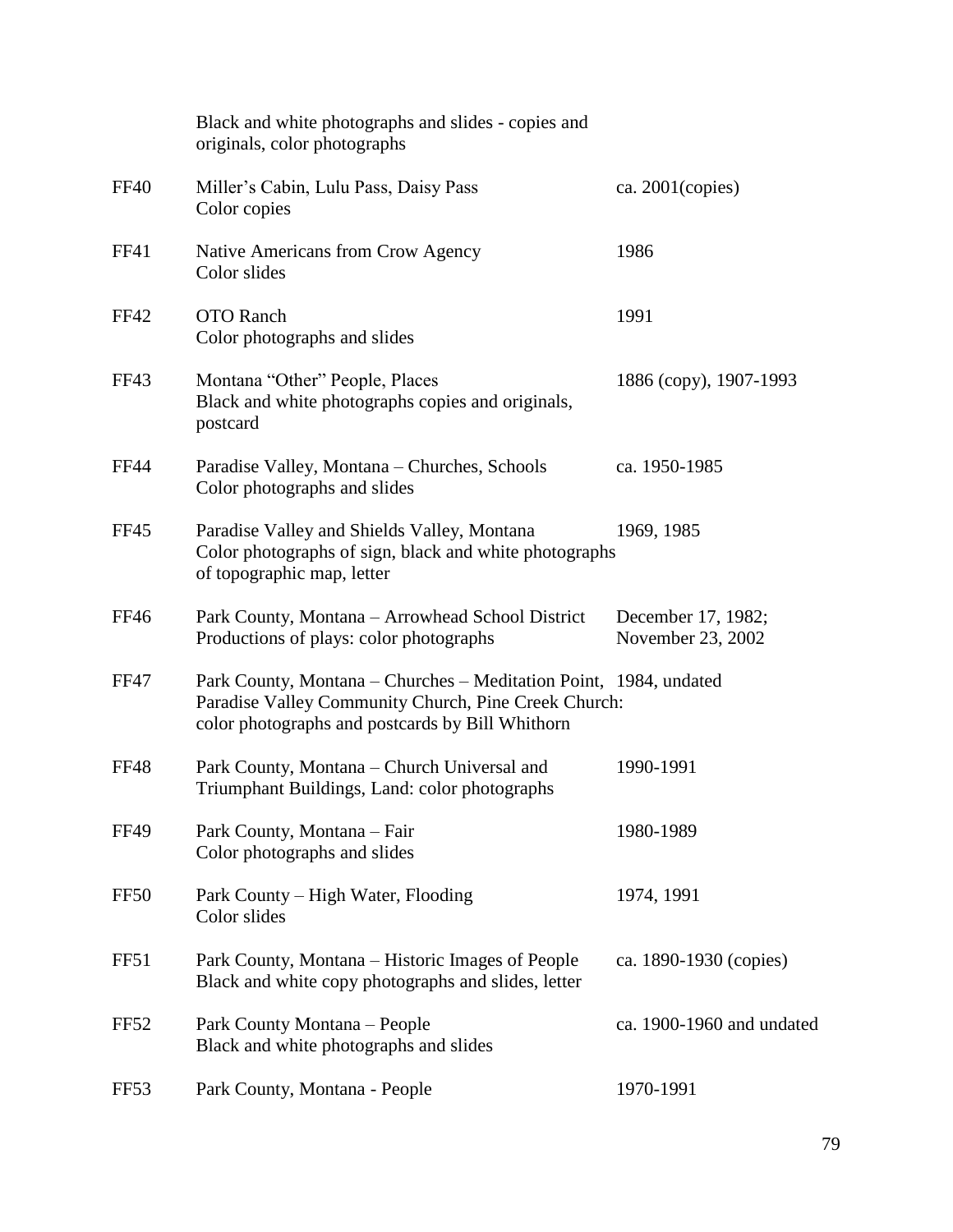| | | |
|---|---|---|
| | Black and white photographs and slides - copies and originals, color photographs | |
| FF40 | Miller's Cabin, Lulu Pass, Daisy Pass<br>Color copies | ca. 2001(copies) |
| FF41 | Native Americans from Crow Agency<br>Color slides | 1986 |
| FF42 | OTO Ranch<br>Color photographs and slides | 1991 |
| FF43 | Montana "Other" People, Places<br>Black and white photographs copies and originals, postcard | 1886 (copy), 1907-1993 |
| FF44 | Paradise Valley, Montana – Churches, Schools<br>Color photographs and slides | ca. 1950-1985 |
| FF45 | Paradise Valley and Shields Valley, Montana<br>Color photographs of sign, black and white photographs of topographic map, letter | 1969, 1985 |
| FF46 | Park County, Montana – Arrowhead School District<br>Productions of plays: color photographs | December 17, 1982; November 23, 2002 |
| FF47 | Park County, Montana – Churches – Meditation Point, Paradise Valley Community Church, Pine Creek Church: color photographs and postcards by Bill Whithorn | 1984, undated |
| FF48 | Park County, Montana – Church Universal and Triumphant Buildings, Land: color photographs | 1990-1991 |
| FF49 | Park County, Montana – Fair<br>Color photographs and slides | 1980-1989 |
| FF50 | Park County – High Water, Flooding<br>Color slides | 1974, 1991 |
| FF51 | Park County, Montana – Historic Images of People<br>Black and white copy photographs and slides, letter | ca. 1890-1930 (copies) |
| FF52 | Park County Montana – People<br>Black and white photographs and slides | ca. 1900-1960 and undated |
| FF53 | Park County, Montana - People | 1970-1991 |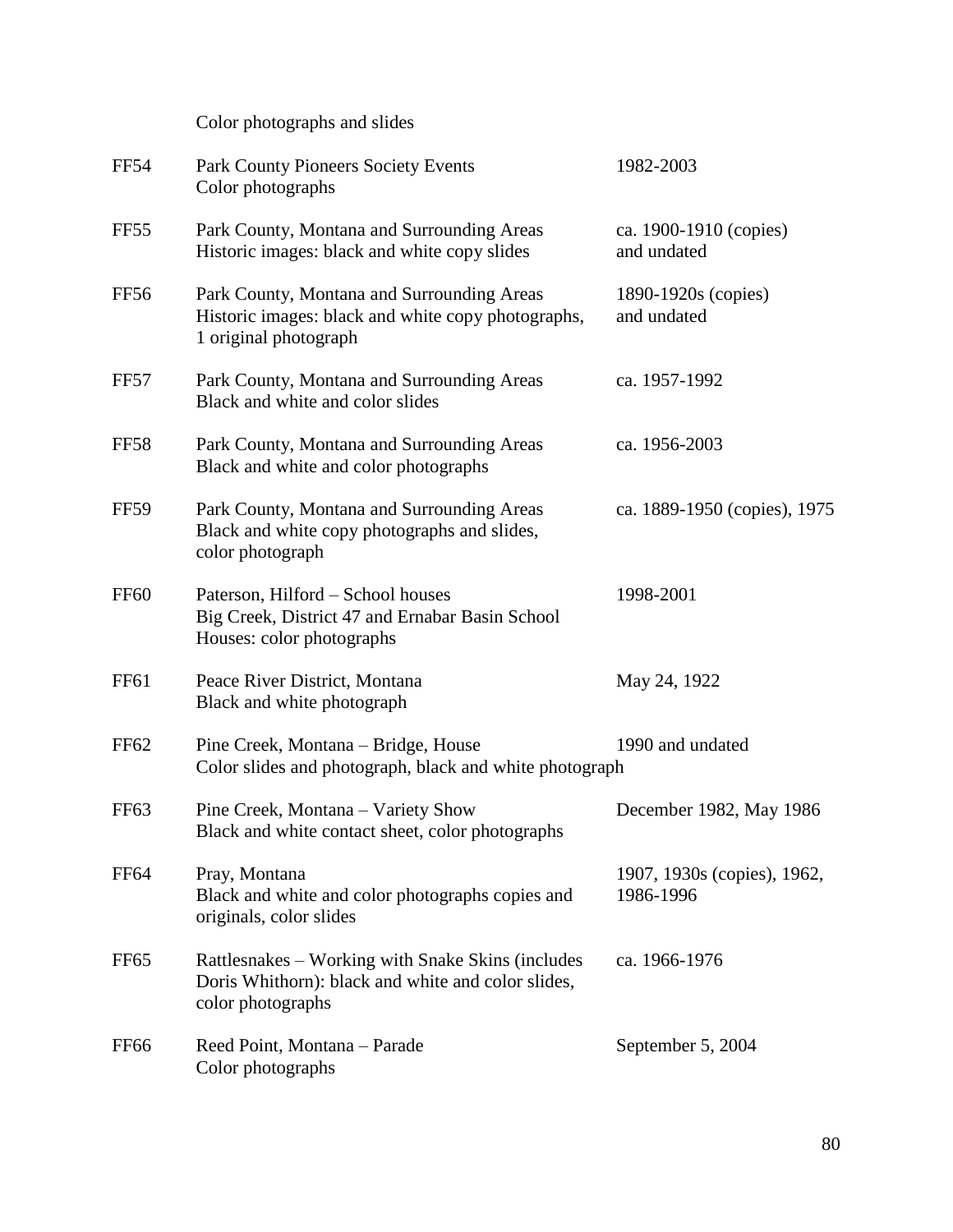Color photographs and slides

| | | |
|---|---|---|
| FF54 | Park County Pioneers Society Events<br>Color photographs | 1982-2003 |
| FF55 | Park County, Montana and Surrounding Areas<br>Historic images: black and white copy slides | ca. 1900-1910 (copies) and undated |
| FF56 | Park County, Montana and Surrounding Areas<br>Historic images: black and white copy photographs, 1 original photograph | 1890-1920s (copies) and undated |
| FF57 | Park County, Montana and Surrounding Areas<br>Black and white and color slides | ca. 1957-1992 |
| FF58 | Park County, Montana and Surrounding Areas<br>Black and white and color photographs | ca. 1956-2003 |
| FF59 | Park County, Montana and Surrounding Areas<br>Black and white copy photographs and slides, color photograph | ca. 1889-1950 (copies), 1975 |
| FF60 | Paterson, Hilford – School houses<br>Big Creek, District 47 and Ernabar Basin School Houses: color photographs | 1998-2001 |
| FF61 | Peace River District, Montana<br>Black and white photograph | May 24, 1922 |
| FF62 | Pine Creek, Montana – Bridge, House<br>Color slides and photograph, black and white photograph | 1990 and undated |
| FF63 | Pine Creek, Montana – Variety Show<br>Black and white contact sheet, color photographs | December 1982, May 1986 |
| FF64 | Pray, Montana<br>Black and white and color photographs copies and originals, color slides | 1907, 1930s (copies), 1962, 1986-1996 |
| FF65 | Rattlesnakes – Working with Snake Skins (includes Doris Whithorn): black and white and color slides, color photographs | ca. 1966-1976 |
| FF66 | Reed Point, Montana – Parade<br>Color photographs | September 5, 2004 |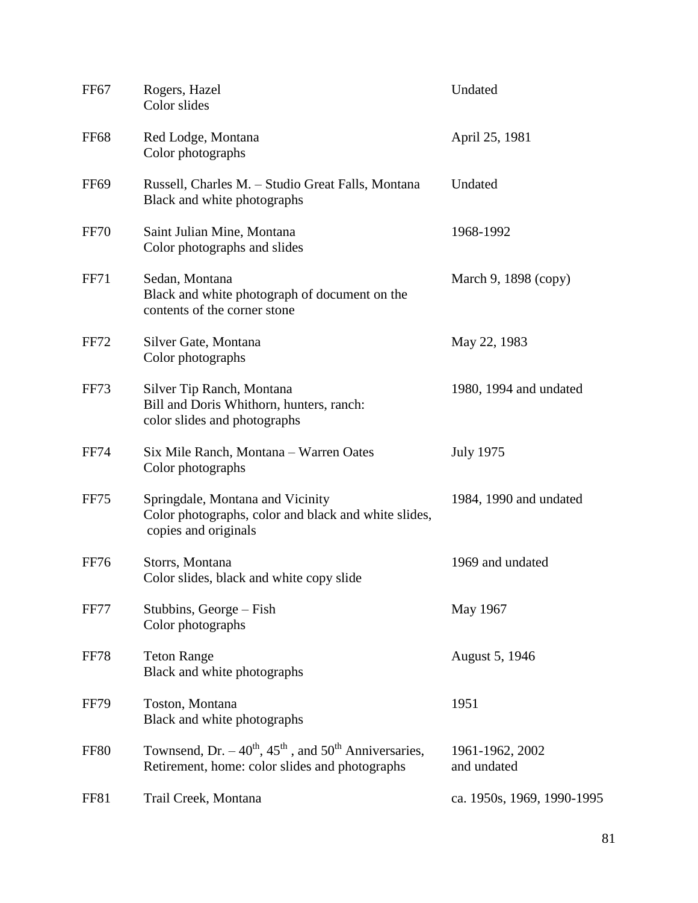| | | |
|---|---|---|
| FF67 | Rogers, Hazel<br>Color slides | Undated |
| FF68 | Red Lodge, Montana<br>Color photographs | April 25, 1981 |
| FF69 | Russell, Charles M. – Studio Great Falls, Montana<br>Black and white photographs | Undated |
| FF70 | Saint Julian Mine, Montana<br>Color photographs and slides | 1968-1992 |
| FF71 | Sedan, Montana<br>Black and white photograph of document on the contents of the corner stone | March 9, 1898 (copy) |
| FF72 | Silver Gate, Montana<br>Color photographs | May 22, 1983 |
| FF73 | Silver Tip Ranch, Montana<br>Bill and Doris Whithorn, hunters, ranch: color slides and photographs | 1980, 1994 and undated |
| FF74 | Six Mile Ranch, Montana – Warren Oates<br>Color photographs | July 1975 |
| FF75 | Springdale, Montana and Vicinity<br>Color photographs, color and black and white slides, copies and originals | 1984, 1990 and undated |
| FF76 | Storrs, Montana<br>Color slides, black and white copy slide | 1969 and undated |
| FF77 | Stubbins, George – Fish<br>Color photographs | May 1967 |
| FF78 | Teton Range<br>Black and white photographs | August 5, 1946 |
| FF79 | Toston, Montana<br>Black and white photographs | 1951 |
| FF80 | Townsend, Dr. – 40th, 45th, and 50th Anniversaries, Retirement, home: color slides and photographs | 1961-1962, 2002 and undated |
| FF81 | Trail Creek, Montana | ca. 1950s, 1969, 1990-1995 |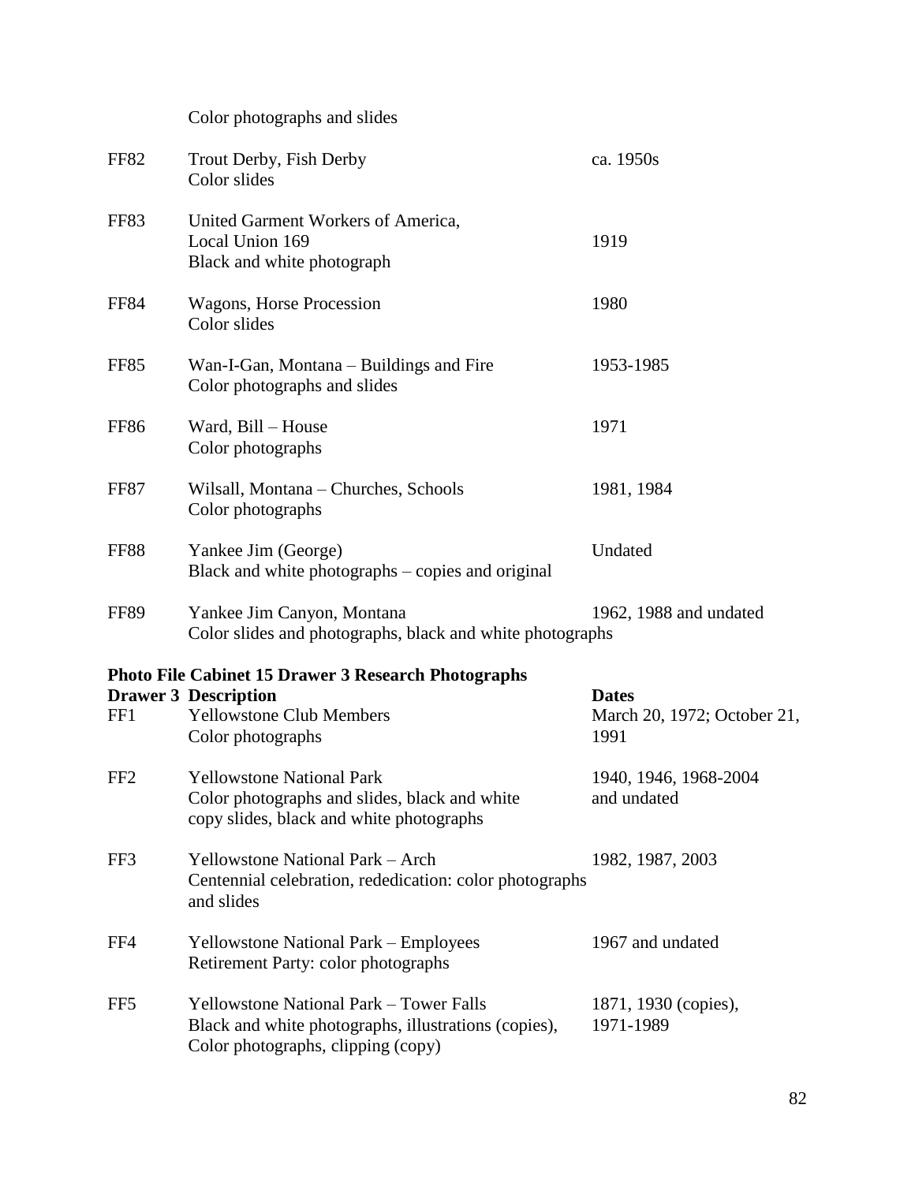Color photographs and slides

| | | |
|---|---|---|
| FF82 | Trout Derby, Fish Derby<br>Color slides | ca. 1950s |
| FF83 | United Garment Workers of America,<br>Local Union 169<br>Black and white photograph | 1919 |
| FF84 | Wagons, Horse Procession<br>Color slides | 1980 |
| FF85 | Wan-I-Gan, Montana – Buildings and Fire<br>Color photographs and slides | 1953-1985 |
| FF86 | Ward, Bill – House<br>Color photographs | 1971 |
| FF87 | Wilsall, Montana – Churches, Schools<br>Color photographs | 1981, 1984 |
| FF88 | Yankee Jim (George)<br>Black and white photographs – copies and original | Undated |
| FF89 | Yankee Jim Canyon, Montana<br>Color slides and photographs, black and white photographs | 1962, 1988 and undated |

**Photo File Cabinet 15 Drawer 3 Research Photographs**

| **Drawer 3** | **Description** | **Dates** |
|---|---|---|
| FF1 | Yellowstone Club Members<br>Color photographs | March 20, 1972; October 21, 1991 |
| FF2 | Yellowstone National Park<br>Color photographs and slides, black and white copy slides, black and white photographs | 1940, 1946, 1968-2004 and undated |
| FF3 | Yellowstone National Park – Arch<br>Centennial celebration, rededication: color photographs and slides | 1982, 1987, 2003 |
| FF4 | Yellowstone National Park – Employees<br>Retirement Party: color photographs | 1967 and undated |
| FF5 | Yellowstone National Park – Tower Falls<br>Black and white photographs, illustrations (copies), Color photographs, clipping (copy) | 1871, 1930 (copies), 1971-1989 |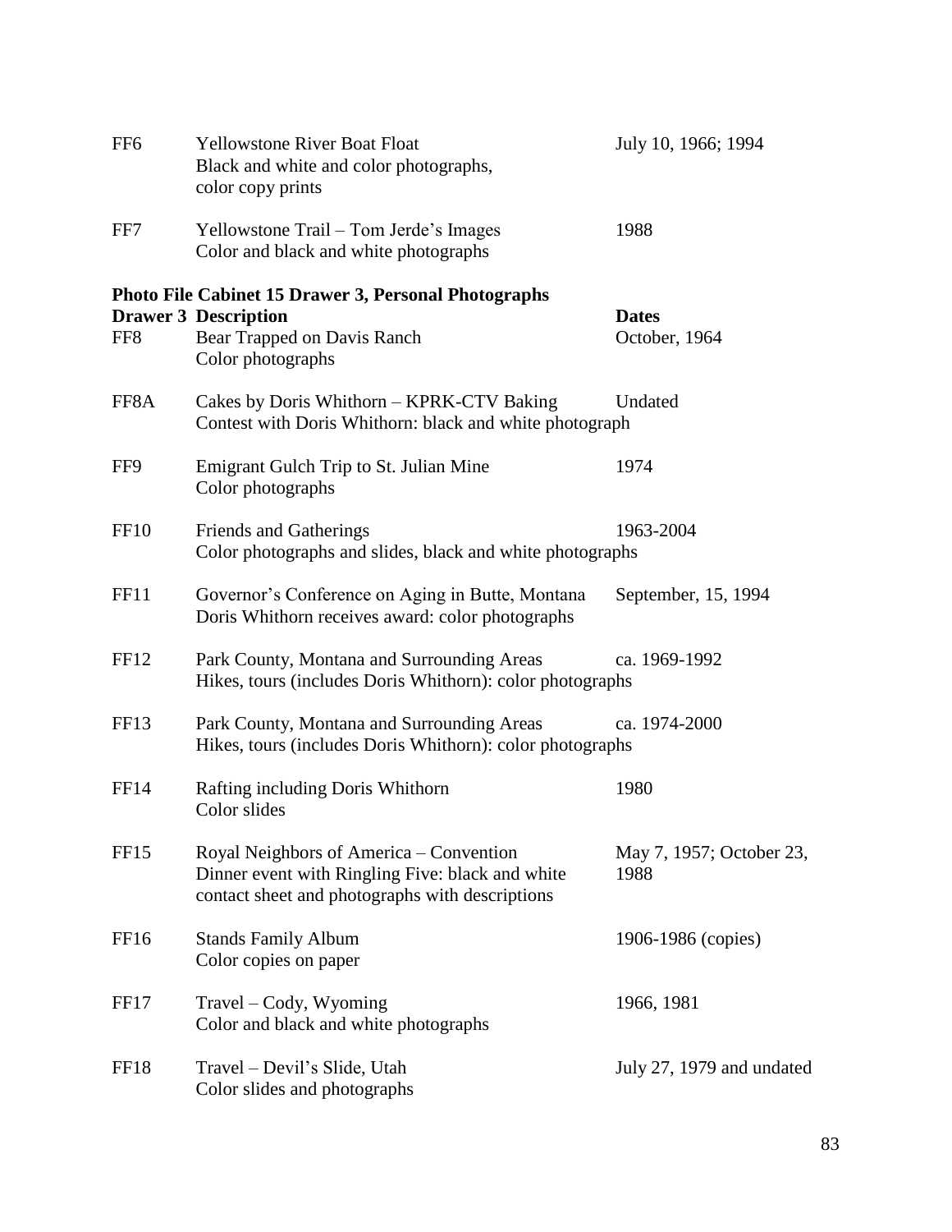| | | |
|---|---|---|
| FF6 | Yellowstone River Boat Float<br>Black and white and color photographs, color copy prints | July 10, 1966; 1994 |
| FF7 | Yellowstone Trail – Tom Jerde's Images<br>Color and black and white photographs | 1988 |

**Photo File Cabinet 15 Drawer 3, Personal Photographs**

| Drawer 3 | Description | Dates |
|---|---|---|
| FF8 | Bear Trapped on Davis Ranch<br>Color photographs | October, 1964 |
| FF8A | Cakes by Doris Whithorn – KPRK-CTV Baking Contest with Doris Whithorn: black and white photograph | Undated |
| FF9 | Emigrant Gulch Trip to St. Julian Mine<br>Color photographs | 1974 |
| FF10 | Friends and Gatherings<br>Color photographs and slides, black and white photographs | 1963-2004 |
| FF11 | Governor's Conference on Aging in Butte, Montana<br>Doris Whithorn receives award: color photographs | September, 15, 1994 |
| FF12 | Park County, Montana and Surrounding Areas<br>Hikes, tours (includes Doris Whithorn): color photographs | ca. 1969-1992 |
| FF13 | Park County, Montana and Surrounding Areas<br>Hikes, tours (includes Doris Whithorn): color photographs | ca. 1974-2000 |
| FF14 | Rafting including Doris Whithorn<br>Color slides | 1980 |
| FF15 | Royal Neighbors of America – Convention<br>Dinner event with Ringling Five: black and white contact sheet and photographs with descriptions | May 7, 1957; October 23, 1988 |
| FF16 | Stands Family Album<br>Color copies on paper | 1906-1986 (copies) |
| FF17 | Travel – Cody, Wyoming<br>Color and black and white photographs | 1966, 1981 |
| FF18 | Travel – Devil's Slide, Utah<br>Color slides and photographs | July 27, 1979 and undated |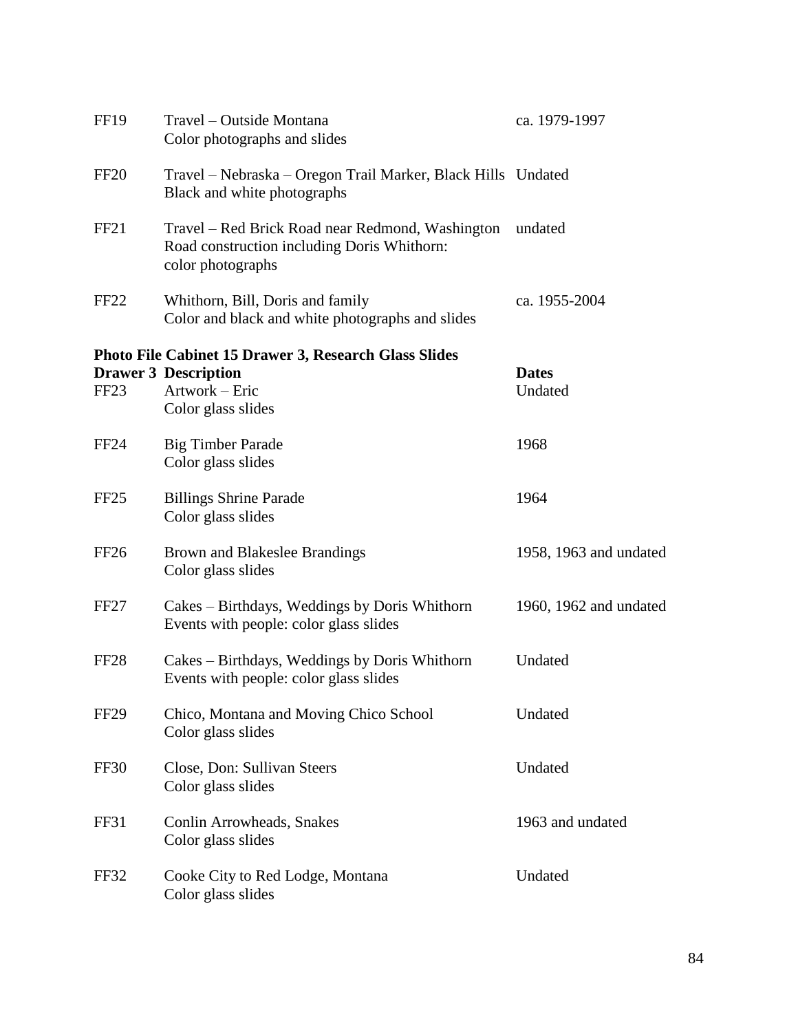| | | |
|---|---|---|
| FF19 | Travel – Outside Montana<br>Color photographs and slides | ca. 1979-1997 |
| FF20 | Travel – Nebraska – Oregon Trail Marker, Black Hills<br>Black and white photographs | Undated |
| FF21 | Travel – Red Brick Road near Redmond, Washington<br>Road construction including Doris Whithorn:<br>color photographs | undated |
| FF22 | Whithorn, Bill, Doris and family<br>Color and black and white photographs and slides | ca. 1955-2004 |

**Photo File Cabinet 15 Drawer 3, Research Glass Slides**

| **Drawer 3** | **Description** | **Dates** |
|---|---|---|
| FF23 | Artwork – Eric<br>Color glass slides | Undated |
| FF24 | Big Timber Parade<br>Color glass slides | 1968 |
| FF25 | Billings Shrine Parade<br>Color glass slides | 1964 |
| FF26 | Brown and Blakeslee Brandings<br>Color glass slides | 1958, 1963 and undated |
| FF27 | Cakes – Birthdays, Weddings by Doris Whithorn<br>Events with people: color glass slides | 1960, 1962 and undated |
| FF28 | Cakes – Birthdays, Weddings by Doris Whithorn<br>Events with people: color glass slides | Undated |
| FF29 | Chico, Montana and Moving Chico School<br>Color glass slides | Undated |
| FF30 | Close, Don: Sullivan Steers<br>Color glass slides | Undated |
| FF31 | Conlin Arrowheads, Snakes<br>Color glass slides | 1963 and undated |
| FF32 | Cooke City to Red Lodge, Montana<br>Color glass slides | Undated |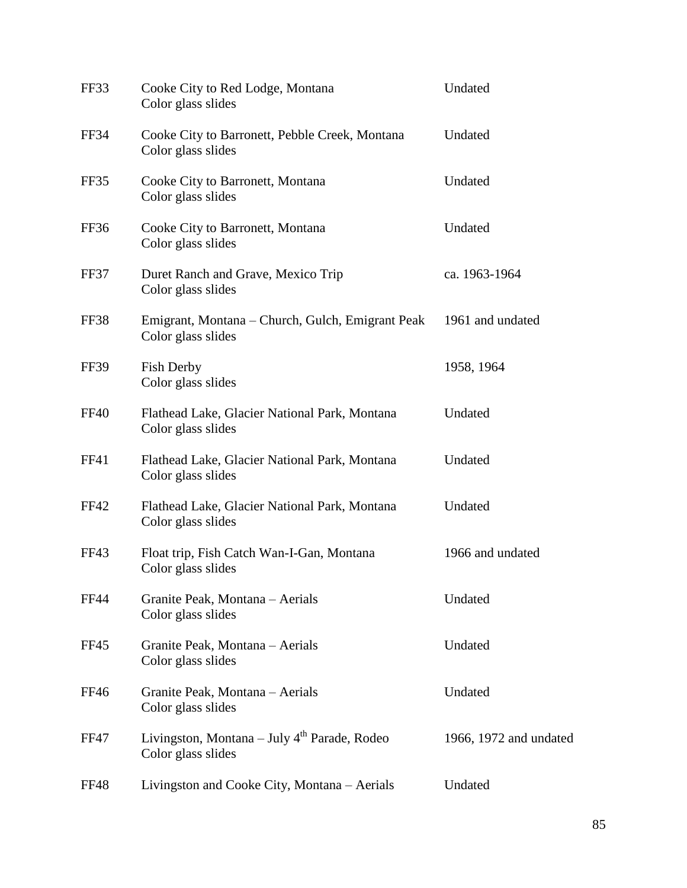| | | |
|---|---|---|
| FF33 | Cooke City to Red Lodge, Montana<br>Color glass slides | Undated |
| FF34 | Cooke City to Barronett, Pebble Creek, Montana<br>Color glass slides | Undated |
| FF35 | Cooke City to Barronett, Montana<br>Color glass slides | Undated |
| FF36 | Cooke City to Barronett, Montana<br>Color glass slides | Undated |
| FF37 | Duret Ranch and Grave, Mexico Trip<br>Color glass slides | ca. 1963-1964 |
| FF38 | Emigrant, Montana – Church, Gulch, Emigrant Peak<br>Color glass slides | 1961 and undated |
| FF39 | Fish Derby<br>Color glass slides | 1958, 1964 |
| FF40 | Flathead Lake, Glacier National Park, Montana<br>Color glass slides | Undated |
| FF41 | Flathead Lake, Glacier National Park, Montana<br>Color glass slides | Undated |
| FF42 | Flathead Lake, Glacier National Park, Montana<br>Color glass slides | Undated |
| FF43 | Float trip, Fish Catch Wan-I-Gan, Montana<br>Color glass slides | 1966 and undated |
| FF44 | Granite Peak, Montana – Aerials<br>Color glass slides | Undated |
| FF45 | Granite Peak, Montana – Aerials<br>Color glass slides | Undated |
| FF46 | Granite Peak, Montana – Aerials<br>Color glass slides | Undated |
| FF47 | Livingston, Montana – July 4th Parade, Rodeo<br>Color glass slides | 1966, 1972 and undated |
| FF48 | Livingston and Cooke City, Montana – Aerials | Undated |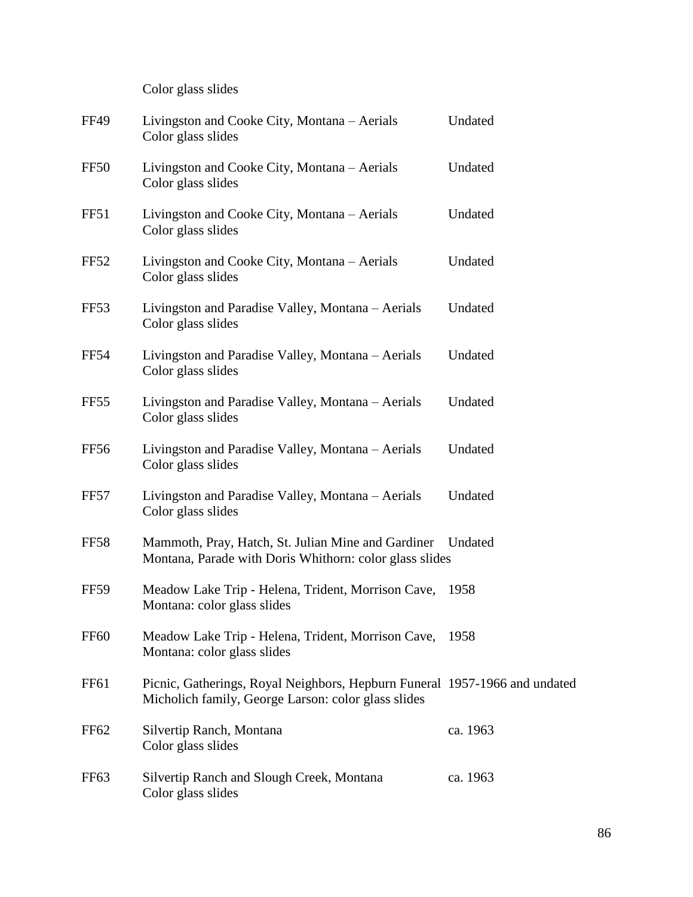Color glass slides

| | | |
|---|---|---|
| FF49 | Livingston and Cooke City, Montana – Aerials<br>Color glass slides | Undated |
| FF50 | Livingston and Cooke City, Montana – Aerials<br>Color glass slides | Undated |
| FF51 | Livingston and Cooke City, Montana – Aerials<br>Color glass slides | Undated |
| FF52 | Livingston and Cooke City, Montana – Aerials<br>Color glass slides | Undated |
| FF53 | Livingston and Paradise Valley, Montana – Aerials<br>Color glass slides | Undated |
| FF54 | Livingston and Paradise Valley, Montana – Aerials<br>Color glass slides | Undated |
| FF55 | Livingston and Paradise Valley, Montana – Aerials<br>Color glass slides | Undated |
| FF56 | Livingston and Paradise Valley, Montana – Aerials<br>Color glass slides | Undated |
| FF57 | Livingston and Paradise Valley, Montana – Aerials<br>Color glass slides | Undated |
| FF58 | Mammoth, Pray, Hatch, St. Julian Mine and Gardiner Montana, Parade with Doris Whithorn: color glass slides | Undated |
| FF59 | Meadow Lake Trip - Helena, Trident, Morrison Cave, Montana: color glass slides | 1958 |
| FF60 | Meadow Lake Trip - Helena, Trident, Morrison Cave, Montana: color glass slides | 1958 |
| FF61 | Picnic, Gatherings, Royal Neighbors, Hepburn Funeral Micholich family, George Larson: color glass slides | 1957-1966 and undated |
| FF62 | Silvertip Ranch, Montana<br>Color glass slides | ca. 1963 |
| FF63 | Silvertip Ranch and Slough Creek, Montana<br>Color glass slides | ca. 1963 |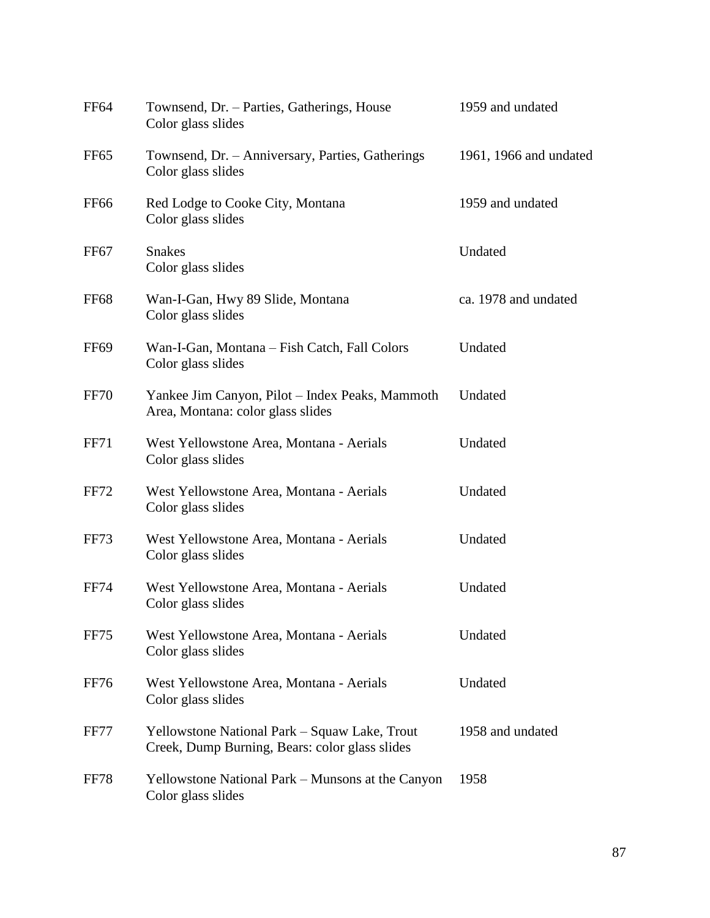| | | |
|---|---|---|
| FF64 | Townsend, Dr. – Parties, Gatherings, House<br>Color glass slides | 1959 and undated |
| FF65 | Townsend, Dr. – Anniversary, Parties, Gatherings<br>Color glass slides | 1961, 1966 and undated |
| FF66 | Red Lodge to Cooke City, Montana<br>Color glass slides | 1959 and undated |
| FF67 | Snakes<br>Color glass slides | Undated |
| FF68 | Wan-I-Gan, Hwy 89 Slide, Montana<br>Color glass slides | ca. 1978 and undated |
| FF69 | Wan-I-Gan, Montana – Fish Catch, Fall Colors<br>Color glass slides | Undated |
| FF70 | Yankee Jim Canyon, Pilot – Index Peaks, Mammoth Area, Montana: color glass slides | Undated |
| FF71 | West Yellowstone Area, Montana - Aerials<br>Color glass slides | Undated |
| FF72 | West Yellowstone Area, Montana - Aerials<br>Color glass slides | Undated |
| FF73 | West Yellowstone Area, Montana - Aerials<br>Color glass slides | Undated |
| FF74 | West Yellowstone Area, Montana - Aerials<br>Color glass slides | Undated |
| FF75 | West Yellowstone Area, Montana - Aerials<br>Color glass slides | Undated |
| FF76 | West Yellowstone Area, Montana - Aerials<br>Color glass slides | Undated |
| FF77 | Yellowstone National Park – Squaw Lake, Trout Creek, Dump Burning, Bears: color glass slides | 1958 and undated |
| FF78 | Yellowstone National Park – Munsons at the Canyon<br>Color glass slides | 1958 |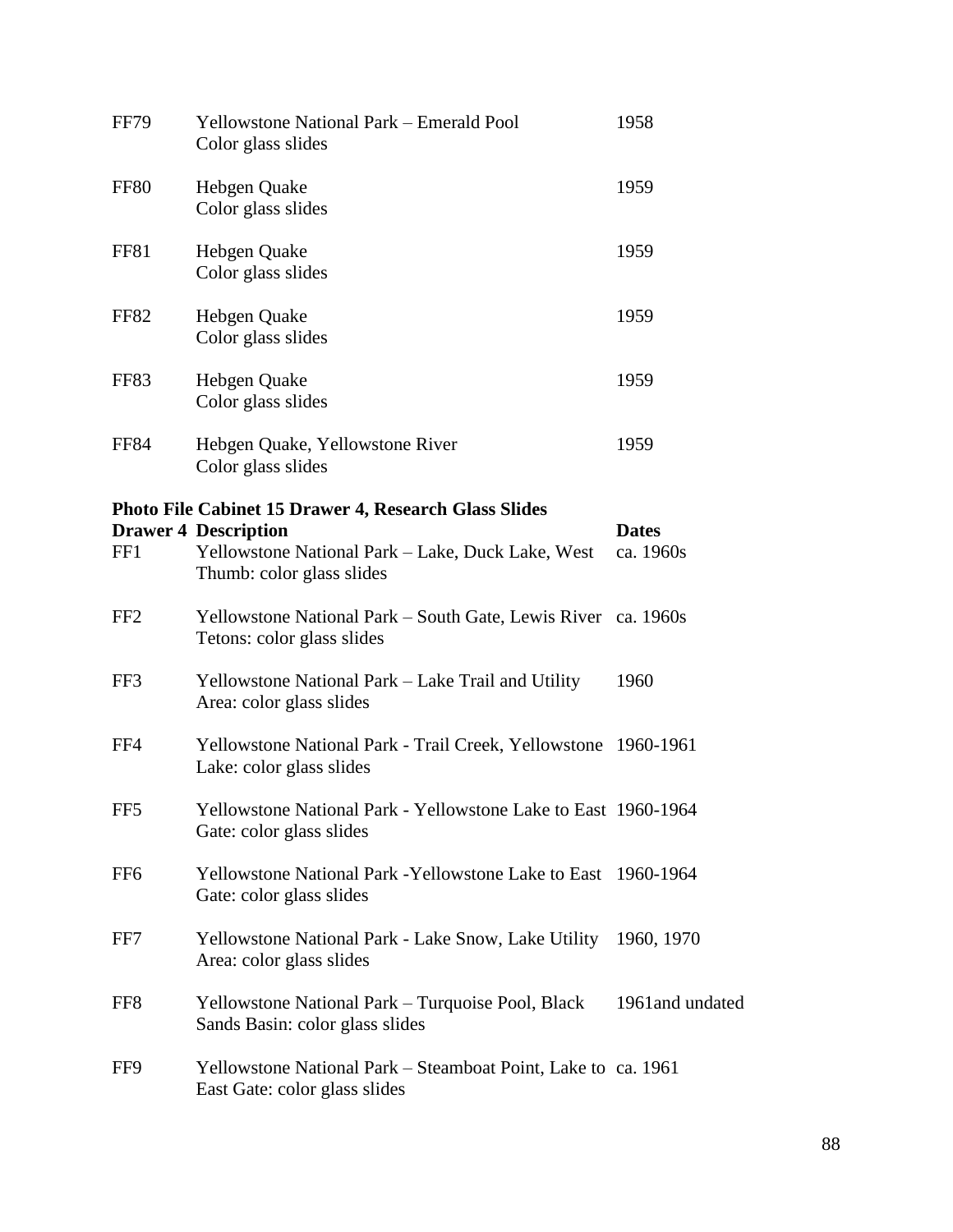| | | |
|---|---|---|
| FF79 | Yellowstone National Park – Emerald Pool<br>Color glass slides | 1958 |
| FF80 | Hebgen Quake<br>Color glass slides | 1959 |
| FF81 | Hebgen Quake<br>Color glass slides | 1959 |
| FF82 | Hebgen Quake<br>Color glass slides | 1959 |
| FF83 | Hebgen Quake<br>Color glass slides | 1959 |
| FF84 | Hebgen Quake, Yellowstone River<br>Color glass slides | 1959 |

**Photo File Cabinet 15 Drawer 4, Research Glass Slides**

| **Drawer 4** | **Description** | **Dates** |
|---|---|---|
| FF1 | Yellowstone National Park – Lake, Duck Lake, West Thumb: color glass slides | ca. 1960s |
| FF2 | Yellowstone National Park – South Gate, Lewis River Tetons: color glass slides | ca. 1960s |
| FF3 | Yellowstone National Park – Lake Trail and Utility Area: color glass slides | 1960 |
| FF4 | Yellowstone National Park - Trail Creek, Yellowstone Lake: color glass slides | 1960-1961 |
| FF5 | Yellowstone National Park - Yellowstone Lake to East Gate: color glass slides | 1960-1964 |
| FF6 | Yellowstone National Park -Yellowstone Lake to East Gate: color glass slides | 1960-1964 |
| FF7 | Yellowstone National Park - Lake Snow, Lake Utility Area: color glass slides | 1960, 1970 |
| FF8 | Yellowstone National Park – Turquoise Pool, Black Sands Basin: color glass slides | 1961and undated |
| FF9 | Yellowstone National Park – Steamboat Point, Lake to East Gate: color glass slides | ca. 1961 |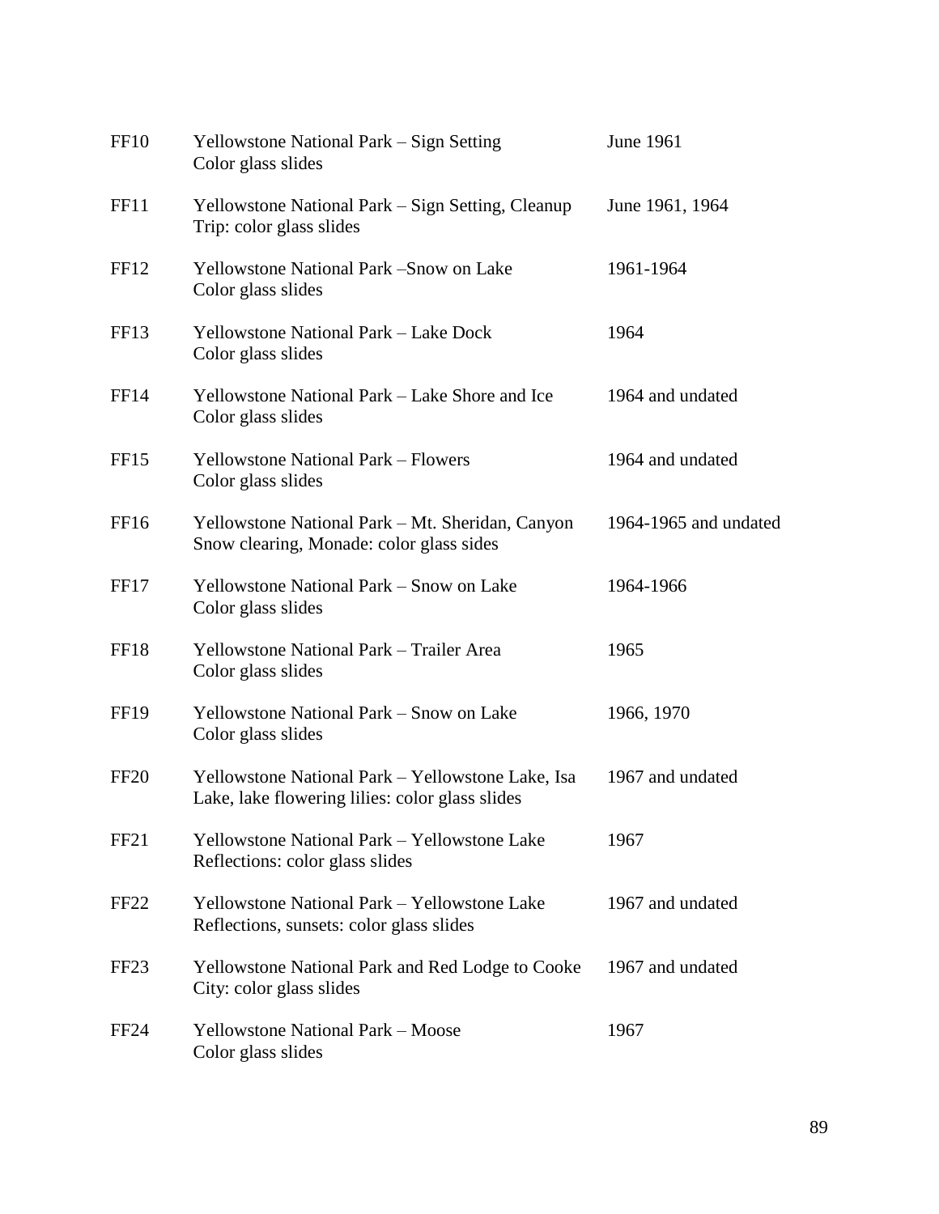| | | |
|---|---|---|
| FF10 | Yellowstone National Park – Sign Setting<br>Color glass slides | June 1961 |
| FF11 | Yellowstone National Park – Sign Setting, Cleanup Trip: color glass slides | June 1961, 1964 |
| FF12 | Yellowstone National Park –Snow on Lake<br>Color glass slides | 1961-1964 |
| FF13 | Yellowstone National Park – Lake Dock<br>Color glass slides | 1964 |
| FF14 | Yellowstone National Park – Lake Shore and Ice<br>Color glass slides | 1964 and undated |
| FF15 | Yellowstone National Park – Flowers<br>Color glass slides | 1964 and undated |
| FF16 | Yellowstone National Park – Mt. Sheridan, Canyon Snow clearing, Monade: color glass sides | 1964-1965 and undated |
| FF17 | Yellowstone National Park – Snow on Lake<br>Color glass slides | 1964-1966 |
| FF18 | Yellowstone National Park – Trailer Area<br>Color glass slides | 1965 |
| FF19 | Yellowstone National Park – Snow on Lake<br>Color glass slides | 1966, 1970 |
| FF20 | Yellowstone National Park – Yellowstone Lake, Isa Lake, lake flowering lilies: color glass slides | 1967 and undated |
| FF21 | Yellowstone National Park – Yellowstone Lake Reflections: color glass slides | 1967 |
| FF22 | Yellowstone National Park – Yellowstone Lake Reflections, sunsets: color glass slides | 1967 and undated |
| FF23 | Yellowstone National Park and Red Lodge to Cooke City: color glass slides | 1967 and undated |
| FF24 | Yellowstone National Park – Moose<br>Color glass slides | 1967 |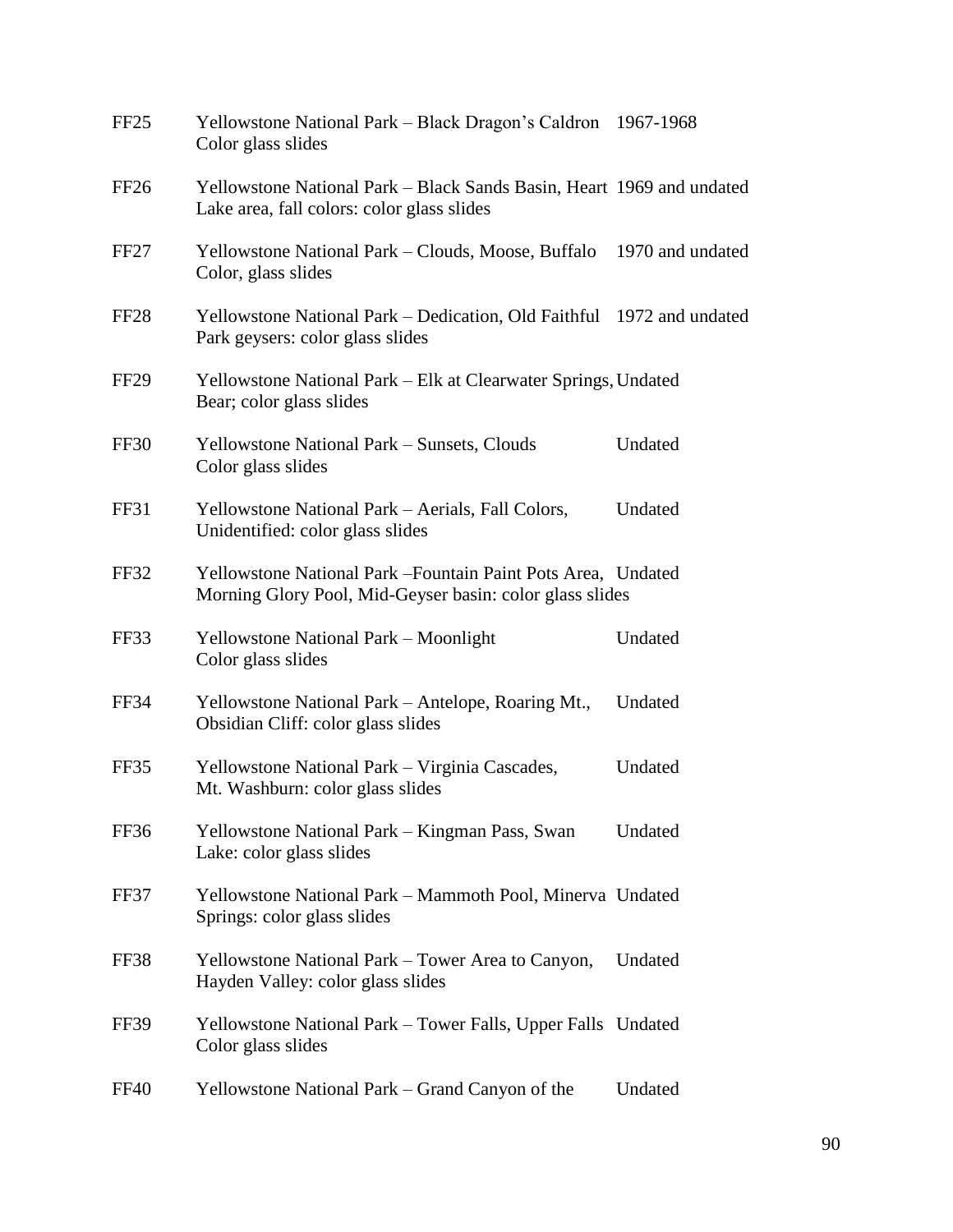| | | |
|---|---|---|
| FF25 | Yellowstone National Park – Black Dragon's Caldron Color glass slides | 1967-1968 |
| FF26 | Yellowstone National Park – Black Sands Basin, Heart Lake area, fall colors: color glass slides | 1969 and undated |
| FF27 | Yellowstone National Park – Clouds, Moose, Buffalo Color, glass slides | 1970 and undated |
| FF28 | Yellowstone National Park – Dedication, Old Faithful Park geysers: color glass slides | 1972 and undated |
| FF29 | Yellowstone National Park – Elk at Clearwater Springs, Bear; color glass slides | Undated |
| FF30 | Yellowstone National Park – Sunsets, Clouds Color glass slides | Undated |
| FF31 | Yellowstone National Park – Aerials, Fall Colors, Unidentified: color glass slides | Undated |
| FF32 | Yellowstone National Park –Fountain Paint Pots Area, Morning Glory Pool, Mid-Geyser basin: color glass slides | Undated |
| FF33 | Yellowstone National Park – Moonlight Color glass slides | Undated |
| FF34 | Yellowstone National Park – Antelope, Roaring Mt., Obsidian Cliff: color glass slides | Undated |
| FF35 | Yellowstone National Park – Virginia Cascades, Mt. Washburn: color glass slides | Undated |
| FF36 | Yellowstone National Park – Kingman Pass, Swan Lake: color glass slides | Undated |
| FF37 | Yellowstone National Park – Mammoth Pool, Minerva Springs: color glass slides | Undated |
| FF38 | Yellowstone National Park – Tower Area to Canyon, Hayden Valley: color glass slides | Undated |
| FF39 | Yellowstone National Park – Tower Falls, Upper Falls Color glass slides | Undated |
| FF40 | Yellowstone National Park – Grand Canyon of the | Undated |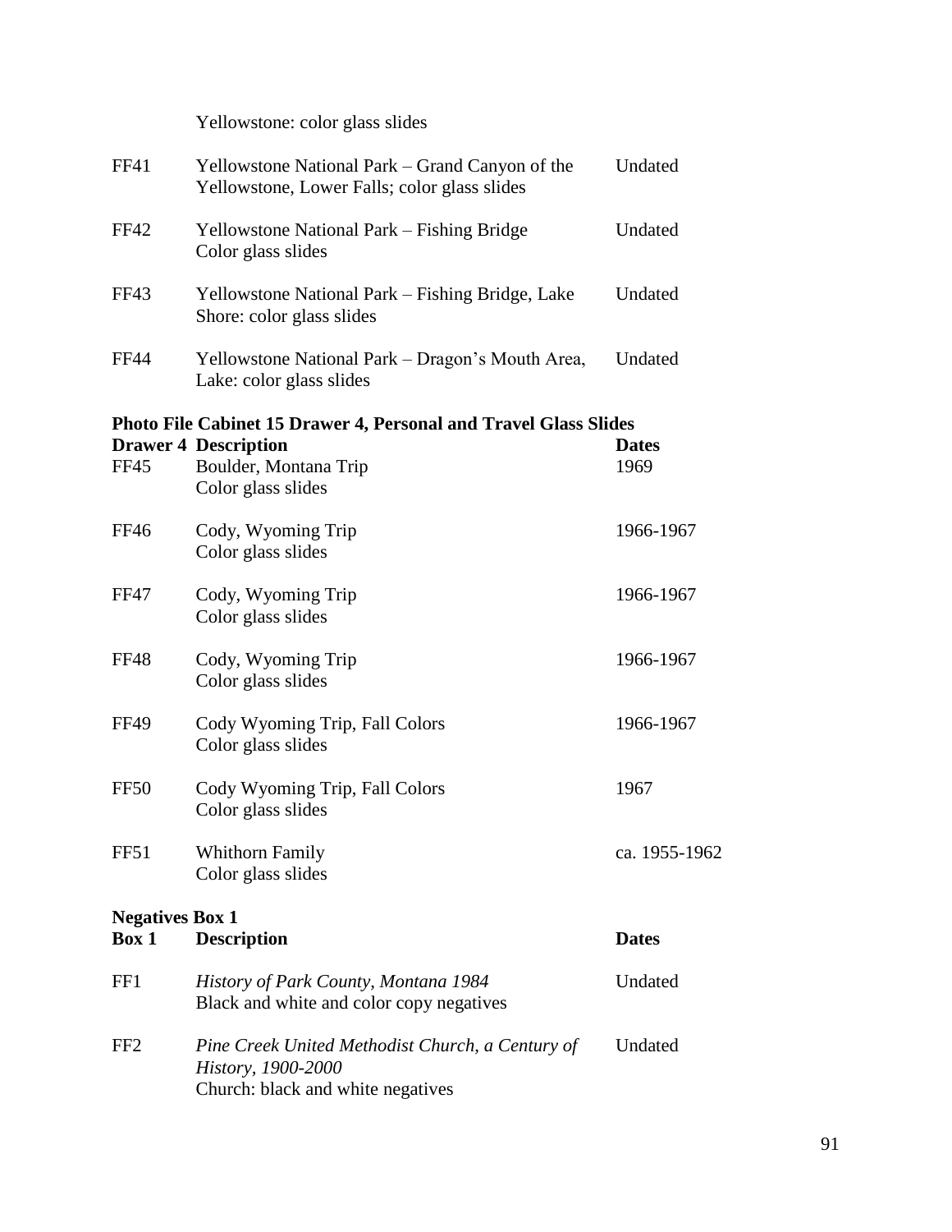Yellowstone: color glass slides

| | | |
|---|---|---|
| FF41 | Yellowstone National Park – Grand Canyon of the Yellowstone, Lower Falls; color glass slides | Undated |
| FF42 | Yellowstone National Park – Fishing Bridge<br>Color glass slides | Undated |
| FF43 | Yellowstone National Park – Fishing Bridge, Lake Shore: color glass slides | Undated |
| FF44 | Yellowstone National Park – Dragon's Mouth Area, Lake: color glass slides | Undated |

**Photo File Cabinet 15 Drawer 4, Personal and Travel Glass Slides**

| **Drawer 4** | **Description** | **Dates** |
|---|---|---|
| FF45 | Boulder, Montana Trip<br>Color glass slides | 1969 |
| FF46 | Cody, Wyoming Trip<br>Color glass slides | 1966-1967 |
| FF47 | Cody, Wyoming Trip<br>Color glass slides | 1966-1967 |
| FF48 | Cody, Wyoming Trip<br>Color glass slides | 1966-1967 |
| FF49 | Cody Wyoming Trip, Fall Colors<br>Color glass slides | 1966-1967 |
| FF50 | Cody Wyoming Trip, Fall Colors<br>Color glass slides | 1967 |
| FF51 | Whithorn Family<br>Color glass slides | ca. 1955-1962 |

**Negatives Box 1**

| **Box 1** | **Description** | **Dates** |
|---|---|---|
| FF1 | *History of Park County, Montana 1984*<br>Black and white and color copy negatives | Undated |
| FF2 | *Pine Creek United Methodist Church, a Century of History, 1900-2000*<br>Church: black and white negatives | Undated |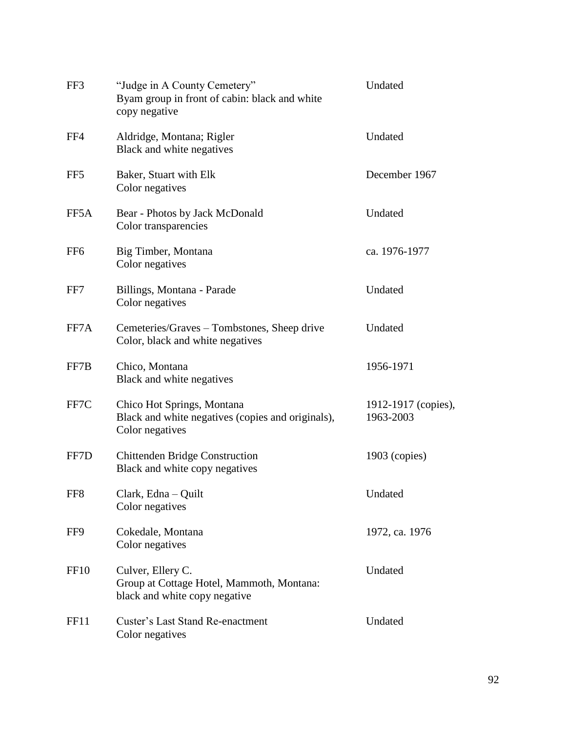| | | |
|---|---|---|
| FF3 | "Judge in A County Cemetery"<br>Byam group in front of cabin: black and white copy negative | Undated |
| FF4 | Aldridge, Montana; Rigler<br>Black and white negatives | Undated |
| FF5 | Baker, Stuart with Elk<br>Color negatives | December 1967 |
| FF5A | Bear - Photos by Jack McDonald<br>Color transparencies | Undated |
| FF6 | Big Timber, Montana<br>Color negatives | ca. 1976-1977 |
| FF7 | Billings, Montana - Parade<br>Color negatives | Undated |
| FF7A | Cemeteries/Graves – Tombstones, Sheep drive<br>Color, black and white negatives | Undated |
| FF7B | Chico, Montana<br>Black and white negatives | 1956-1971 |
| FF7C | Chico Hot Springs, Montana<br>Black and white negatives (copies and originals), Color negatives | 1912-1917 (copies), 1963-2003 |
| FF7D | Chittenden Bridge Construction<br>Black and white copy negatives | 1903 (copies) |
| FF8 | Clark, Edna – Quilt<br>Color negatives | Undated |
| FF9 | Cokedale, Montana<br>Color negatives | 1972, ca. 1976 |
| FF10 | Culver, Ellery C.<br>Group at Cottage Hotel, Mammoth, Montana: black and white copy negative | Undated |
| FF11 | Custer's Last Stand Re-enactment<br>Color negatives | Undated |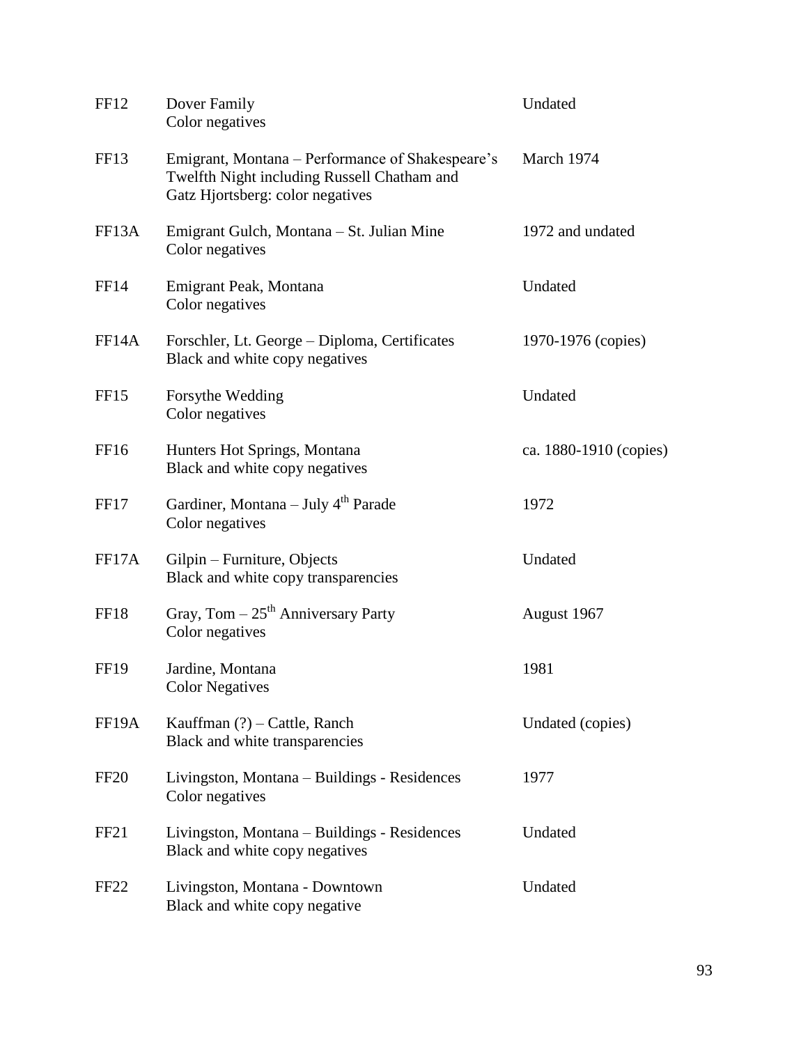| | | |
|---|---|---|
| FF12 | Dover Family<br>Color negatives | Undated |
| FF13 | Emigrant, Montana – Performance of Shakespeare's Twelfth Night including Russell Chatham and Gatz Hjortsberg: color negatives | March 1974 |
| FF13A | Emigrant Gulch, Montana – St. Julian Mine<br>Color negatives | 1972 and undated |
| FF14 | Emigrant Peak, Montana<br>Color negatives | Undated |
| FF14A | Forschler, Lt. George – Diploma, Certificates<br>Black and white copy negatives | 1970-1976 (copies) |
| FF15 | Forsythe Wedding<br>Color negatives | Undated |
| FF16 | Hunters Hot Springs, Montana<br>Black and white copy negatives | ca. 1880-1910 (copies) |
| FF17 | Gardiner, Montana – July 4th Parade<br>Color negatives | 1972 |
| FF17A | Gilpin – Furniture, Objects<br>Black and white copy transparencies | Undated |
| FF18 | Gray, Tom – 25th Anniversary Party<br>Color negatives | August 1967 |
| FF19 | Jardine, Montana<br>Color Negatives | 1981 |
| FF19A | Kauffman (?) – Cattle, Ranch<br>Black and white transparencies | Undated (copies) |
| FF20 | Livingston, Montana – Buildings - Residences<br>Color negatives | 1977 |
| FF21 | Livingston, Montana – Buildings - Residences<br>Black and white copy negatives | Undated |
| FF22 | Livingston, Montana - Downtown<br>Black and white copy negative | Undated |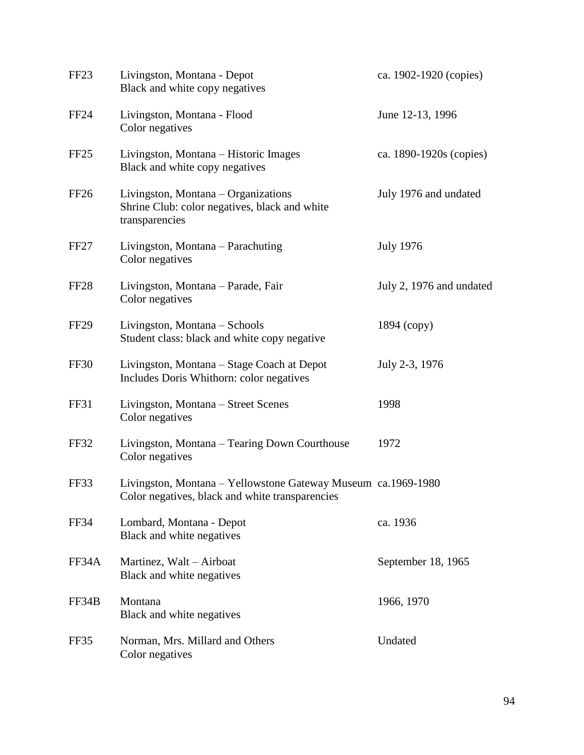| | | |
|---|---|---|
| FF23 | Livingston, Montana - Depot<br>Black and white copy negatives | ca. 1902-1920 (copies) |
| FF24 | Livingston, Montana - Flood<br>Color negatives | June 12-13, 1996 |
| FF25 | Livingston, Montana – Historic Images<br>Black and white copy negatives | ca. 1890-1920s (copies) |
| FF26 | Livingston, Montana – Organizations<br>Shrine Club: color negatives, black and white transparencies | July 1976 and undated |
| FF27 | Livingston, Montana – Parachuting<br>Color negatives | July 1976 |
| FF28 | Livingston, Montana – Parade, Fair<br>Color negatives | July 2, 1976 and undated |
| FF29 | Livingston, Montana – Schools<br>Student class: black and white copy negative | 1894 (copy) |
| FF30 | Livingston, Montana – Stage Coach at Depot<br>Includes Doris Whithorn: color negatives | July 2-3, 1976 |
| FF31 | Livingston, Montana – Street Scenes<br>Color negatives | 1998 |
| FF32 | Livingston, Montana – Tearing Down Courthouse<br>Color negatives | 1972 |
| FF33 | Livingston, Montana – Yellowstone Gateway Museum<br>Color negatives, black and white transparencies | ca.1969-1980 |
| FF34 | Lombard, Montana - Depot<br>Black and white negatives | ca. 1936 |
| FF34A | Martinez, Walt – Airboat<br>Black and white negatives | September 18, 1965 |
| FF34B | Montana<br>Black and white negatives | 1966, 1970 |
| FF35 | Norman, Mrs. Millard and Others<br>Color negatives | Undated |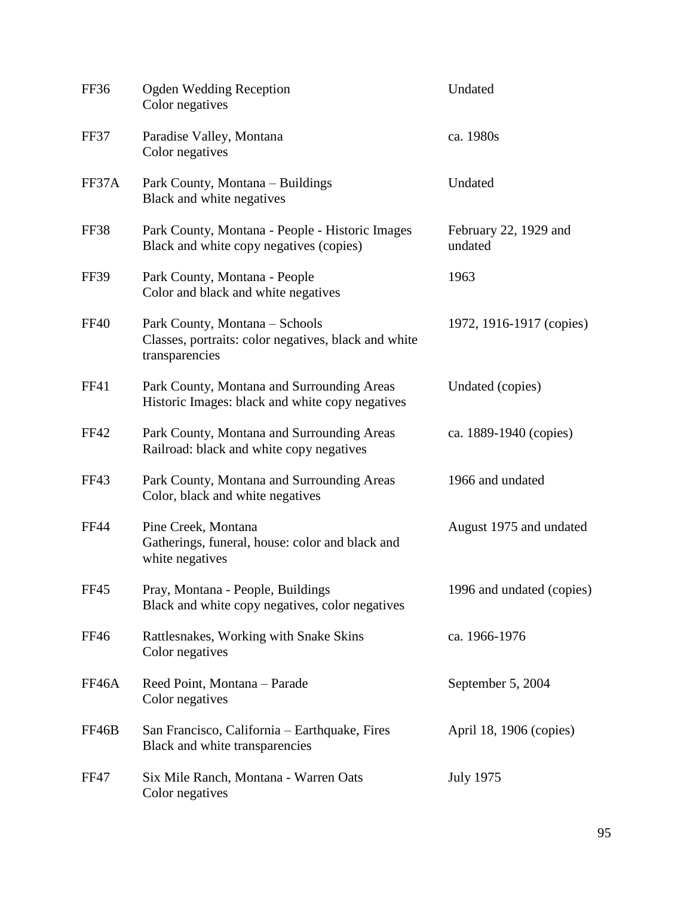| | | |
|---|---|---|
| FF36 | Ogden Wedding Reception<br>Color negatives | Undated |
| FF37 | Paradise Valley, Montana<br>Color negatives | ca. 1980s |
| FF37A | Park County, Montana – Buildings<br>Black and white negatives | Undated |
| FF38 | Park County, Montana - People - Historic Images<br>Black and white copy negatives (copies) | February 22, 1929 and undated |
| FF39 | Park County, Montana - People<br>Color and black and white negatives | 1963 |
| FF40 | Park County, Montana – Schools<br>Classes, portraits: color negatives, black and white transparencies | 1972, 1916-1917 (copies) |
| FF41 | Park County, Montana and Surrounding Areas<br>Historic Images: black and white copy negatives | Undated (copies) |
| FF42 | Park County, Montana and Surrounding Areas<br>Railroad: black and white copy negatives | ca. 1889-1940 (copies) |
| FF43 | Park County, Montana and Surrounding Areas<br>Color, black and white negatives | 1966 and undated |
| FF44 | Pine Creek, Montana<br>Gatherings, funeral, house: color and black and white negatives | August 1975 and undated |
| FF45 | Pray, Montana - People, Buildings<br>Black and white copy negatives, color negatives | 1996 and undated (copies) |
| FF46 | Rattlesnakes, Working with Snake Skins<br>Color negatives | ca. 1966-1976 |
| FF46A | Reed Point, Montana – Parade<br>Color negatives | September 5, 2004 |
| FF46B | San Francisco, California – Earthquake, Fires<br>Black and white transparencies | April 18, 1906 (copies) |
| FF47 | Six Mile Ranch, Montana - Warren Oats<br>Color negatives | July 1975 |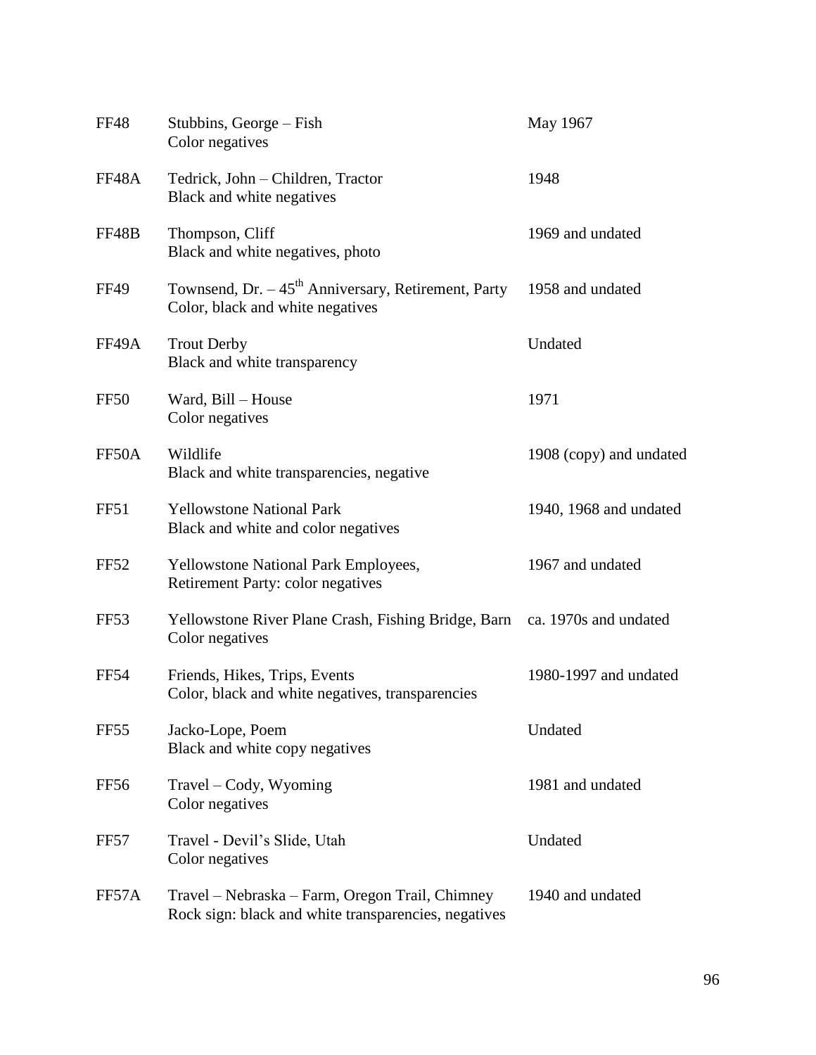| | | |
|---|---|---|
| FF48 | Stubbins, George – Fish<br>Color negatives | May 1967 |
| FF48A | Tedrick, John – Children, Tractor<br>Black and white negatives | 1948 |
| FF48B | Thompson, Cliff<br>Black and white negatives, photo | 1969 and undated |
| FF49 | Townsend, Dr. – 45th Anniversary, Retirement, Party<br>Color, black and white negatives | 1958 and undated |
| FF49A | Trout Derby<br>Black and white transparency | Undated |
| FF50 | Ward, Bill – House<br>Color negatives | 1971 |
| FF50A | Wildlife<br>Black and white transparencies, negative | 1908 (copy) and undated |
| FF51 | Yellowstone National Park<br>Black and white and color negatives | 1940, 1968 and undated |
| FF52 | Yellowstone National Park Employees,<br>Retirement Party: color negatives | 1967 and undated |
| FF53 | Yellowstone River Plane Crash, Fishing Bridge, Barn<br>Color negatives | ca. 1970s and undated |
| FF54 | Friends, Hikes, Trips, Events<br>Color, black and white negatives, transparencies | 1980-1997 and undated |
| FF55 | Jacko-Lope, Poem<br>Black and white copy negatives | Undated |
| FF56 | Travel – Cody, Wyoming<br>Color negatives | 1981 and undated |
| FF57 | Travel - Devil's Slide, Utah<br>Color negatives | Undated |
| FF57A | Travel – Nebraska – Farm, Oregon Trail, Chimney<br>Rock sign: black and white transparencies, negatives | 1940 and undated |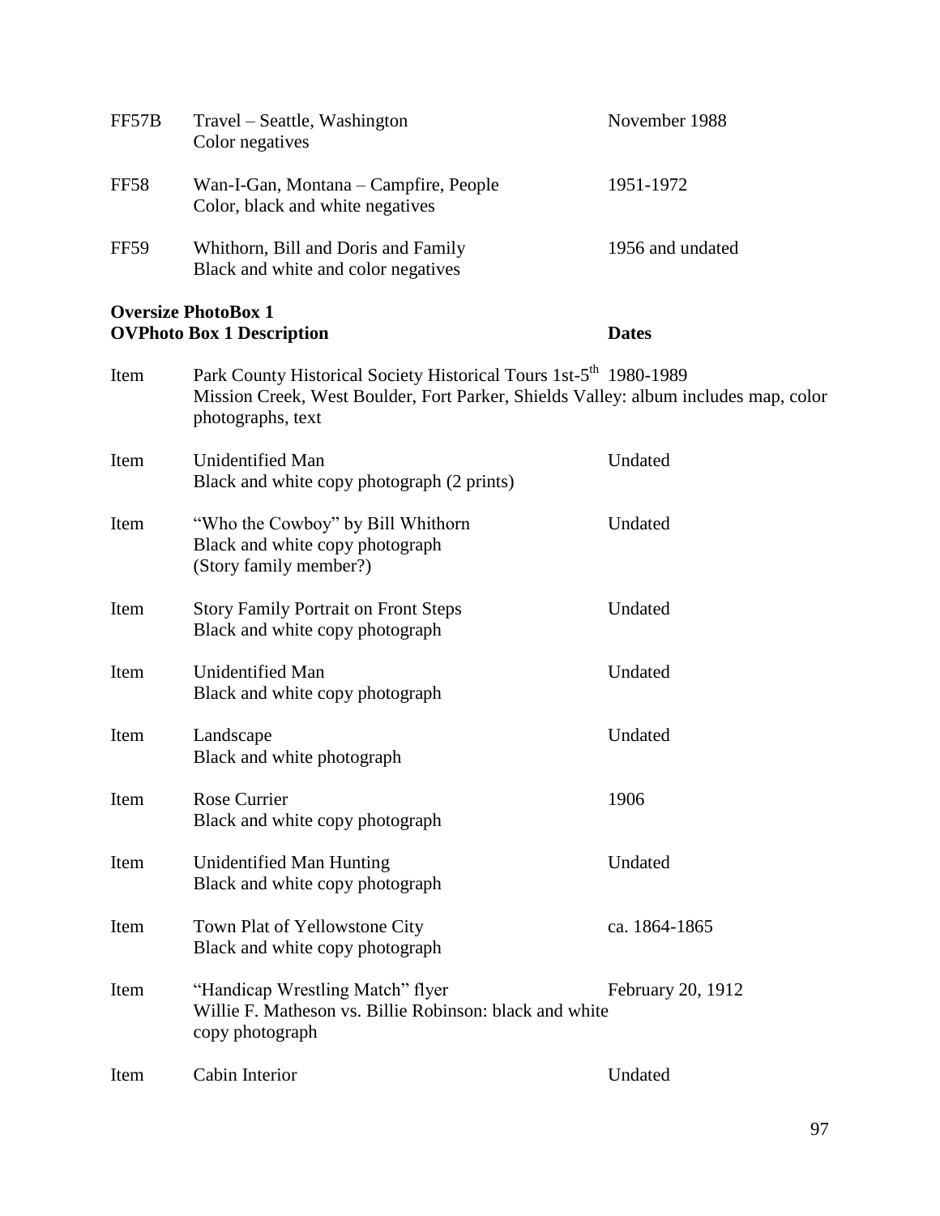| | | |
|---|---|---|
| FF57B | Travel – Seattle, Washington<br>Color negatives | November 1988 |
| FF58 | Wan-I-Gan, Montana – Campfire, People<br>Color, black and white negatives | 1951-1972 |
| FF59 | Whithorn, Bill and Doris and Family<br>Black and white and color negatives | 1956 and undated |

**Oversize PhotoBox 1**

| | **OVPhoto Box 1 Description** | **Dates** |
|---|---|---|
| Item | Park County Historical Society Historical Tours 1st-5th<br>Mission Creek, West Boulder, Fort Parker, Shields Valley: album includes map, color photographs, text | 1980-1989 |
| Item | Unidentified Man<br>Black and white copy photograph (2 prints) | Undated |
| Item | "Who the Cowboy" by Bill Whithorn<br>Black and white copy photograph<br>(Story family member?) | Undated |
| Item | Story Family Portrait on Front Steps<br>Black and white copy photograph | Undated |
| Item | Unidentified Man<br>Black and white copy photograph | Undated |
| Item | Landscape<br>Black and white photograph | Undated |
| Item | Rose Currier<br>Black and white copy photograph | 1906 |
| Item | Unidentified Man Hunting<br>Black and white copy photograph | Undated |
| Item | Town Plat of Yellowstone City<br>Black and white copy photograph | ca. 1864-1865 |
| Item | "Handicap Wrestling Match" flyer<br>Willie F. Matheson vs. Billie Robinson: black and white copy photograph | February 20, 1912 |
| Item | Cabin Interior | Undated |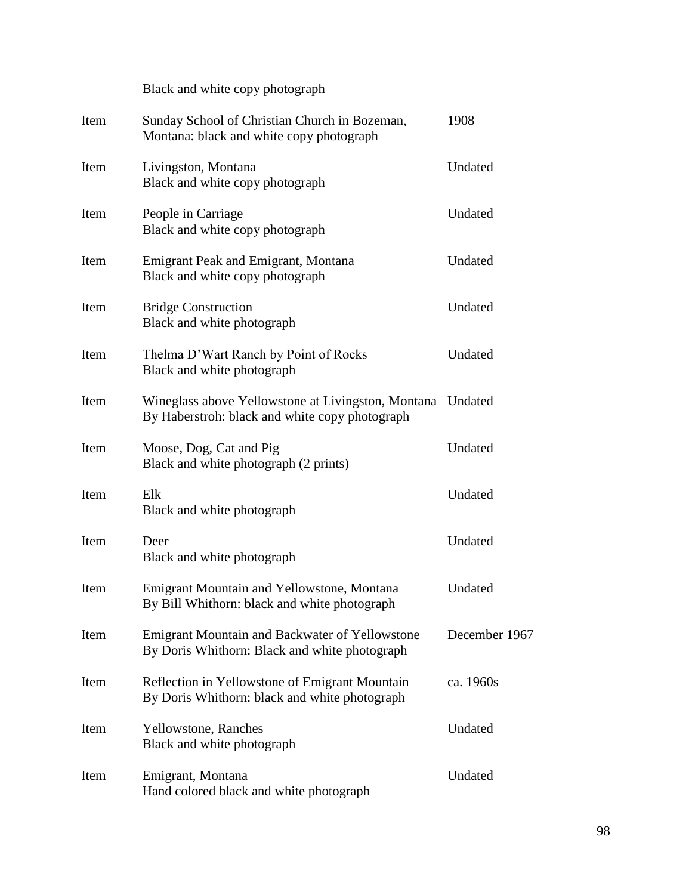| | Black and white copy photograph | |
|---|---|---|
| Item | Sunday School of Christian Church in Bozeman, Montana: black and white copy photograph | 1908 |
| Item | Livingston, Montana<br>Black and white copy photograph | Undated |
| Item | People in Carriage<br>Black and white copy photograph | Undated |
| Item | Emigrant Peak and Emigrant, Montana<br>Black and white copy photograph | Undated |
| Item | Bridge Construction<br>Black and white photograph | Undated |
| Item | Thelma D'Wart Ranch by Point of Rocks<br>Black and white photograph | Undated |
| Item | Wineglass above Yellowstone at Livingston, Montana<br>By Haberstroh: black and white copy photograph | Undated |
| Item | Moose, Dog, Cat and Pig<br>Black and white photograph (2 prints) | Undated |
| Item | Elk<br>Black and white photograph | Undated |
| Item | Deer<br>Black and white photograph | Undated |
| Item | Emigrant Mountain and Yellowstone, Montana<br>By Bill Whithorn: black and white photograph | Undated |
| Item | Emigrant Mountain and Backwater of Yellowstone<br>By Doris Whithorn: Black and white photograph | December 1967 |
| Item | Reflection in Yellowstone of Emigrant Mountain<br>By Doris Whithorn: black and white photograph | ca. 1960s |
| Item | Yellowstone, Ranches<br>Black and white photograph | Undated |
| Item | Emigrant, Montana<br>Hand colored black and white photograph | Undated |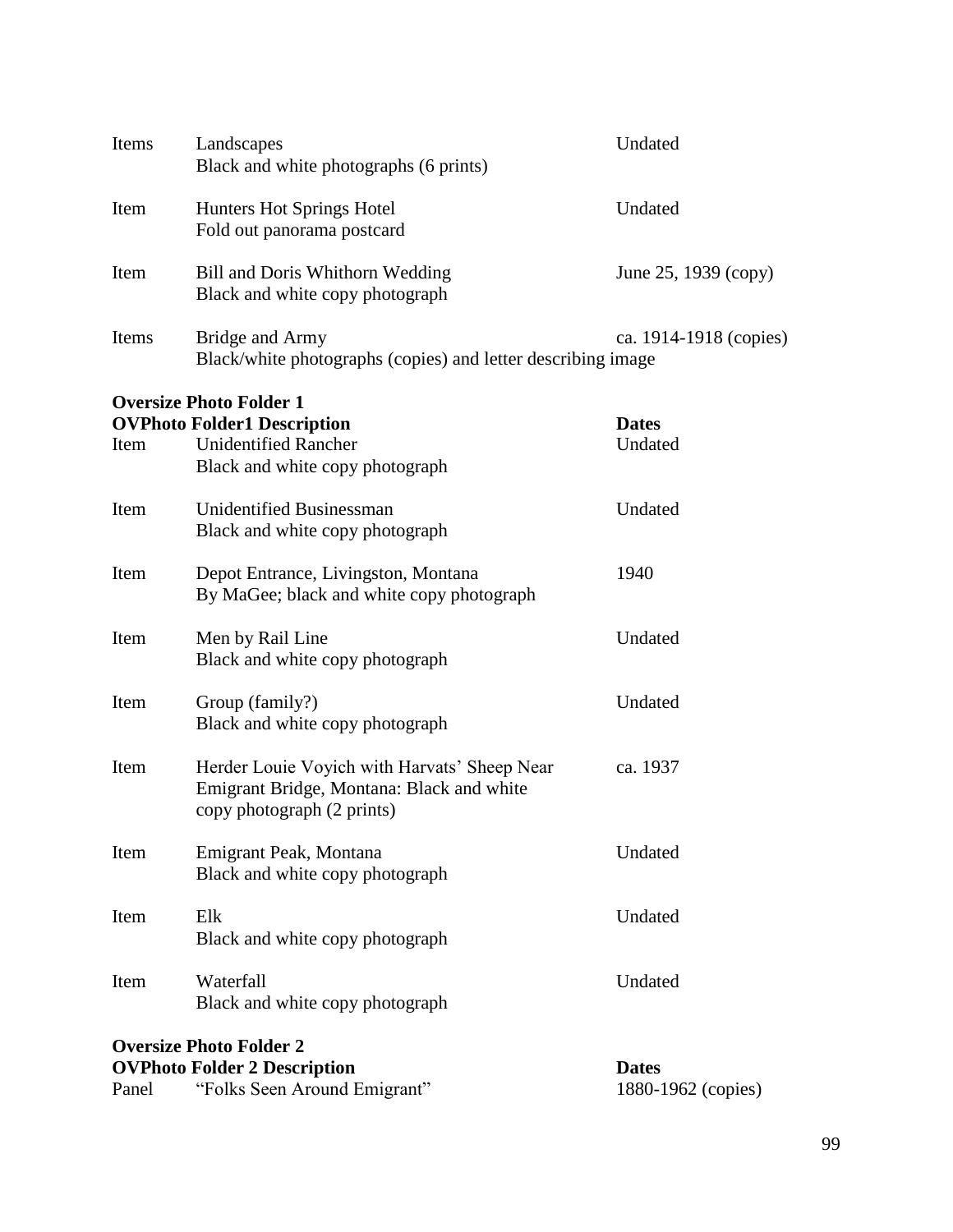| | | |
|---|---|---|
| Items | Landscapes<br>Black and white photographs (6 prints) | Undated |
| Item | Hunters Hot Springs Hotel<br>Fold out panorama postcard | Undated |
| Item | Bill and Doris Whithorn Wedding<br>Black and white copy photograph | June 25, 1939 (copy) |
| Items | Bridge and Army<br>Black/white photographs (copies) and letter describing image | ca. 1914-1918 (copies) |

**Oversize Photo Folder 1**

| | OVPhoto Folder1 Description | Dates |
|---|---|---|
| Item | Unidentified Rancher<br>Black and white copy photograph | Undated |
| Item | Unidentified Businessman<br>Black and white copy photograph | Undated |
| Item | Depot Entrance, Livingston, Montana<br>By MaGee; black and white copy photograph | 1940 |
| Item | Men by Rail Line<br>Black and white copy photograph | Undated |
| Item | Group (family?)<br>Black and white copy photograph | Undated |
| Item | Herder Louie Voyich with Harvats' Sheep Near Emigrant Bridge, Montana: Black and white copy photograph (2 prints) | ca. 1937 |
| Item | Emigrant Peak, Montana<br>Black and white copy photograph | Undated |
| Item | Elk<br>Black and white copy photograph | Undated |
| Item | Waterfall<br>Black and white copy photograph | Undated |

**Oversize Photo Folder 2**

| | OVPhoto Folder 2 Description | Dates |
|---|---|---|
| Panel | "Folks Seen Around Emigrant" | 1880-1962 (copies) |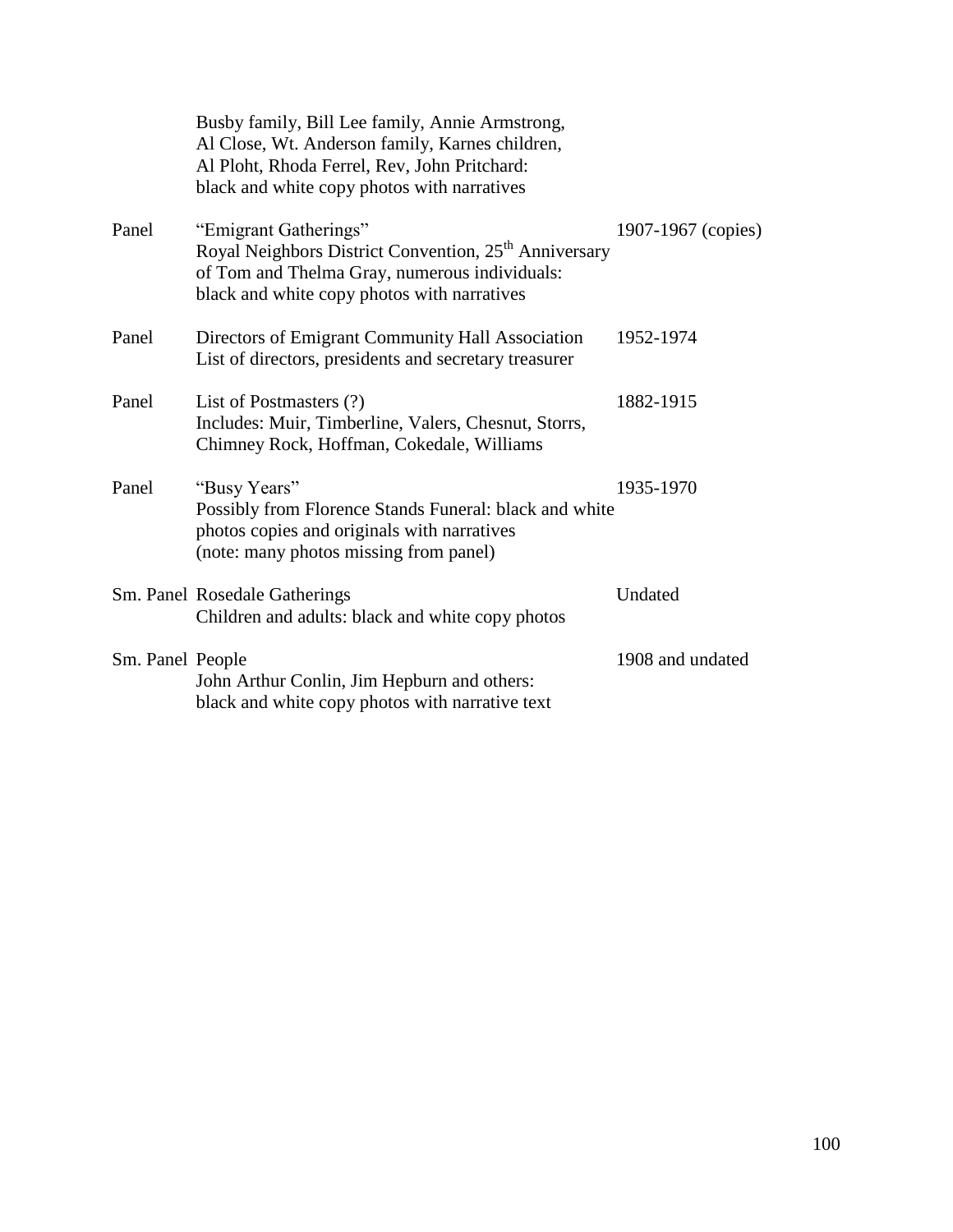| | | |
|---|---|---|
| | Busby family, Bill Lee family, Annie Armstrong, Al Close, Wt. Anderson family, Karnes children, Al Ploht, Rhoda Ferrel, Rev, John Pritchard: black and white copy photos with narratives | |
| Panel | "Emigrant Gatherings" Royal Neighbors District Convention, 25th Anniversary of Tom and Thelma Gray, numerous individuals: black and white copy photos with narratives | 1907-1967 (copies) |
| Panel | Directors of Emigrant Community Hall Association List of directors, presidents and secretary treasurer | 1952-1974 |
| Panel | List of Postmasters (?) Includes: Muir, Timberline, Valers, Chesnut, Storrs, Chimney Rock, Hoffman, Cokedale, Williams | 1882-1915 |
| Panel | "Busy Years" Possibly from Florence Stands Funeral: black and white photos copies and originals with narratives (note: many photos missing from panel) | 1935-1970 |
| Sm. Panel | Rosedale Gatherings Children and adults: black and white copy photos | Undated |
| Sm. Panel | People John Arthur Conlin, Jim Hepburn and others: black and white copy photos with narrative text | 1908 and undated |